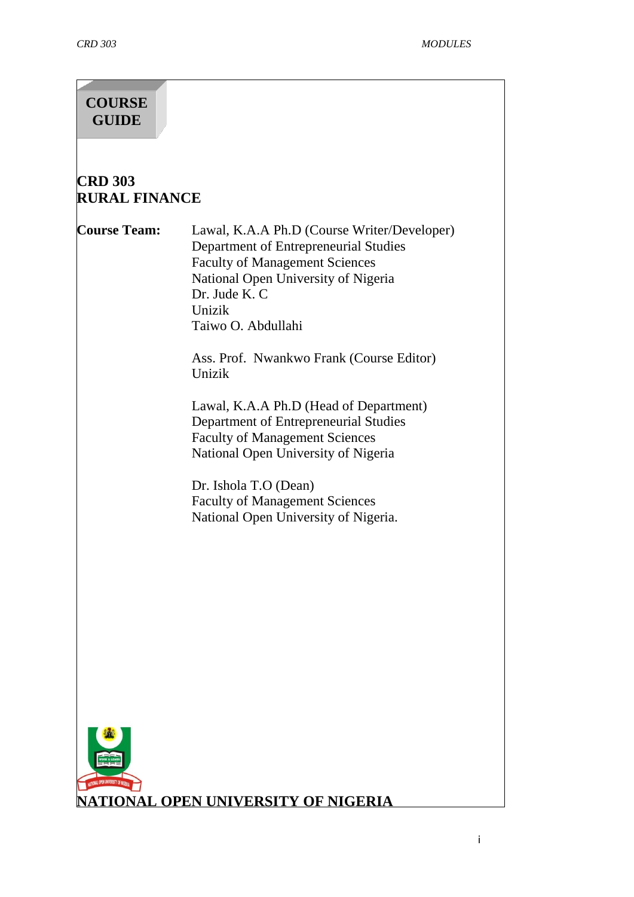**COURSE GUIDE**

# CRD 303
# RURAL FINANCE

**Course Team:**

Lawal, K.A.A Ph.D (Course Writer/Developer)
Department of Entrepreneurial Studies
Faculty of Management Sciences
National Open University of Nigeria
Dr. Jude K. C
Unizik
Taiwo O. Abdullahi

Ass. Prof. Nwankwo Frank (Course Editor)
Unizik

Lawal, K.A.A Ph.D (Head of Department)
Department of Entrepreneurial Studies
Faculty of Management Sciences
National Open University of Nigeria

Dr. Ishola T.O (Dean)
Faculty of Management Sciences
National Open University of Nigeria.

**NATIONAL OPEN UNIVERSITY OF NIGERIA**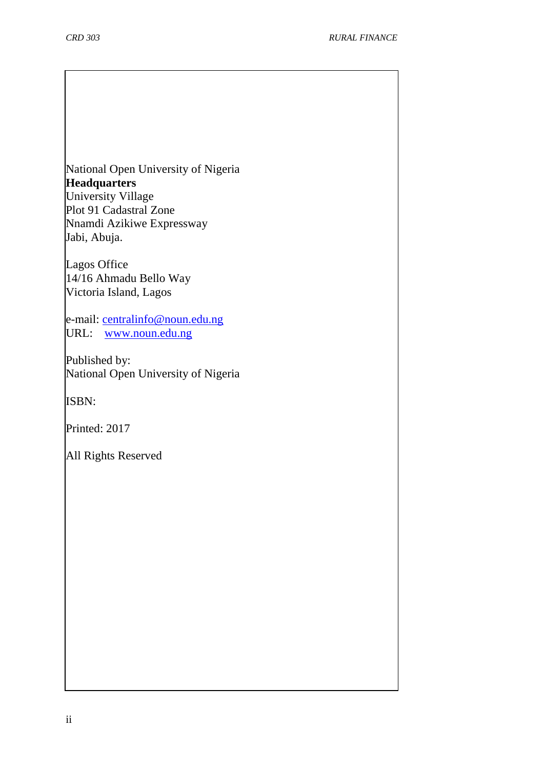National Open University of Nigeria
**Headquarters**
University Village
Plot 91 Cadastral Zone
Nnamdi Azikiwe Expressway
Jabi, Abuja.

Lagos Office
14/16 Ahmadu Bello Way
Victoria Island, Lagos

e-mail: centralinfo@noun.edu.ng
URL: www.noun.edu.ng

Published by:
National Open University of Nigeria

ISBN:

Printed: 2017

All Rights Reserved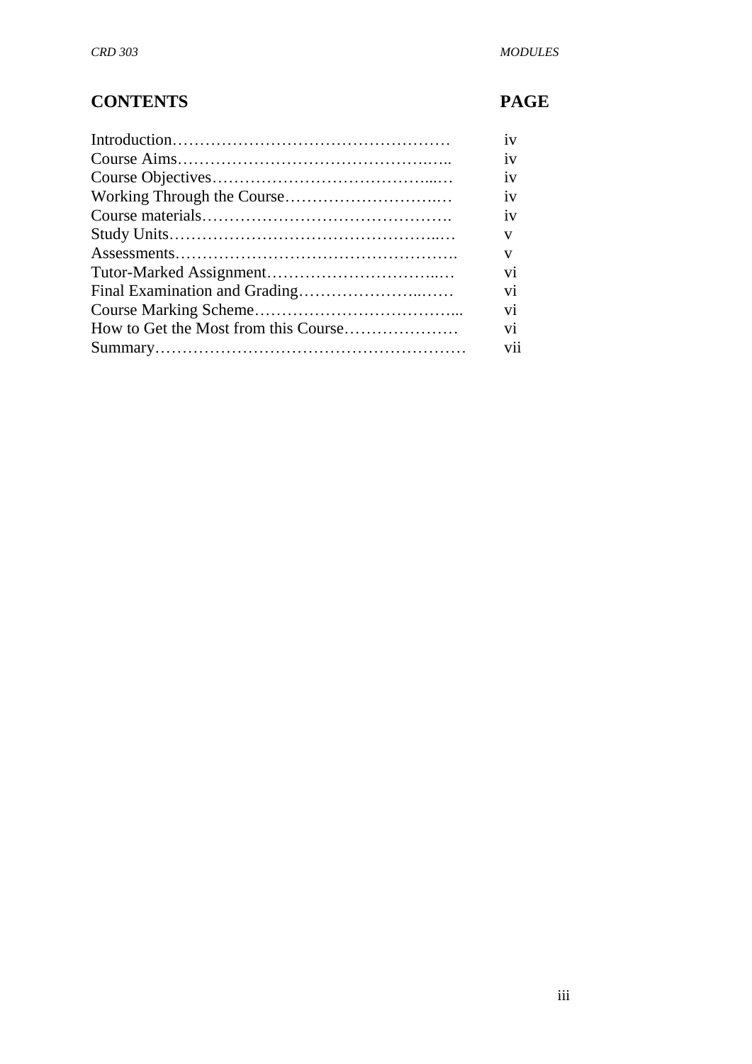| CONTENTS | PAGE |
|---|---|
| Introduction | iv |
| Course Aims | iv |
| Course Objectives | iv |
| Working Through the Course | iv |
| Course materials | iv |
| Study Units | v |
| Assessments | v |
| Tutor-Marked Assignment | vi |
| Final Examination and Grading | vi |
| Course Marking Scheme | vi |
| How to Get the Most from this Course | vi |
| Summary | vii |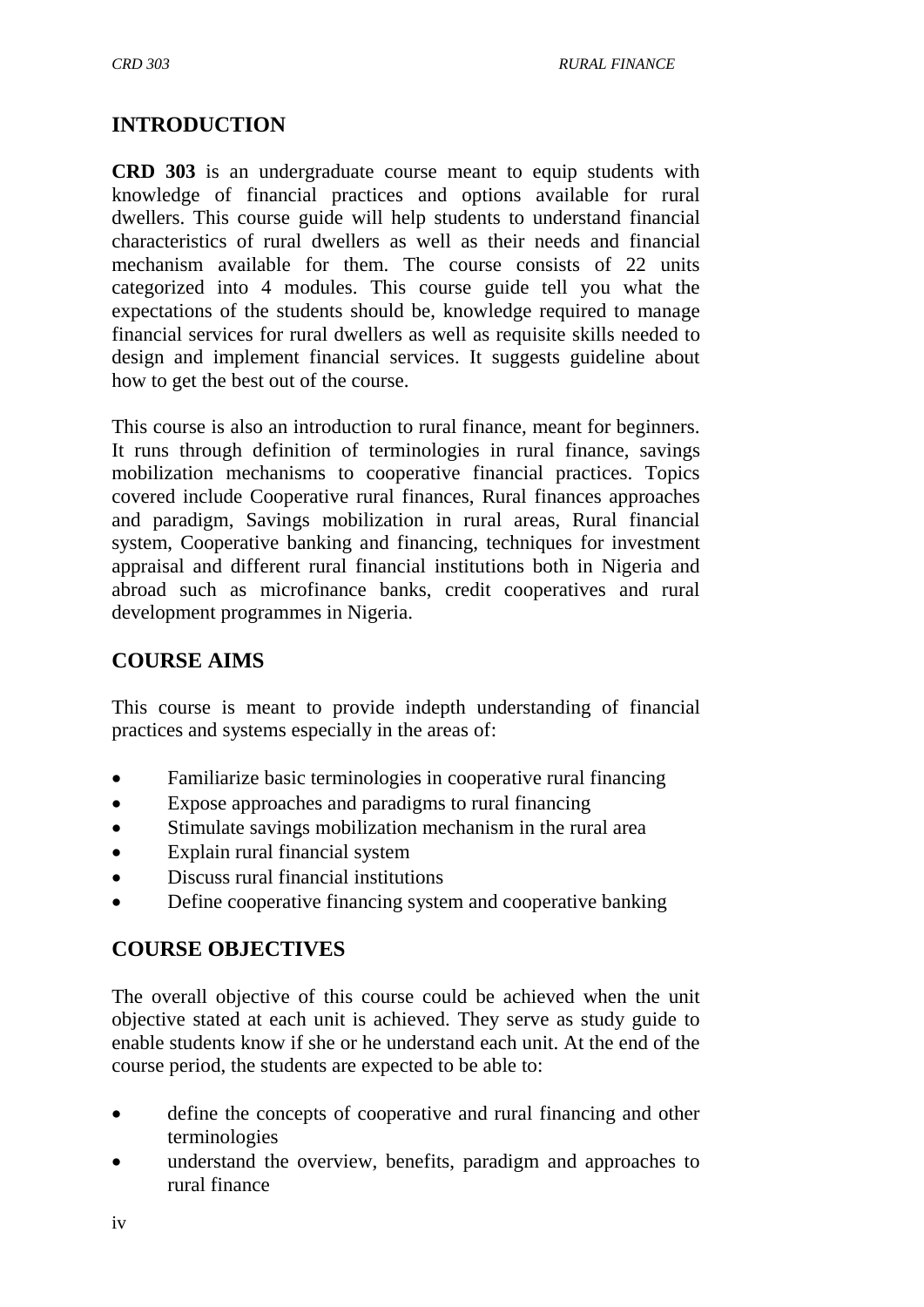## INTRODUCTION

**CRD 303** is an undergraduate course meant to equip students with knowledge of financial practices and options available for rural dwellers. This course guide will help students to understand financial characteristics of rural dwellers as well as their needs and financial mechanism available for them. The course consists of 22 units categorized into 4 modules. This course guide tell you what the expectations of the students should be, knowledge required to manage financial services for rural dwellers as well as requisite skills needed to design and implement financial services. It suggests guideline about how to get the best out of the course.

This course is also an introduction to rural finance, meant for beginners. It runs through definition of terminologies in rural finance, savings mobilization mechanisms to cooperative financial practices. Topics covered include Cooperative rural finances, Rural finances approaches and paradigm, Savings mobilization in rural areas, Rural financial system, Cooperative banking and financing, techniques for investment appraisal and different rural financial institutions both in Nigeria and abroad such as microfinance banks, credit cooperatives and rural development programmes in Nigeria.

## COURSE AIMS

This course is meant to provide indepth understanding of financial practices and systems especially in the areas of:

- Familiarize basic terminologies in cooperative rural financing
- Expose approaches and paradigms to rural financing
- Stimulate savings mobilization mechanism in the rural area
- Explain rural financial system
- Discuss rural financial institutions
- Define cooperative financing system and cooperative banking

## COURSE OBJECTIVES

The overall objective of this course could be achieved when the unit objective stated at each unit is achieved. They serve as study guide to enable students know if she or he understand each unit. At the end of the course period, the students are expected to be able to:

- define the concepts of cooperative and rural financing and other terminologies
- understand the overview, benefits, paradigm and approaches to rural finance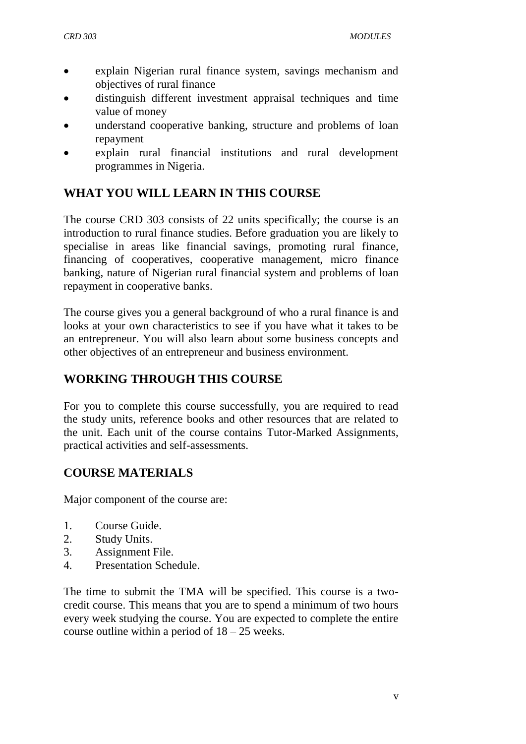- explain Nigerian rural finance system, savings mechanism and objectives of rural finance
- distinguish different investment appraisal techniques and time value of money
- understand cooperative banking, structure and problems of loan repayment
- explain rural financial institutions and rural development programmes in Nigeria.

## WHAT YOU WILL LEARN IN THIS COURSE

The course CRD 303 consists of 22 units specifically; the course is an introduction to rural finance studies. Before graduation you are likely to specialise in areas like financial savings, promoting rural finance, financing of cooperatives, cooperative management, micro finance banking, nature of Nigerian rural financial system and problems of loan repayment in cooperative banks.

The course gives you a general background of who a rural finance is and looks at your own characteristics to see if you have what it takes to be an entrepreneur. You will also learn about some business concepts and other objectives of an entrepreneur and business environment.

## WORKING THROUGH THIS COURSE

For you to complete this course successfully, you are required to read the study units, reference books and other resources that are related to the unit. Each unit of the course contains Tutor-Marked Assignments, practical activities and self-assessments.

## COURSE MATERIALS

Major component of the course are:

1. Course Guide.
2. Study Units.
3. Assignment File.
4. Presentation Schedule.

The time to submit the TMA will be specified. This course is a two-credit course. This means that you are to spend a minimum of two hours every week studying the course. You are expected to complete the entire course outline within a period of 18 – 25 weeks.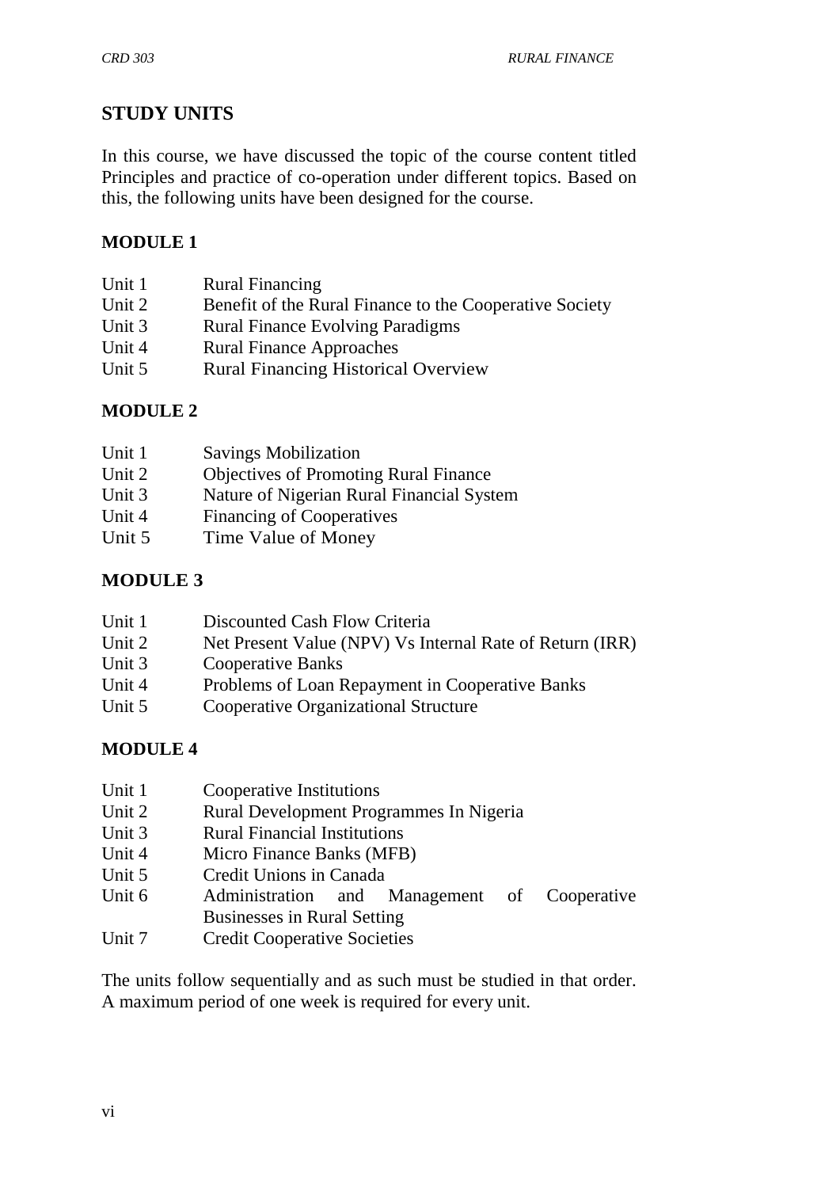## STUDY UNITS

In this course, we have discussed the topic of the course content titled Principles and practice of co-operation under different topics. Based on this, the following units have been designed for the course.

### MODULE 1

Unit 1 Rural Financing
Unit 2 Benefit of the Rural Finance to the Cooperative Society
Unit 3 Rural Finance Evolving Paradigms
Unit 4 Rural Finance Approaches
Unit 5 Rural Financing Historical Overview

### MODULE 2

Unit 1 Savings Mobilization
Unit 2 Objectives of Promoting Rural Finance
Unit 3 Nature of Nigerian Rural Financial System
Unit 4 Financing of Cooperatives
Unit 5 Time Value of Money

### MODULE 3

Unit 1 Discounted Cash Flow Criteria
Unit 2 Net Present Value (NPV) Vs Internal Rate of Return (IRR)
Unit 3 Cooperative Banks
Unit 4 Problems of Loan Repayment in Cooperative Banks
Unit 5 Cooperative Organizational Structure

### MODULE 4

Unit 1 Cooperative Institutions
Unit 2 Rural Development Programmes In Nigeria
Unit 3 Rural Financial Institutions
Unit 4 Micro Finance Banks (MFB)
Unit 5 Credit Unions in Canada
Unit 6 Administration and Management of Cooperative Businesses in Rural Setting
Unit 7 Credit Cooperative Societies

The units follow sequentially and as such must be studied in that order. A maximum period of one week is required for every unit.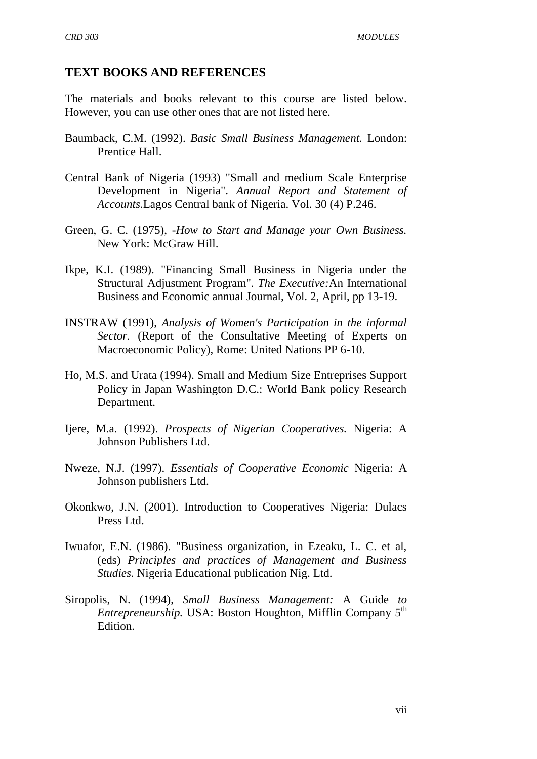## TEXT BOOKS AND REFERENCES

The materials and books relevant to this course are listed below. However, you can use other ones that are not listed here.

Baumback, C.M. (1992). *Basic Small Business Management.* London: Prentice Hall.

Central Bank of Nigeria (1993) "Small and medium Scale Enterprise Development in Nigeria". *Annual Report and Statement of Accounts.*Lagos Central bank of Nigeria. Vol. 30 (4) P.246.

Green, G. C. (1975), *-How to Start and Manage your Own Business.* New York: McGraw Hill.

Ikpe, K.I. (1989). "Financing Small Business in Nigeria under the Structural Adjustment Program". *The Executive:*An International Business and Economic annual Journal, Vol. 2, April, pp 13-19.

INSTRAW (1991), *Analysis of Women's Participation in the informal Sector.* (Report of the Consultative Meeting of Experts on Macroeconomic Policy), Rome: United Nations PP 6-10.

Ho, M.S. and Urata (1994). Small and Medium Size Entreprises Support Policy in Japan Washington D.C.: World Bank policy Research Department.

Ijere, M.a. (1992). *Prospects of Nigerian Cooperatives.* Nigeria: A Johnson Publishers Ltd.

Nweze, N.J. (1997). *Essentials of Cooperative Economic* Nigeria: A Johnson publishers Ltd.

Okonkwo, J.N. (2001). Introduction to Cooperatives Nigeria: Dulacs Press Ltd.

Iwuafor, E.N. (1986). "Business organization, in Ezeaku, L. C. et al, (eds) *Principles and practices of Management and Business Studies.* Nigeria Educational publication Nig. Ltd.

Siropolis, N. (1994), *Small Business Management:* A Guide *to Entrepreneurship.* USA: Boston Houghton, Mifflin Company 5th Edition.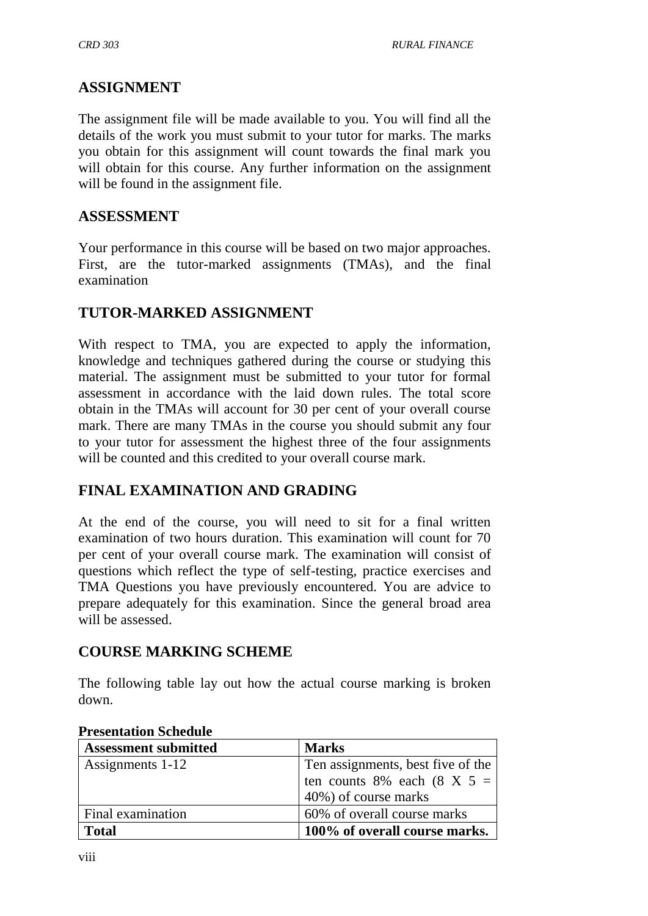## ASSIGNMENT

The assignment file will be made available to you. You will find all the details of the work you must submit to your tutor for marks. The marks you obtain for this assignment will count towards the final mark you will obtain for this course. Any further information on the assignment will be found in the assignment file.

## ASSESSMENT

Your performance in this course will be based on two major approaches. First, are the tutor-marked assignments (TMAs), and the final examination

## TUTOR-MARKED ASSIGNMENT

With respect to TMA, you are expected to apply the information, knowledge and techniques gathered during the course or studying this material. The assignment must be submitted to your tutor for formal assessment in accordance with the laid down rules. The total score obtain in the TMAs will account for 30 per cent of your overall course mark. There are many TMAs in the course you should submit any four to your tutor for assessment the highest three of the four assignments will be counted and this credited to your overall course mark.

## FINAL EXAMINATION AND GRADING

At the end of the course, you will need to sit for a final written examination of two hours duration. This examination will count for 70 per cent of your overall course mark. The examination will consist of questions which reflect the type of self-testing, practice exercises and TMA Questions you have previously encountered. You are advice to prepare adequately for this examination. Since the general broad area will be assessed.

## COURSE MARKING SCHEME

The following table lay out how the actual course marking is broken down.

**Presentation Schedule**

| Assessment submitted | Marks |
|---|---|
| Assignments 1-12 | Ten assignments, best five of the ten counts 8% each (8 X 5 = 40%) of course marks |
| Final examination | 60% of overall course marks |
| **Total** | **100% of overall course marks.** |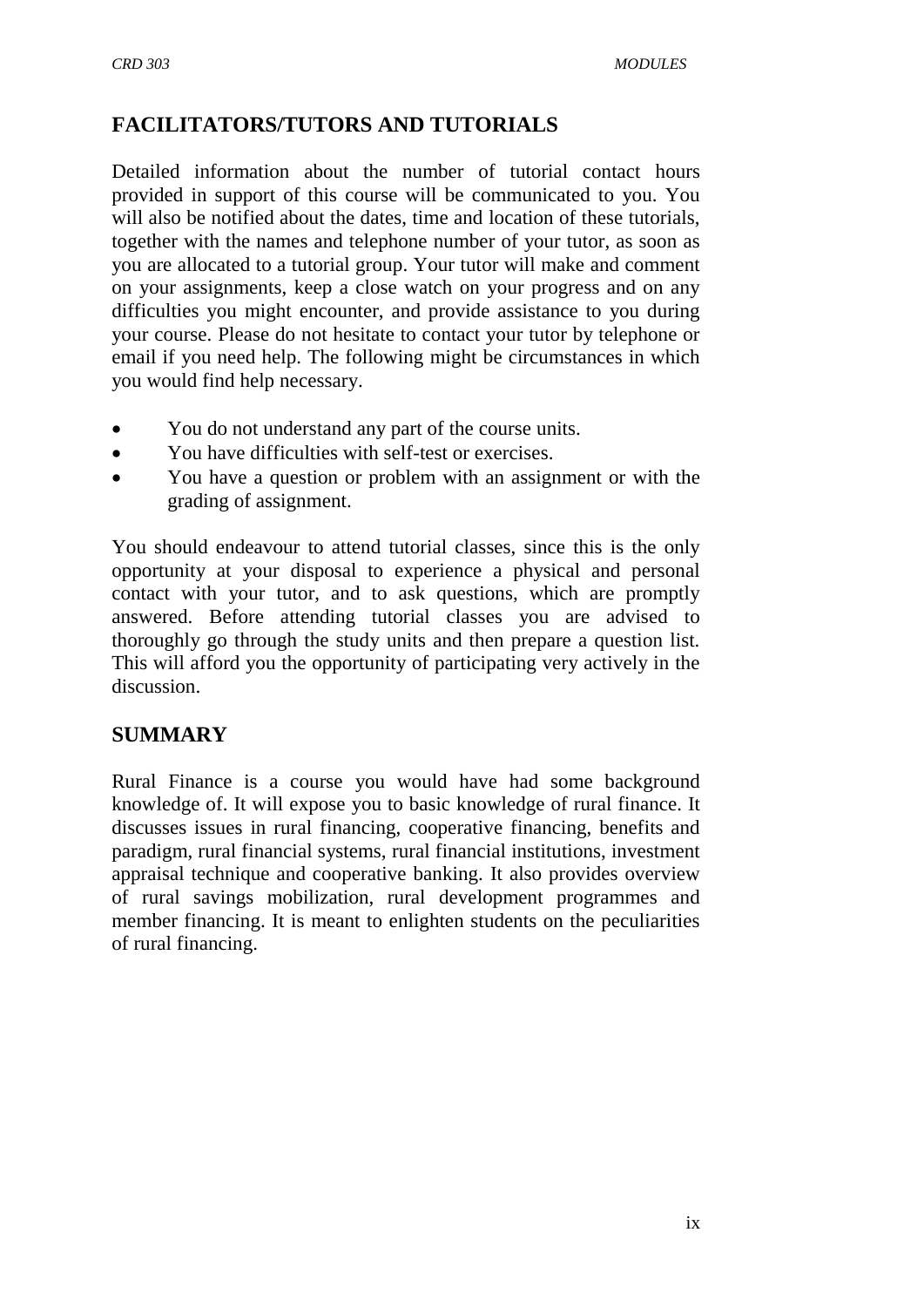## FACILITATORS/TUTORS AND TUTORIALS

Detailed information about the number of tutorial contact hours provided in support of this course will be communicated to you. You will also be notified about the dates, time and location of these tutorials, together with the names and telephone number of your tutor, as soon as you are allocated to a tutorial group. Your tutor will make and comment on your assignments, keep a close watch on your progress and on any difficulties you might encounter, and provide assistance to you during your course. Please do not hesitate to contact your tutor by telephone or email if you need help. The following might be circumstances in which you would find help necessary.

- You do not understand any part of the course units.
- You have difficulties with self-test or exercises.
- You have a question or problem with an assignment or with the grading of assignment.

You should endeavour to attend tutorial classes, since this is the only opportunity at your disposal to experience a physical and personal contact with your tutor, and to ask questions, which are promptly answered. Before attending tutorial classes you are advised to thoroughly go through the study units and then prepare a question list. This will afford you the opportunity of participating very actively in the discussion.

## SUMMARY

Rural Finance is a course you would have had some background knowledge of. It will expose you to basic knowledge of rural finance. It discusses issues in rural financing, cooperative financing, benefits and paradigm, rural financial systems, rural financial institutions, investment appraisal technique and cooperative banking. It also provides overview of rural savings mobilization, rural development programmes and member financing. It is meant to enlighten students on the peculiarities of rural financing.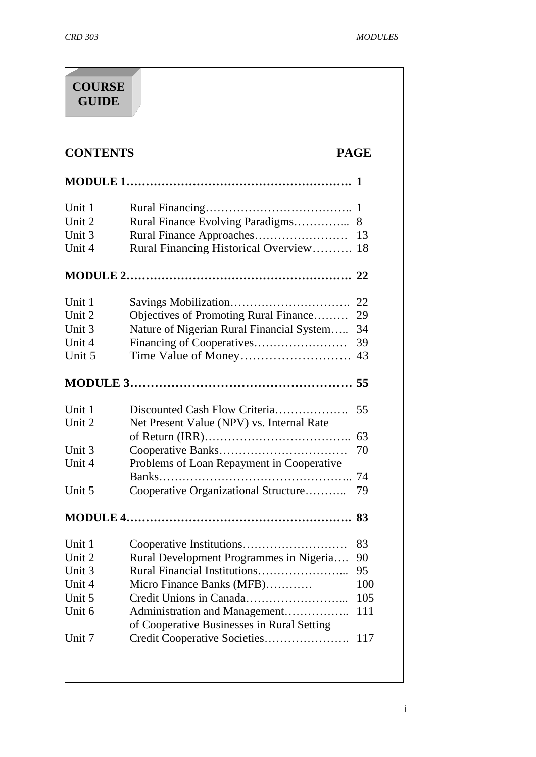# COURSE GUIDE

| CONTENTS | | PAGE |
|---|---|---|
| **MODULE 1** | | **1** |
| Unit 1 | Rural Financing | 1 |
| Unit 2 | Rural Finance Evolving Paradigms | 8 |
| Unit 3 | Rural Finance Approaches | 13 |
| Unit 4 | Rural Financing Historical Overview | 18 |
| **MODULE 2** | | **22** |
| Unit 1 | Savings Mobilization | 22 |
| Unit 2 | Objectives of Promoting Rural Finance | 29 |
| Unit 3 | Nature of Nigerian Rural Financial System | 34 |
| Unit 4 | Financing of Cooperatives | 39 |
| Unit 5 | Time Value of Money | 43 |
| **MODULE 3** | | **55** |
| Unit 1 | Discounted Cash Flow Criteria | 55 |
| Unit 2 | Net Present Value (NPV) vs. Internal Rate of Return (IRR) | 63 |
| Unit 3 | Cooperative Banks | 70 |
| Unit 4 | Problems of Loan Repayment in Cooperative Banks | 74 |
| Unit 5 | Cooperative Organizational Structure | 79 |
| **MODULE 4** | | **83** |
| Unit 1 | Cooperative Institutions | 83 |
| Unit 2 | Rural Development Programmes in Nigeria | 90 |
| Unit 3 | Rural Financial Institutions | 95 |
| Unit 4 | Micro Finance Banks (MFB) | 100 |
| Unit 5 | Credit Unions in Canada | 105 |
| Unit 6 | Administration and Management of Cooperative Businesses in Rural Setting | 111 |
| Unit 7 | Credit Cooperative Societies | 117 |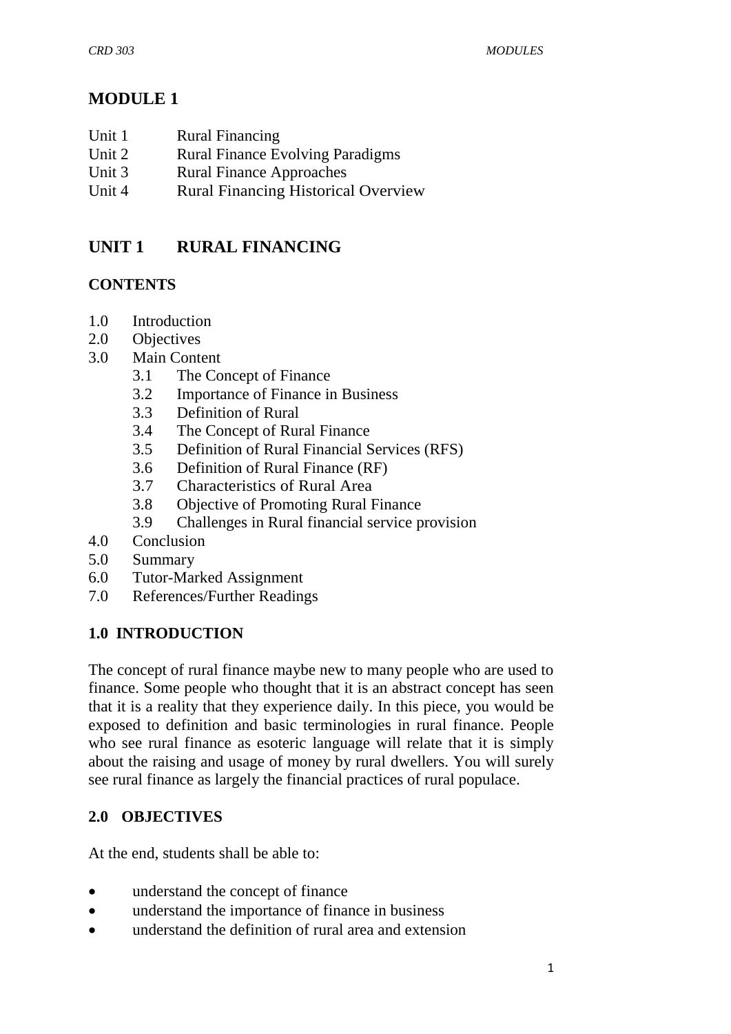# MODULE 1

Unit 1 Rural Financing
Unit 2 Rural Finance Evolving Paradigms
Unit 3 Rural Finance Approaches
Unit 4 Rural Financing Historical Overview

## UNIT 1 RURAL FINANCING

### CONTENTS

1.0 Introduction
2.0 Objectives
3.0 Main Content
 3.1 The Concept of Finance
 3.2 Importance of Finance in Business
 3.3 Definition of Rural
 3.4 The Concept of Rural Finance
 3.5 Definition of Rural Financial Services (RFS)
 3.6 Definition of Rural Finance (RF)
 3.7 Characteristics of Rural Area
 3.8 Objective of Promoting Rural Finance
 3.9 Challenges in Rural financial service provision
4.0 Conclusion
5.0 Summary
6.0 Tutor-Marked Assignment
7.0 References/Further Readings

### 1.0 INTRODUCTION

The concept of rural finance maybe new to many people who are used to finance. Some people who thought that it is an abstract concept has seen that it is a reality that they experience daily. In this piece, you would be exposed to definition and basic terminologies in rural finance. People who see rural finance as esoteric language will relate that it is simply about the raising and usage of money by rural dwellers. You will surely see rural finance as largely the financial practices of rural populace.

### 2.0 OBJECTIVES

At the end, students shall be able to:

- understand the concept of finance
- understand the importance of finance in business
- understand the definition of rural area and extension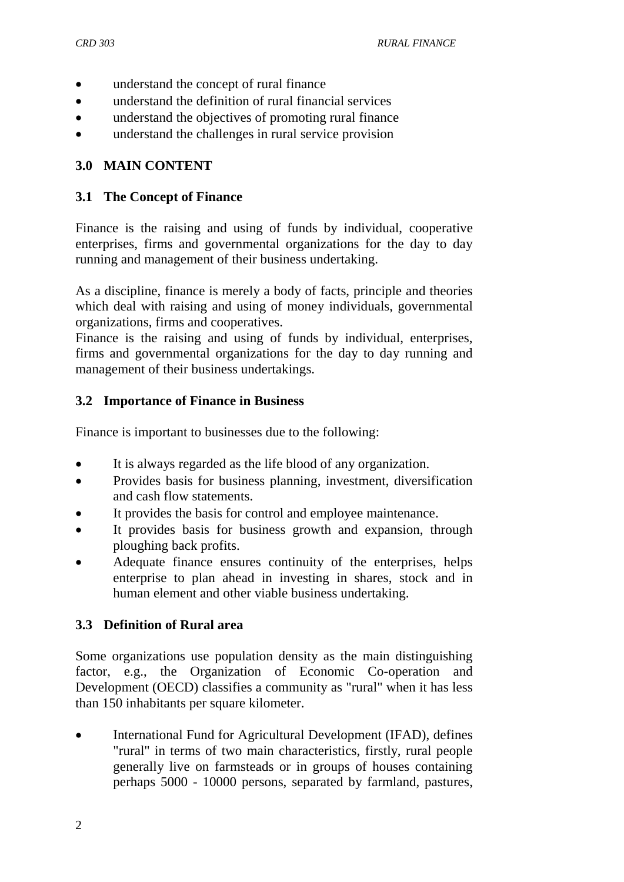- understand the concept of rural finance
- understand the definition of rural financial services
- understand the objectives of promoting rural finance
- understand the challenges in rural service provision

## 3.0 MAIN CONTENT

### 3.1 The Concept of Finance

Finance is the raising and using of funds by individual, cooperative enterprises, firms and governmental organizations for the day to day running and management of their business undertaking.

As a discipline, finance is merely a body of facts, principle and theories which deal with raising and using of money individuals, governmental organizations, firms and cooperatives.
Finance is the raising and using of funds by individual, enterprises, firms and governmental organizations for the day to day running and management of their business undertakings.

### 3.2 Importance of Finance in Business

Finance is important to businesses due to the following:

- It is always regarded as the life blood of any organization.
- Provides basis for business planning, investment, diversification and cash flow statements.
- It provides the basis for control and employee maintenance.
- It provides basis for business growth and expansion, through ploughing back profits.
- Adequate finance ensures continuity of the enterprises, helps enterprise to plan ahead in investing in shares, stock and in human element and other viable business undertaking.

### 3.3 Definition of Rural area

Some organizations use population density as the main distinguishing factor, e.g., the Organization of Economic Co-operation and Development (OECD) classifies a community as "rural" when it has less than 150 inhabitants per square kilometer.

- International Fund for Agricultural Development (IFAD), defines "rural" in terms of two main characteristics, firstly, rural people generally live on farmsteads or in groups of houses containing perhaps 5000 - 10000 persons, separated by farmland, pastures,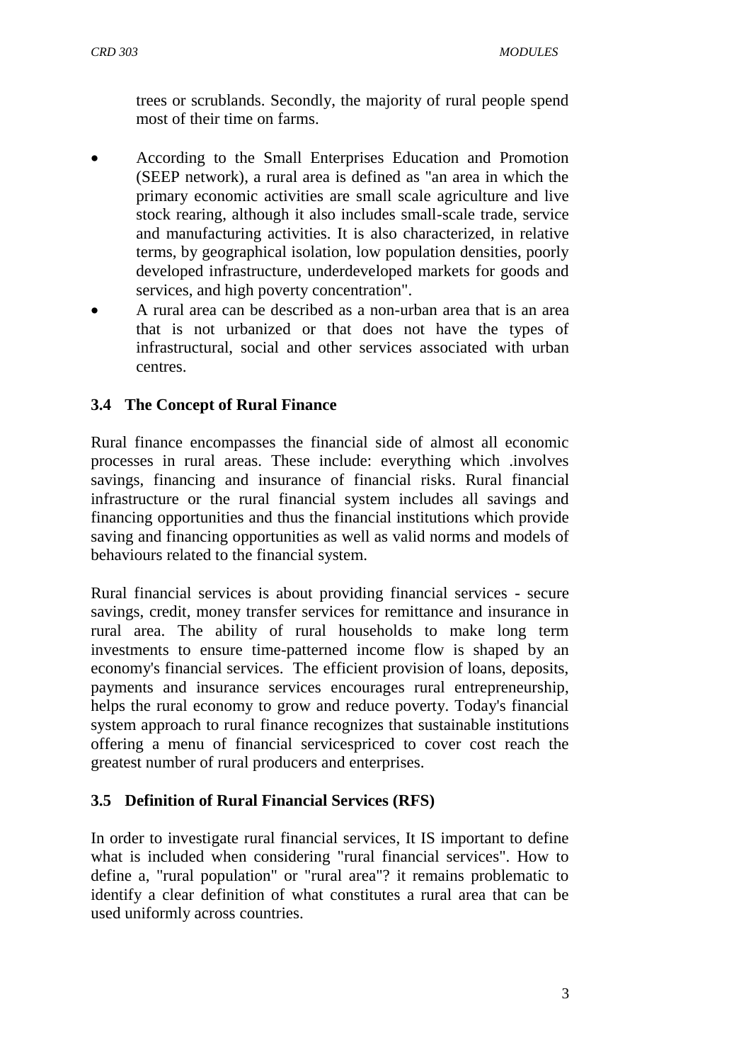trees or scrublands. Secondly, the majority of rural people spend most of their time on farms.

- According to the Small Enterprises Education and Promotion (SEEP network), a rural area is defined as "an area in which the primary economic activities are small scale agriculture and live stock rearing, although it also includes small-scale trade, service and manufacturing activities. It is also characterized, in relative terms, by geographical isolation, low population densities, poorly developed infrastructure, underdeveloped markets for goods and services, and high poverty concentration".
- A rural area can be described as a non-urban area that is an area that is not urbanized or that does not have the types of infrastructural, social and other services associated with urban centres.

### 3.4 The Concept of Rural Finance

Rural finance encompasses the financial side of almost all economic processes in rural areas. These include: everything which .involves savings, financing and insurance of financial risks. Rural financial infrastructure or the rural financial system includes all savings and financing opportunities and thus the financial institutions which provide saving and financing opportunities as well as valid norms and models of behaviours related to the financial system.

Rural financial services is about providing financial services - secure savings, credit, money transfer services for remittance and insurance in rural area. The ability of rural households to make long term investments to ensure time-patterned income flow is shaped by an economy's financial services. The efficient provision of loans, deposits, payments and insurance services encourages rural entrepreneurship, helps the rural economy to grow and reduce poverty. Today's financial system approach to rural finance recognizes that sustainable institutions offering a menu of financial servicespriced to cover cost reach the greatest number of rural producers and enterprises.

### 3.5 Definition of Rural Financial Services (RFS)

In order to investigate rural financial services, It IS important to define what is included when considering "rural financial services". How to define a, "rural population" or "rural area"? it remains problematic to identify a clear definition of what constitutes a rural area that can be used uniformly across countries.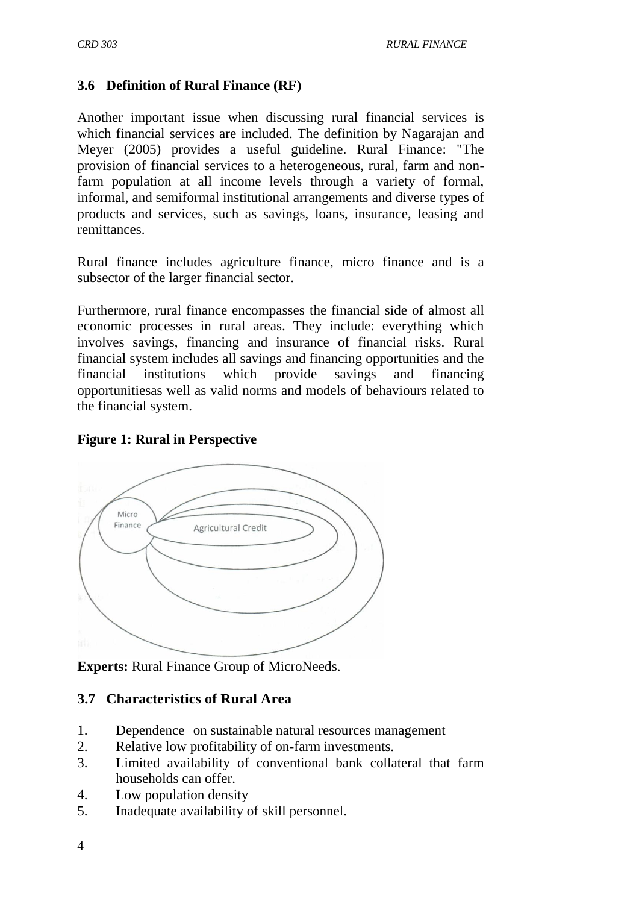### 3.6 Definition of Rural Finance (RF)

Another important issue when discussing rural financial services is which financial services are included. The definition by Nagarajan and Meyer (2005) provides a useful guideline. Rural Finance: "The provision of financial services to a heterogeneous, rural, farm and non-farm population at all income levels through a variety of formal, informal, and semiformal institutional arrangements and diverse types of products and services, such as savings, loans, insurance, leasing and remittances.

Rural finance includes agriculture finance, micro finance and is a subsector of the larger financial sector.

Furthermore, rural finance encompasses the financial side of almost all economic processes in rural areas. They include: everything which involves savings, financing and insurance of financial risks. Rural financial system includes all savings and financing opportunities and the financial institutions which provide savings and financing opportunitiesas well as valid norms and models of behaviours related to the financial system.

**Figure 1: Rural in Perspective**

Micro Finance

Agricultural Credit

**Experts:** Rural Finance Group of MicroNeeds.

### 3.7 Characteristics of Rural Area

1. Dependence on sustainable natural resources management
2. Relative low profitability of on-farm investments.
3. Limited availability of conventional bank collateral that farm households can offer.
4. Low population density
5. Inadequate availability of skill personnel.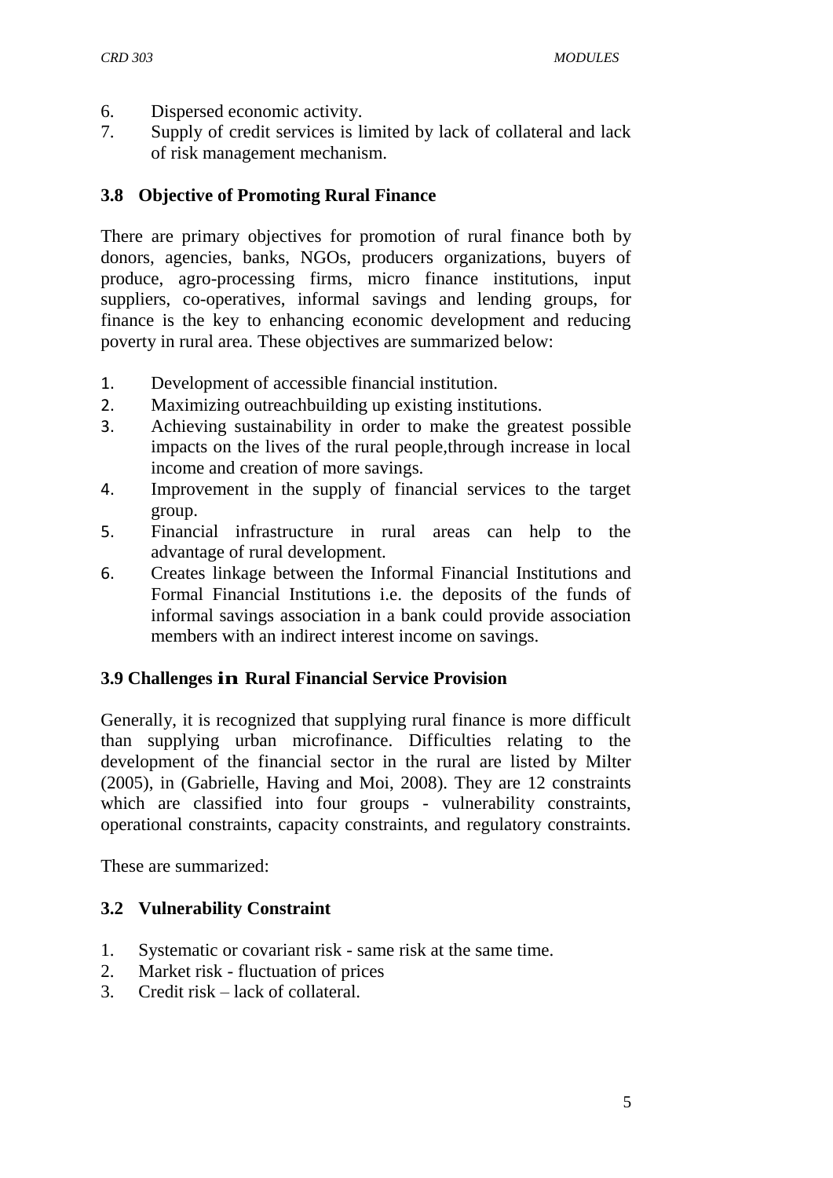6. Dispersed economic activity.
7. Supply of credit services is limited by lack of collateral and lack of risk management mechanism.

### 3.8 Objective of Promoting Rural Finance

There are primary objectives for promotion of rural finance both by donors, agencies, banks, NGOs, producers organizations, buyers of produce, agro-processing firms, micro finance institutions, input suppliers, co-operatives, informal savings and lending groups, for finance is the key to enhancing economic development and reducing poverty in rural area. These objectives are summarized below:

1. Development of accessible financial institution.
2. Maximizing outreachbuilding up existing institutions.
3. Achieving sustainability in order to make the greatest possible impacts on the lives of the rural people,through increase in local income and creation of more savings.
4. Improvement in the supply of financial services to the target group.
5. Financial infrastructure in rural areas can help to the advantage of rural development.
6. Creates linkage between the Informal Financial Institutions and Formal Financial Institutions i.e. the deposits of the funds of informal savings association in a bank could provide association members with an indirect interest income on savings.

### 3.9 Challenges in Rural Financial Service Provision

Generally, it is recognized that supplying rural finance is more difficult than supplying urban microfinance. Difficulties relating to the development of the financial sector in the rural are listed by Milter (2005), in (Gabrielle, Having and Moi, 2008). They are 12 constraints which are classified into four groups - vulnerability constraints, operational constraints, capacity constraints, and regulatory constraints.

These are summarized:

### 3.2 Vulnerability Constraint

1. Systematic or covariant risk - same risk at the same time.
2. Market risk - fluctuation of prices
3. Credit risk – lack of collateral.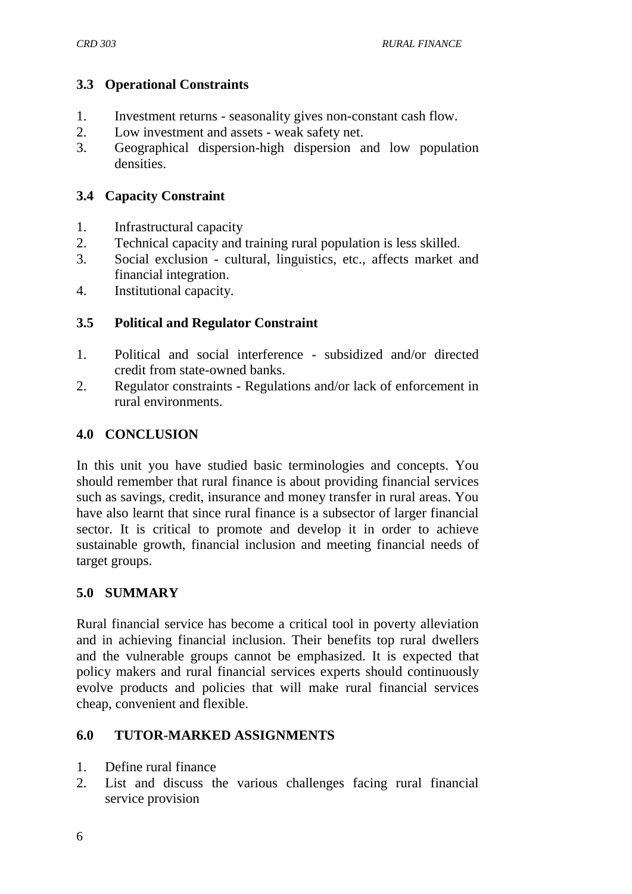### 3.3 Operational Constraints

1. Investment returns - seasonality gives non-constant cash flow.
2. Low investment and assets - weak safety net.
3. Geographical dispersion-high dispersion and low population densities.

### 3.4 Capacity Constraint

1. Infrastructural capacity
2. Technical capacity and training rural population is less skilled.
3. Social exclusion - cultural, linguistics, etc., affects market and financial integration.
4. Institutional capacity.

### 3.5 Political and Regulator Constraint

1. Political and social interference - subsidized and/or directed credit from state-owned banks.
2. Regulator constraints - Regulations and/or lack of enforcement in rural environments.

## 4.0 CONCLUSION

In this unit you have studied basic terminologies and concepts. You should remember that rural finance is about providing financial services such as savings, credit, insurance and money transfer in rural areas. You have also learnt that since rural finance is a subsector of larger financial sector. It is critical to promote and develop it in order to achieve sustainable growth, financial inclusion and meeting financial needs of target groups.

## 5.0 SUMMARY

Rural financial service has become a critical tool in poverty alleviation and in achieving financial inclusion. Their benefits top rural dwellers and the vulnerable groups cannot be emphasized. It is expected that policy makers and rural financial services experts should continuously evolve products and policies that will make rural financial services cheap, convenient and flexible.

## 6.0 TUTOR-MARKED ASSIGNMENTS

1. Define rural finance
2. List and discuss the various challenges facing rural financial service provision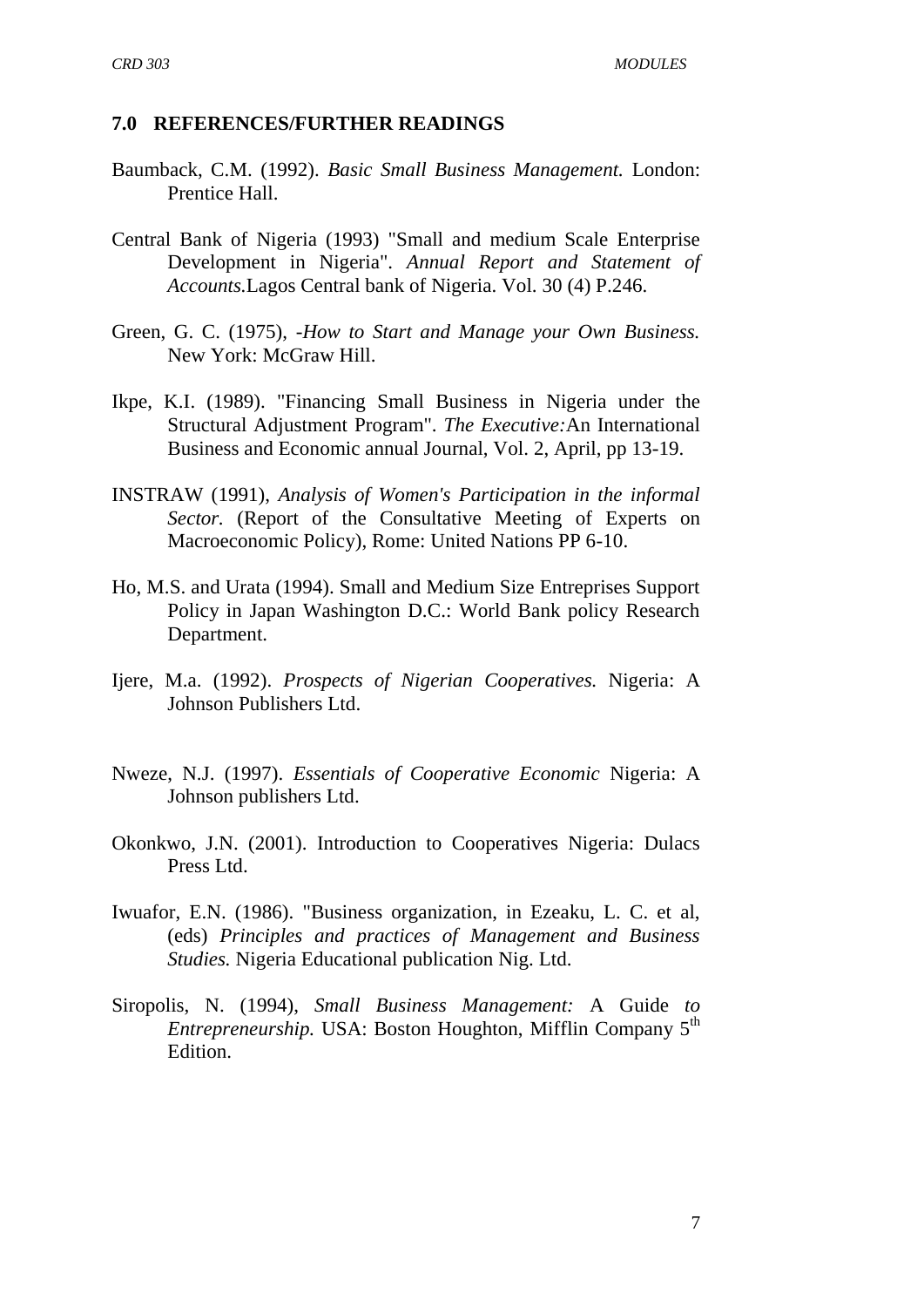## 7.0 REFERENCES/FURTHER READINGS

Baumback, C.M. (1992). *Basic Small Business Management.* London: Prentice Hall.

Central Bank of Nigeria (1993) "Small and medium Scale Enterprise Development in Nigeria". *Annual Report and Statement of Accounts.*Lagos Central bank of Nigeria. Vol. 30 (4) P.246.

Green, G. C. (1975), -*How to Start and Manage your Own Business.* New York: McGraw Hill.

Ikpe, K.I. (1989). "Financing Small Business in Nigeria under the Structural Adjustment Program". *The Executive:*An International Business and Economic annual Journal, Vol. 2, April, pp 13-19.

INSTRAW (1991), *Analysis of Women's Participation in the informal Sector.* (Report of the Consultative Meeting of Experts on Macroeconomic Policy), Rome: United Nations PP 6-10.

Ho, M.S. and Urata (1994). Small and Medium Size Entreprises Support Policy in Japan Washington D.C.: World Bank policy Research Department.

Ijere, M.a. (1992). *Prospects of Nigerian Cooperatives.* Nigeria: A Johnson Publishers Ltd.

Nweze, N.J. (1997). *Essentials of Cooperative Economic* Nigeria: A Johnson publishers Ltd.

Okonkwo, J.N. (2001). Introduction to Cooperatives Nigeria: Dulacs Press Ltd.

Iwuafor, E.N. (1986). "Business organization, in Ezeaku, L. C. et al, (eds) *Principles and practices of Management and Business Studies.* Nigeria Educational publication Nig. Ltd.

Siropolis, N. (1994), *Small Business Management:* A Guide *to Entrepreneurship.* USA: Boston Houghton, Mifflin Company 5th Edition.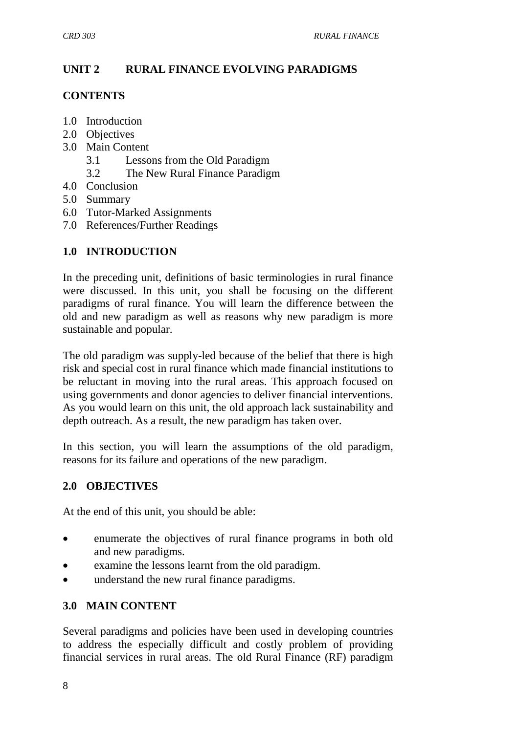## UNIT 2 RURAL FINANCE EVOLVING PARADIGMS

### CONTENTS

1.0 Introduction
2.0 Objectives
3.0 Main Content
    3.1 Lessons from the Old Paradigm
    3.2 The New Rural Finance Paradigm
4.0 Conclusion
5.0 Summary
6.0 Tutor-Marked Assignments
7.0 References/Further Readings

### 1.0 INTRODUCTION

In the preceding unit, definitions of basic terminologies in rural finance were discussed. In this unit, you shall be focusing on the different paradigms of rural finance. You will learn the difference between the old and new paradigm as well as reasons why new paradigm is more sustainable and popular.

The old paradigm was supply-led because of the belief that there is high risk and special cost in rural finance which made financial institutions to be reluctant in moving into the rural areas. This approach focused on using governments and donor agencies to deliver financial interventions. As you would learn on this unit, the old approach lack sustainability and depth outreach. As a result, the new paradigm has taken over.

In this section, you will learn the assumptions of the old paradigm, reasons for its failure and operations of the new paradigm.

### 2.0 OBJECTIVES

At the end of this unit, you should be able:

- enumerate the objectives of rural finance programs in both old and new paradigms.
- examine the lessons learnt from the old paradigm.
- understand the new rural finance paradigms.

### 3.0 MAIN CONTENT

Several paradigms and policies have been used in developing countries to address the especially difficult and costly problem of providing financial services in rural areas. The old Rural Finance (RF) paradigm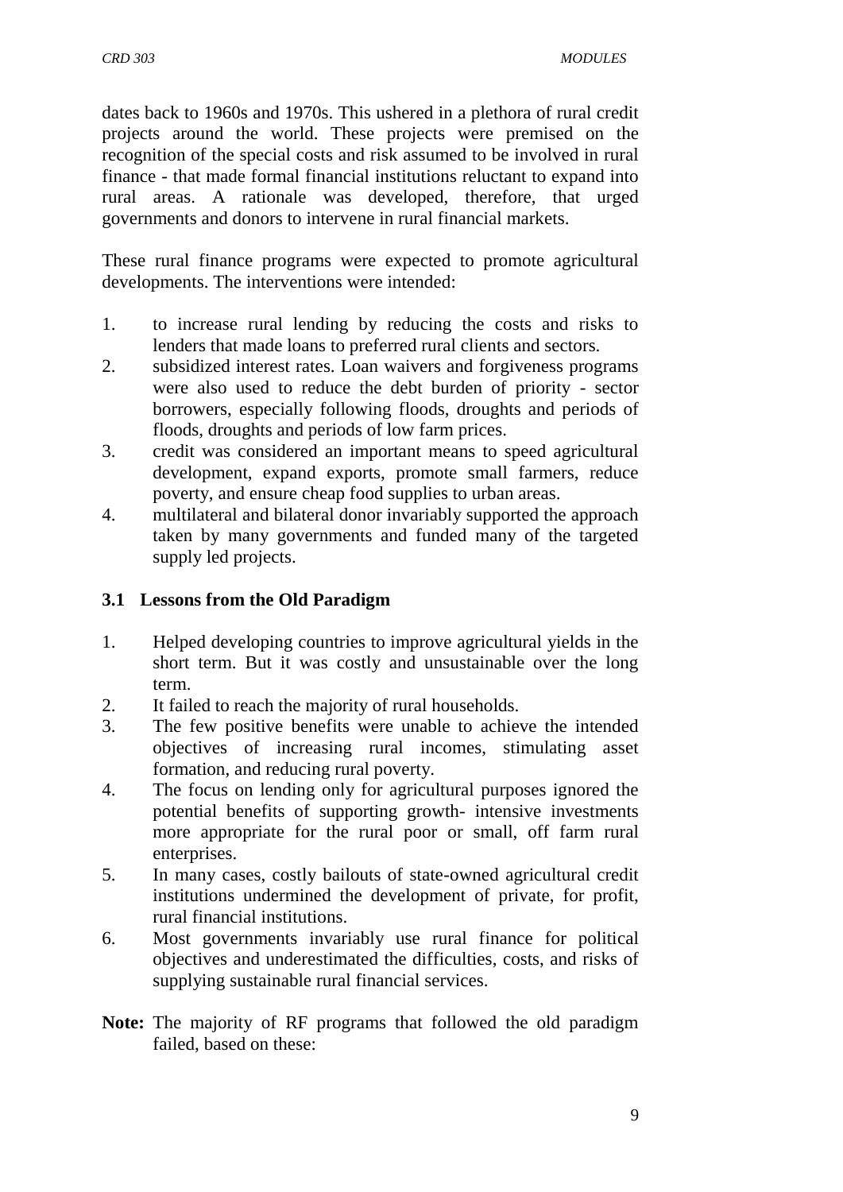dates back to 1960s and 1970s. This ushered in a plethora of rural credit projects around the world. These projects were premised on the recognition of the special costs and risk assumed to be involved in rural finance - that made formal financial institutions reluctant to expand into rural areas. A rationale was developed, therefore, that urged governments and donors to intervene in rural financial markets.

These rural finance programs were expected to promote agricultural developments. The interventions were intended:

1. to increase rural lending by reducing the costs and risks to lenders that made loans to preferred rural clients and sectors.
2. subsidized interest rates. Loan waivers and forgiveness programs were also used to reduce the debt burden of priority - sector borrowers, especially following floods, droughts and periods of floods, droughts and periods of low farm prices.
3. credit was considered an important means to speed agricultural development, expand exports, promote small farmers, reduce poverty, and ensure cheap food supplies to urban areas.
4. multilateral and bilateral donor invariably supported the approach taken by many governments and funded many of the targeted supply led projects.

### 3.1 Lessons from the Old Paradigm

1. Helped developing countries to improve agricultural yields in the short term. But it was costly and unsustainable over the long term.
2. It failed to reach the majority of rural households.
3. The few positive benefits were unable to achieve the intended objectives of increasing rural incomes, stimulating asset formation, and reducing rural poverty.
4. The focus on lending only for agricultural purposes ignored the potential benefits of supporting growth- intensive investments more appropriate for the rural poor or small, off farm rural enterprises.
5. In many cases, costly bailouts of state-owned agricultural credit institutions undermined the development of private, for profit, rural financial institutions.
6. Most governments invariably use rural finance for political objectives and underestimated the difficulties, costs, and risks of supplying sustainable rural financial services.

**Note:** The majority of RF programs that followed the old paradigm failed, based on these: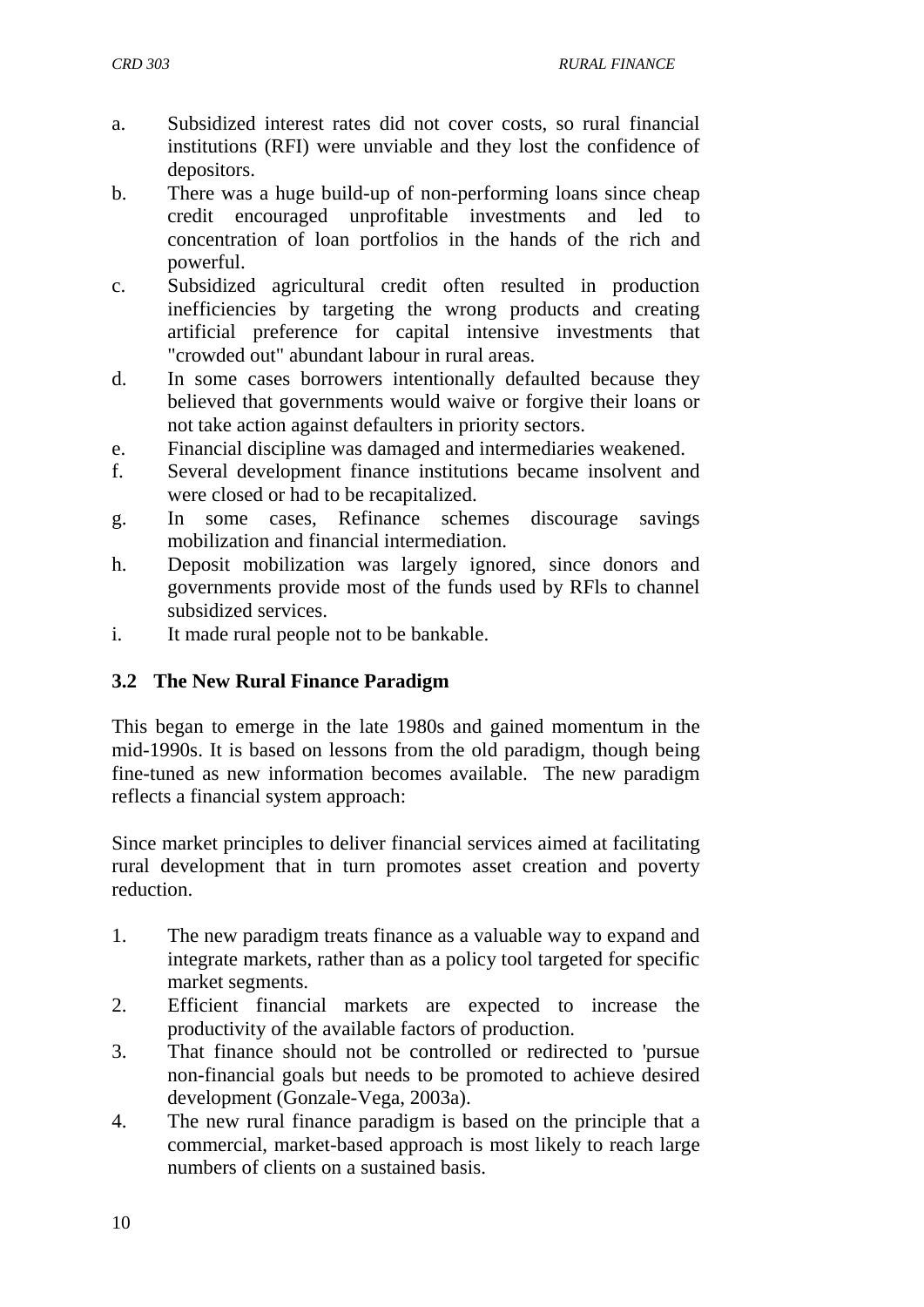a. Subsidized interest rates did not cover costs, so rural financial institutions (RFI) were unviable and they lost the confidence of depositors.
b. There was a huge build-up of non-performing loans since cheap credit encouraged unprofitable investments and led to concentration of loan portfolios in the hands of the rich and powerful.
c. Subsidized agricultural credit often resulted in production inefficiencies by targeting the wrong products and creating artificial preference for capital intensive investments that "crowded out" abundant labour in rural areas.
d. In some cases borrowers intentionally defaulted because they believed that governments would waive or forgive their loans or not take action against defaulters in priority sectors.
e. Financial discipline was damaged and intermediaries weakened.
f. Several development finance institutions became insolvent and were closed or had to be recapitalized.
g. In some cases, Refinance schemes discourage savings mobilization and financial intermediation.
h. Deposit mobilization was largely ignored, since donors and governments provide most of the funds used by RFls to channel subsidized services.
i. It made rural people not to be bankable.

### 3.2 The New Rural Finance Paradigm

This began to emerge in the late 1980s and gained momentum in the mid-1990s. It is based on lessons from the old paradigm, though being fine-tuned as new information becomes available. The new paradigm reflects a financial system approach:

Since market principles to deliver financial services aimed at facilitating rural development that in turn promotes asset creation and poverty reduction.

1. The new paradigm treats finance as a valuable way to expand and integrate markets, rather than as a policy tool targeted for specific market segments.
2. Efficient financial markets are expected to increase the productivity of the available factors of production.
3. That finance should not be controlled or redirected to 'pursue non-financial goals but needs to be promoted to achieve desired development (Gonzale-Vega, 2003a).
4. The new rural finance paradigm is based on the principle that a commercial, market-based approach is most likely to reach large numbers of clients on a sustained basis.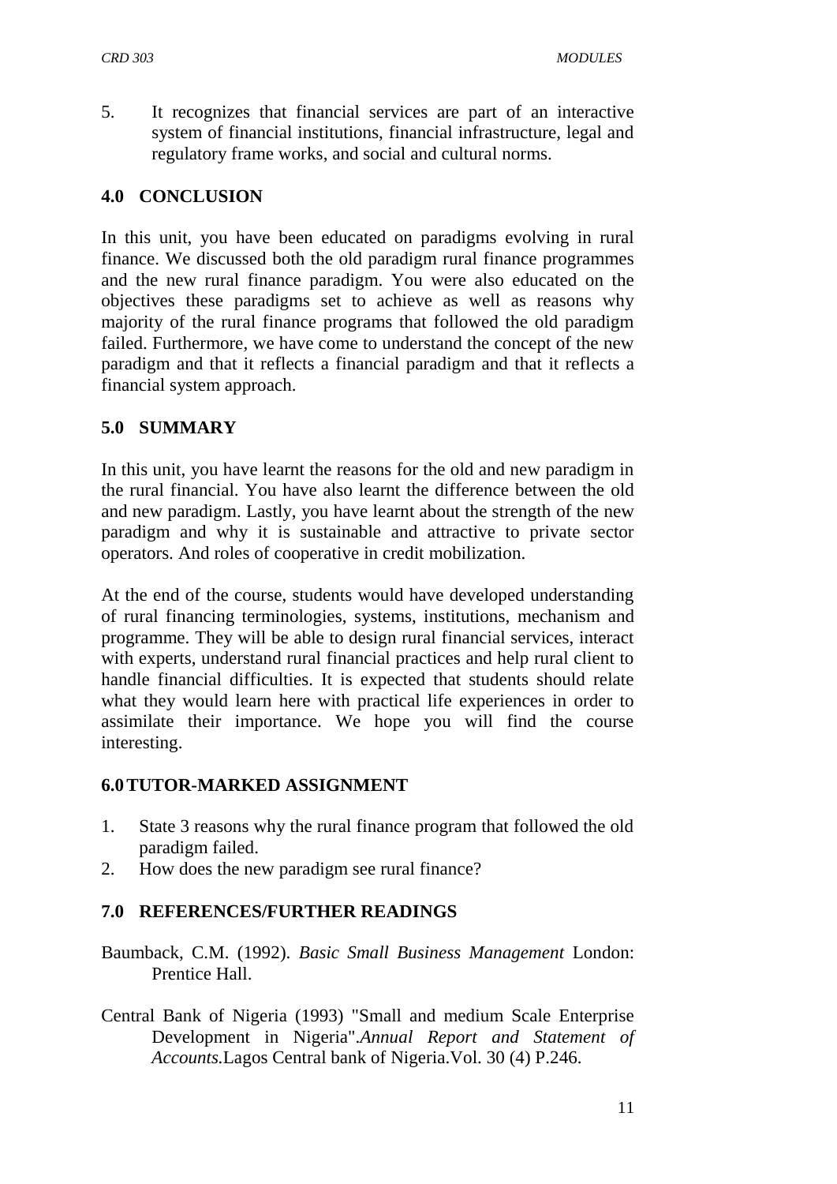5. It recognizes that financial services are part of an interactive system of financial institutions, financial infrastructure, legal and regulatory frame works, and social and cultural norms.

## 4.0 CONCLUSION

In this unit, you have been educated on paradigms evolving in rural finance. We discussed both the old paradigm rural finance programmes and the new rural finance paradigm. You were also educated on the objectives these paradigms set to achieve as well as reasons why majority of the rural finance programs that followed the old paradigm failed. Furthermore, we have come to understand the concept of the new paradigm and that it reflects a financial paradigm and that it reflects a financial system approach.

## 5.0 SUMMARY

In this unit, you have learnt the reasons for the old and new paradigm in the rural financial. You have also learnt the difference between the old and new paradigm. Lastly, you have learnt about the strength of the new paradigm and why it is sustainable and attractive to private sector operators. And roles of cooperative in credit mobilization.

At the end of the course, students would have developed understanding of rural financing terminologies, systems, institutions, mechanism and programme. They will be able to design rural financial services, interact with experts, understand rural financial practices and help rural client to handle financial difficulties. It is expected that students should relate what they would learn here with practical life experiences in order to assimilate their importance. We hope you will find the course interesting.

## 6.0 TUTOR-MARKED ASSIGNMENT

1. State 3 reasons why the rural finance program that followed the old paradigm failed.
2. How does the new paradigm see rural finance?

## 7.0 REFERENCES/FURTHER READINGS

Baumback, C.M. (1992). *Basic Small Business Management* London: Prentice Hall.

Central Bank of Nigeria (1993) "Small and medium Scale Enterprise Development in Nigeria".*Annual Report and Statement of Accounts.*Lagos Central bank of Nigeria.Vol. 30 (4) P.246.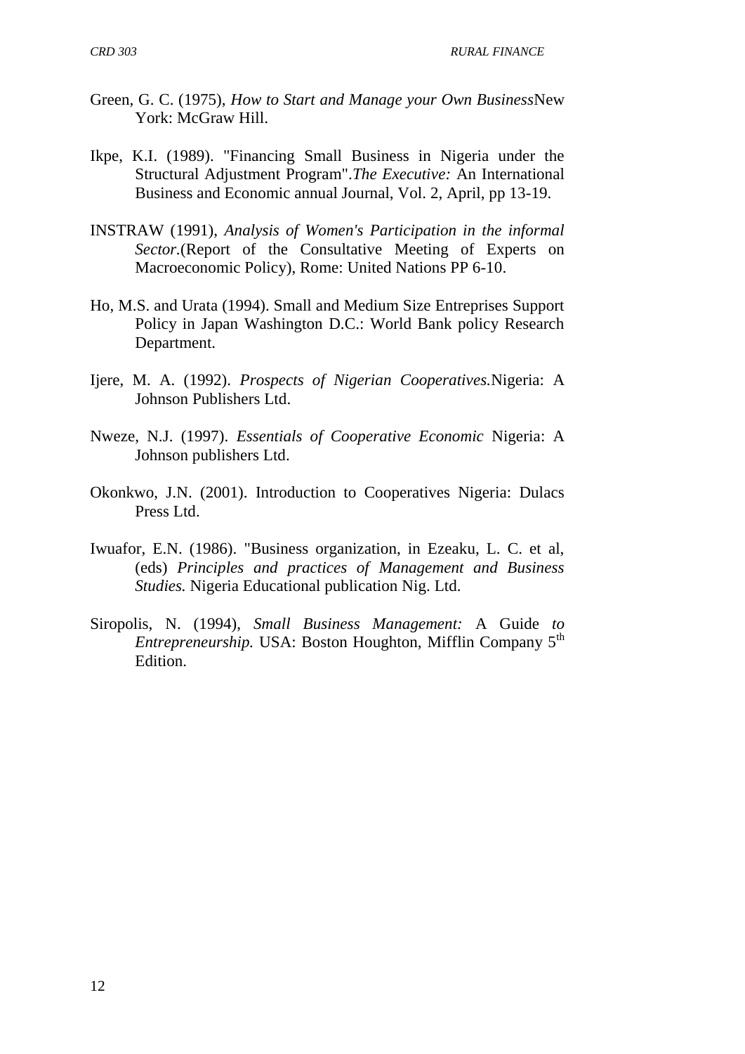Green, G. C. (1975), *How to Start and Manage your Own Business*New York: McGraw Hill.

Ikpe, K.I. (1989). "Financing Small Business in Nigeria under the Structural Adjustment Program".*The Executive:* An International Business and Economic annual Journal, Vol. 2, April, pp 13-19.

INSTRAW (1991), *Analysis of Women's Participation in the informal Sector.*(Report of the Consultative Meeting of Experts on Macroeconomic Policy), Rome: United Nations PP 6-10.

Ho, M.S. and Urata (1994). Small and Medium Size Entreprises Support Policy in Japan Washington D.C.: World Bank policy Research Department.

Ijere, M. A. (1992). *Prospects of Nigerian Cooperatives.*Nigeria: A Johnson Publishers Ltd.

Nweze, N.J. (1997). *Essentials of Cooperative Economic* Nigeria: A Johnson publishers Ltd.

Okonkwo, J.N. (2001). Introduction to Cooperatives Nigeria: Dulacs Press Ltd.

Iwuafor, E.N. (1986). "Business organization, in Ezeaku, L. C. et al, (eds) *Principles and practices of Management and Business Studies.* Nigeria Educational publication Nig. Ltd.

Siropolis, N. (1994), *Small Business Management:* A Guide *to Entrepreneurship.* USA: Boston Houghton, Mifflin Company 5th Edition.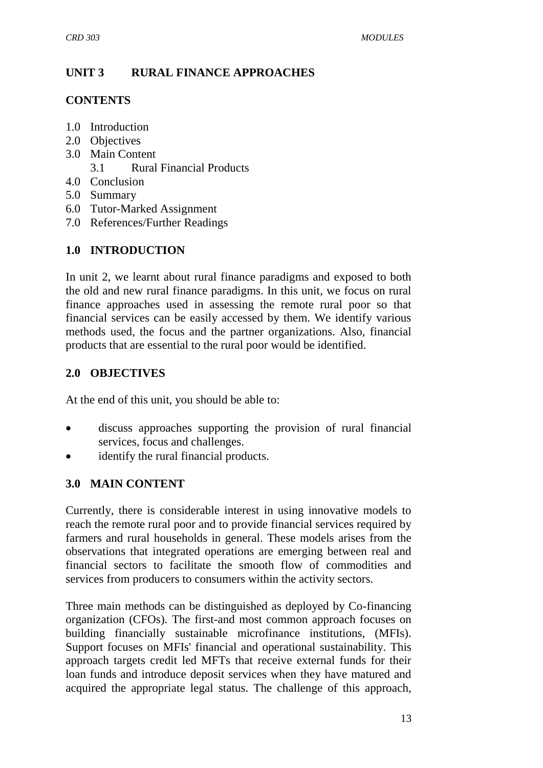## UNIT 3 RURAL FINANCE APPROACHES

### CONTENTS

1.0 Introduction
2.0 Objectives
3.0 Main Content
    3.1 Rural Financial Products
4.0 Conclusion
5.0 Summary
6.0 Tutor-Marked Assignment
7.0 References/Further Readings

### 1.0 INTRODUCTION

In unit 2, we learnt about rural finance paradigms and exposed to both the old and new rural finance paradigms. In this unit, we focus on rural finance approaches used in assessing the remote rural poor so that financial services can be easily accessed by them. We identify various methods used, the focus and the partner organizations. Also, financial products that are essential to the rural poor would be identified.

### 2.0 OBJECTIVES

At the end of this unit, you should be able to:

- discuss approaches supporting the provision of rural financial services, focus and challenges.
- identify the rural financial products.

### 3.0 MAIN CONTENT

Currently, there is considerable interest in using innovative models to reach the remote rural poor and to provide financial services required by farmers and rural households in general. These models arises from the observations that integrated operations are emerging between real and financial sectors to facilitate the smooth flow of commodities and services from producers to consumers within the activity sectors.

Three main methods can be distinguished as deployed by Co-financing organization (CFOs). The first-and most common approach focuses on building financially sustainable microfinance institutions, (MFIs). Support focuses on MFIs' financial and operational sustainability. This approach targets credit led MFTs that receive external funds for their loan funds and introduce deposit services when they have matured and acquired the appropriate legal status. The challenge of this approach,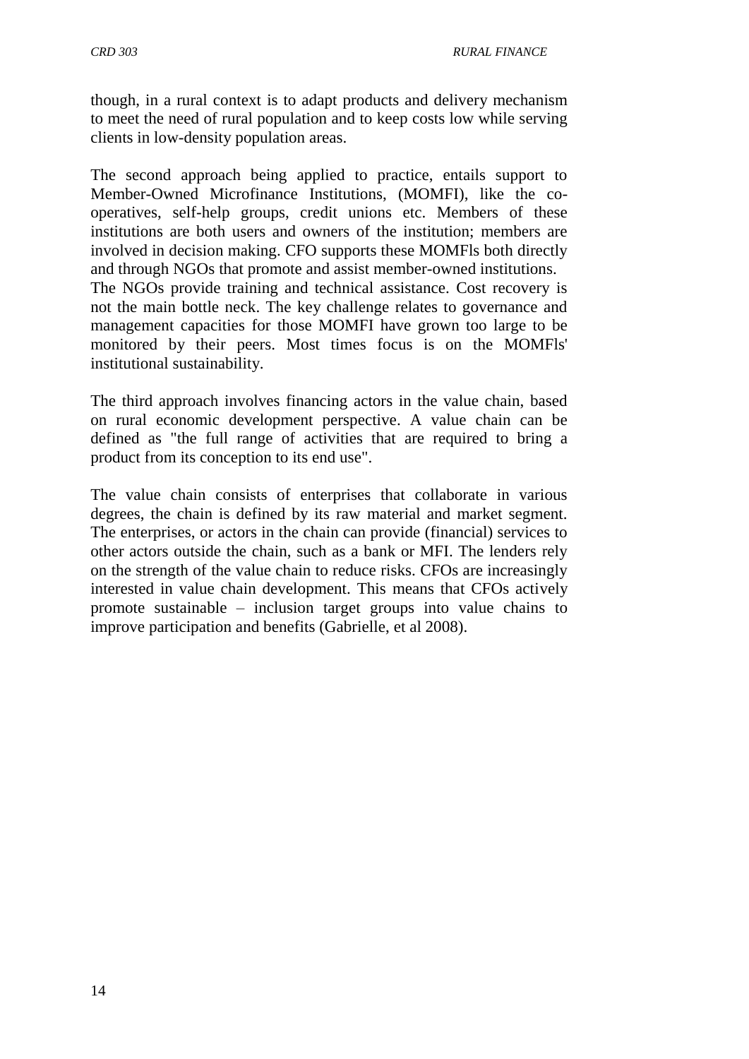though, in a rural context is to adapt products and delivery mechanism to meet the need of rural population and to keep costs low while serving clients in low-density population areas.

The second approach being applied to practice, entails support to Member-Owned Microfinance Institutions, (MOMFI), like the co-operatives, self-help groups, credit unions etc. Members of these institutions are both users and owners of the institution; members are involved in decision making. CFO supports these MOMFls both directly and through NGOs that promote and assist member-owned institutions. The NGOs provide training and technical assistance. Cost recovery is not the main bottle neck. The key challenge relates to governance and management capacities for those MOMFI have grown too large to be monitored by their peers. Most times focus is on the MOMFls' institutional sustainability.

The third approach involves financing actors in the value chain, based on rural economic development perspective. A value chain can be defined as "the full range of activities that are required to bring a product from its conception to its end use".

The value chain consists of enterprises that collaborate in various degrees, the chain is defined by its raw material and market segment. The enterprises, or actors in the chain can provide (financial) services to other actors outside the chain, such as a bank or MFI. The lenders rely on the strength of the value chain to reduce risks. CFOs are increasingly interested in value chain development. This means that CFOs actively promote sustainable – inclusion target groups into value chains to improve participation and benefits (Gabrielle, et al 2008).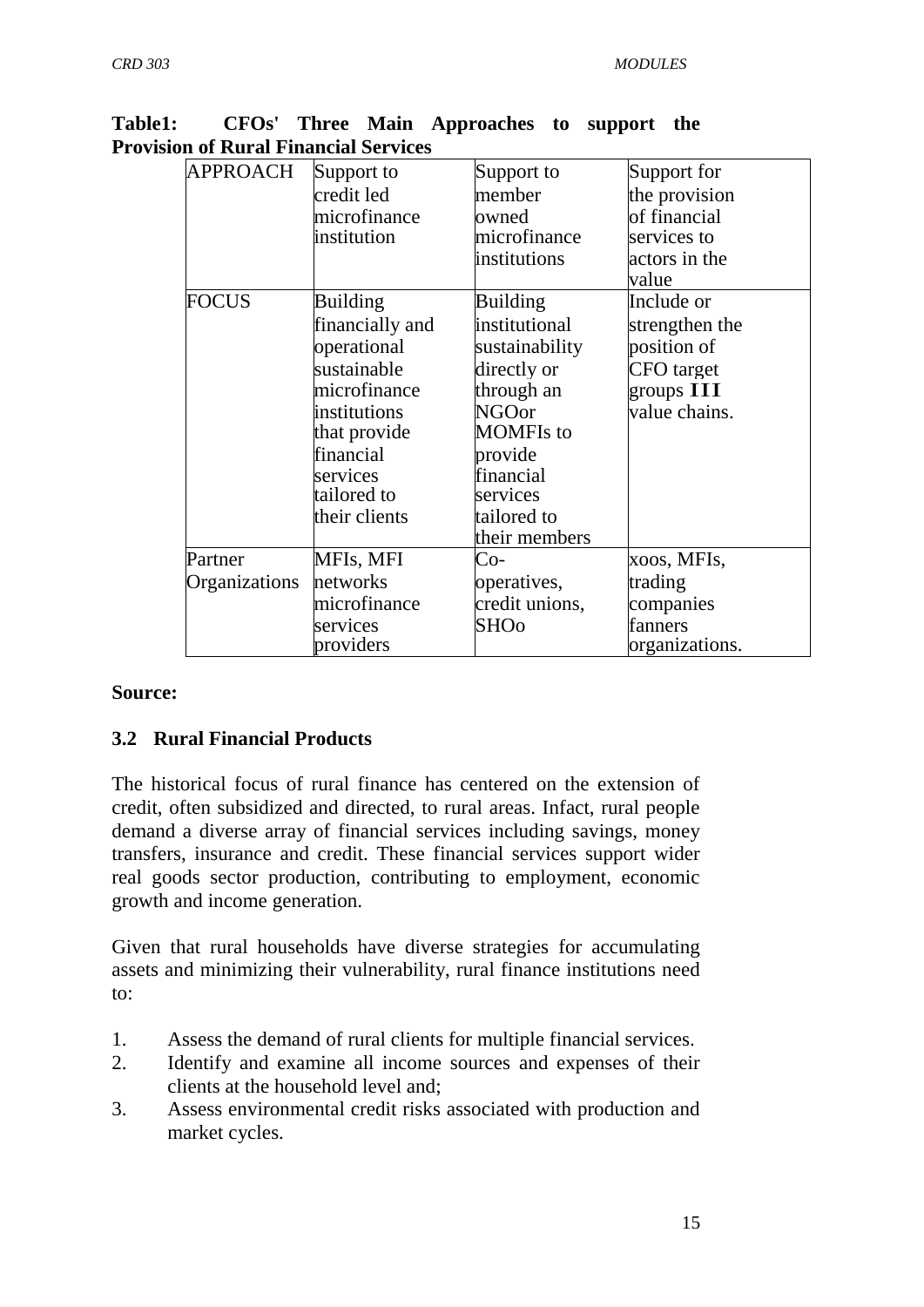**Table1: CFOs' Three Main Approaches to support the Provision of Rural Financial Services**

| APPROACH | Support to credit led microfinance institution | Support to member owned microfinance institutions | Support for the provision of financial services to actors in the value |
|---|---|---|---|
| FOCUS | Building financially and operational sustainable microfinance institutions that provide financial services tailored to their clients | Building institutional sustainability directly or through an NGOor MOMFIs to provide financial services tailored to their members | Include or strengthen the position of CFO target groups **III** value chains. |
| Partner Organizations | MFIs, MFI networks microfinance services providers | Co-operatives, credit unions, SHOo | xoos, MFIs, trading companies fanners organizations. |

**Source:**

### 3.2 Rural Financial Products

The historical focus of rural finance has centered on the extension of credit, often subsidized and directed, to rural areas. Infact, rural people demand a diverse array of financial services including savings, money transfers, insurance and credit. These financial services support wider real goods sector production, contributing to employment, economic growth and income generation.

Given that rural households have diverse strategies for accumulating assets and minimizing their vulnerability, rural finance institutions need to:

1. Assess the demand of rural clients for multiple financial services.
2. Identify and examine all income sources and expenses of their clients at the household level and;
3. Assess environmental credit risks associated with production and market cycles.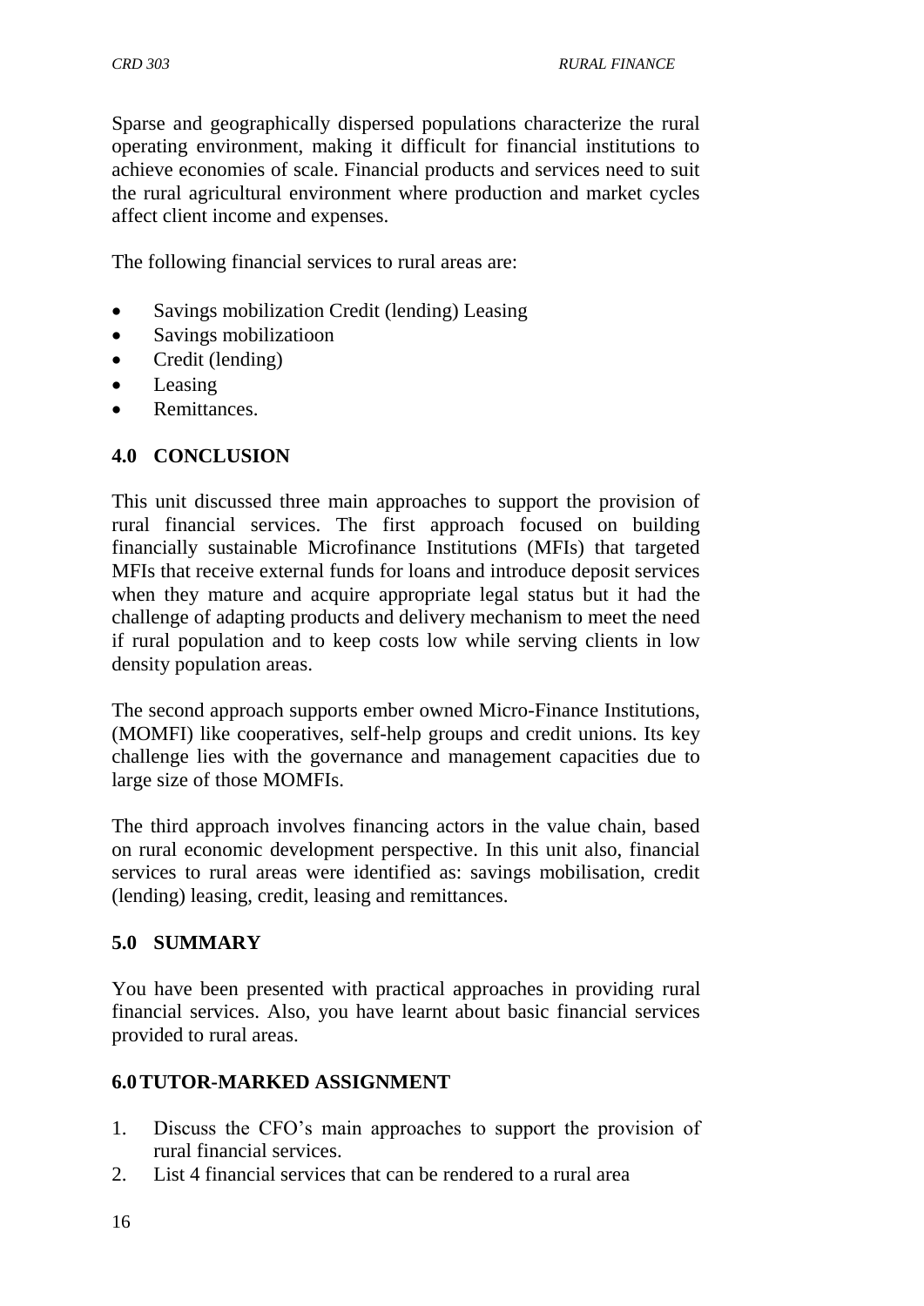Sparse and geographically dispersed populations characterize the rural operating environment, making it difficult for financial institutions to achieve economies of scale. Financial products and services need to suit the rural agricultural environment where production and market cycles affect client income and expenses.

The following financial services to rural areas are:

- Savings mobilization Credit (lending) Leasing
- Savings mobilizatioon
- Credit (lending)
- Leasing
- Remittances.

## 4.0 CONCLUSION

This unit discussed three main approaches to support the provision of rural financial services. The first approach focused on building financially sustainable Microfinance Institutions (MFIs) that targeted MFIs that receive external funds for loans and introduce deposit services when they mature and acquire appropriate legal status but it had the challenge of adapting products and delivery mechanism to meet the need if rural population and to keep costs low while serving clients in low density population areas.

The second approach supports ember owned Micro-Finance Institutions, (MOMFI) like cooperatives, self-help groups and credit unions. Its key challenge lies with the governance and management capacities due to large size of those MOMFIs.

The third approach involves financing actors in the value chain, based on rural economic development perspective. In this unit also, financial services to rural areas were identified as: savings mobilisation, credit (lending) leasing, credit, leasing and remittances.

## 5.0 SUMMARY

You have been presented with practical approaches in providing rural financial services. Also, you have learnt about basic financial services provided to rural areas.

## 6.0 TUTOR-MARKED ASSIGNMENT

1. Discuss the CFO's main approaches to support the provision of rural financial services.
2. List 4 financial services that can be rendered to a rural area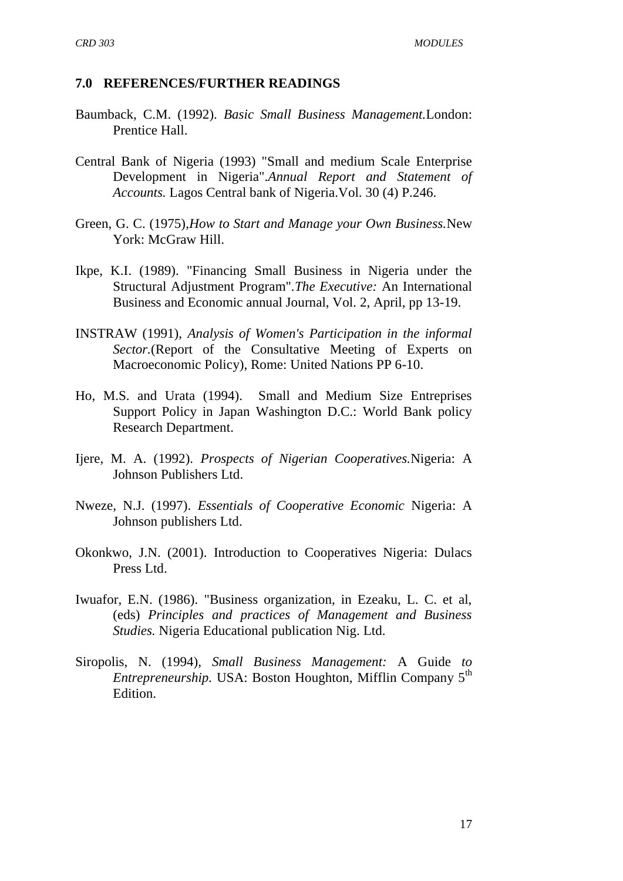## 7.0 REFERENCES/FURTHER READINGS

Baumback, C.M. (1992). *Basic Small Business Management.*London: Prentice Hall.

Central Bank of Nigeria (1993) "Small and medium Scale Enterprise Development in Nigeria".*Annual Report and Statement of Accounts.* Lagos Central bank of Nigeria.Vol. 30 (4) P.246.

Green, G. C. (1975),*How to Start and Manage your Own Business.*New York: McGraw Hill.

Ikpe, K.I. (1989). "Financing Small Business in Nigeria under the Structural Adjustment Program".*The Executive:* An International Business and Economic annual Journal, Vol. 2, April, pp 13-19.

INSTRAW (1991), *Analysis of Women's Participation in the informal Sector.*(Report of the Consultative Meeting of Experts on Macroeconomic Policy), Rome: United Nations PP 6-10.

Ho, M.S. and Urata (1994). Small and Medium Size Entreprises Support Policy in Japan Washington D.C.: World Bank policy Research Department.

Ijere, M. A. (1992). *Prospects of Nigerian Cooperatives.*Nigeria: A Johnson Publishers Ltd.

Nweze, N.J. (1997). *Essentials of Cooperative Economic* Nigeria: A Johnson publishers Ltd.

Okonkwo, J.N. (2001). Introduction to Cooperatives Nigeria: Dulacs Press Ltd.

Iwuafor, E.N. (1986). "Business organization, in Ezeaku, L. C. et al, (eds) *Principles and practices of Management and Business Studies.* Nigeria Educational publication Nig. Ltd.

Siropolis, N. (1994), *Small Business Management:* A Guide *to Entrepreneurship.* USA: Boston Houghton, Mifflin Company 5th Edition.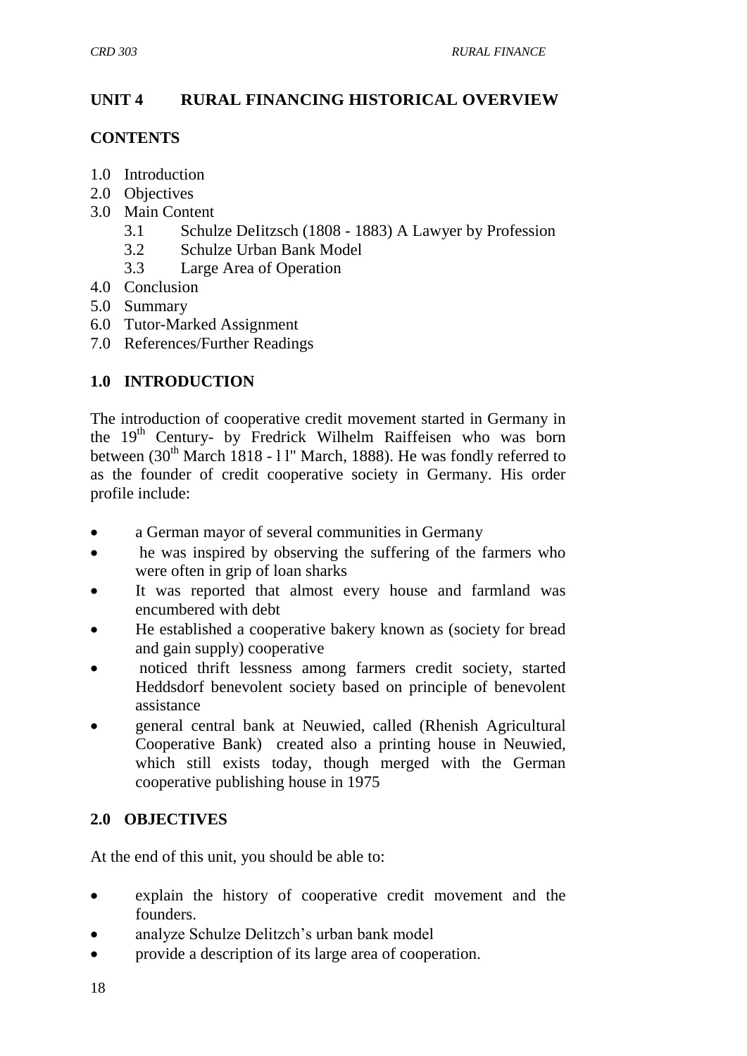## UNIT 4 RURAL FINANCING HISTORICAL OVERVIEW

### CONTENTS

- 1.0 Introduction
- 2.0 Objectives
- 3.0 Main Content
  - 3.1 Schulze DeIitzsch (1808 - 1883) A Lawyer by Profession
  - 3.2 Schulze Urban Bank Model
  - 3.3 Large Area of Operation
- 4.0 Conclusion
- 5.0 Summary
- 6.0 Tutor-Marked Assignment
- 7.0 References/Further Readings

### 1.0 INTRODUCTION

The introduction of cooperative credit movement started in Germany in the 19th Century- by Fredrick Wilhelm Raiffeisen who was born between (30th March 1818 - l l" March, 1888). He was fondly referred to as the founder of credit cooperative society in Germany. His order profile include:

- a German mayor of several communities in Germany
- he was inspired by observing the suffering of the farmers who were often in grip of loan sharks
- It was reported that almost every house and farmland was encumbered with debt
- He established a cooperative bakery known as (society for bread and gain supply) cooperative
- noticed thrift lessness among farmers credit society, started Heddsdorf benevolent society based on principle of benevolent assistance
- general central bank at Neuwied, called (Rhenish Agricultural Cooperative Bank) created also a printing house in Neuwied, which still exists today, though merged with the German cooperative publishing house in 1975

### 2.0 OBJECTIVES

At the end of this unit, you should be able to:

- explain the history of cooperative credit movement and the founders.
- analyze Schulze Delitzch's urban bank model
- provide a description of its large area of cooperation.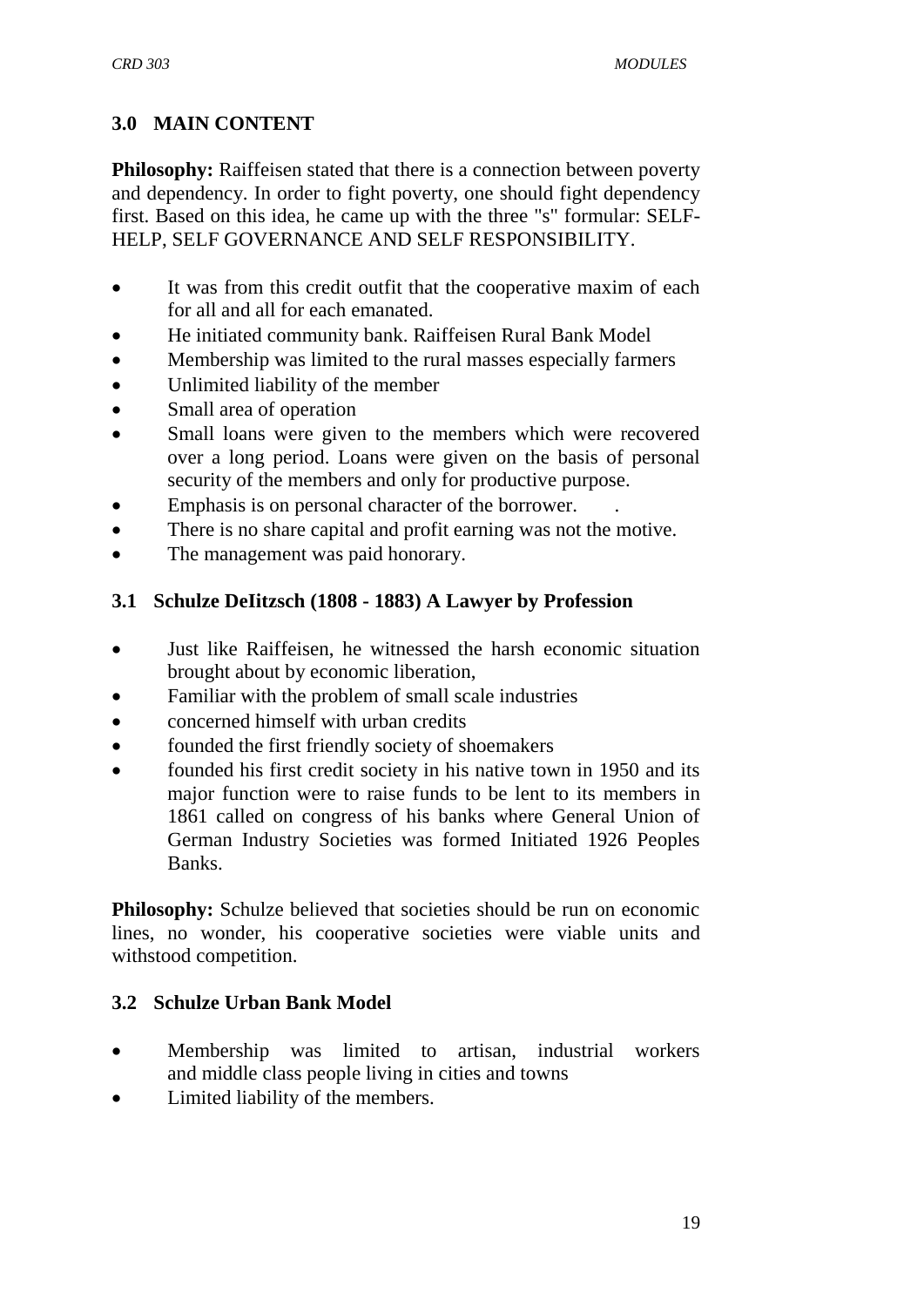## 3.0 MAIN CONTENT

**Philosophy:** Raiffeisen stated that there is a connection between poverty and dependency. In order to fight poverty, one should fight dependency first. Based on this idea, he came up with the three "s" formular: SELF-HELP, SELF GOVERNANCE AND SELF RESPONSIBILITY.

- It was from this credit outfit that the cooperative maxim of each for all and all for each emanated.
- He initiated community bank. Raiffeisen Rural Bank Model
- Membership was limited to the rural masses especially farmers
- Unlimited liability of the member
- Small area of operation
- Small loans were given to the members which were recovered over a long period. Loans were given on the basis of personal security of the members and only for productive purpose.
- Emphasis is on personal character of the borrower.
- There is no share capital and profit earning was not the motive.
- The management was paid honorary.

### 3.1 Schulze DeIitzsch (1808 - 1883) A Lawyer by Profession

- Just like Raiffeisen, he witnessed the harsh economic situation brought about by economic liberation,
- Familiar with the problem of small scale industries
- concerned himself with urban credits
- founded the first friendly society of shoemakers
- founded his first credit society in his native town in 1950 and its major function were to raise funds to be lent to its members in 1861 called on congress of his banks where General Union of German Industry Societies was formed Initiated 1926 Peoples Banks.

**Philosophy:** Schulze believed that societies should be run on economic lines, no wonder, his cooperative societies were viable units and withstood competition.

### 3.2 Schulze Urban Bank Model

- Membership was limited to artisan, industrial workers and middle class people living in cities and towns
- Limited liability of the members.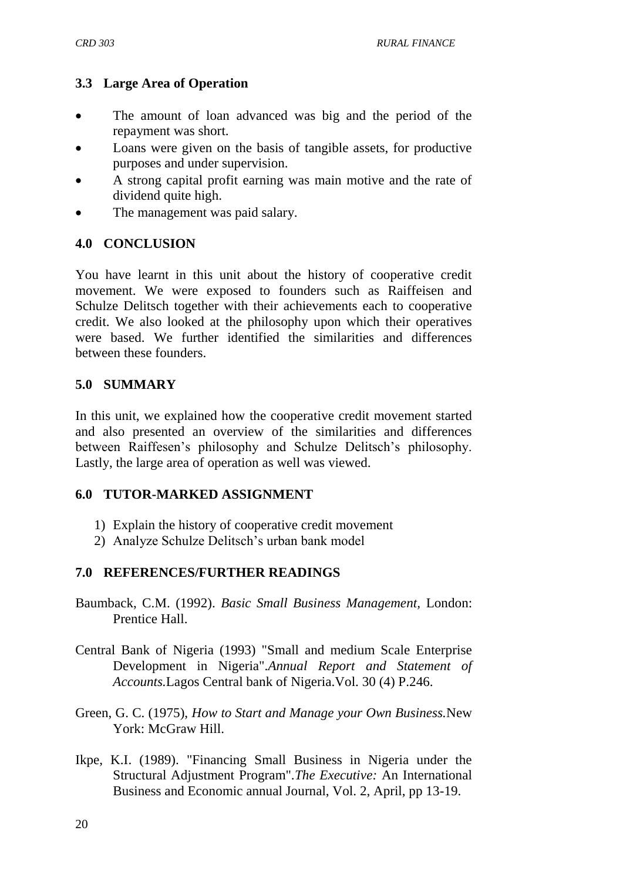### 3.3 Large Area of Operation

- The amount of loan advanced was big and the period of the repayment was short.
- Loans were given on the basis of tangible assets, for productive purposes and under supervision.
- A strong capital profit earning was main motive and the rate of dividend quite high.
- The management was paid salary.

## 4.0 CONCLUSION

You have learnt in this unit about the history of cooperative credit movement. We were exposed to founders such as Raiffeisen and Schulze Delitsch together with their achievements each to cooperative credit. We also looked at the philosophy upon which their operatives were based. We further identified the similarities and differences between these founders.

## 5.0 SUMMARY

In this unit, we explained how the cooperative credit movement started and also presented an overview of the similarities and differences between Raiffesen's philosophy and Schulze Delitsch's philosophy. Lastly, the large area of operation as well was viewed.

## 6.0 TUTOR-MARKED ASSIGNMENT

1) Explain the history of cooperative credit movement
2) Analyze Schulze Delitsch's urban bank model

## 7.0 REFERENCES/FURTHER READINGS

Baumback, C.M. (1992). *Basic Small Business Management*, London: Prentice Hall.

Central Bank of Nigeria (1993) "Small and medium Scale Enterprise Development in Nigeria".*Annual Report and Statement of Accounts.*Lagos Central bank of Nigeria.Vol. 30 (4) P.246.

Green, G. C. (1975), *How to Start and Manage your Own Business.*New York: McGraw Hill.

Ikpe, K.I. (1989). "Financing Small Business in Nigeria under the Structural Adjustment Program".*The Executive:* An International Business and Economic annual Journal, Vol. 2, April, pp 13-19.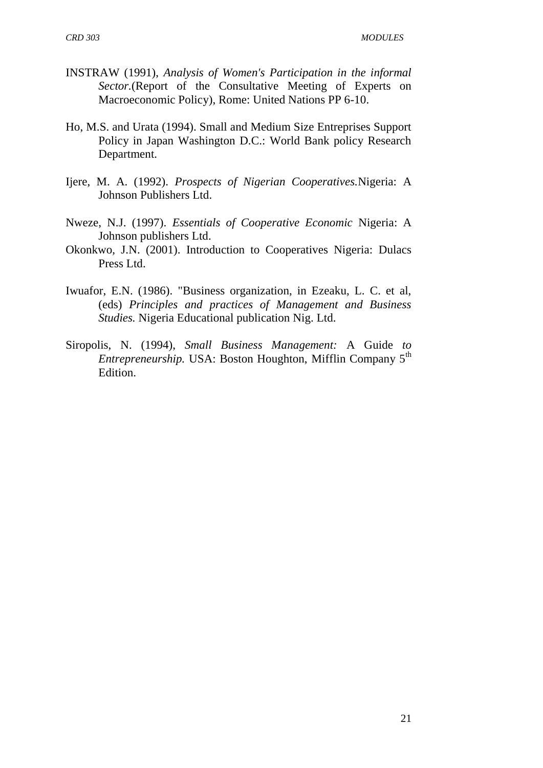INSTRAW (1991), *Analysis of Women's Participation in the informal Sector.*(Report of the Consultative Meeting of Experts on Macroeconomic Policy), Rome: United Nations PP 6-10.

Ho, M.S. and Urata (1994). Small and Medium Size Entreprises Support Policy in Japan Washington D.C.: World Bank policy Research Department.

Ijere, M. A. (1992). *Prospects of Nigerian Cooperatives.*Nigeria: A Johnson Publishers Ltd.

Nweze, N.J. (1997). *Essentials of Cooperative Economic* Nigeria: A Johnson publishers Ltd.

Okonkwo, J.N. (2001). Introduction to Cooperatives Nigeria: Dulacs Press Ltd.

Iwuafor, E.N. (1986). "Business organization, in Ezeaku, L. C. et al, (eds) *Principles and practices of Management and Business Studies.* Nigeria Educational publication Nig. Ltd.

Siropolis, N. (1994), *Small Business Management:* A Guide *to Entrepreneurship.* USA: Boston Houghton, Mifflin Company 5th Edition.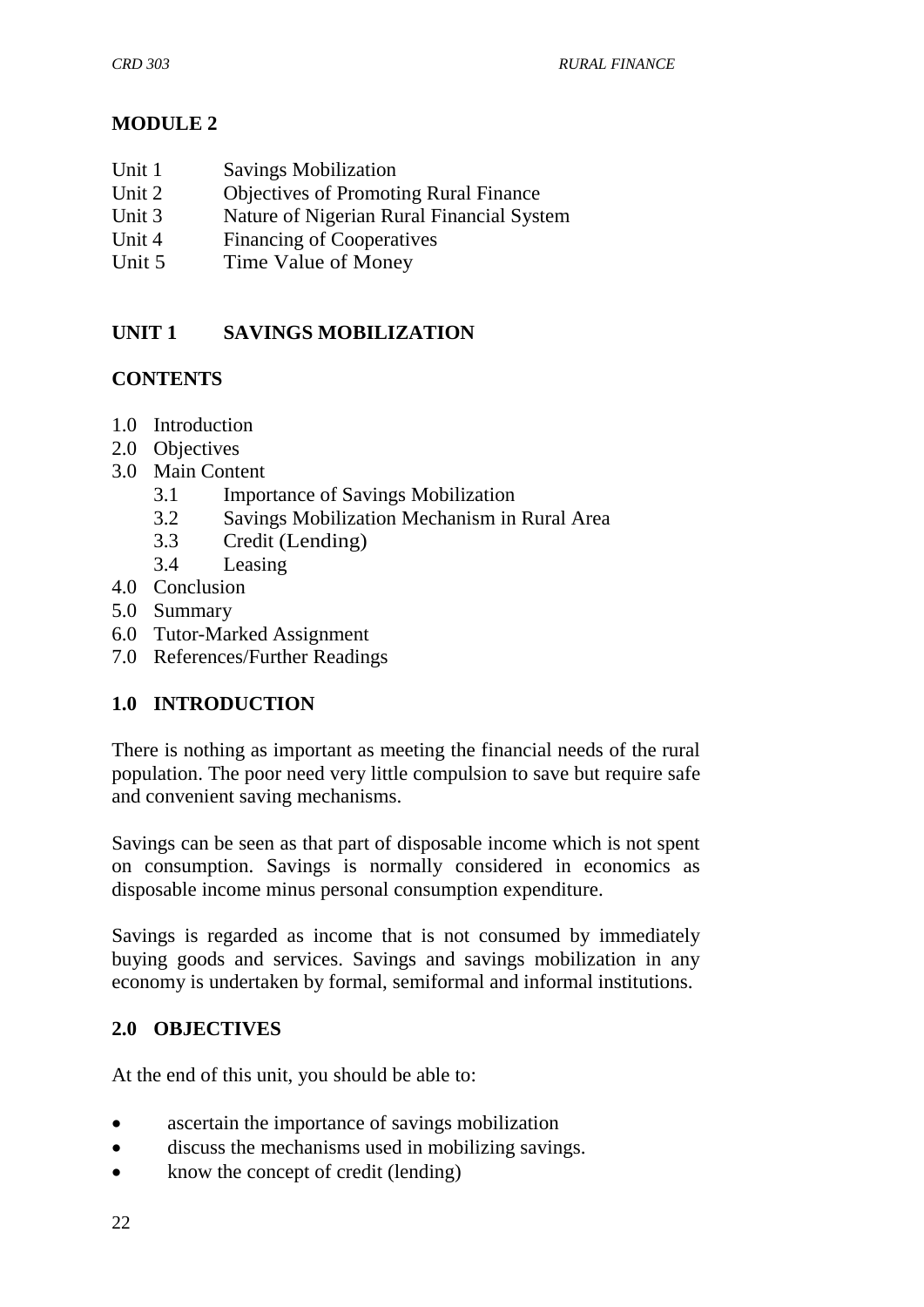# MODULE 2

Unit 1 Savings Mobilization
Unit 2 Objectives of Promoting Rural Finance
Unit 3 Nature of Nigerian Rural Financial System
Unit 4 Financing of Cooperatives
Unit 5 Time Value of Money

## UNIT 1 SAVINGS MOBILIZATION

### CONTENTS

1.0 Introduction
2.0 Objectives
3.0 Main Content
 3.1 Importance of Savings Mobilization
 3.2 Savings Mobilization Mechanism in Rural Area
 3.3 Credit (Lending)
 3.4 Leasing
4.0 Conclusion
5.0 Summary
6.0 Tutor-Marked Assignment
7.0 References/Further Readings

### 1.0 INTRODUCTION

There is nothing as important as meeting the financial needs of the rural population. The poor need very little compulsion to save but require safe and convenient saving mechanisms.

Savings can be seen as that part of disposable income which is not spent on consumption. Savings is normally considered in economics as disposable income minus personal consumption expenditure.

Savings is regarded as income that is not consumed by immediately buying goods and services. Savings and savings mobilization in any economy is undertaken by formal, semiformal and informal institutions.

### 2.0 OBJECTIVES

At the end of this unit, you should be able to:

- ascertain the importance of savings mobilization
- discuss the mechanisms used in mobilizing savings.
- know the concept of credit (lending)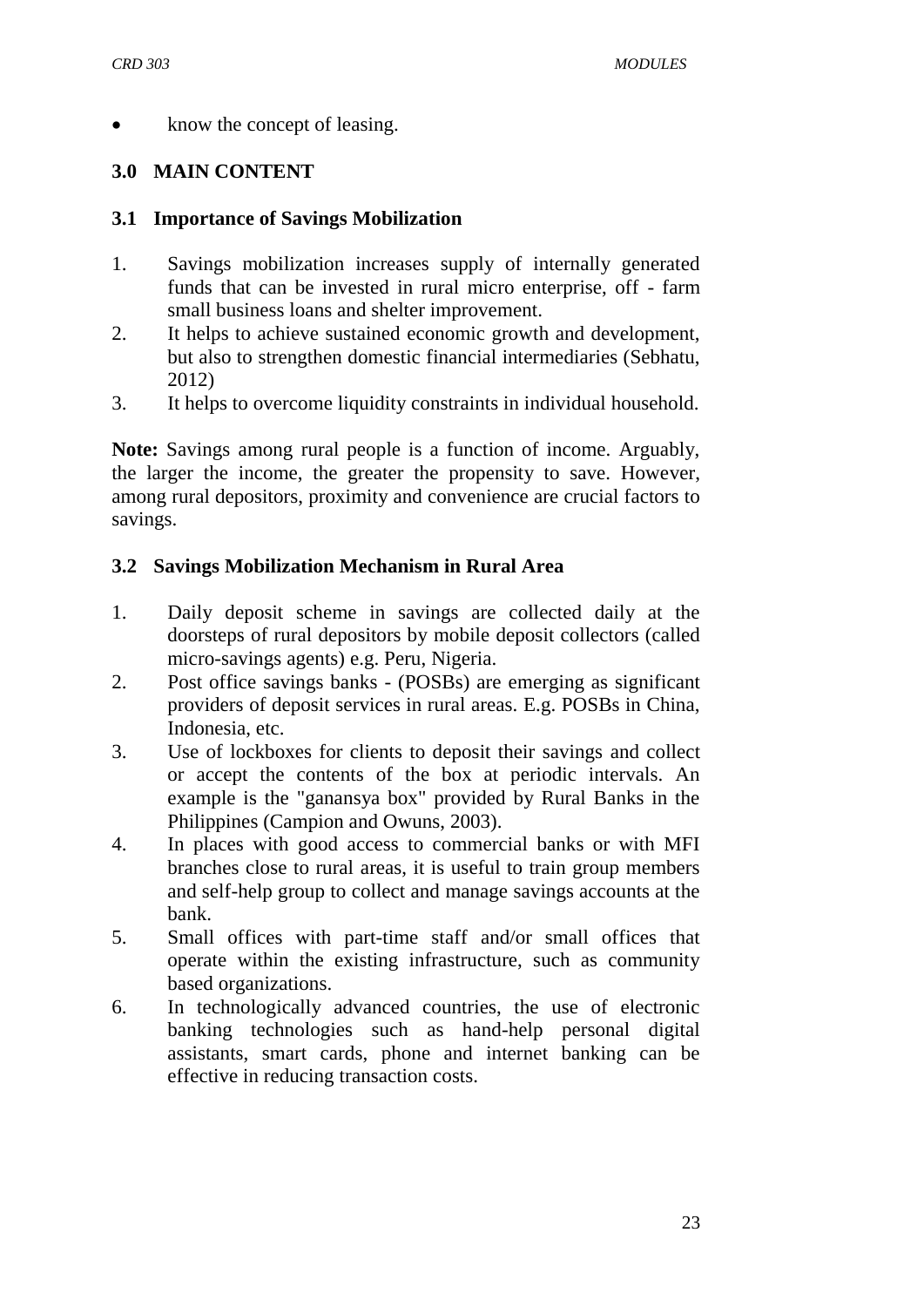- know the concept of leasing.

## 3.0 MAIN CONTENT

### 3.1 Importance of Savings Mobilization

1. Savings mobilization increases supply of internally generated funds that can be invested in rural micro enterprise, off - farm small business loans and shelter improvement.
2. It helps to achieve sustained economic growth and development, but also to strengthen domestic financial intermediaries (Sebhatu, 2012)
3. It helps to overcome liquidity constraints in individual household.

**Note:** Savings among rural people is a function of income. Arguably, the larger the income, the greater the propensity to save. However, among rural depositors, proximity and convenience are crucial factors to savings.

### 3.2 Savings Mobilization Mechanism in Rural Area

1. Daily deposit scheme in savings are collected daily at the doorsteps of rural depositors by mobile deposit collectors (called micro-savings agents) e.g. Peru, Nigeria.
2. Post office savings banks - (POSBs) are emerging as significant providers of deposit services in rural areas. E.g. POSBs in China, Indonesia, etc.
3. Use of lockboxes for clients to deposit their savings and collect or accept the contents of the box at periodic intervals. An example is the "ganansya box" provided by Rural Banks in the Philippines (Campion and Owuns, 2003).
4. In places with good access to commercial banks or with MFI branches close to rural areas, it is useful to train group members and self-help group to collect and manage savings accounts at the bank.
5. Small offices with part-time staff and/or small offices that operate within the existing infrastructure, such as community based organizations.
6. In technologically advanced countries, the use of electronic banking technologies such as hand-help personal digital assistants, smart cards, phone and internet banking can be effective in reducing transaction costs.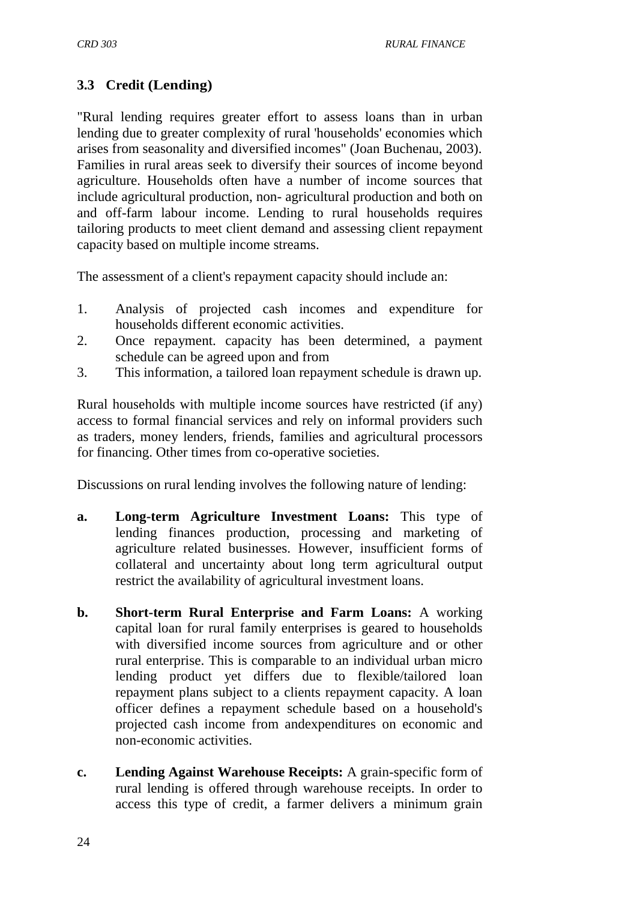### 3.3 Credit (Lending)

"Rural lending requires greater effort to assess loans than in urban lending due to greater complexity of rural 'households' economies which arises from seasonality and diversified incomes" (Joan Buchenau, 2003). Families in rural areas seek to diversify their sources of income beyond agriculture. Households often have a number of income sources that include agricultural production, non- agricultural production and both on and off-farm labour income. Lending to rural households requires tailoring products to meet client demand and assessing client repayment capacity based on multiple income streams.

The assessment of a client's repayment capacity should include an:

1. Analysis of projected cash incomes and expenditure for households different economic activities.
2. Once repayment. capacity has been determined, a payment schedule can be agreed upon and from
3. This information, a tailored loan repayment schedule is drawn up.

Rural households with multiple income sources have restricted (if any) access to formal financial services and rely on informal providers such as traders, money lenders, friends, families and agricultural processors for financing. Other times from co-operative societies.

Discussions on rural lending involves the following nature of lending:

**a. Long-term Agriculture Investment Loans:** This type of lending finances production, processing and marketing of agriculture related businesses. However, insufficient forms of collateral and uncertainty about long term agricultural output restrict the availability of agricultural investment loans.

**b. Short-term Rural Enterprise and Farm Loans:** A working capital loan for rural family enterprises is geared to households with diversified income sources from agriculture and or other rural enterprise. This is comparable to an individual urban micro lending product yet differs due to flexible/tailored loan repayment plans subject to a clients repayment capacity. A loan officer defines a repayment schedule based on a household's projected cash income from andexpenditures on economic and non-economic activities.

**c. Lending Against Warehouse Receipts:** A grain-specific form of rural lending is offered through warehouse receipts. In order to access this type of credit, a farmer delivers a minimum grain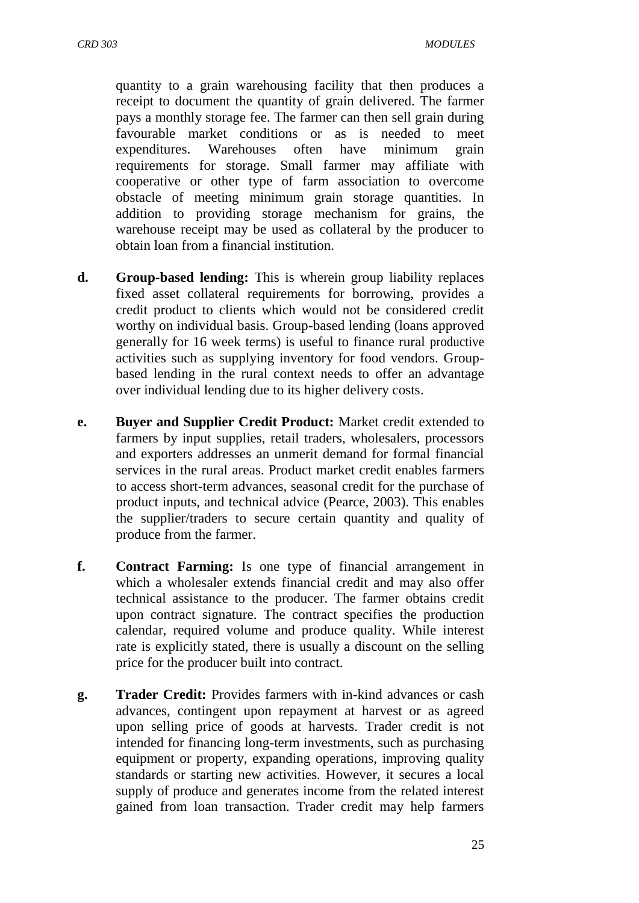quantity to a grain warehousing facility that then produces a receipt to document the quantity of grain delivered. The farmer pays a monthly storage fee. The farmer can then sell grain during favourable market conditions or as is needed to meet expenditures. Warehouses often have minimum grain requirements for storage. Small farmer may affiliate with cooperative or other type of farm association to overcome obstacle of meeting minimum grain storage quantities. In addition to providing storage mechanism for grains, the warehouse receipt may be used as collateral by the producer to obtain loan from a financial institution.

**d.** **Group-based lending:** This is wherein group liability replaces fixed asset collateral requirements for borrowing, provides a credit product to clients which would not be considered credit worthy on individual basis. Group-based lending (loans approved generally for 16 week terms) is useful to finance rural productive activities such as supplying inventory for food vendors. Group-based lending in the rural context needs to offer an advantage over individual lending due to its higher delivery costs.

**e.** **Buyer and Supplier Credit Product:** Market credit extended to farmers by input supplies, retail traders, wholesalers, processors and exporters addresses an unmerit demand for formal financial services in the rural areas. Product market credit enables farmers to access short-term advances, seasonal credit for the purchase of product inputs, and technical advice (Pearce, 2003). This enables the supplier/traders to secure certain quantity and quality of produce from the farmer.

**f.** **Contract Farming:** Is one type of financial arrangement in which a wholesaler extends financial credit and may also offer technical assistance to the producer. The farmer obtains credit upon contract signature. The contract specifies the production calendar, required volume and produce quality. While interest rate is explicitly stated, there is usually a discount on the selling price for the producer built into contract.

**g.** **Trader Credit:** Provides farmers with in-kind advances or cash advances, contingent upon repayment at harvest or as agreed upon selling price of goods at harvests. Trader credit is not intended for financing long-term investments, such as purchasing equipment or property, expanding operations, improving quality standards or starting new activities. However, it secures a local supply of produce and generates income from the related interest gained from loan transaction. Trader credit may help farmers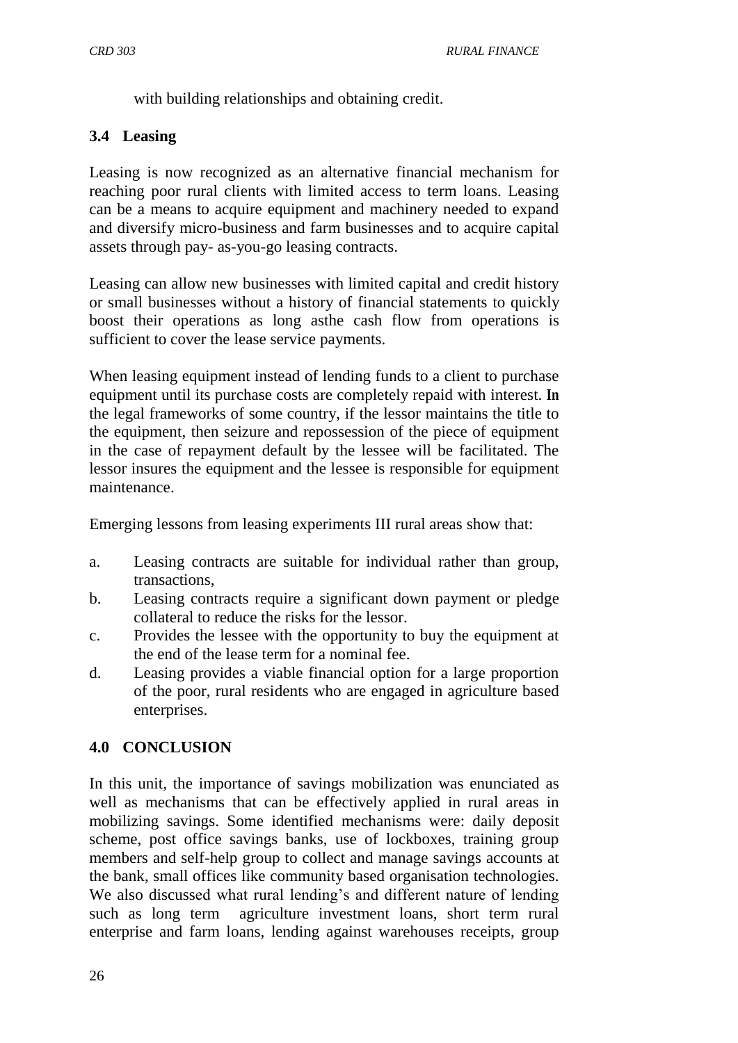with building relationships and obtaining credit.

### 3.4 Leasing

Leasing is now recognized as an alternative financial mechanism for reaching poor rural clients with limited access to term loans. Leasing can be a means to acquire equipment and machinery needed to expand and diversify micro-business and farm businesses and to acquire capital assets through pay- as-you-go leasing contracts.

Leasing can allow new businesses with limited capital and credit history or small businesses without a history of financial statements to quickly boost their operations as long asthe cash flow from operations is sufficient to cover the lease service payments.

When leasing equipment instead of lending funds to a client to purchase equipment until its purchase costs are completely repaid with interest. **In** the legal frameworks of some country, if the lessor maintains the title to the equipment, then seizure and repossession of the piece of equipment in the case of repayment default by the lessee will be facilitated. The lessor insures the equipment and the lessee is responsible for equipment maintenance.

Emerging lessons from leasing experiments III rural areas show that:

a. Leasing contracts are suitable for individual rather than group, transactions,
b. Leasing contracts require a significant down payment or pledge collateral to reduce the risks for the lessor.
c. Provides the lessee with the opportunity to buy the equipment at the end of the lease term for a nominal fee.
d. Leasing provides a viable financial option for a large proportion of the poor, rural residents who are engaged in agriculture based enterprises.

## 4.0 CONCLUSION

In this unit, the importance of savings mobilization was enunciated as well as mechanisms that can be effectively applied in rural areas in mobilizing savings. Some identified mechanisms were: daily deposit scheme, post office savings banks, use of lockboxes, training group members and self-help group to collect and manage savings accounts at the bank, small offices like community based organisation technologies. We also discussed what rural lending's and different nature of lending such as long term agriculture investment loans, short term rural enterprise and farm loans, lending against warehouses receipts, group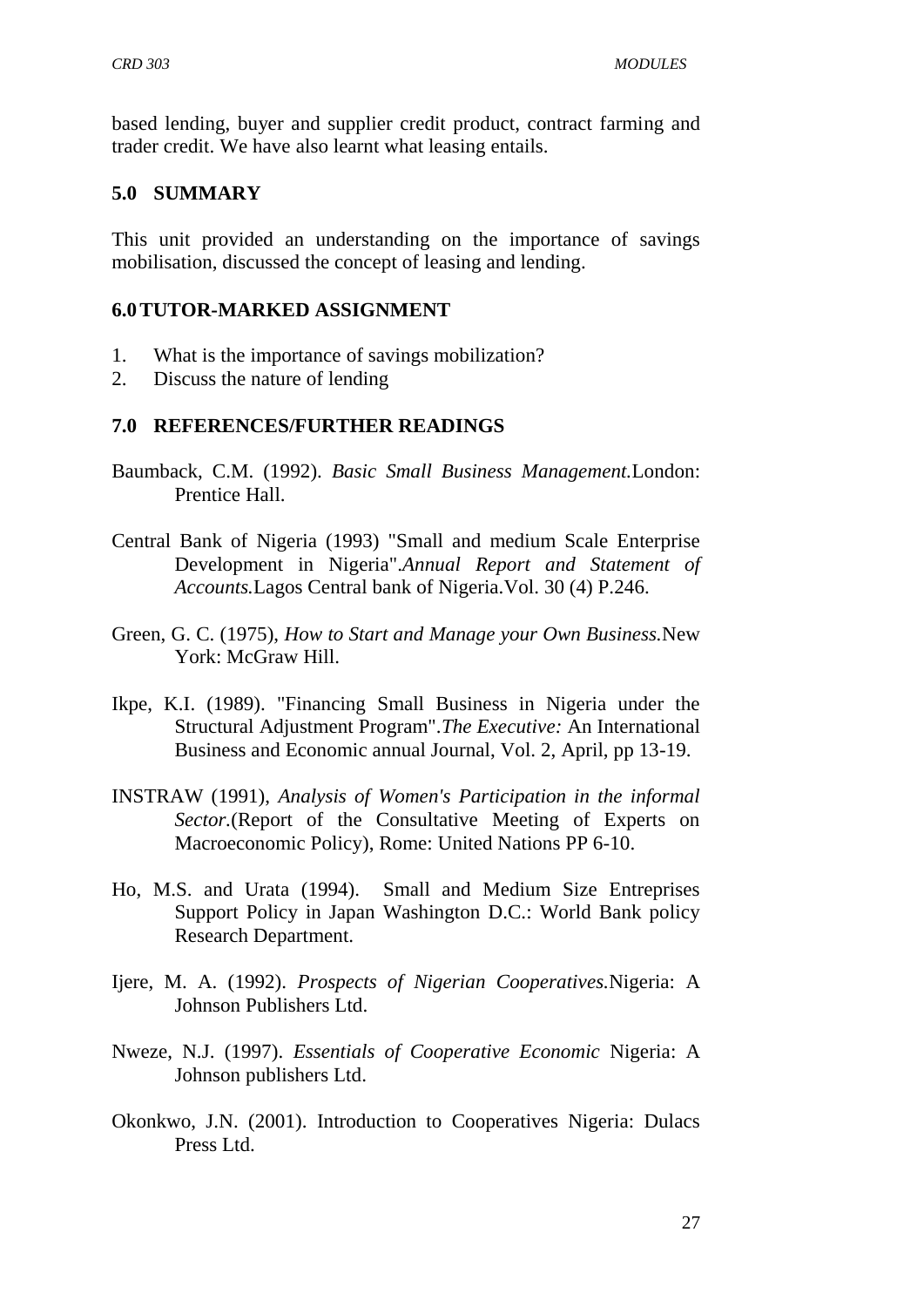based lending, buyer and supplier credit product, contract farming and trader credit. We have also learnt what leasing entails.

## 5.0 SUMMARY

This unit provided an understanding on the importance of savings mobilisation, discussed the concept of leasing and lending.

## 6.0 TUTOR-MARKED ASSIGNMENT

1. What is the importance of savings mobilization?
2. Discuss the nature of lending

## 7.0 REFERENCES/FURTHER READINGS

Baumback, C.M. (1992). *Basic Small Business Management.*London: Prentice Hall.

Central Bank of Nigeria (1993) "Small and medium Scale Enterprise Development in Nigeria".*Annual Report and Statement of Accounts.*Lagos Central bank of Nigeria.Vol. 30 (4) P.246.

Green, G. C. (1975), *How to Start and Manage your Own Business.*New York: McGraw Hill.

Ikpe, K.I. (1989). "Financing Small Business in Nigeria under the Structural Adjustment Program".*The Executive:* An International Business and Economic annual Journal, Vol. 2, April, pp 13-19.

INSTRAW (1991), *Analysis of Women's Participation in the informal Sector.*(Report of the Consultative Meeting of Experts on Macroeconomic Policy), Rome: United Nations PP 6-10.

Ho, M.S. and Urata (1994). Small and Medium Size Entreprises Support Policy in Japan Washington D.C.: World Bank policy Research Department.

Ijere, M. A. (1992). *Prospects of Nigerian Cooperatives.*Nigeria: A Johnson Publishers Ltd.

Nweze, N.J. (1997). *Essentials of Cooperative Economic* Nigeria: A Johnson publishers Ltd.

Okonkwo, J.N. (2001). Introduction to Cooperatives Nigeria: Dulacs Press Ltd.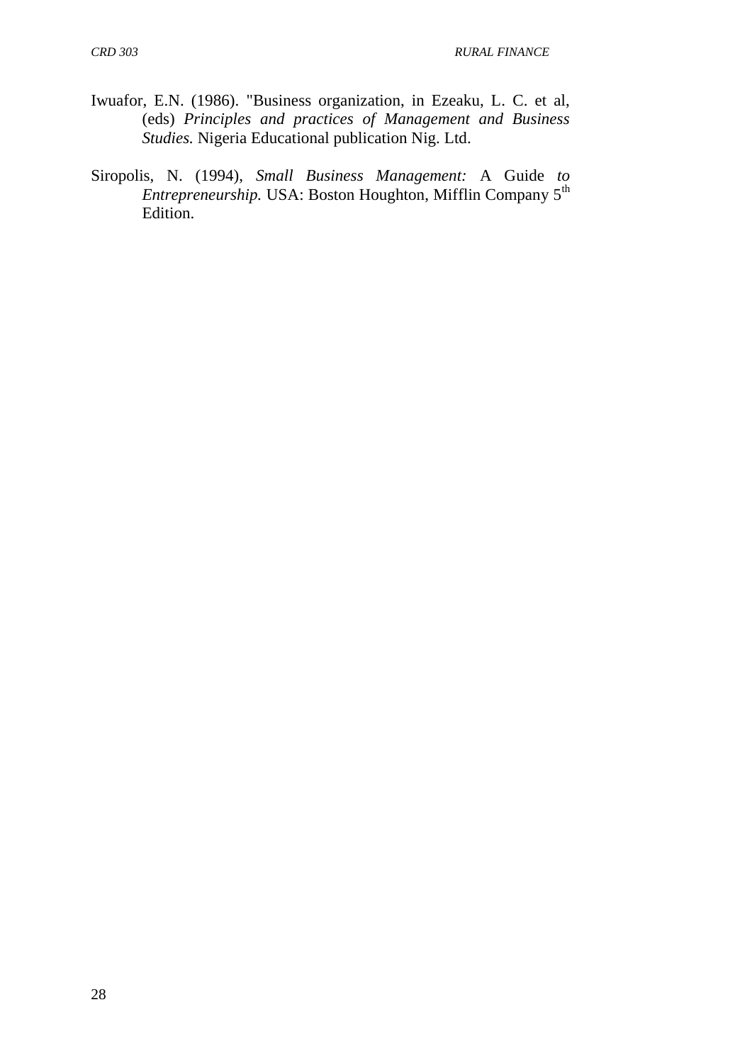Iwuafor, E.N. (1986). "Business organization, in Ezeaku, L. C. et al, (eds) *Principles and practices of Management and Business Studies.* Nigeria Educational publication Nig. Ltd.

Siropolis, N. (1994), *Small Business Management:* A Guide *to Entrepreneurship.* USA: Boston Houghton, Mifflin Company 5th Edition.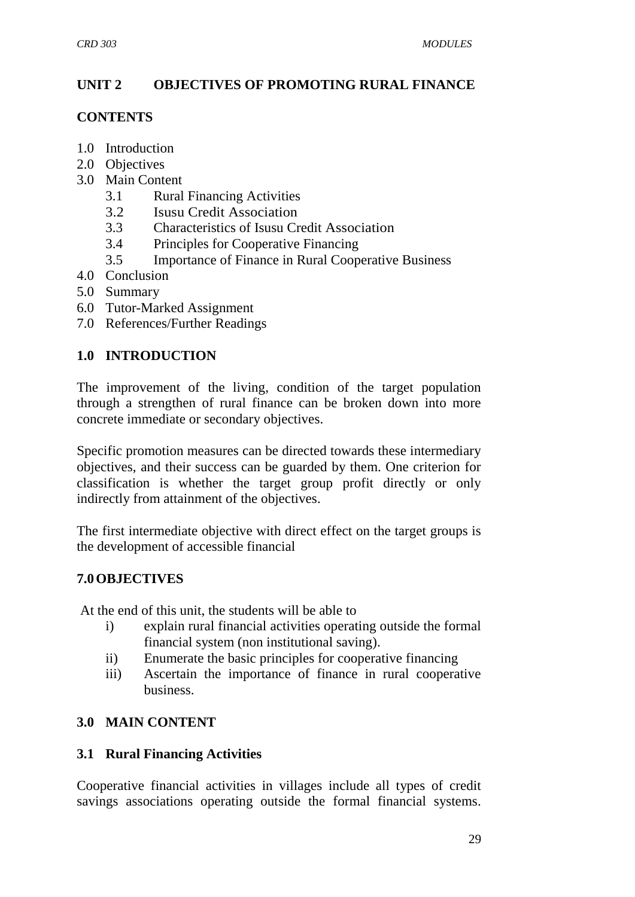## UNIT 2 OBJECTIVES OF PROMOTING RURAL FINANCE

### CONTENTS

1.0 Introduction
2.0 Objectives
3.0 Main Content
   - 3.1 Rural Financing Activities
   - 3.2 Isusu Credit Association
   - 3.3 Characteristics of Isusu Credit Association
   - 3.4 Principles for Cooperative Financing
   - 3.5 Importance of Finance in Rural Cooperative Business

4.0 Conclusion
5.0 Summary
6.0 Tutor-Marked Assignment
7.0 References/Further Readings

### 1.0 INTRODUCTION

The improvement of the living, condition of the target population through a strengthen of rural finance can be broken down into more concrete immediate or secondary objectives.

Specific promotion measures can be directed towards these intermediary objectives, and their success can be guarded by them. One criterion for classification is whether the target group profit directly or only indirectly from attainment of the objectives.

The first intermediate objective with direct effect on the target groups is the development of accessible financial

### 7.0 OBJECTIVES

At the end of this unit, the students will be able to

i) explain rural financial activities operating outside the formal financial system (non institutional saving).
ii) Enumerate the basic principles for cooperative financing
iii) Ascertain the importance of finance in rural cooperative business.

### 3.0 MAIN CONTENT

### 3.1 Rural Financing Activities

Cooperative financial activities in villages include all types of credit savings associations operating outside the formal financial systems.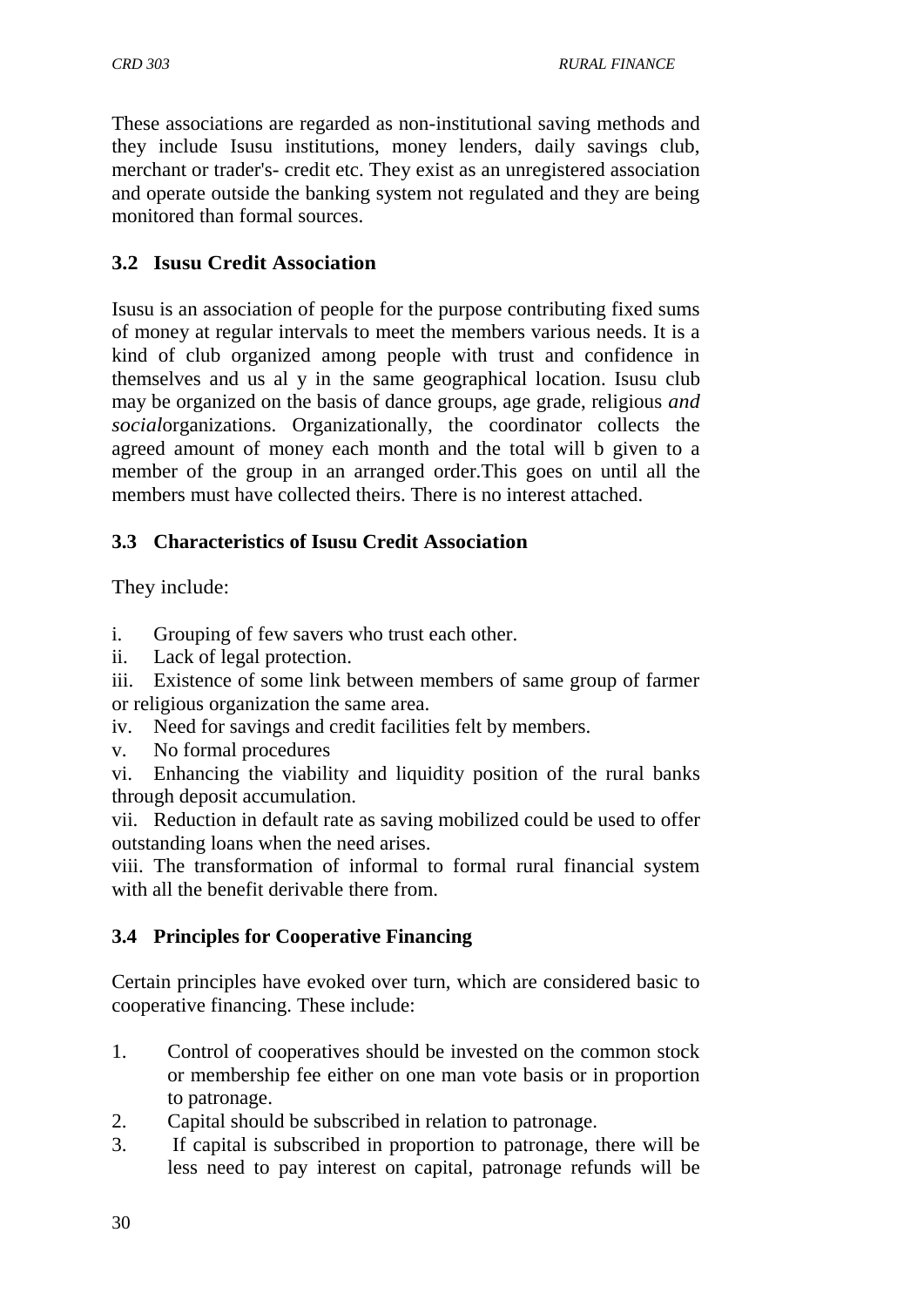These associations are regarded as non-institutional saving methods and they include Isusu institutions, money lenders, daily savings club, merchant or trader's- credit etc. They exist as an unregistered association and operate outside the banking system not regulated and they are being monitored than formal sources.

### 3.2 Isusu Credit Association

Isusu is an association of people for the purpose contributing fixed sums of money at regular intervals to meet the members various needs. It is a kind of club organized among people with trust and confidence in themselves and us al y in the same geographical location. Isusu club may be organized on the basis of dance groups, age grade, religious *and social*organizations. Organizationally, the coordinator collects the agreed amount of money each month and the total will b given to a member of the group in an arranged order.This goes on until all the members must have collected theirs. There is no interest attached.

### 3.3 Characteristics of Isusu Credit Association

They include:

i. Grouping of few savers who trust each other.
ii. Lack of legal protection.
iii. Existence of some link between members of same group of farmer or religious organization the same area.
iv. Need for savings and credit facilities felt by members.
v. No formal procedures
vi. Enhancing the viability and liquidity position of the rural banks through deposit accumulation.
vii. Reduction in default rate as saving mobilized could be used to offer outstanding loans when the need arises.
viii. The transformation of informal to formal rural financial system with all the benefit derivable there from.

### 3.4 Principles for Cooperative Financing

Certain principles have evoked over turn, which are considered basic to cooperative financing. These include:

1. Control of cooperatives should be invested on the common stock or membership fee either on one man vote basis or in proportion to patronage.
2. Capital should be subscribed in relation to patronage.
3. If capital is subscribed in proportion to patronage, there will be less need to pay interest on capital, patronage refunds will be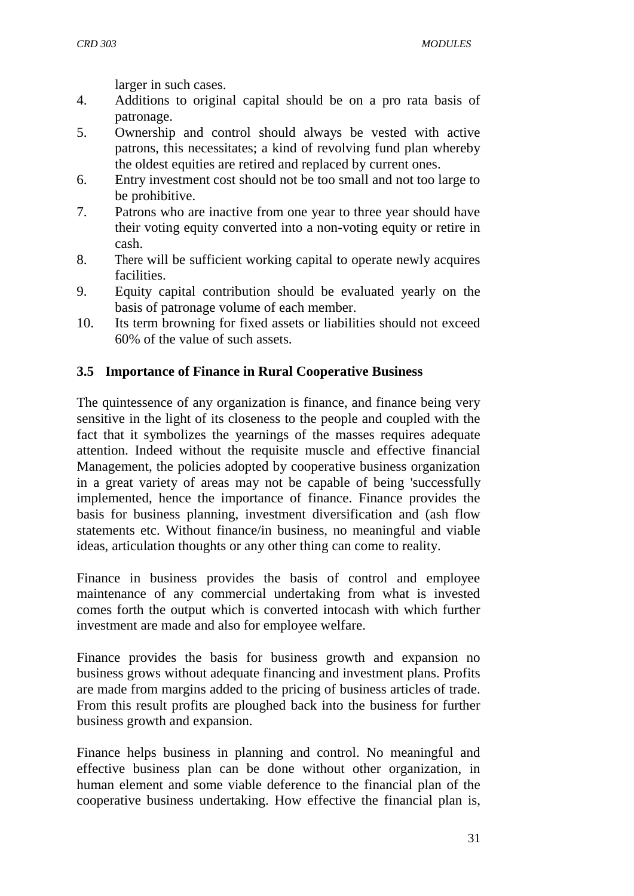larger in such cases.

4. Additions to original capital should be on a pro rata basis of patronage.
5. Ownership and control should always be vested with active patrons, this necessitates; a kind of revolving fund plan whereby the oldest equities are retired and replaced by current ones.
6. Entry investment cost should not be too small and not too large to be prohibitive.
7. Patrons who are inactive from one year to three year should have their voting equity converted into a non-voting equity or retire in cash.
8. There will be sufficient working capital to operate newly acquires facilities.
9. Equity capital contribution should be evaluated yearly on the basis of patronage volume of each member.
10. Its term browning for fixed assets or liabilities should not exceed 60% of the value of such assets.

### 3.5 Importance of Finance in Rural Cooperative Business

The quintessence of any organization is finance, and finance being very sensitive in the light of its closeness to the people and coupled with the fact that it symbolizes the yearnings of the masses requires adequate attention. Indeed without the requisite muscle and effective financial Management, the policies adopted by cooperative business organization in a great variety of areas may not be capable of being 'successfully implemented, hence the importance of finance. Finance provides the basis for business planning, investment diversification and (ash flow statements etc. Without finance/in business, no meaningful and viable ideas, articulation thoughts or any other thing can come to reality.

Finance in business provides the basis of control and employee maintenance of any commercial undertaking from what is invested comes forth the output which is converted intocash with which further investment are made and also for employee welfare.

Finance provides the basis for business growth and expansion no business grows without adequate financing and investment plans. Profits are made from margins added to the pricing of business articles of trade. From this result profits are ploughed back into the business for further business growth and expansion.

Finance helps business in planning and control. No meaningful and effective business plan can be done without other organization, in human element and some viable deference to the financial plan of the cooperative business undertaking. How effective the financial plan is,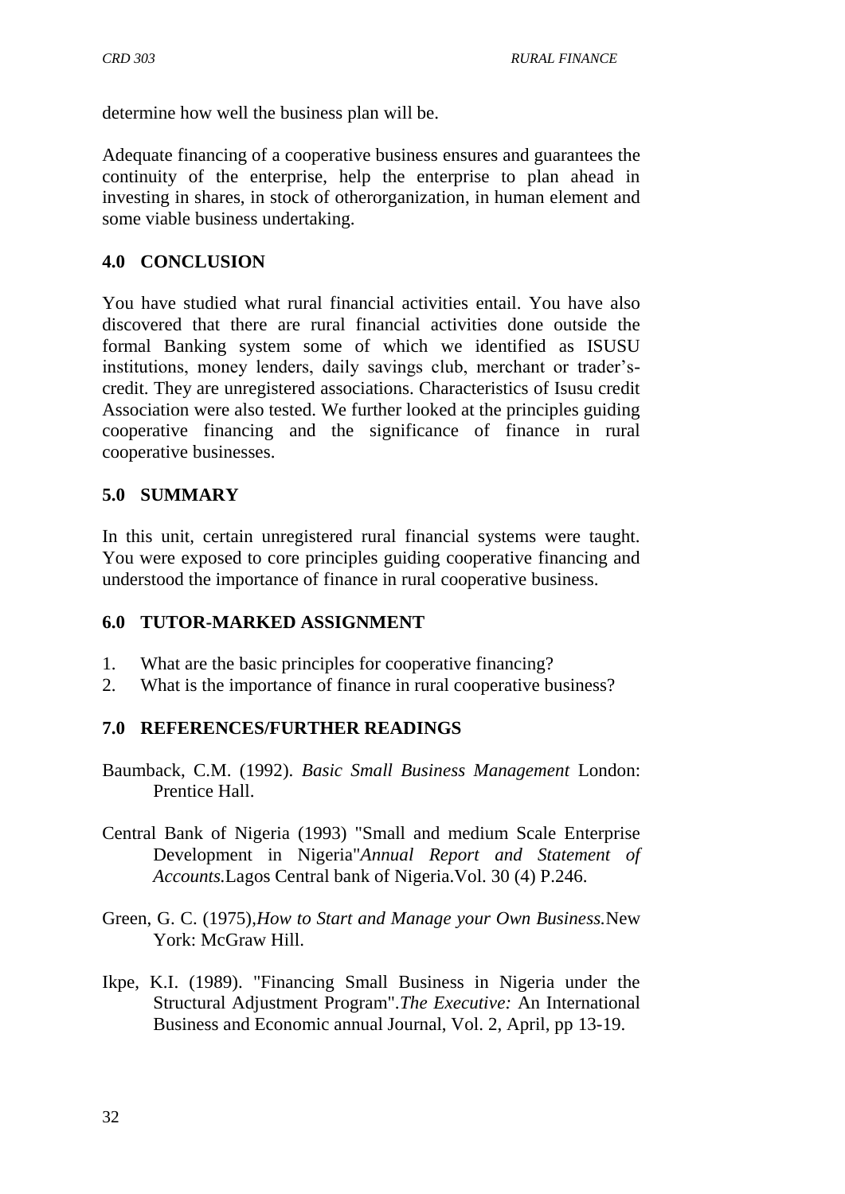determine how well the business plan will be.

Adequate financing of a cooperative business ensures and guarantees the continuity of the enterprise, help the enterprise to plan ahead in investing in shares, in stock of otherorganization, in human element and some viable business undertaking.

## 4.0 CONCLUSION

You have studied what rural financial activities entail. You have also discovered that there are rural financial activities done outside the formal Banking system some of which we identified as ISUSU institutions, money lenders, daily savings club, merchant or trader's-credit. They are unregistered associations. Characteristics of Isusu credit Association were also tested. We further looked at the principles guiding cooperative financing and the significance of finance in rural cooperative businesses.

## 5.0 SUMMARY

In this unit, certain unregistered rural financial systems were taught. You were exposed to core principles guiding cooperative financing and understood the importance of finance in rural cooperative business.

## 6.0 TUTOR-MARKED ASSIGNMENT

1. What are the basic principles for cooperative financing?
2. What is the importance of finance in rural cooperative business?

## 7.0 REFERENCES/FURTHER READINGS

Baumback, C.M. (1992). *Basic Small Business Management* London: Prentice Hall.

Central Bank of Nigeria (1993) "Small and medium Scale Enterprise Development in Nigeria"*Annual Report and Statement of Accounts.*Lagos Central bank of Nigeria.Vol. 30 (4) P.246.

Green, G. C. (1975),*How to Start and Manage your Own Business.*New York: McGraw Hill.

Ikpe, K.I. (1989). "Financing Small Business in Nigeria under the Structural Adjustment Program".*The Executive:* An International Business and Economic annual Journal, Vol. 2, April, pp 13-19.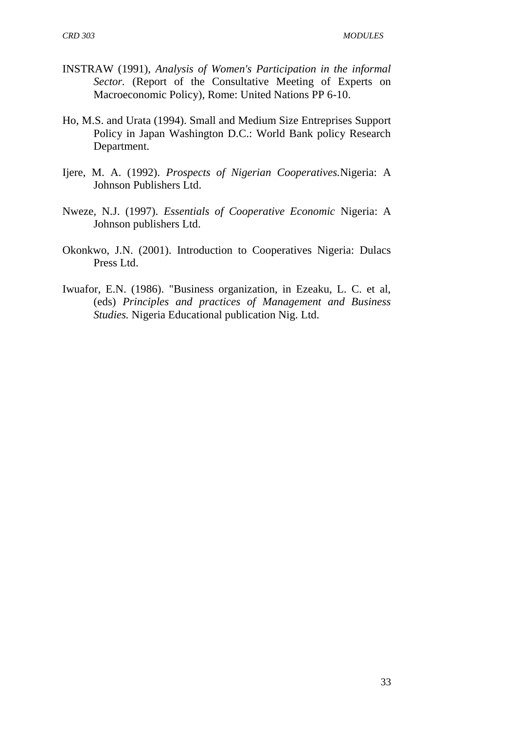INSTRAW (1991), *Analysis of Women's Participation in the informal Sector.* (Report of the Consultative Meeting of Experts on Macroeconomic Policy), Rome: United Nations PP 6-10.

Ho, M.S. and Urata (1994). Small and Medium Size Entreprises Support Policy in Japan Washington D.C.: World Bank policy Research Department.

Ijere, M. A. (1992). *Prospects of Nigerian Cooperatives.*Nigeria: A Johnson Publishers Ltd.

Nweze, N.J. (1997). *Essentials of Cooperative Economic* Nigeria: A Johnson publishers Ltd.

Okonkwo, J.N. (2001). Introduction to Cooperatives Nigeria: Dulacs Press Ltd.

Iwuafor, E.N. (1986). "Business organization, in Ezeaku, L. C. et al, (eds) *Principles and practices of Management and Business Studies.* Nigeria Educational publication Nig. Ltd.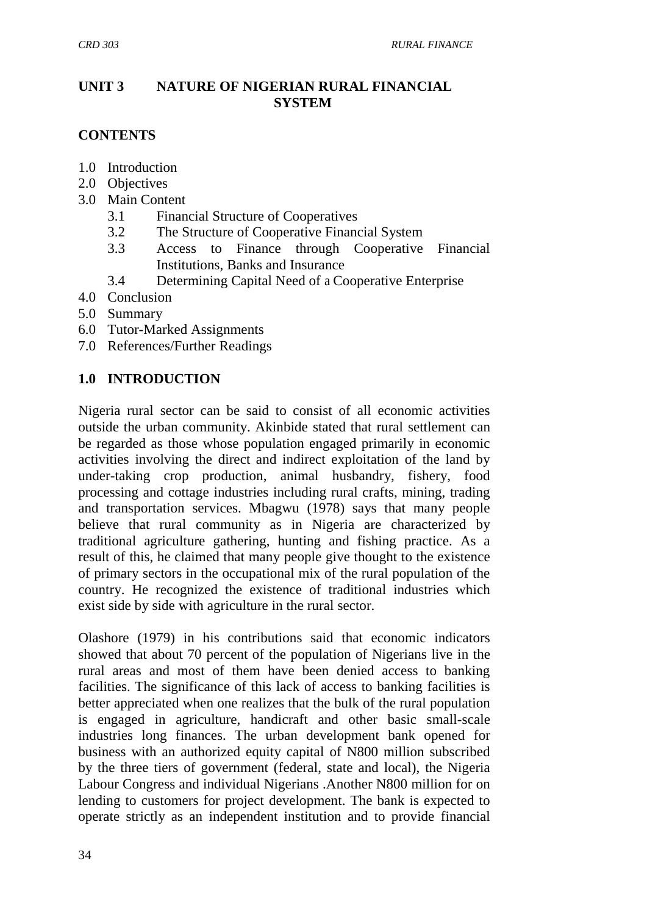## UNIT 3 NATURE OF NIGERIAN RURAL FINANCIAL SYSTEM

**CONTENTS**

1.0 Introduction
2.0 Objectives
3.0 Main Content
    3.1 Financial Structure of Cooperatives
    3.2 The Structure of Cooperative Financial System
    3.3 Access to Finance through Cooperative Financial Institutions, Banks and Insurance
    3.4 Determining Capital Need of a Cooperative Enterprise
4.0 Conclusion
5.0 Summary
6.0 Tutor-Marked Assignments
7.0 References/Further Readings

### 1.0 INTRODUCTION

Nigeria rural sector can be said to consist of all economic activities outside the urban community. Akinbide stated that rural settlement can be regarded as those whose population engaged primarily in economic activities involving the direct and indirect exploitation of the land by under-taking crop production, animal husbandry, fishery, food processing and cottage industries including rural crafts, mining, trading and transportation services. Mbagwu (1978) says that many people believe that rural community as in Nigeria are characterized by traditional agriculture gathering, hunting and fishing practice. As a result of this, he claimed that many people give thought to the existence of primary sectors in the occupational mix of the rural population of the country. He recognized the existence of traditional industries which exist side by side with agriculture in the rural sector.

Olashore (1979) in his contributions said that economic indicators showed that about 70 percent of the population of Nigerians live in the rural areas and most of them have been denied access to banking facilities. The significance of this lack of access to banking facilities is better appreciated when one realizes that the bulk of the rural population is engaged in agriculture, handicraft and other basic small-scale industries long finances. The urban development bank opened for business with an authorized equity capital of N800 million subscribed by the three tiers of government (federal, state and local), the Nigeria Labour Congress and individual Nigerians .Another N800 million for on lending to customers for project development. The bank is expected to operate strictly as an independent institution and to provide financial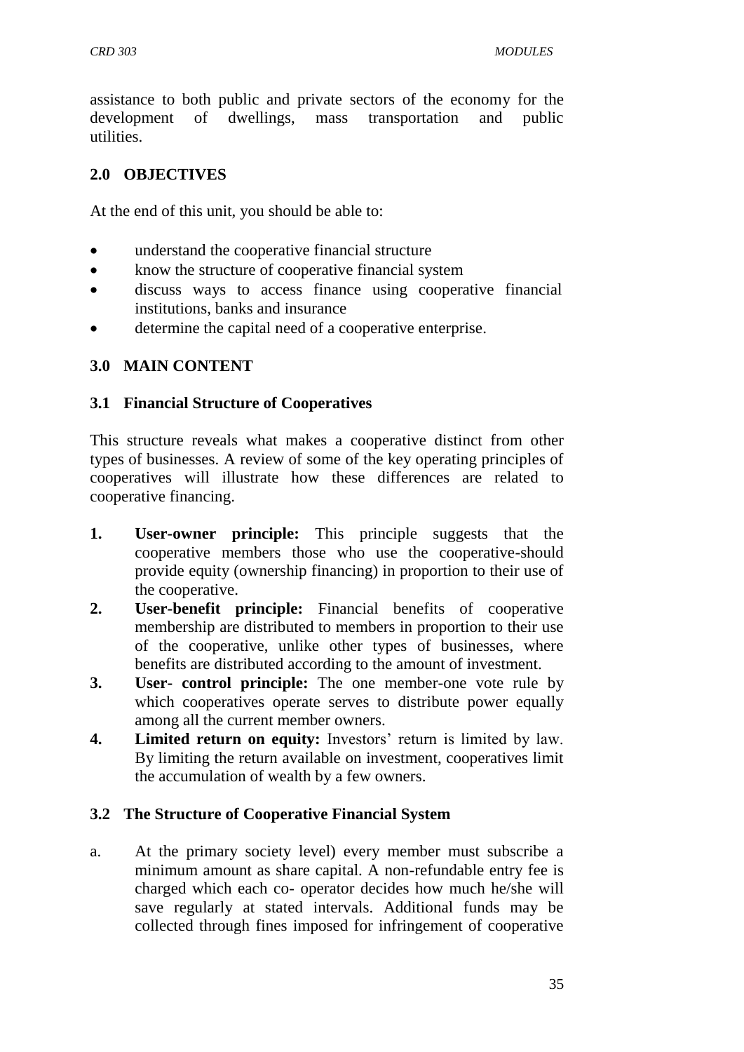assistance to both public and private sectors of the economy for the development of dwellings, mass transportation and public utilities.

## 2.0 OBJECTIVES

At the end of this unit, you should be able to:

- understand the cooperative financial structure
- know the structure of cooperative financial system
- discuss ways to access finance using cooperative financial institutions, banks and insurance
- determine the capital need of a cooperative enterprise.

## 3.0 MAIN CONTENT

### 3.1 Financial Structure of Cooperatives

This structure reveals what makes a cooperative distinct from other types of businesses. A review of some of the key operating principles of cooperatives will illustrate how these differences are related to cooperative financing.

1. **User-owner principle:** This principle suggests that the cooperative members those who use the cooperative-should provide equity (ownership financing) in proportion to their use of the cooperative.
2. **User-benefit principle:** Financial benefits of cooperative membership are distributed to members in proportion to their use of the cooperative, unlike other types of businesses, where benefits are distributed according to the amount of investment.
3. **User- control principle:** The one member-one vote rule by which cooperatives operate serves to distribute power equally among all the current member owners.
4. **Limited return on equity:** Investors' return is limited by law. By limiting the return available on investment, cooperatives limit the accumulation of wealth by a few owners.

### 3.2 The Structure of Cooperative Financial System

a. At the primary society level) every member must subscribe a minimum amount as share capital. A non-refundable entry fee is charged which each co- operator decides how much he/she will save regularly at stated intervals. Additional funds may be collected through fines imposed for infringement of cooperative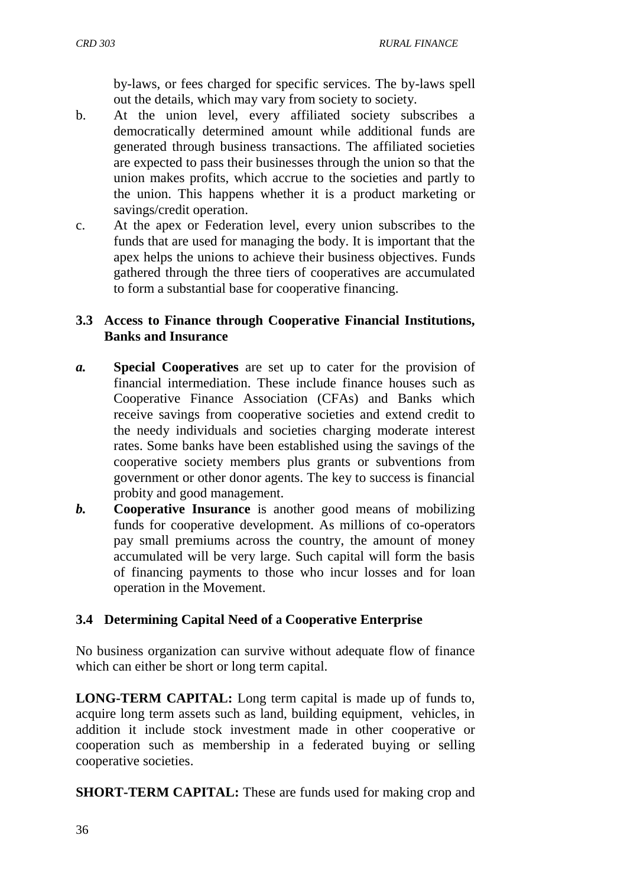by-laws, or fees charged for specific services. The by-laws spell out the details, which may vary from society to society.

b. At the union level, every affiliated society subscribes a democratically determined amount while additional funds are generated through business transactions. The affiliated societies are expected to pass their businesses through the union so that the union makes profits, which accrue to the societies and partly to the union. This happens whether it is a product marketing or savings/credit operation.

c. At the apex or Federation level, every union subscribes to the funds that are used for managing the body. It is important that the apex helps the unions to achieve their business objectives. Funds gathered through the three tiers of cooperatives are accumulated to form a substantial base for cooperative financing.

### 3.3 Access to Finance through Cooperative Financial Institutions, Banks and Insurance

***a.*** **Special Cooperatives** are set up to cater for the provision of financial intermediation. These include finance houses such as Cooperative Finance Association (CFAs) and Banks which receive savings from cooperative societies and extend credit to the needy individuals and societies charging moderate interest rates. Some banks have been established using the savings of the cooperative society members plus grants or subventions from government or other donor agents. The key to success is financial probity and good management.

***b.*** **Cooperative Insurance** is another good means of mobilizing funds for cooperative development. As millions of co-operators pay small premiums across the country, the amount of money accumulated will be very large. Such capital will form the basis of financing payments to those who incur losses and for loan operation in the Movement.

### 3.4 Determining Capital Need of a Cooperative Enterprise

No business organization can survive without adequate flow of finance which can either be short or long term capital.

**LONG-TERM CAPITAL:** Long term capital is made up of funds to, acquire long term assets such as land, building equipment, vehicles, in addition it include stock investment made in other cooperative or cooperation such as membership in a federated buying or selling cooperative societies.

**SHORT-TERM CAPITAL:** These are funds used for making crop and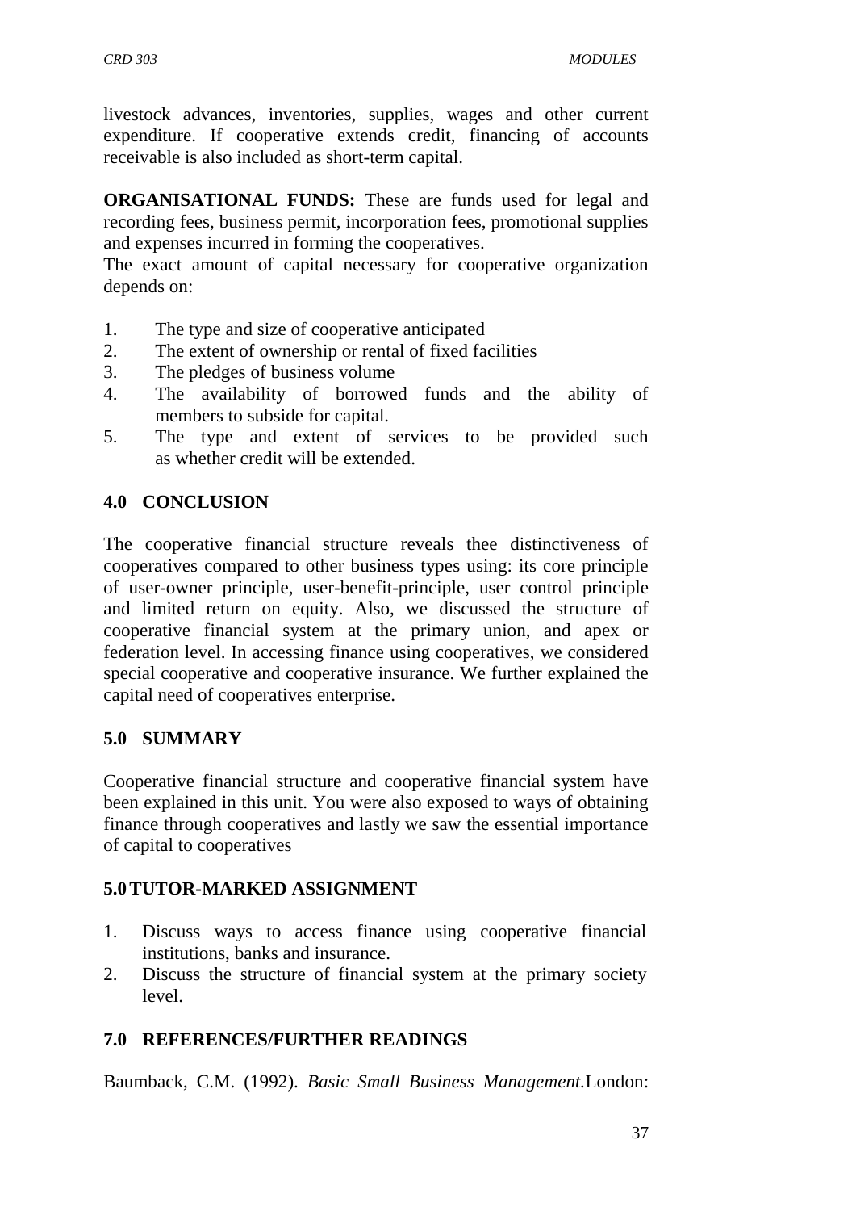livestock advances, inventories, supplies, wages and other current expenditure. If cooperative extends credit, financing of accounts receivable is also included as short-term capital.

**ORGANISATIONAL FUNDS:** These are funds used for legal and recording fees, business permit, incorporation fees, promotional supplies and expenses incurred in forming the cooperatives.

The exact amount of capital necessary for cooperative organization depends on:

1. The type and size of cooperative anticipated
2. The extent of ownership or rental of fixed facilities
3. The pledges of business volume
4. The availability of borrowed funds and the ability of members to subside for capital.
5. The type and extent of services to be provided such as whether credit will be extended.

## 4.0 CONCLUSION

The cooperative financial structure reveals thee distinctiveness of cooperatives compared to other business types using: its core principle of user-owner principle, user-benefit-principle, user control principle and limited return on equity. Also, we discussed the structure of cooperative financial system at the primary union, and apex or federation level. In accessing finance using cooperatives, we considered special cooperative and cooperative insurance. We further explained the capital need of cooperatives enterprise.

## 5.0 SUMMARY

Cooperative financial structure and cooperative financial system have been explained in this unit. You were also exposed to ways of obtaining finance through cooperatives and lastly we saw the essential importance of capital to cooperatives

## 5.0 TUTOR-MARKED ASSIGNMENT

1. Discuss ways to access finance using cooperative financial institutions, banks and insurance.
2. Discuss the structure of financial system at the primary society level.

## 7.0 REFERENCES/FURTHER READINGS

Baumback, C.M. (1992). *Basic Small Business Management.*London: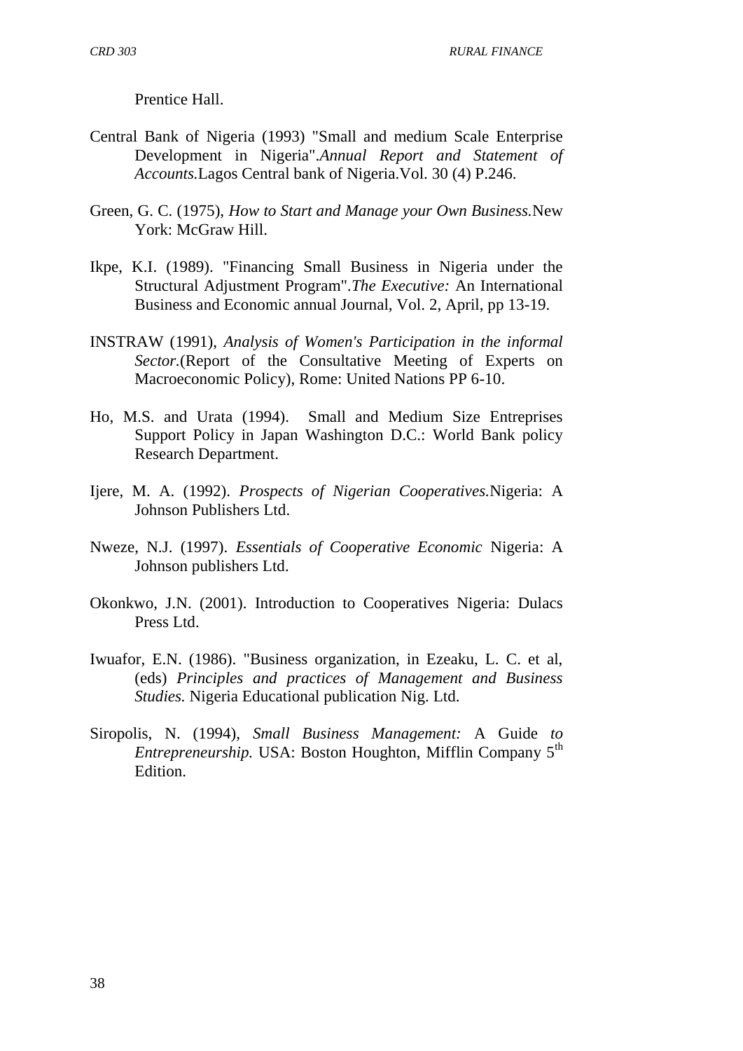Prentice Hall.

Central Bank of Nigeria (1993) "Small and medium Scale Enterprise Development in Nigeria".*Annual Report and Statement of Accounts.*Lagos Central bank of Nigeria.Vol. 30 (4) P.246.

Green, G. C. (1975), *How to Start and Manage your Own Business.*New York: McGraw Hill.

Ikpe, K.I. (1989). "Financing Small Business in Nigeria under the Structural Adjustment Program".*The Executive:* An International Business and Economic annual Journal, Vol. 2, April, pp 13-19.

INSTRAW (1991), *Analysis of Women's Participation in the informal Sector.*(Report of the Consultative Meeting of Experts on Macroeconomic Policy), Rome: United Nations PP 6-10.

Ho, M.S. and Urata (1994). Small and Medium Size Entreprises Support Policy in Japan Washington D.C.: World Bank policy Research Department.

Ijere, M. A. (1992). *Prospects of Nigerian Cooperatives.*Nigeria: A Johnson Publishers Ltd.

Nweze, N.J. (1997). *Essentials of Cooperative Economic* Nigeria: A Johnson publishers Ltd.

Okonkwo, J.N. (2001). Introduction to Cooperatives Nigeria: Dulacs Press Ltd.

Iwuafor, E.N. (1986). "Business organization, in Ezeaku, L. C. et al, (eds) *Principles and practices of Management and Business Studies.* Nigeria Educational publication Nig. Ltd.

Siropolis, N. (1994), *Small Business Management:* A Guide *to Entrepreneurship.* USA: Boston Houghton, Mifflin Company 5th Edition.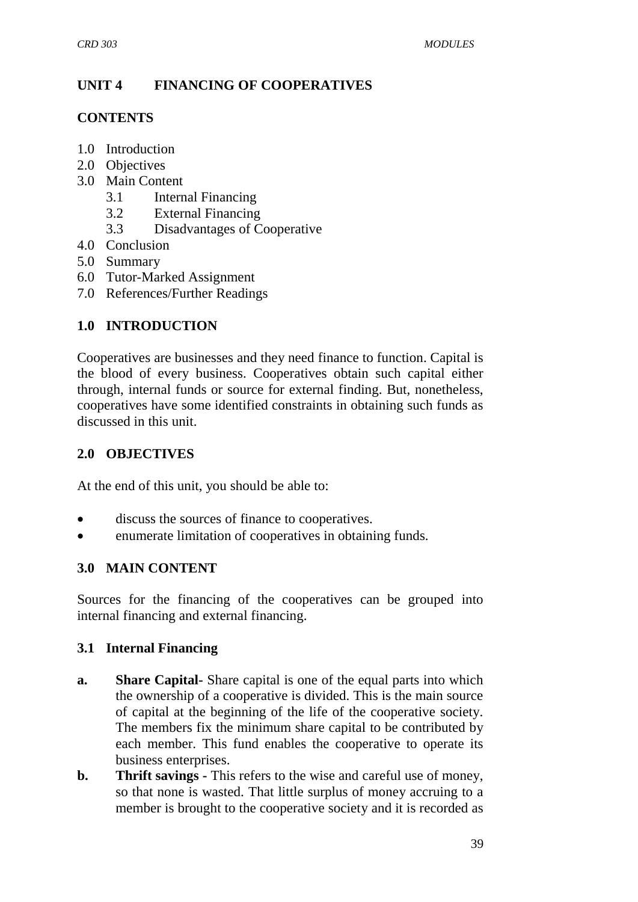## UNIT 4 FINANCING OF COOPERATIVES

### CONTENTS

1.0 Introduction
2.0 Objectives
3.0 Main Content
   3.1 Internal Financing
   3.2 External Financing
   3.3 Disadvantages of Cooperative
4.0 Conclusion
5.0 Summary
6.0 Tutor-Marked Assignment
7.0 References/Further Readings

### 1.0 INTRODUCTION

Cooperatives are businesses and they need finance to function. Capital is the blood of every business. Cooperatives obtain such capital either through, internal funds or source for external finding. But, nonetheless, cooperatives have some identified constraints in obtaining such funds as discussed in this unit.

### 2.0 OBJECTIVES

At the end of this unit, you should be able to:

- discuss the sources of finance to cooperatives.
- enumerate limitation of cooperatives in obtaining funds.

### 3.0 MAIN CONTENT

Sources for the financing of the cooperatives can be grouped into internal financing and external financing.

#### 3.1 Internal Financing

**a. Share Capital-** Share capital is one of the equal parts into which the ownership of a cooperative is divided. This is the main source of capital at the beginning of the life of the cooperative society. The members fix the minimum share capital to be contributed by each member. This fund enables the cooperative to operate its business enterprises.

**b. Thrift savings -** This refers to the wise and careful use of money, so that none is wasted. That little surplus of money accruing to a member is brought to the cooperative society and it is recorded as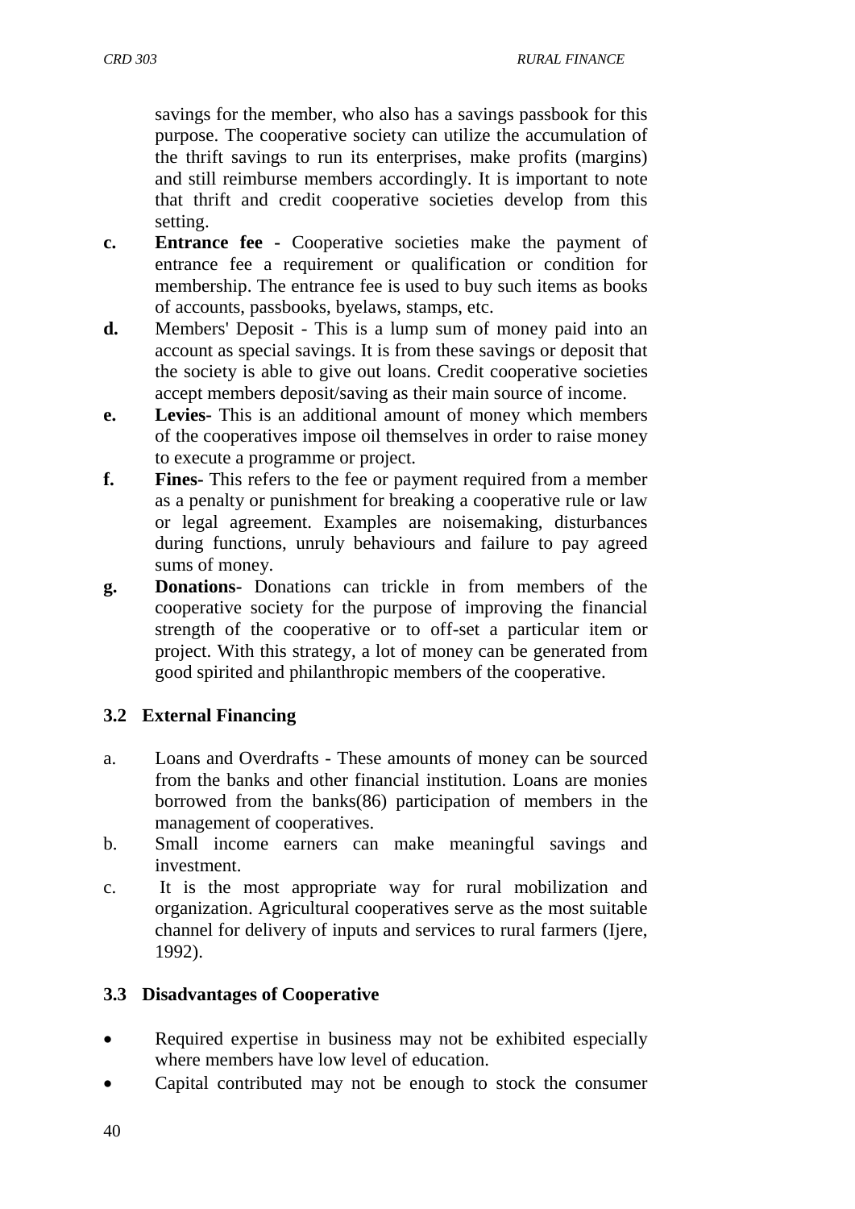savings for the member, who also has a savings passbook for this purpose. The cooperative society can utilize the accumulation of the thrift savings to run its enterprises, make profits (margins) and still reimburse members accordingly. It is important to note that thrift and credit cooperative societies develop from this setting.

**c.** **Entrance fee -** Cooperative societies make the payment of entrance fee a requirement or qualification or condition for membership. The entrance fee is used to buy such items as books of accounts, passbooks, byelaws, stamps, etc.

**d.** Members' Deposit - This is a lump sum of money paid into an account as special savings. It is from these savings or deposit that the society is able to give out loans. Credit cooperative societies accept members deposit/saving as their main source of income.

**e.** **Levies-** This is an additional amount of money which members of the cooperatives impose oil themselves in order to raise money to execute a programme or project.

**f.** **Fines-** This refers to the fee or payment required from a member as a penalty or punishment for breaking a cooperative rule or law or legal agreement. Examples are noisemaking, disturbances during functions, unruly behaviours and failure to pay agreed sums of money.

**g.** **Donations-** Donations can trickle in from members of the cooperative society for the purpose of improving the financial strength of the cooperative or to off-set a particular item or project. With this strategy, a lot of money can be generated from good spirited and philanthropic members of the cooperative.

### 3.2 External Financing

a. Loans and Overdrafts - These amounts of money can be sourced from the banks and other financial institution. Loans are monies borrowed from the banks(86) participation of members in the management of cooperatives.

b. Small income earners can make meaningful savings and investment.

c. It is the most appropriate way for rural mobilization and organization. Agricultural cooperatives serve as the most suitable channel for delivery of inputs and services to rural farmers (Ijere, 1992).

### 3.3 Disadvantages of Cooperative

- Required expertise in business may not be exhibited especially where members have low level of education.
- Capital contributed may not be enough to stock the consumer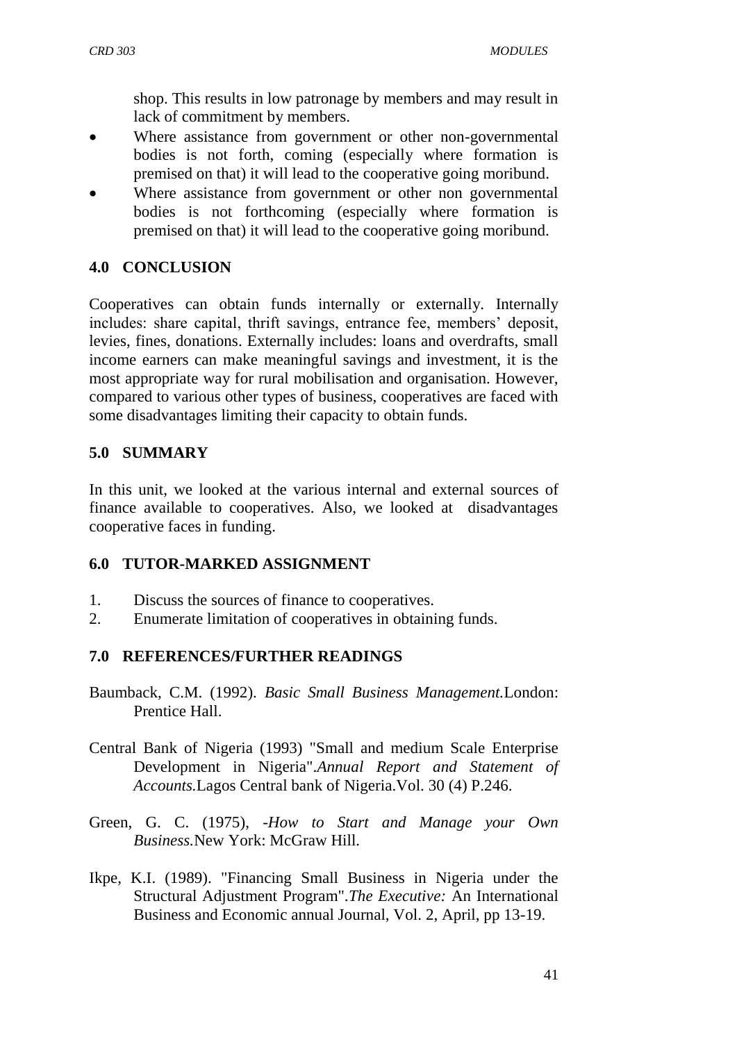shop. This results in low patronage by members and may result in lack of commitment by members.

- Where assistance from government or other non-governmental bodies is not forth, coming (especially where formation is premised on that) it will lead to the cooperative going moribund.
- Where assistance from government or other non governmental bodies is not forthcoming (especially where formation is premised on that) it will lead to the cooperative going moribund.

## 4.0 CONCLUSION

Cooperatives can obtain funds internally or externally. Internally includes: share capital, thrift savings, entrance fee, members' deposit, levies, fines, donations. Externally includes: loans and overdrafts, small income earners can make meaningful savings and investment, it is the most appropriate way for rural mobilisation and organisation. However, compared to various other types of business, cooperatives are faced with some disadvantages limiting their capacity to obtain funds.

## 5.0 SUMMARY

In this unit, we looked at the various internal and external sources of finance available to cooperatives. Also, we looked at disadvantages cooperative faces in funding.

## 6.0 TUTOR-MARKED ASSIGNMENT

1. Discuss the sources of finance to cooperatives.
2. Enumerate limitation of cooperatives in obtaining funds.

## 7.0 REFERENCES/FURTHER READINGS

Baumback, C.M. (1992). *Basic Small Business Management.*London: Prentice Hall.

Central Bank of Nigeria (1993) "Small and medium Scale Enterprise Development in Nigeria".*Annual Report and Statement of Accounts.*Lagos Central bank of Nigeria.Vol. 30 (4) P.246.

Green, G. C. (1975), *-How to Start and Manage your Own Business.*New York: McGraw Hill.

Ikpe, K.I. (1989). "Financing Small Business in Nigeria under the Structural Adjustment Program".*The Executive:* An International Business and Economic annual Journal, Vol. 2, April, pp 13-19.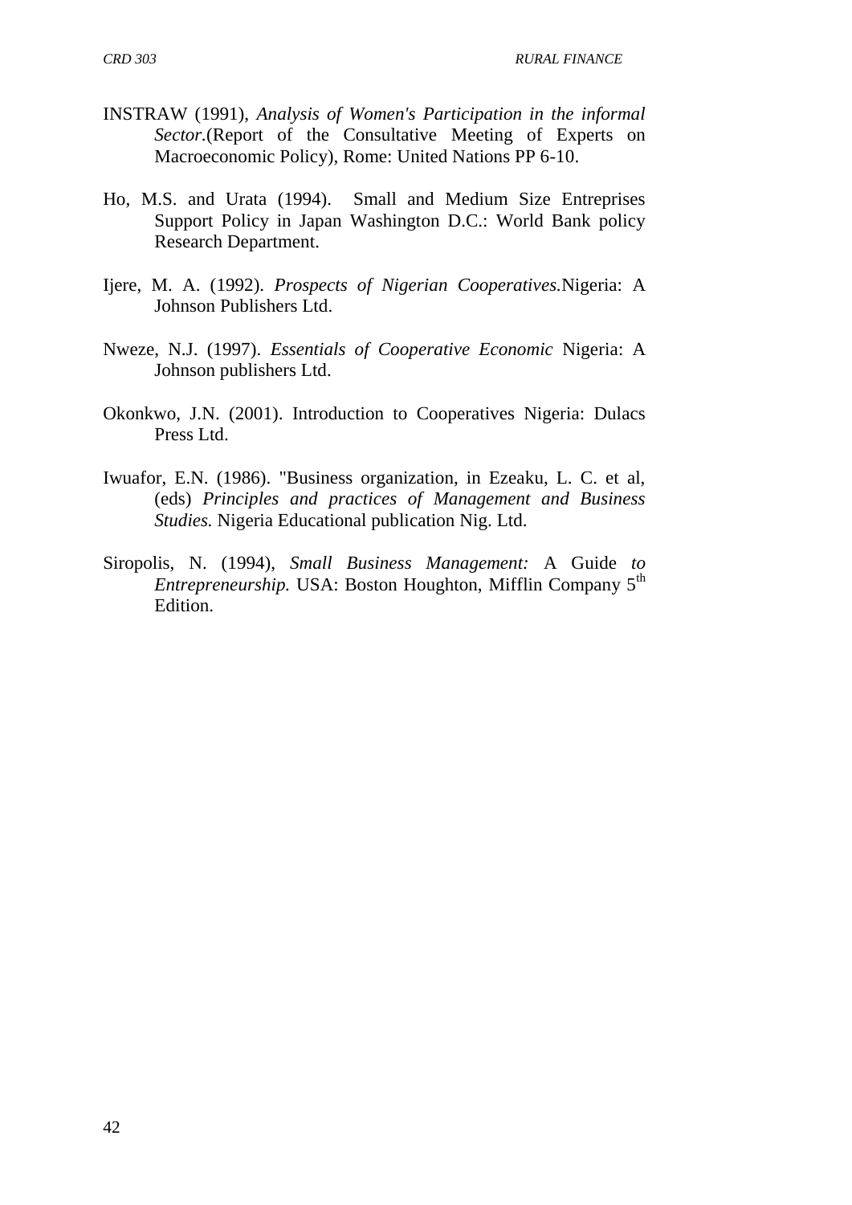INSTRAW (1991), *Analysis of Women's Participation in the informal Sector.*(Report of the Consultative Meeting of Experts on Macroeconomic Policy), Rome: United Nations PP 6-10.

Ho, M.S. and Urata (1994). Small and Medium Size Entreprises Support Policy in Japan Washington D.C.: World Bank policy Research Department.

Ijere, M. A. (1992). *Prospects of Nigerian Cooperatives.*Nigeria: A Johnson Publishers Ltd.

Nweze, N.J. (1997). *Essentials of Cooperative Economic* Nigeria: A Johnson publishers Ltd.

Okonkwo, J.N. (2001). Introduction to Cooperatives Nigeria: Dulacs Press Ltd.

Iwuafor, E.N. (1986). "Business organization, in Ezeaku, L. C. et al, (eds) *Principles and practices of Management and Business Studies.* Nigeria Educational publication Nig. Ltd.

Siropolis, N. (1994), *Small Business Management:* A Guide *to Entrepreneurship.* USA: Boston Houghton, Mifflin Company 5th Edition.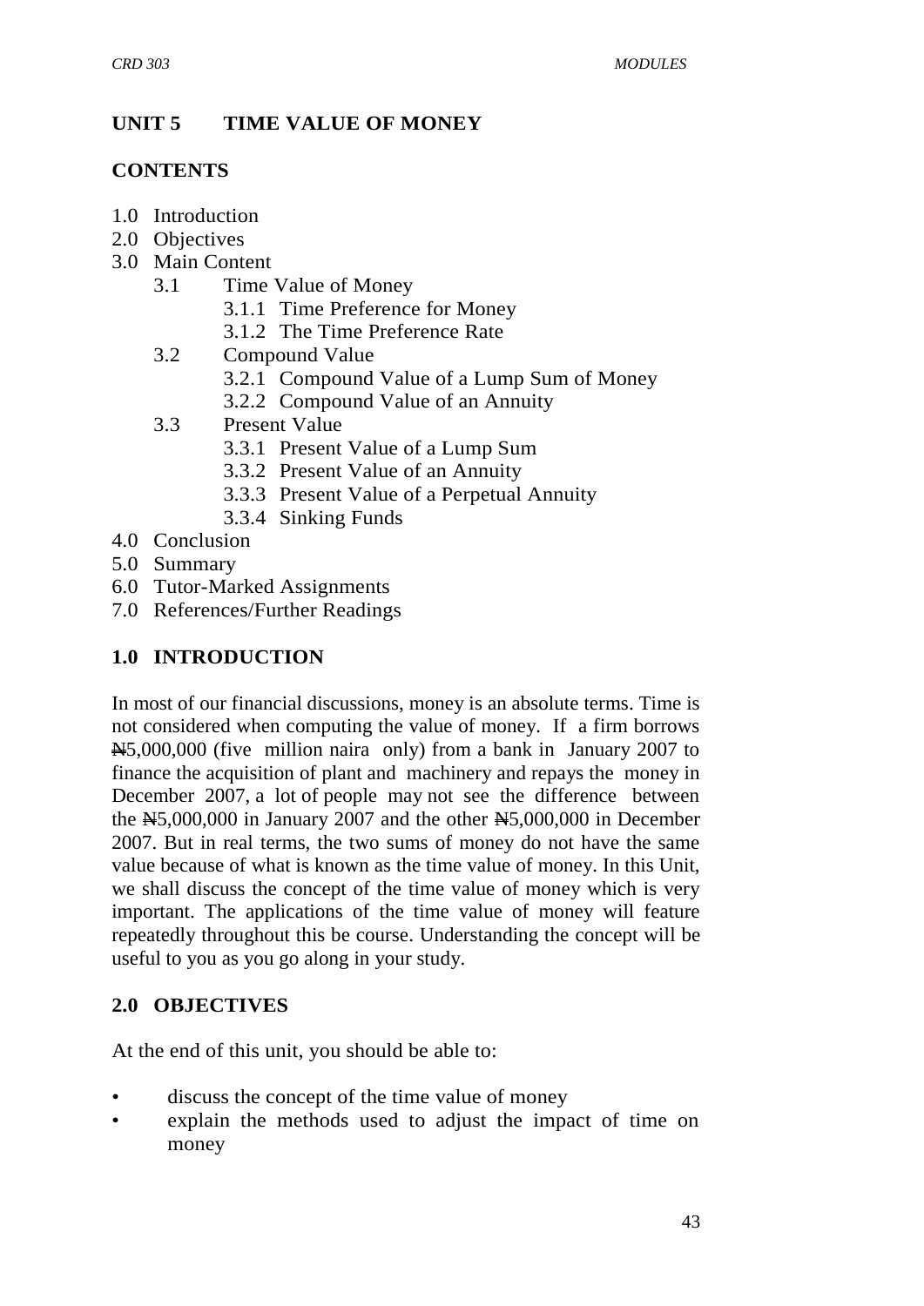## UNIT 5 TIME VALUE OF MONEY

### CONTENTS

1.0 Introduction
2.0 Objectives
3.0 Main Content
    3.1 Time Value of Money
        3.1.1 Time Preference for Money
        3.1.2 The Time Preference Rate
    3.2 Compound Value
        3.2.1 Compound Value of a Lump Sum of Money
        3.2.2 Compound Value of an Annuity
    3.3 Present Value
        3.3.1 Present Value of a Lump Sum
        3.3.2 Present Value of an Annuity
        3.3.3 Present Value of a Perpetual Annuity
        3.3.4 Sinking Funds
4.0 Conclusion
5.0 Summary
6.0 Tutor-Marked Assignments
7.0 References/Further Readings

### 1.0 INTRODUCTION

In most of our financial discussions, money is an absolute terms. Time is not considered when computing the value of money. If a firm borrows ₦5,000,000 (five million naira only) from a bank in January 2007 to finance the acquisition of plant and machinery and repays the money in December 2007, a lot of people may not see the difference between the ₦5,000,000 in January 2007 and the other ₦5,000,000 in December 2007. But in real terms, the two sums of money do not have the same value because of what is known as the time value of money. In this Unit, we shall discuss the concept of the time value of money which is very important. The applications of the time value of money will feature repeatedly throughout this be course. Understanding the concept will be useful to you as you go along in your study.

### 2.0 OBJECTIVES

At the end of this unit, you should be able to:

- discuss the concept of the time value of money
- explain the methods used to adjust the impact of time on money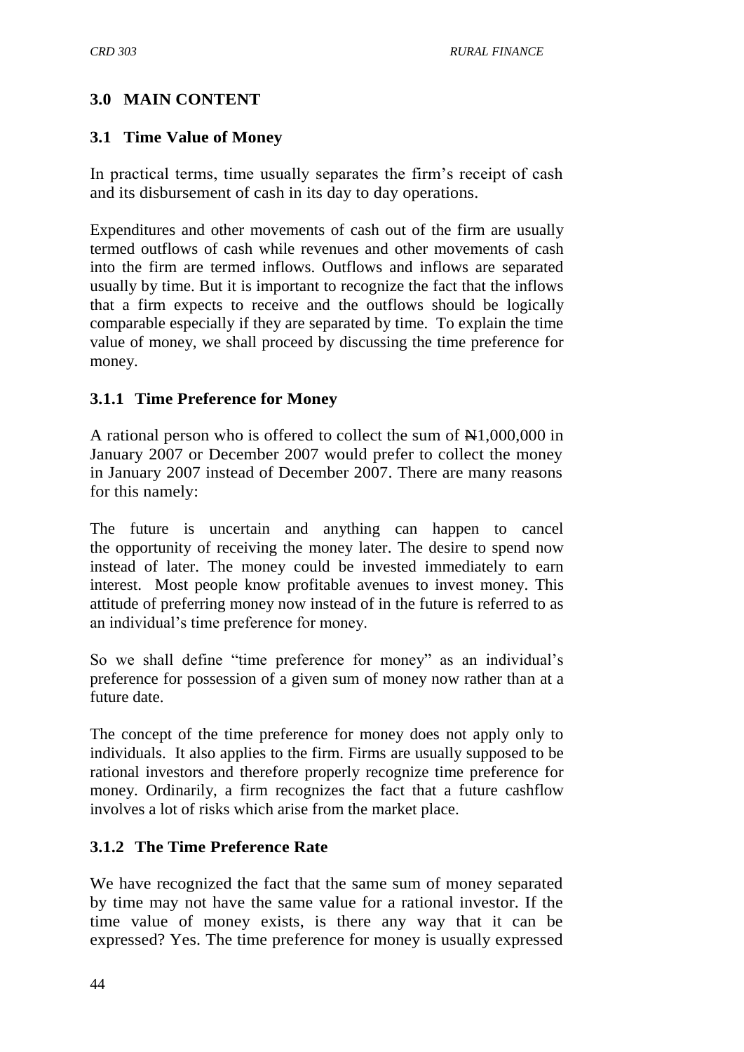## 3.0 MAIN CONTENT

### 3.1 Time Value of Money

In practical terms, time usually separates the firm's receipt of cash and its disbursement of cash in its day to day operations.

Expenditures and other movements of cash out of the firm are usually termed outflows of cash while revenues and other movements of cash into the firm are termed inflows. Outflows and inflows are separated usually by time. But it is important to recognize the fact that the inflows that a firm expects to receive and the outflows should be logically comparable especially if they are separated by time. To explain the time value of money, we shall proceed by discussing the time preference for money.

#### 3.1.1 Time Preference for Money

A rational person who is offered to collect the sum of ₦1,000,000 in January 2007 or December 2007 would prefer to collect the money in January 2007 instead of December 2007. There are many reasons for this namely:

The future is uncertain and anything can happen to cancel the opportunity of receiving the money later. The desire to spend now instead of later. The money could be invested immediately to earn interest. Most people know profitable avenues to invest money. This attitude of preferring money now instead of in the future is referred to as an individual's time preference for money.

So we shall define "time preference for money" as an individual's preference for possession of a given sum of money now rather than at a future date.

The concept of the time preference for money does not apply only to individuals. It also applies to the firm. Firms are usually supposed to be rational investors and therefore properly recognize time preference for money. Ordinarily, a firm recognizes the fact that a future cashflow involves a lot of risks which arise from the market place.

#### 3.1.2 The Time Preference Rate

We have recognized the fact that the same sum of money separated by time may not have the same value for a rational investor. If the time value of money exists, is there any way that it can be expressed? Yes. The time preference for money is usually expressed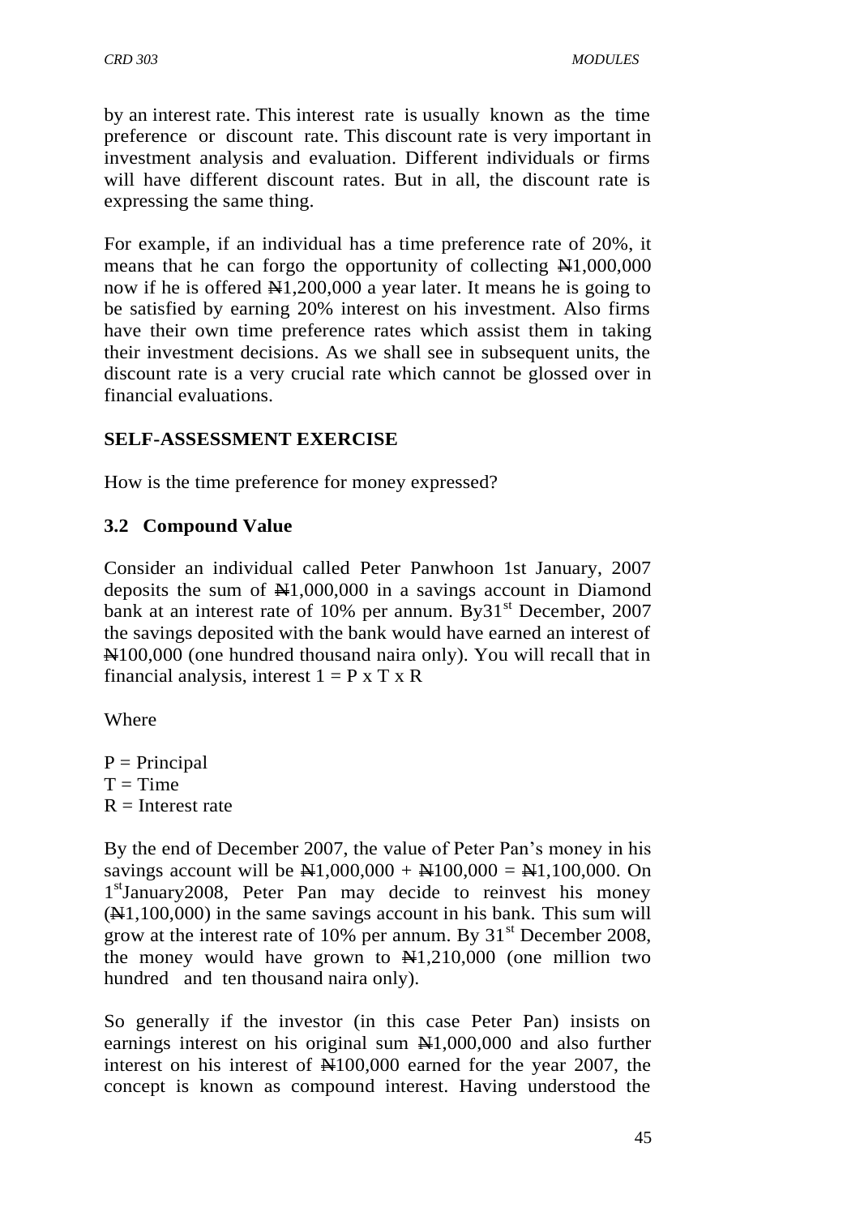by an interest rate. This interest rate is usually known as the time preference or discount rate. This discount rate is very important in investment analysis and evaluation. Different individuals or firms will have different discount rates. But in all, the discount rate is expressing the same thing.

For example, if an individual has a time preference rate of 20%, it means that he can forgo the opportunity of collecting ₦1,000,000 now if he is offered ₦1,200,000 a year later. It means he is going to be satisfied by earning 20% interest on his investment. Also firms have their own time preference rates which assist them in taking their investment decisions. As we shall see in subsequent units, the discount rate is a very crucial rate which cannot be glossed over in financial evaluations.

**SELF-ASSESSMENT EXERCISE**

How is the time preference for money expressed?

### 3.2 Compound Value

Consider an individual called Peter Panwhoon 1st January, 2007 deposits the sum of ₦1,000,000 in a savings account in Diamond bank at an interest rate of 10% per annum. By31st December, 2007 the savings deposited with the bank would have earned an interest of ₦100,000 (one hundred thousand naira only). You will recall that in financial analysis, interest $1 = P \times T \times R$

Where

P = Principal
T = Time
R = Interest rate

By the end of December 2007, the value of Peter Pan's money in his savings account will be ₦1,000,000 + ₦100,000 = ₦1,100,000. On 1stJanuary2008, Peter Pan may decide to reinvest his money (₦1,100,000) in the same savings account in his bank. This sum will grow at the interest rate of 10% per annum. By 31st December 2008, the money would have grown to ₦1,210,000 (one million two hundred and ten thousand naira only).

So generally if the investor (in this case Peter Pan) insists on earnings interest on his original sum ₦1,000,000 and also further interest on his interest of ₦100,000 earned for the year 2007, the concept is known as compound interest. Having understood the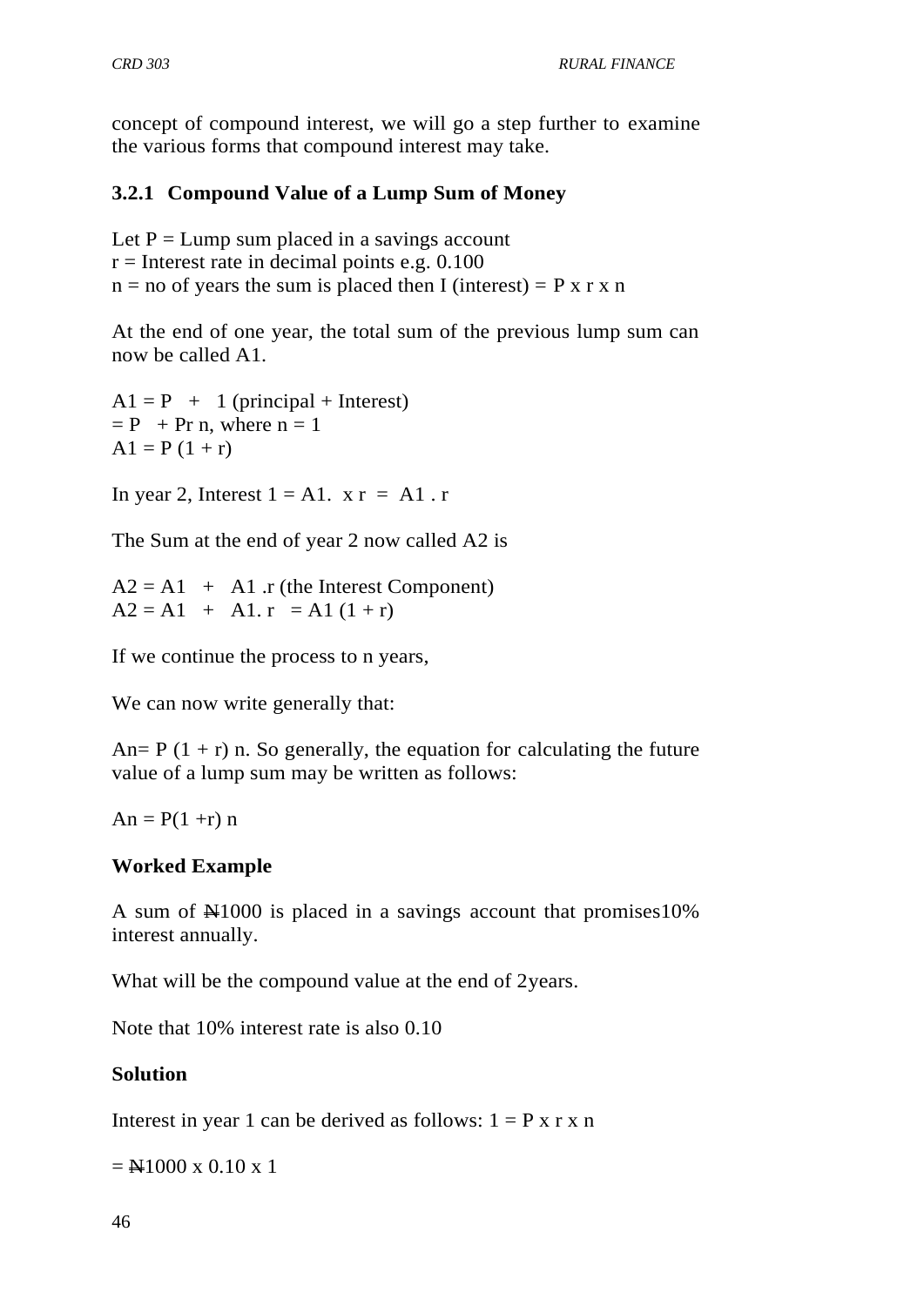concept of compound interest, we will go a step further to examine the various forms that compound interest may take.

### 3.2.1 Compound Value of a Lump Sum of Money

Let P = Lump sum placed in a savings account
r = Interest rate in decimal points e.g. 0.100
n = no of years the sum is placed then I (interest) = P x r x n

At the end of one year, the total sum of the previous lump sum can now be called A1.

$A1 = P + 1$ (principal + Interest)
$= P + Pr\ n$, where $n = 1$
$A1 = P(1 + r)$

In year 2, Interest $1 = A1. \times r = A1 . r$

The Sum at the end of year 2 now called A2 is

$A2 = A1 + A1 .r$ (the Interest Component)
$A2 = A1 + A1. r = A1 (1 + r)$

If we continue the process to n years,

We can now write generally that:

$An = P(1 + r)\ n$. So generally, the equation for calculating the future value of a lump sum may be written as follows:

$An = P(1 +r)\ n$

**Worked Example**

A sum of ₦1000 is placed in a savings account that promises10% interest annually.

What will be the compound value at the end of 2years.

Note that 10% interest rate is also 0.10

**Solution**

Interest in year 1 can be derived as follows: 1 = P x r x n

= ₦1000 x 0.10 x 1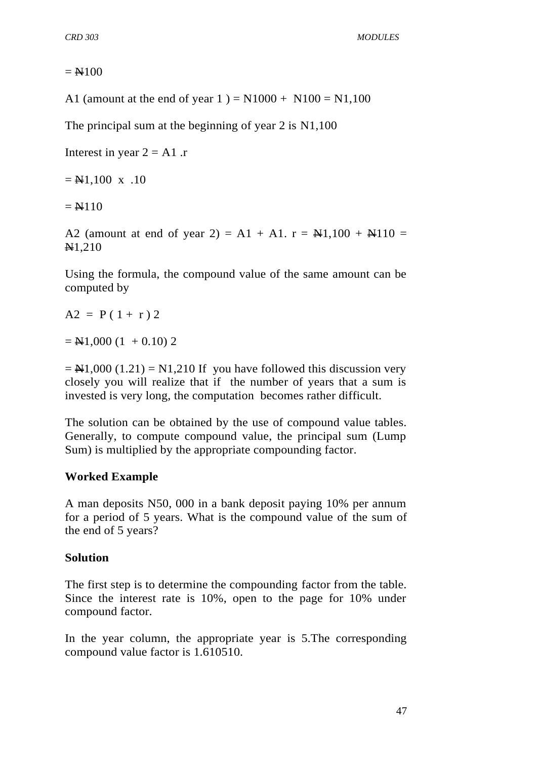= ₦100

A1 (amount at the end of year 1 ) = N1000 + N100 = N1,100

The principal sum at the beginning of year 2 is N1,100

Interest in year 2 = A1 .r

= ₦1,100 x .10

= ₦110

A2 (amount at end of year 2) = A1 + A1. r = ₦1,100 + ₦110 = ₦1,210

Using the formula, the compound value of the same amount can be computed by

$A2 = P(1 + r)^2$

$= ₦1,000(1 + 0.10)^2$

= ₦1,000 (1.21) = N1,210 If you have followed this discussion very closely you will realize that if the number of years that a sum is invested is very long, the computation becomes rather difficult.

The solution can be obtained by the use of compound value tables. Generally, to compute compound value, the principal sum (Lump Sum) is multiplied by the appropriate compounding factor.

**Worked Example**

A man deposits N50, 000 in a bank deposit paying 10% per annum for a period of 5 years. What is the compound value of the sum of the end of 5 years?

**Solution**

The first step is to determine the compounding factor from the table. Since the interest rate is 10%, open to the page for 10% under compound factor.

In the year column, the appropriate year is 5.The corresponding compound value factor is 1.610510.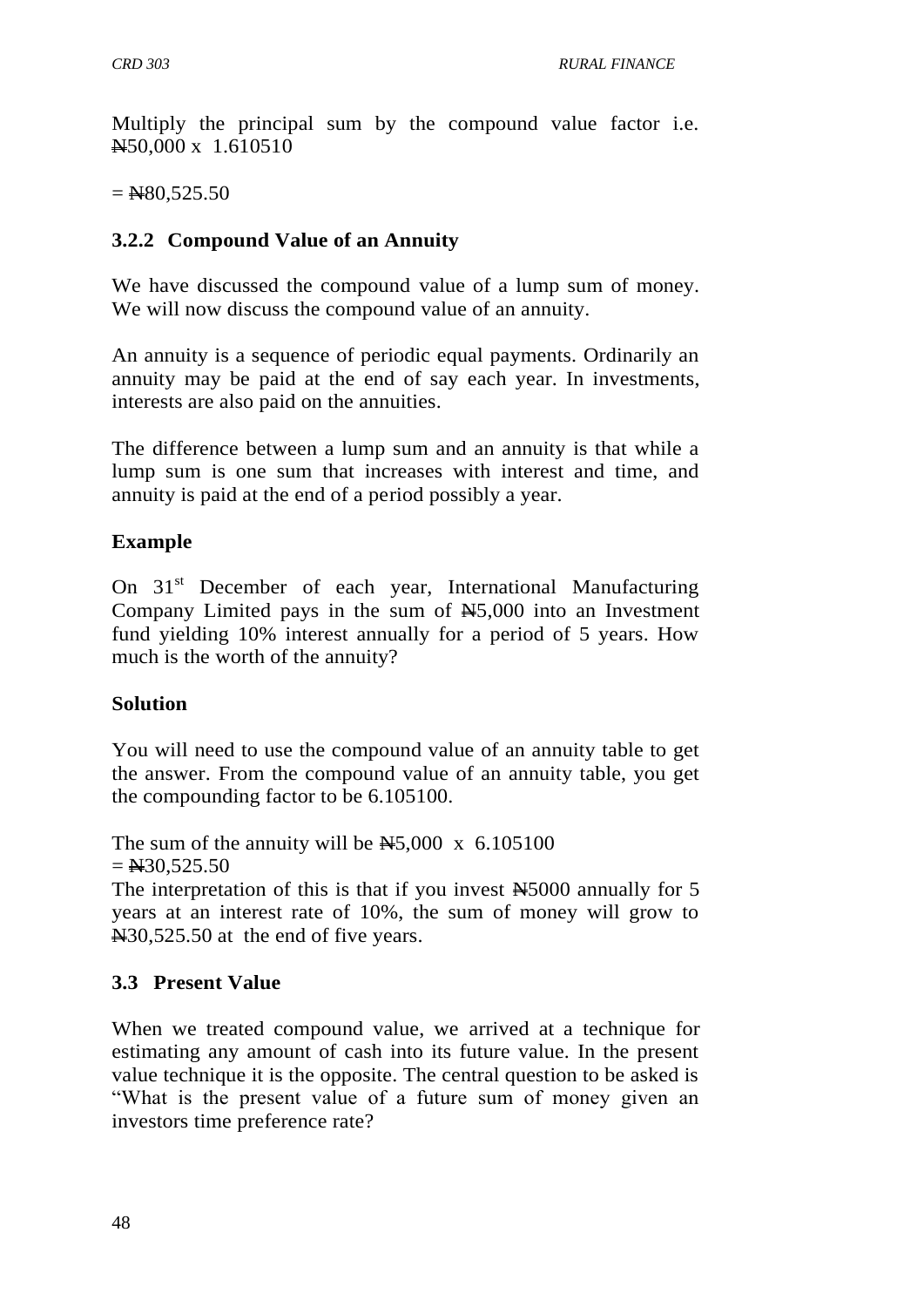Multiply the principal sum by the compound value factor i.e. ₦50,000 x 1.610510

= ₦80,525.50

### 3.2.2 Compound Value of an Annuity

We have discussed the compound value of a lump sum of money. We will now discuss the compound value of an annuity.

An annuity is a sequence of periodic equal payments. Ordinarily an annuity may be paid at the end of say each year. In investments, interests are also paid on the annuities.

The difference between a lump sum and an annuity is that while a lump sum is one sum that increases with interest and time, and annuity is paid at the end of a period possibly a year.

**Example**

On 31st December of each year, International Manufacturing Company Limited pays in the sum of ₦5,000 into an Investment fund yielding 10% interest annually for a period of 5 years. How much is the worth of the annuity?

**Solution**

You will need to use the compound value of an annuity table to get the answer. From the compound value of an annuity table, you get the compounding factor to be 6.105100.

The sum of the annuity will be ₦5,000 x 6.105100
= ₦30,525.50
The interpretation of this is that if you invest ₦5000 annually for 5 years at an interest rate of 10%, the sum of money will grow to ₦30,525.50 at the end of five years.

## 3.3 Present Value

When we treated compound value, we arrived at a technique for estimating any amount of cash into its future value. In the present value technique it is the opposite. The central question to be asked is "What is the present value of a future sum of money given an investors time preference rate?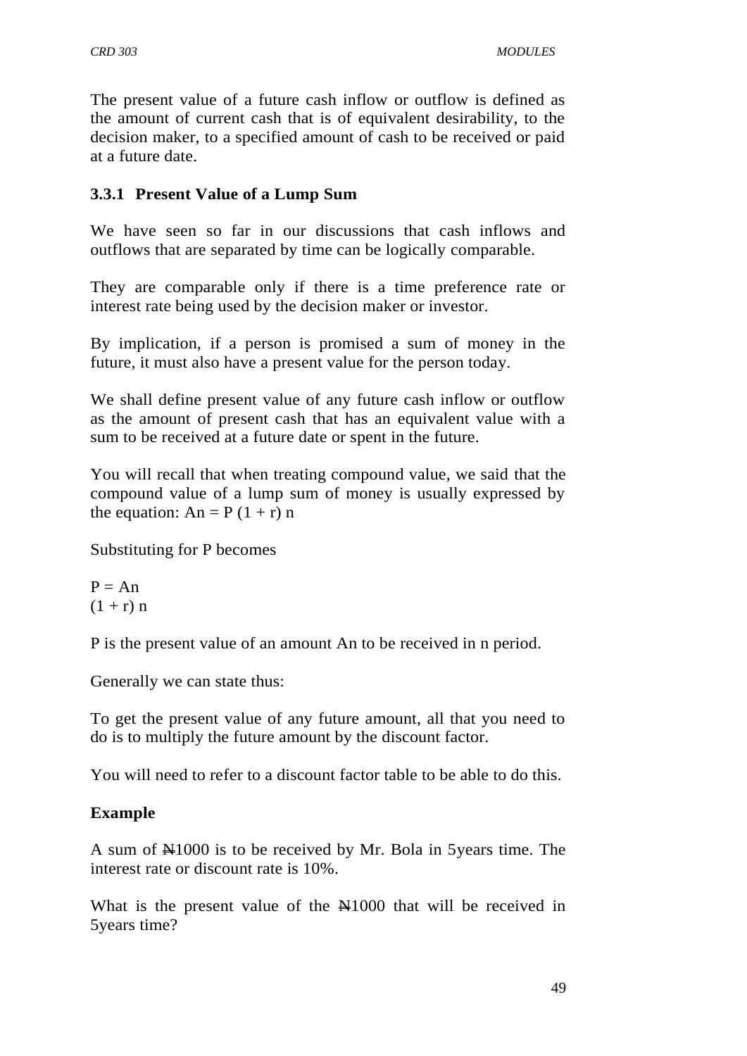The present value of a future cash inflow or outflow is defined as the amount of current cash that is of equivalent desirability, to the decision maker, to a specified amount of cash to be received or paid at a future date.

### 3.3.1 Present Value of a Lump Sum

We have seen so far in our discussions that cash inflows and outflows that are separated by time can be logically comparable.

They are comparable only if there is a time preference rate or interest rate being used by the decision maker or investor.

By implication, if a person is promised a sum of money in the future, it must also have a present value for the person today.

We shall define present value of any future cash inflow or outflow as the amount of present cash that has an equivalent value with a sum to be received at a future date or spent in the future.

You will recall that when treating compound value, we said that the compound value of a lump sum of money is usually expressed by the equation: $A_n = P(1 + r)^n$

Substituting for P becomes

$$P = \frac{A_n}{(1 + r)^n}$$

P is the present value of an amount $A_n$ to be received in n period.

Generally we can state thus:

To get the present value of any future amount, all that you need to do is to multiply the future amount by the discount factor.

You will need to refer to a discount factor table to be able to do this.

**Example**

A sum of ₦1000 is to be received by Mr. Bola in 5years time. The interest rate or discount rate is 10%.

What is the present value of the ₦1000 that will be received in 5years time?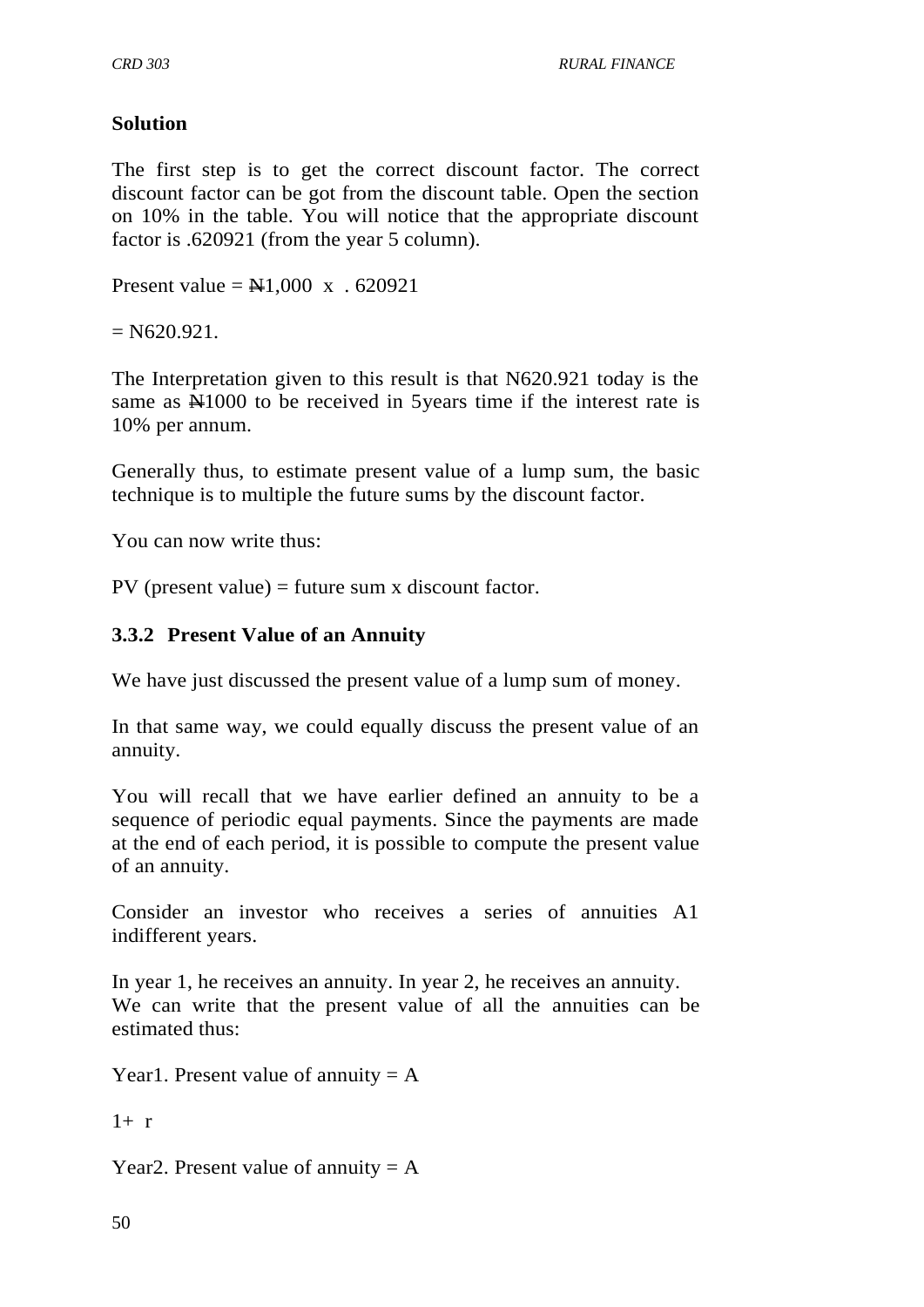**Solution**

The first step is to get the correct discount factor. The correct discount factor can be got from the discount table. Open the section on 10% in the table. You will notice that the appropriate discount factor is .620921 (from the year 5 column).

Present value = ₦1,000 x . 620921

= N620.921.

The Interpretation given to this result is that N620.921 today is the same as ₦1000 to be received in 5years time if the interest rate is 10% per annum.

Generally thus, to estimate present value of a lump sum, the basic technique is to multiple the future sums by the discount factor.

You can now write thus:

PV (present value) = future sum x discount factor.

### 3.3.2 Present Value of an Annuity

We have just discussed the present value of a lump sum of money.

In that same way, we could equally discuss the present value of an annuity.

You will recall that we have earlier defined an annuity to be a sequence of periodic equal payments. Since the payments are made at the end of each period, it is possible to compute the present value of an annuity.

Consider an investor who receives a series of annuities A1 indifferent years.

In year 1, he receives an annuity. In year 2, he receives an annuity. We can write that the present value of all the annuities can be estimated thus:

Year1. Present value of annuity = A

1+ r

Year2. Present value of annuity = A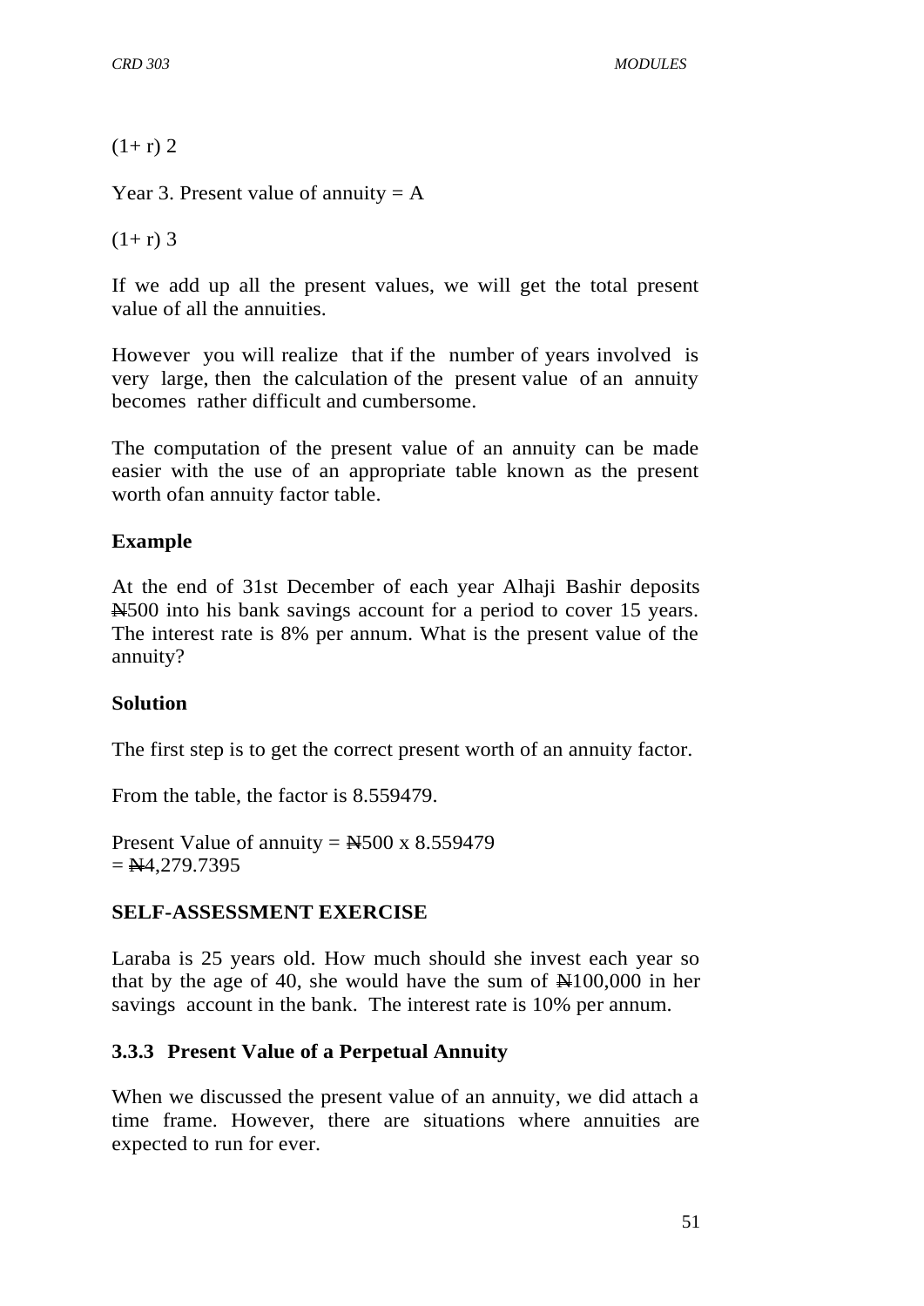(1+ r) 2

Year 3. Present value of annuity = A

(1+ r) 3

If we add up all the present values, we will get the total present value of all the annuities.

However you will realize that if the number of years involved is very large, then the calculation of the present value of an annuity becomes rather difficult and cumbersome.

The computation of the present value of an annuity can be made easier with the use of an appropriate table known as the present worth ofan annuity factor table.

**Example**

At the end of 31st December of each year Alhaji Bashir deposits ₦500 into his bank savings account for a period to cover 15 years. The interest rate is 8% per annum. What is the present value of the annuity?

**Solution**

The first step is to get the correct present worth of an annuity factor.

From the table, the factor is 8.559479.

Present Value of annuity = ₦500 x 8.559479
= ₦4,279.7395

**SELF-ASSESSMENT EXERCISE**

Laraba is 25 years old. How much should she invest each year so that by the age of 40, she would have the sum of ₦100,000 in her savings account in the bank. The interest rate is 10% per annum.

### 3.3.3 Present Value of a Perpetual Annuity

When we discussed the present value of an annuity, we did attach a time frame. However, there are situations where annuities are expected to run for ever.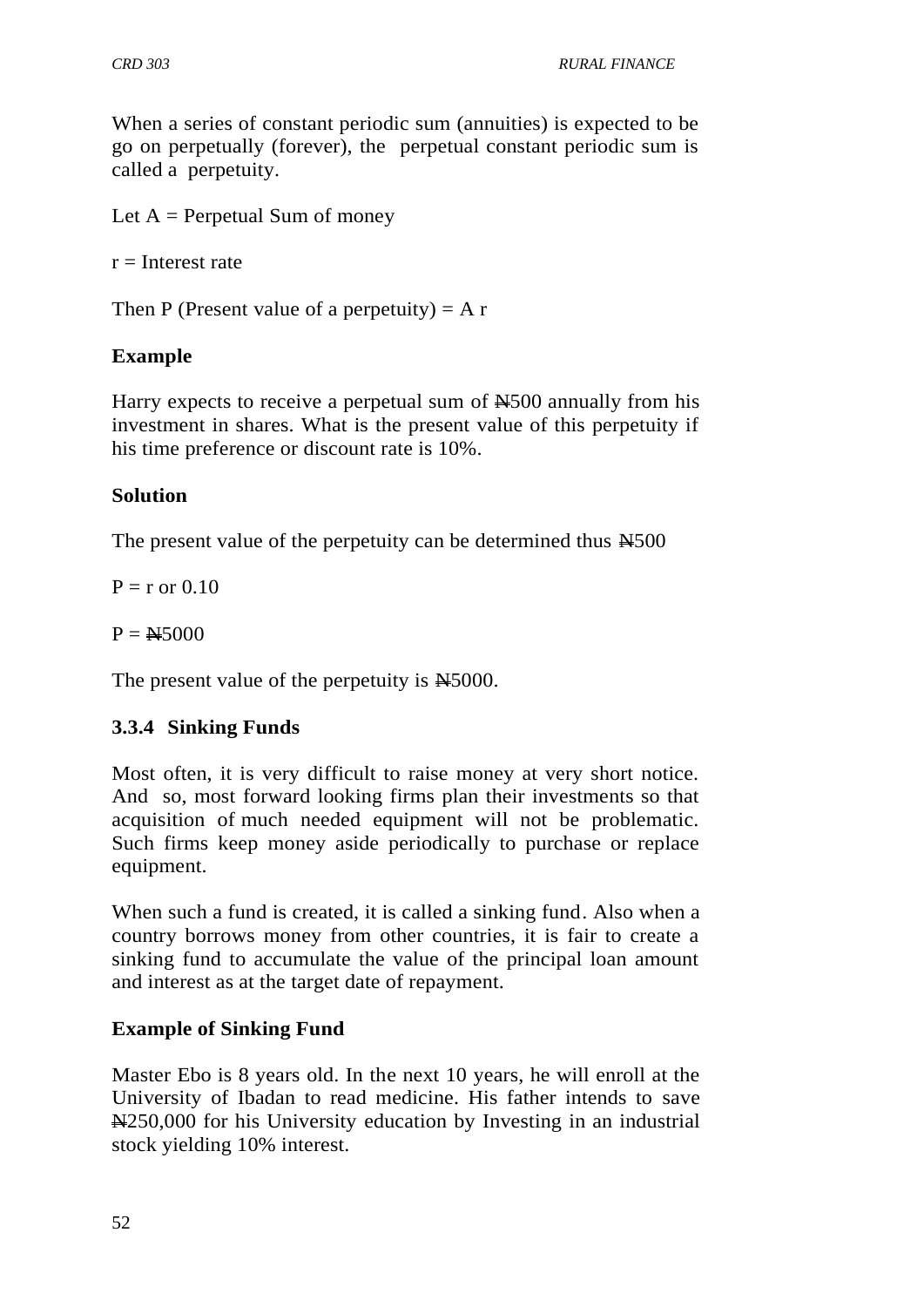When a series of constant periodic sum (annuities) is expected to be go on perpetually (forever), the perpetual constant periodic sum is called a perpetuity.

Let A = Perpetual Sum of money

r = Interest rate

Then P (Present value of a perpetuity) = A r

**Example**

Harry expects to receive a perpetual sum of ₦500 annually from his investment in shares. What is the present value of this perpetuity if his time preference or discount rate is 10%.

**Solution**

The present value of the perpetuity can be determined thus ₦500

P = r or 0.10

P = ₦5000

The present value of the perpetuity is ₦5000.

### 3.3.4 Sinking Funds

Most often, it is very difficult to raise money at very short notice. And so, most forward looking firms plan their investments so that acquisition of much needed equipment will not be problematic. Such firms keep money aside periodically to purchase or replace equipment.

When such a fund is created, it is called a sinking fund. Also when a country borrows money from other countries, it is fair to create a sinking fund to accumulate the value of the principal loan amount and interest as at the target date of repayment.

**Example of Sinking Fund**

Master Ebo is 8 years old. In the next 10 years, he will enroll at the University of Ibadan to read medicine. His father intends to save ₦250,000 for his University education by Investing in an industrial stock yielding 10% interest.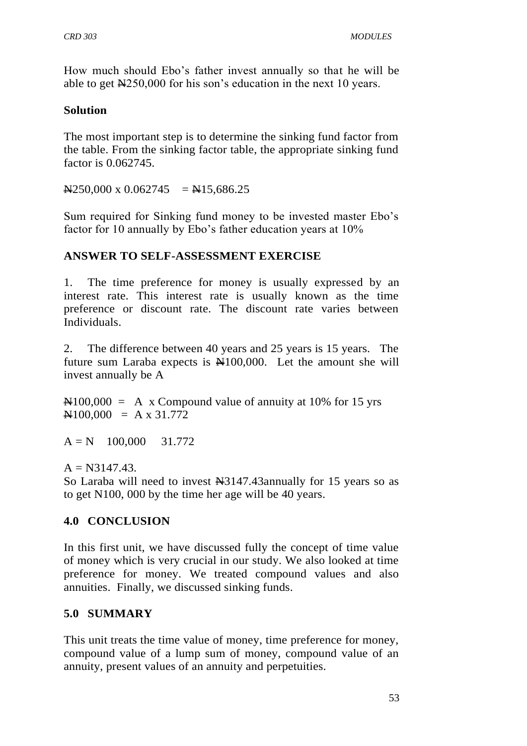How much should Ebo's father invest annually so that he will be able to get ₦250,000 for his son's education in the next 10 years.

**Solution**

The most important step is to determine the sinking fund factor from the table. From the sinking factor table, the appropriate sinking fund factor is 0.062745.

₦250,000 x 0.062745 = ₦15,686.25

Sum required for Sinking fund money to be invested master Ebo's factor for 10 annually by Ebo's father education years at 10%

**ANSWER TO SELF-ASSESSMENT EXERCISE**

1. The time preference for money is usually expressed by an interest rate. This interest rate is usually known as the time preference or discount rate. The discount rate varies between Individuals.

2. The difference between 40 years and 25 years is 15 years. The future sum Laraba expects is ₦100,000. Let the amount she will invest annually be A

₦100,000 = A x Compound value of annuity at 10% for 15 yrs
₦100,000 = A x 31.772

A = N 100,000 31.772

A = N3147.43.
So Laraba will need to invest ₦3147.43annually for 15 years so as to get N100, 000 by the time her age will be 40 years.

## 4.0 CONCLUSION

In this first unit, we have discussed fully the concept of time value of money which is very crucial in our study. We also looked at time preference for money. We treated compound values and also annuities. Finally, we discussed sinking funds.

## 5.0 SUMMARY

This unit treats the time value of money, time preference for money, compound value of a lump sum of money, compound value of an annuity, present values of an annuity and perpetuities.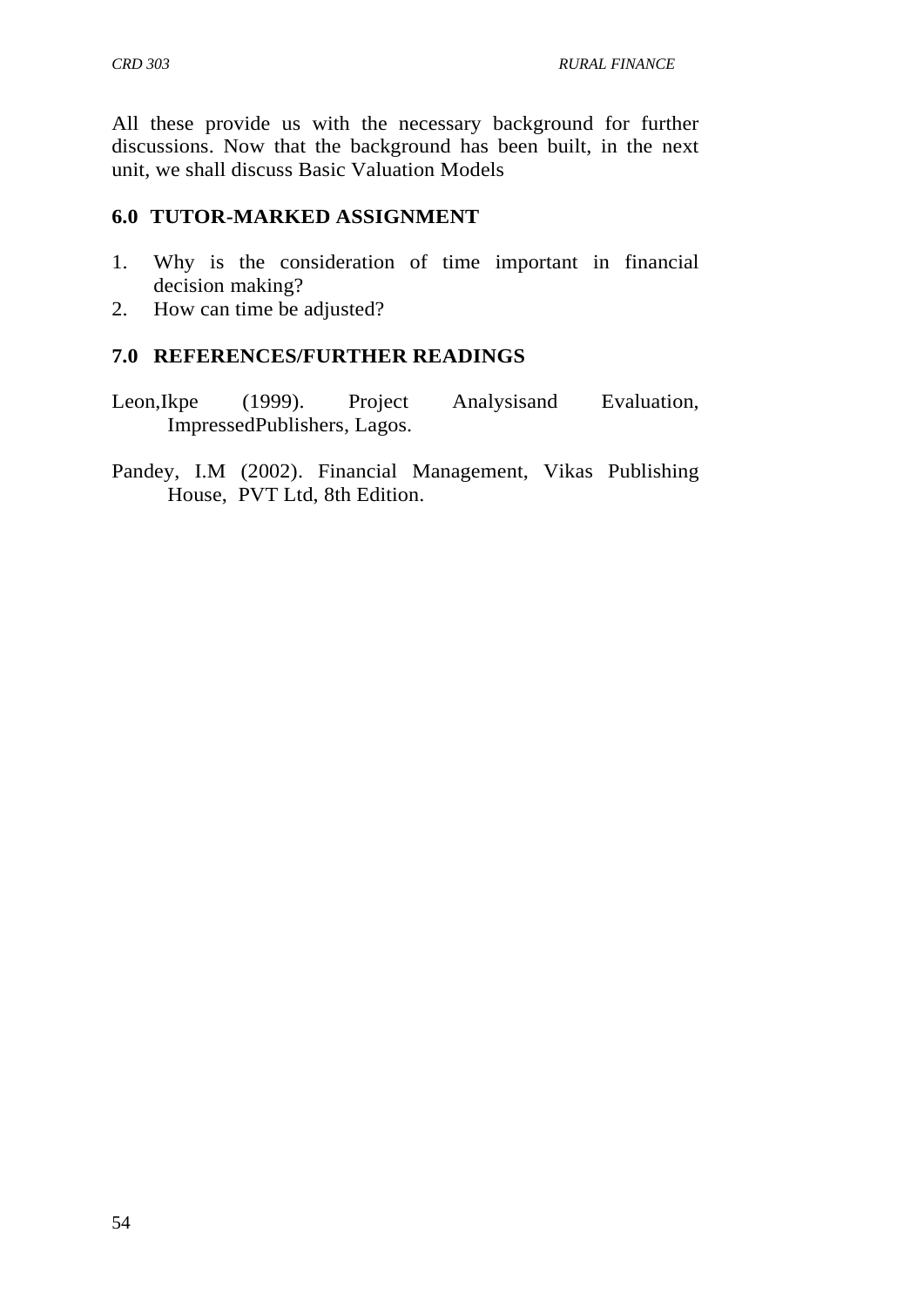All these provide us with the necessary background for further discussions. Now that the background has been built, in the next unit, we shall discuss Basic Valuation Models

## 6.0 TUTOR-MARKED ASSIGNMENT

1. Why is the consideration of time important in financial decision making?
2. How can time be adjusted?

## 7.0 REFERENCES/FURTHER READINGS

Leon,Ikpe (1999). Project Analysisand Evaluation, ImpressedPublishers, Lagos.

Pandey, I.M (2002). Financial Management, Vikas Publishing House, PVT Ltd, 8th Edition.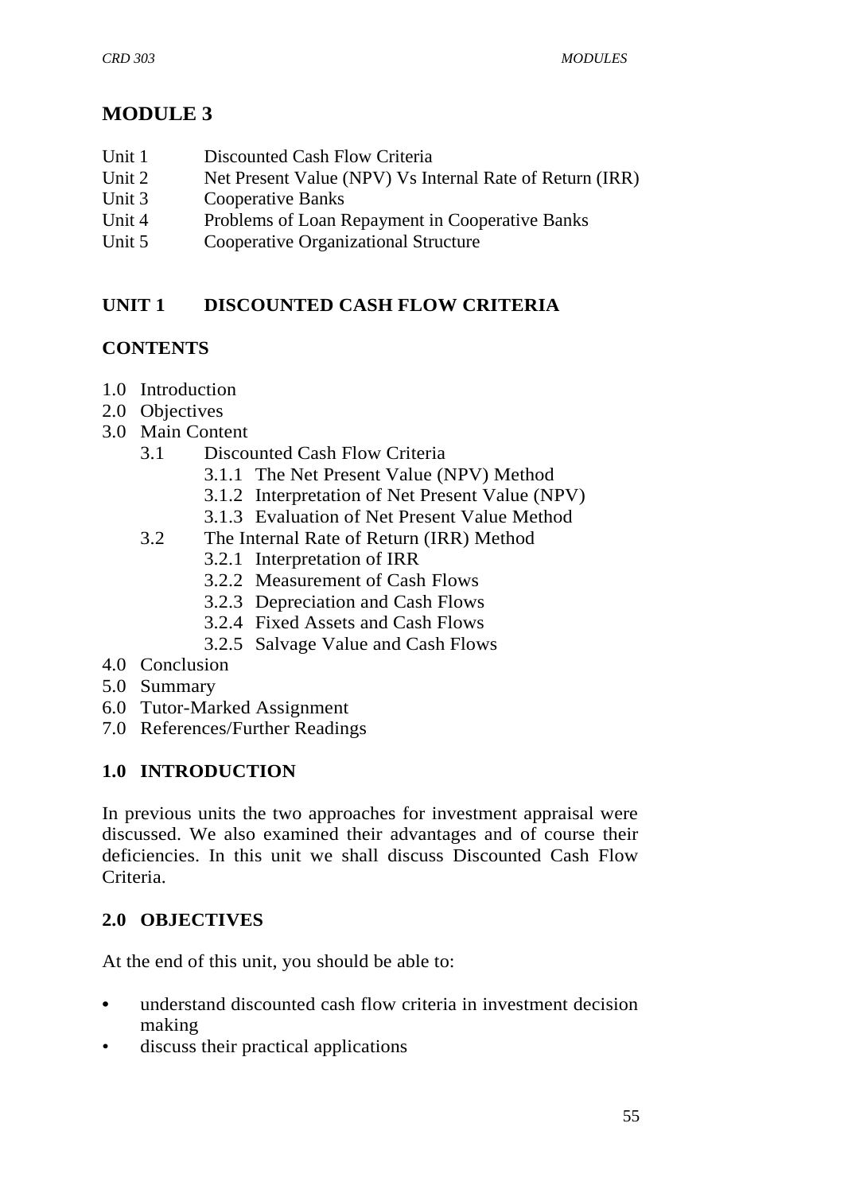# MODULE 3

- Unit 1 Discounted Cash Flow Criteria
- Unit 2 Net Present Value (NPV) Vs Internal Rate of Return (IRR)
- Unit 3 Cooperative Banks
- Unit 4 Problems of Loan Repayment in Cooperative Banks
- Unit 5 Cooperative Organizational Structure

## UNIT 1 DISCOUNTED CASH FLOW CRITERIA

### CONTENTS

- 1.0 Introduction
- 2.0 Objectives
- 3.0 Main Content
  - 3.1 Discounted Cash Flow Criteria
    - 3.1.1 The Net Present Value (NPV) Method
    - 3.1.2 Interpretation of Net Present Value (NPV)
    - 3.1.3 Evaluation of Net Present Value Method
  - 3.2 The Internal Rate of Return (IRR) Method
    - 3.2.1 Interpretation of IRR
    - 3.2.2 Measurement of Cash Flows
    - 3.2.3 Depreciation and Cash Flows
    - 3.2.4 Fixed Assets and Cash Flows
    - 3.2.5 Salvage Value and Cash Flows
- 4.0 Conclusion
- 5.0 Summary
- 6.0 Tutor-Marked Assignment
- 7.0 References/Further Readings

### 1.0 INTRODUCTION

In previous units the two approaches for investment appraisal were discussed. We also examined their advantages and of course their deficiencies. In this unit we shall discuss Discounted Cash Flow Criteria.

### 2.0 OBJECTIVES

At the end of this unit, you should be able to:

- understand discounted cash flow criteria in investment decision making
- discuss their practical applications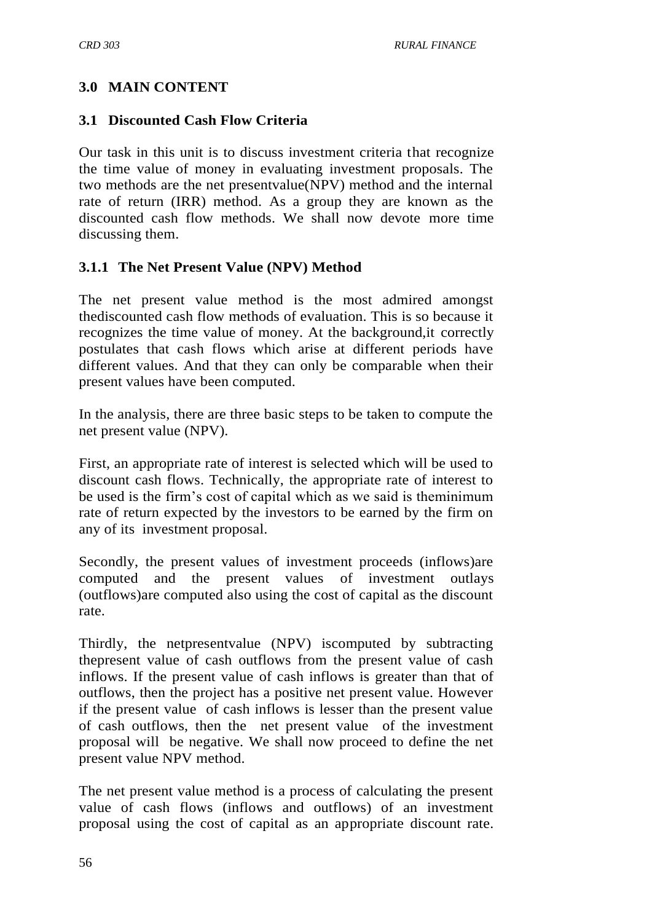## 3.0 MAIN CONTENT

### 3.1 Discounted Cash Flow Criteria

Our task in this unit is to discuss investment criteria that recognize the time value of money in evaluating investment proposals. The two methods are the net presentvalue(NPV) method and the internal rate of return (IRR) method. As a group they are known as the discounted cash flow methods. We shall now devote more time discussing them.

#### 3.1.1 The Net Present Value (NPV) Method

The net present value method is the most admired amongst thediscounted cash flow methods of evaluation. This is so because it recognizes the time value of money. At the background,it correctly postulates that cash flows which arise at different periods have different values. And that they can only be comparable when their present values have been computed.

In the analysis, there are three basic steps to be taken to compute the net present value (NPV).

First, an appropriate rate of interest is selected which will be used to discount cash flows. Technically, the appropriate rate of interest to be used is the firm's cost of capital which as we said is theminimum rate of return expected by the investors to be earned by the firm on any of its investment proposal.

Secondly, the present values of investment proceeds (inflows)are computed and the present values of investment outlays (outflows)are computed also using the cost of capital as the discount rate.

Thirdly, the netpresentvalue (NPV) iscomputed by subtracting thepresent value of cash outflows from the present value of cash inflows. If the present value of cash inflows is greater than that of outflows, then the project has a positive net present value. However if the present value of cash inflows is lesser than the present value of cash outflows, then the net present value of the investment proposal will be negative. We shall now proceed to define the net present value NPV method.

The net present value method is a process of calculating the present value of cash flows (inflows and outflows) of an investment proposal using the cost of capital as an appropriate discount rate.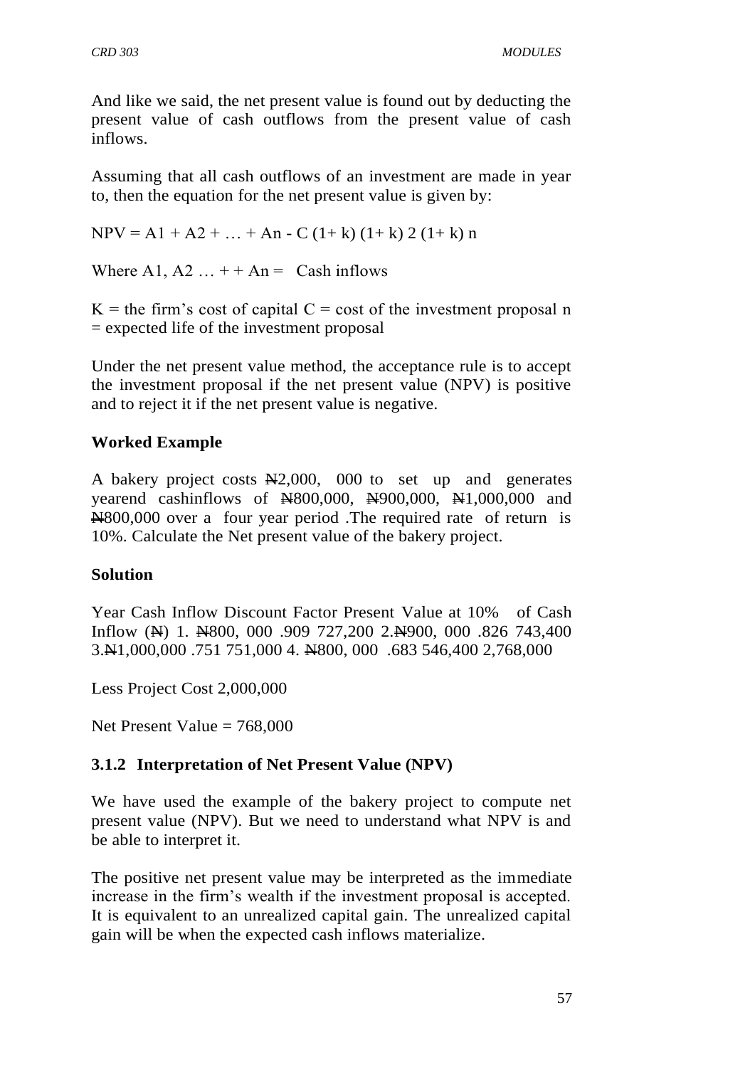And like we said, the net present value is found out by deducting the present value of cash outflows from the present value of cash inflows.

Assuming that all cash outflows of an investment are made in year to, then the equation for the net present value is given by:

$$NPV = A1 + A2 + \ldots + An - C \; (1+ k) \; (1+ k) \; 2 \; (1+ k) \; n$$

Where A1, A2 … + + An = Cash inflows

K = the firm's cost of capital C = cost of the investment proposal n = expected life of the investment proposal

Under the net present value method, the acceptance rule is to accept the investment proposal if the net present value (NPV) is positive and to reject it if the net present value is negative.

**Worked Example**

A bakery project costs ₦2,000, 000 to set up and generates yearend cashinflows of ₦800,000, ₦900,000, ₦1,000,000 and ₦800,000 over a four year period .The required rate of return is 10%. Calculate the Net present value of the bakery project.

**Solution**

| Year | Cash Inflow (₦) | Discount Factor | Present Value at 10% of Cash Inflow |
|---|---|---|---|
| 1. | ₦800, 000 | .909 | 727,200 |
| 2. | ₦900, 000 | .826 | 743,400 |
| 3. | ₦1,000,000 | .751 | 751,000 |
| 4. | ₦800, 000 | .683 | 546,400 |
| | | | 2,768,000 |

Less Project Cost 2,000,000

Net Present Value = 768,000

### 3.1.2 Interpretation of Net Present Value (NPV)

We have used the example of the bakery project to compute net present value (NPV). But we need to understand what NPV is and be able to interpret it.

The positive net present value may be interpreted as the immediate increase in the firm's wealth if the investment proposal is accepted. It is equivalent to an unrealized capital gain. The unrealized capital gain will be when the expected cash inflows materialize.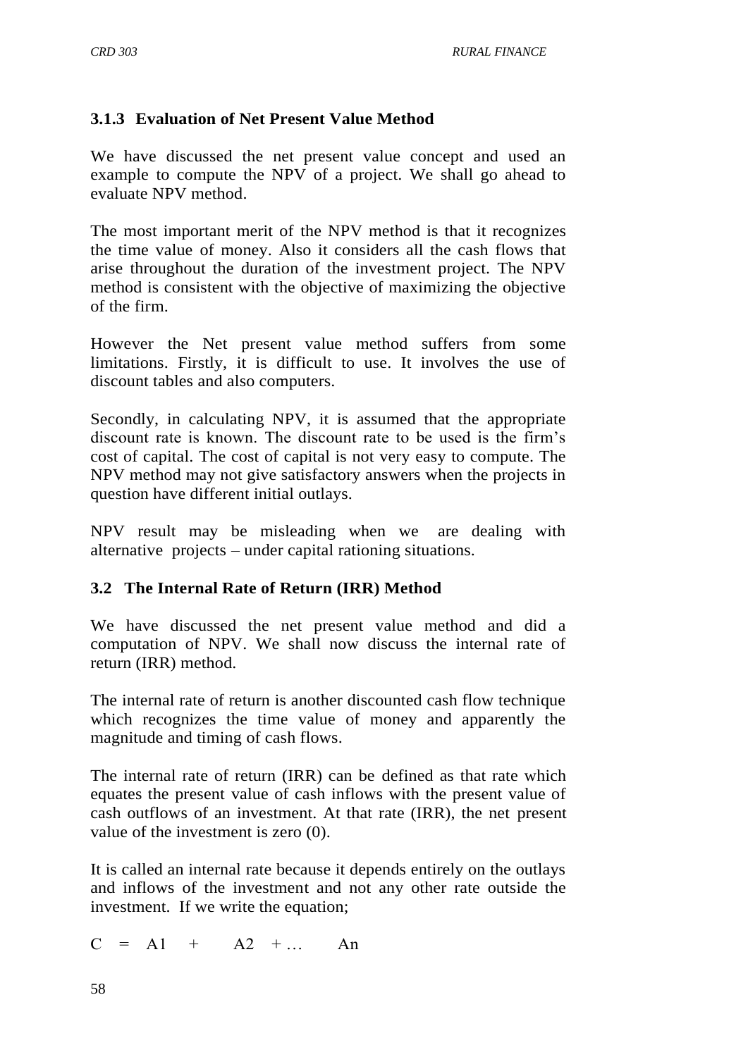### 3.1.3 Evaluation of Net Present Value Method

We have discussed the net present value concept and used an example to compute the NPV of a project. We shall go ahead to evaluate NPV method.

The most important merit of the NPV method is that it recognizes the time value of money. Also it considers all the cash flows that arise throughout the duration of the investment project. The NPV method is consistent with the objective of maximizing the objective of the firm.

However the Net present value method suffers from some limitations. Firstly, it is difficult to use. It involves the use of discount tables and also computers.

Secondly, in calculating NPV, it is assumed that the appropriate discount rate is known. The discount rate to be used is the firm's cost of capital. The cost of capital is not very easy to compute. The NPV method may not give satisfactory answers when the projects in question have different initial outlays.

NPV result may be misleading when we are dealing with alternative projects – under capital rationing situations.

## 3.2 The Internal Rate of Return (IRR) Method

We have discussed the net present value method and did a computation of NPV. We shall now discuss the internal rate of return (IRR) method.

The internal rate of return is another discounted cash flow technique which recognizes the time value of money and apparently the magnitude and timing of cash flows.

The internal rate of return (IRR) can be defined as that rate which equates the present value of cash inflows with the present value of cash outflows of an investment. At that rate (IRR), the net present value of the investment is zero (0).

It is called an internal rate because it depends entirely on the outlays and inflows of the investment and not any other rate outside the investment. If we write the equation;

$$C = A1 + A2 + \ldots An$$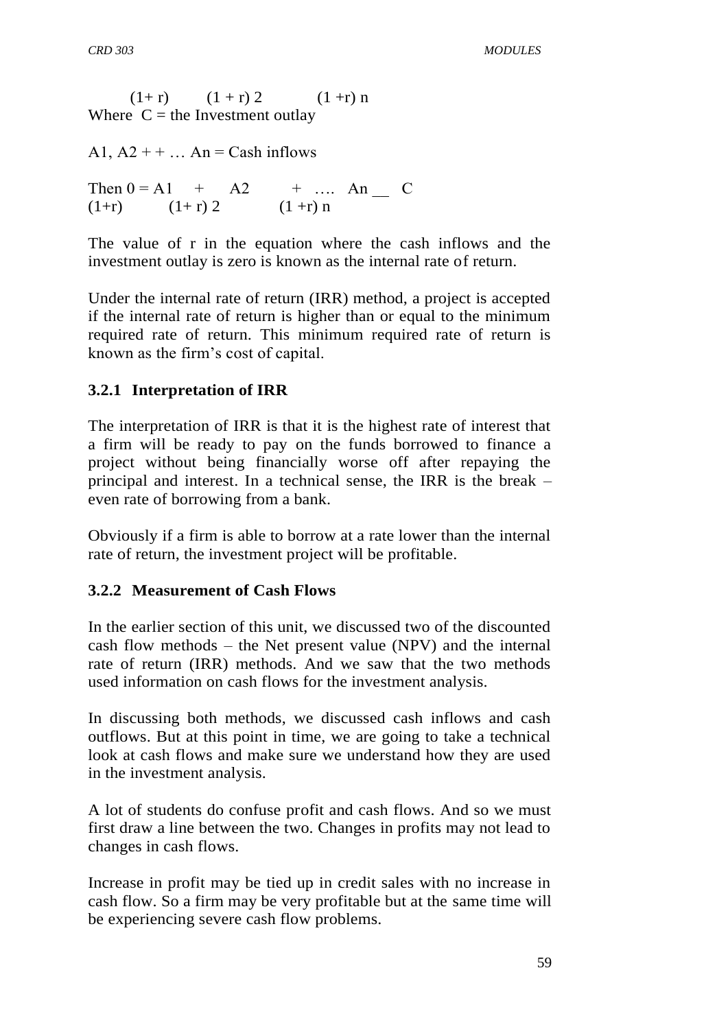$$(1+r) \qquad (1+r)^2 \qquad (1+r)^n$$

Where $C$ = the Investment outlay

$A_1, A_2 + + \ldots A_n$ = Cash inflows

$$\text{Then } 0 = \frac{A_1}{(1+r)} + \frac{A_2}{(1+r)^2} + \ldots \frac{A_n}{(1+r)^n} - C$$

The value of r in the equation where the cash inflows and the investment outlay is zero is known as the internal rate of return.

Under the internal rate of return (IRR) method, a project is accepted if the internal rate of return is higher than or equal to the minimum required rate of return. This minimum required rate of return is known as the firm's cost of capital.

### 3.2.1 Interpretation of IRR

The interpretation of IRR is that it is the highest rate of interest that a firm will be ready to pay on the funds borrowed to finance a project without being financially worse off after repaying the principal and interest. In a technical sense, the IRR is the break – even rate of borrowing from a bank.

Obviously if a firm is able to borrow at a rate lower than the internal rate of return, the investment project will be profitable.

### 3.2.2 Measurement of Cash Flows

In the earlier section of this unit, we discussed two of the discounted cash flow methods – the Net present value (NPV) and the internal rate of return (IRR) methods. And we saw that the two methods used information on cash flows for the investment analysis.

In discussing both methods, we discussed cash inflows and cash outflows. But at this point in time, we are going to take a technical look at cash flows and make sure we understand how they are used in the investment analysis.

A lot of students do confuse profit and cash flows. And so we must first draw a line between the two. Changes in profits may not lead to changes in cash flows.

Increase in profit may be tied up in credit sales with no increase in cash flow. So a firm may be very profitable but at the same time will be experiencing severe cash flow problems.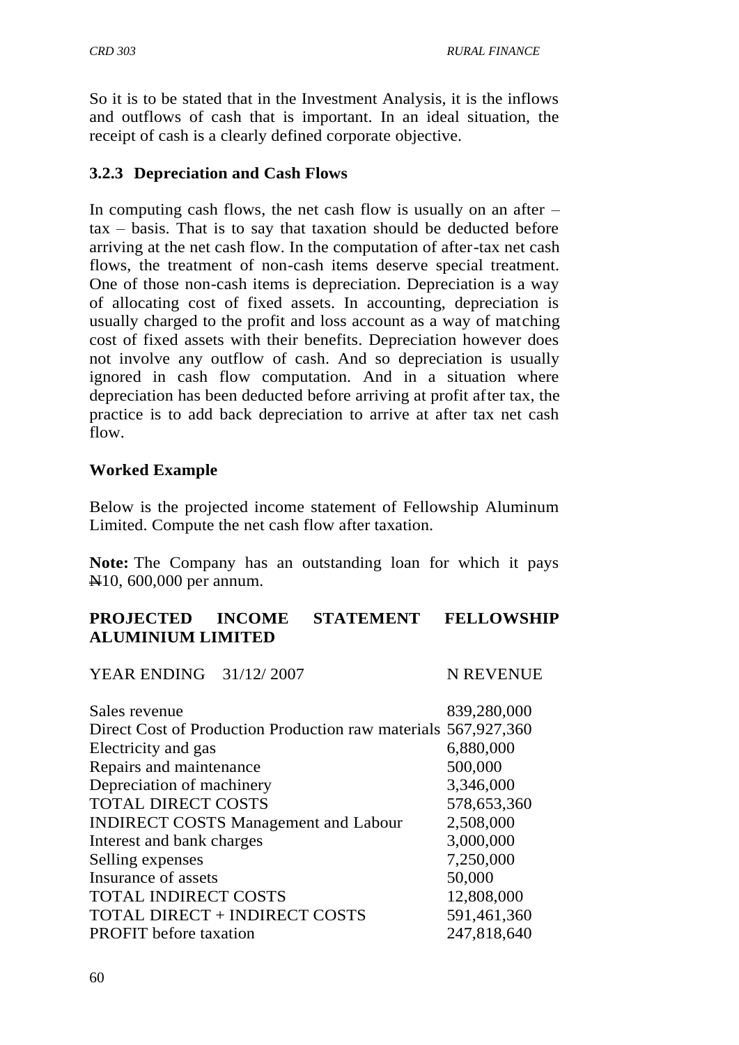So it is to be stated that in the Investment Analysis, it is the inflows and outflows of cash that is important. In an ideal situation, the receipt of cash is a clearly defined corporate objective.

### 3.2.3 Depreciation and Cash Flows

In computing cash flows, the net cash flow is usually on an after – tax – basis. That is to say that taxation should be deducted before arriving at the net cash flow. In the computation of after-tax net cash flows, the treatment of non-cash items deserve special treatment. One of those non-cash items is depreciation. Depreciation is a way of allocating cost of fixed assets. In accounting, depreciation is usually charged to the profit and loss account as a way of matching cost of fixed assets with their benefits. Depreciation however does not involve any outflow of cash. And so depreciation is usually ignored in cash flow computation. And in a situation where depreciation has been deducted before arriving at profit after tax, the practice is to add back depreciation to arrive at after tax net cash flow.

**Worked Example**

Below is the projected income statement of Fellowship Aluminum Limited. Compute the net cash flow after taxation.

**Note:** The Company has an outstanding loan for which it pays ₦10, 600,000 per annum.

**PROJECTED INCOME STATEMENT FELLOWSHIP ALUMINIUM LIMITED**

| YEAR ENDING 31/12/ 2007 | N REVENUE |
|---|---|
| Sales revenue | 839,280,000 |
| Direct Cost of Production Production raw materials | 567,927,360 |
| Electricity and gas | 6,880,000 |
| Repairs and maintenance | 500,000 |
| Depreciation of machinery | 3,346,000 |
| TOTAL DIRECT COSTS | 578,653,360 |
| INDIRECT COSTS Management and Labour | 2,508,000 |
| Interest and bank charges | 3,000,000 |
| Selling expenses | 7,250,000 |
| Insurance of assets | 50,000 |
| TOTAL INDIRECT COSTS | 12,808,000 |
| TOTAL DIRECT + INDIRECT COSTS | 591,461,360 |
| PROFIT before taxation | 247,818,640 |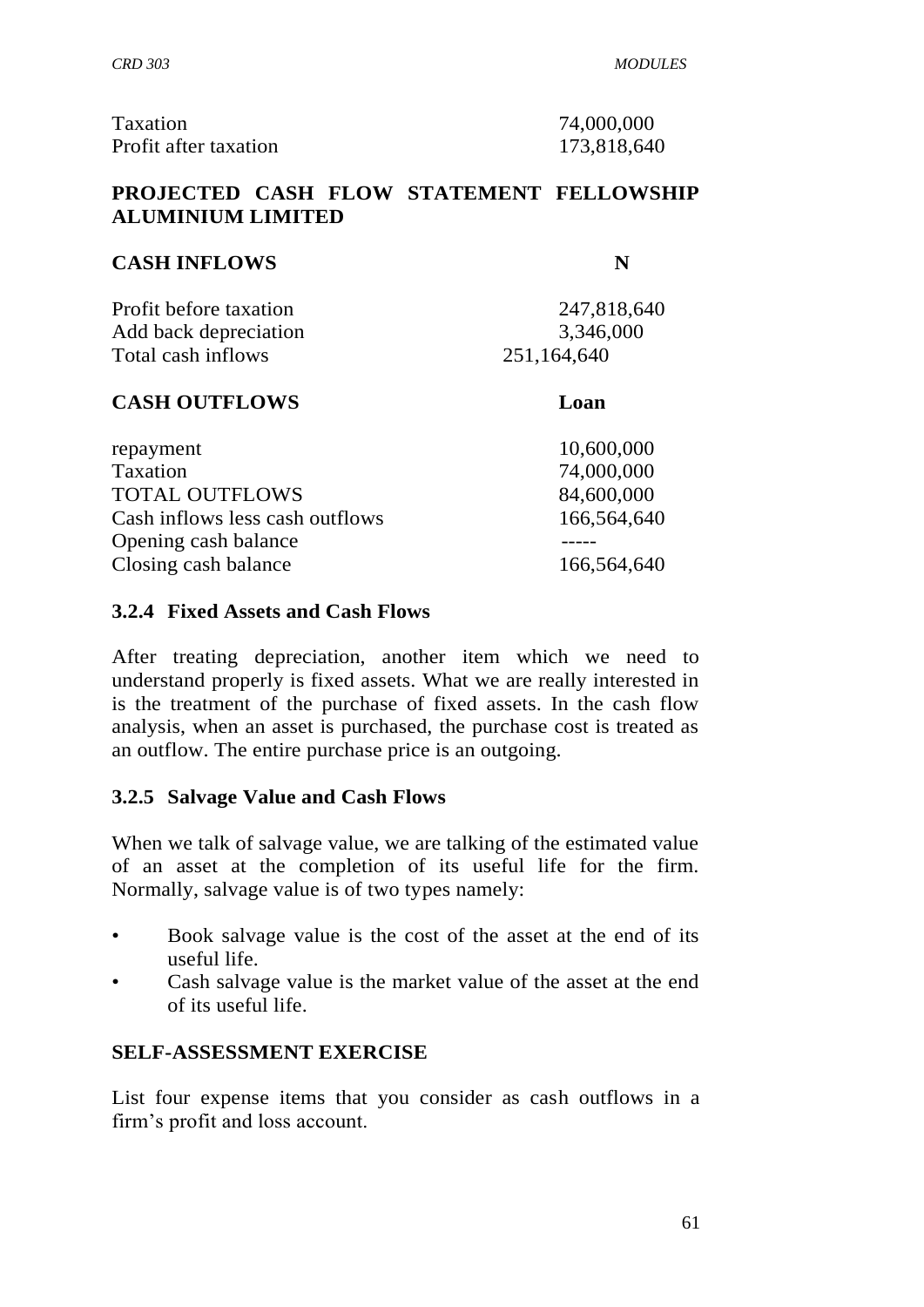| | |
|---|---|
| Taxation | 74,000,000 |
| Profit after taxation | 173,818,640 |

**PROJECTED CASH FLOW STATEMENT FELLOWSHIP ALUMINIUM LIMITED**

| **CASH INFLOWS** | **N** |
|---|---|
| Profit before taxation | 247,818,640 |
| Add back depreciation | 3,346,000 |
| Total cash inflows | 251,164,640 |

| **CASH OUTFLOWS** | **Loan** |
|---|---|
| repayment | 10,600,000 |
| Taxation | 74,000,000 |
| TOTAL OUTFLOWS | 84,600,000 |
| Cash inflows less cash outflows | 166,564,640 |
| Opening cash balance | ----- |
| Closing cash balance | 166,564,640 |

### 3.2.4 Fixed Assets and Cash Flows

After treating depreciation, another item which we need to understand properly is fixed assets. What we are really interested in is the treatment of the purchase of fixed assets. In the cash flow analysis, when an asset is purchased, the purchase cost is treated as an outflow. The entire purchase price is an outgoing.

### 3.2.5 Salvage Value and Cash Flows

When we talk of salvage value, we are talking of the estimated value of an asset at the completion of its useful life for the firm. Normally, salvage value is of two types namely:

- Book salvage value is the cost of the asset at the end of its useful life.
- Cash salvage value is the market value of the asset at the end of its useful life.

**SELF-ASSESSMENT EXERCISE**

List four expense items that you consider as cash outflows in a firm's profit and loss account.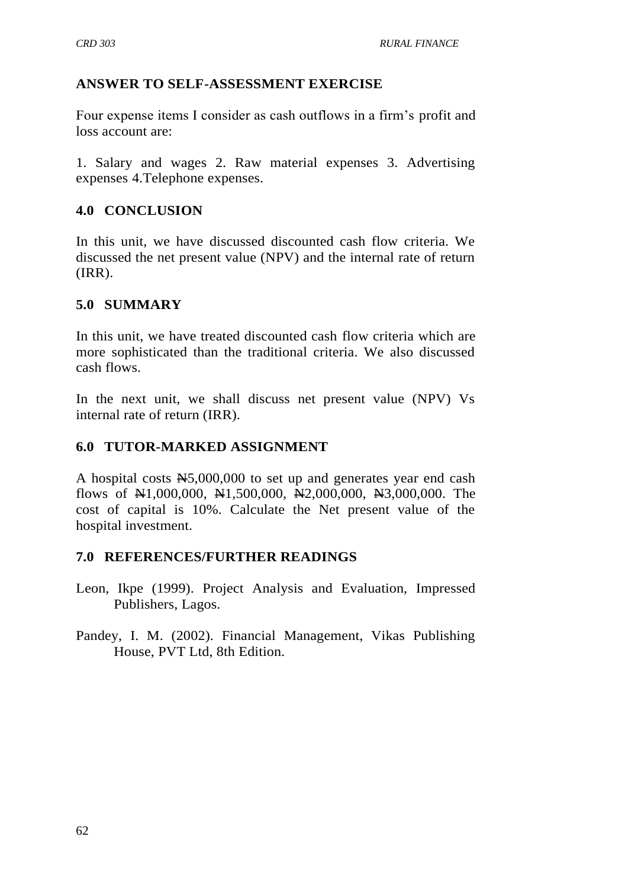## ANSWER TO SELF-ASSESSMENT EXERCISE

Four expense items I consider as cash outflows in a firm's profit and loss account are:

1. Salary and wages 2. Raw material expenses 3. Advertising expenses 4.Telephone expenses.

## 4.0 CONCLUSION

In this unit, we have discussed discounted cash flow criteria. We discussed the net present value (NPV) and the internal rate of return (IRR).

## 5.0 SUMMARY

In this unit, we have treated discounted cash flow criteria which are more sophisticated than the traditional criteria. We also discussed cash flows.

In the next unit, we shall discuss net present value (NPV) Vs internal rate of return (IRR).

## 6.0 TUTOR-MARKED ASSIGNMENT

A hospital costs ₦5,000,000 to set up and generates year end cash flows of ₦1,000,000, ₦1,500,000, ₦2,000,000, ₦3,000,000. The cost of capital is 10%. Calculate the Net present value of the hospital investment.

## 7.0 REFERENCES/FURTHER READINGS

Leon, Ikpe (1999). Project Analysis and Evaluation, Impressed Publishers, Lagos.

Pandey, I. M. (2002). Financial Management, Vikas Publishing House, PVT Ltd, 8th Edition.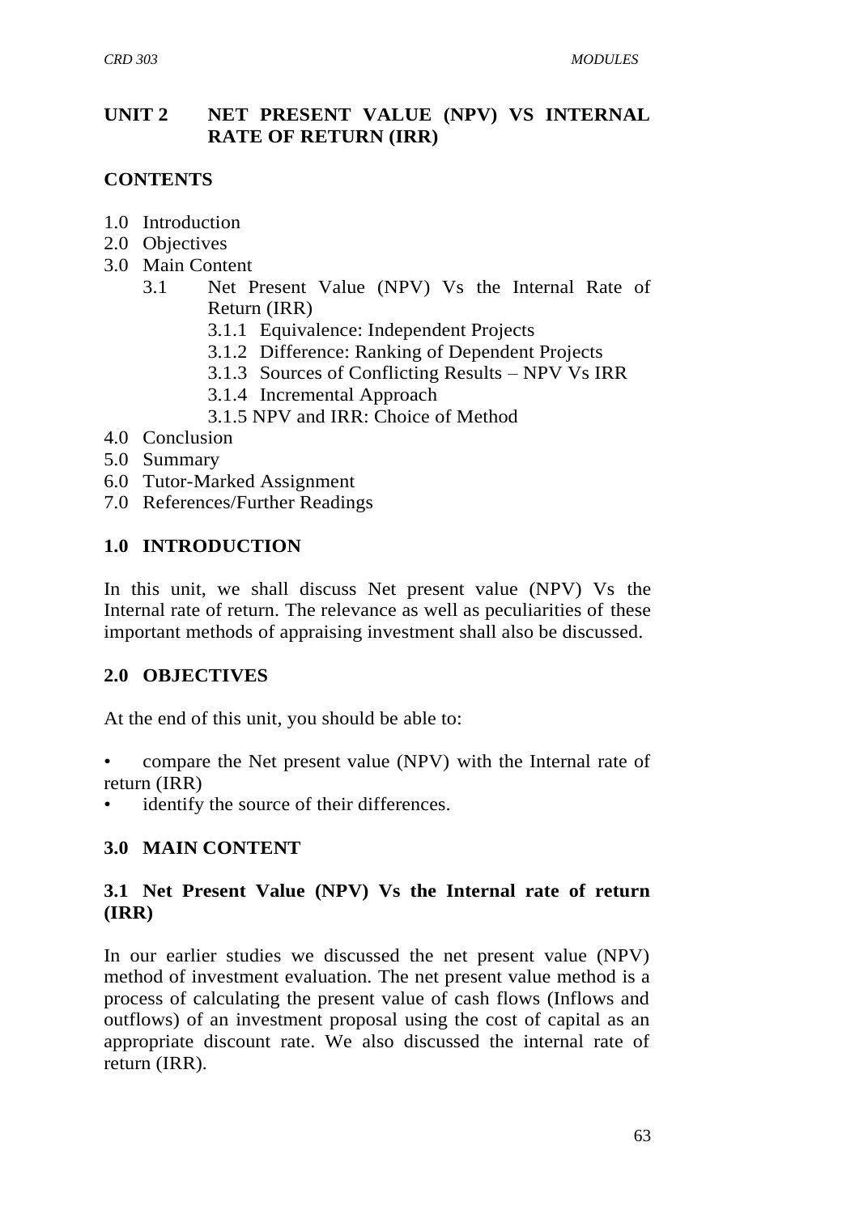## UNIT 2 NET PRESENT VALUE (NPV) VS INTERNAL RATE OF RETURN (IRR)

### CONTENTS

1.0 Introduction
2.0 Objectives
3.0 Main Content
   - 3.1 Net Present Value (NPV) Vs the Internal Rate of Return (IRR)
     - 3.1.1 Equivalence: Independent Projects
     - 3.1.2 Difference: Ranking of Dependent Projects
     - 3.1.3 Sources of Conflicting Results – NPV Vs IRR
     - 3.1.4 Incremental Approach
     - 3.1.5 NPV and IRR: Choice of Method

4.0 Conclusion
5.0 Summary
6.0 Tutor-Marked Assignment
7.0 References/Further Readings

### 1.0 INTRODUCTION

In this unit, we shall discuss Net present value (NPV) Vs the Internal rate of return. The relevance as well as peculiarities of these important methods of appraising investment shall also be discussed.

### 2.0 OBJECTIVES

At the end of this unit, you should be able to:

- compare the Net present value (NPV) with the Internal rate of return (IRR)
- identify the source of their differences.

### 3.0 MAIN CONTENT

### 3.1 Net Present Value (NPV) Vs the Internal rate of return (IRR)

In our earlier studies we discussed the net present value (NPV) method of investment evaluation. The net present value method is a process of calculating the present value of cash flows (Inflows and outflows) of an investment proposal using the cost of capital as an appropriate discount rate. We also discussed the internal rate of return (IRR).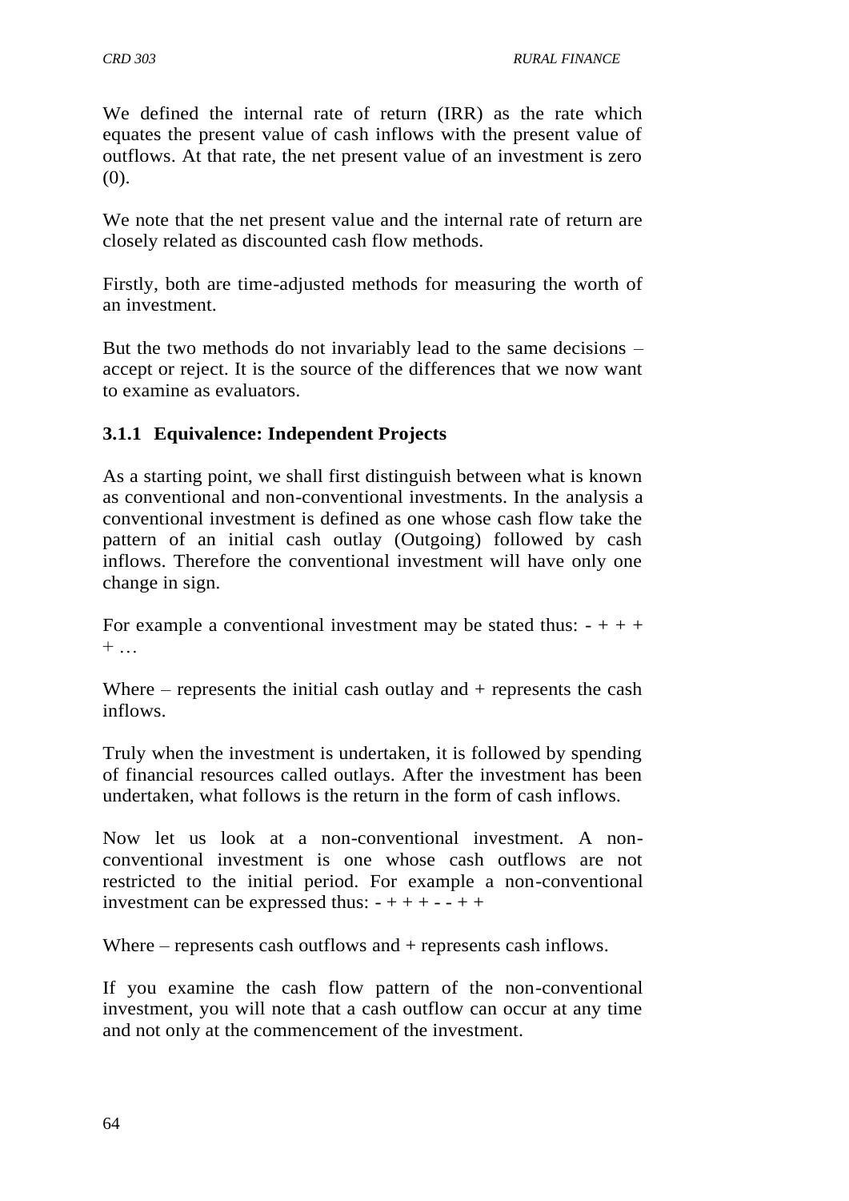We defined the internal rate of return (IRR) as the rate which equates the present value of cash inflows with the present value of outflows. At that rate, the net present value of an investment is zero (0).

We note that the net present value and the internal rate of return are closely related as discounted cash flow methods.

Firstly, both are time-adjusted methods for measuring the worth of an investment.

But the two methods do not invariably lead to the same decisions – accept or reject. It is the source of the differences that we now want to examine as evaluators.

### 3.1.1 Equivalence: Independent Projects

As a starting point, we shall first distinguish between what is known as conventional and non-conventional investments. In the analysis a conventional investment is defined as one whose cash flow take the pattern of an initial cash outlay (Outgoing) followed by cash inflows. Therefore the conventional investment will have only one change in sign.

For example a conventional investment may be stated thus: - + + + + …

Where – represents the initial cash outlay and + represents the cash inflows.

Truly when the investment is undertaken, it is followed by spending of financial resources called outlays. After the investment has been undertaken, what follows is the return in the form of cash inflows.

Now let us look at a non-conventional investment. A non-conventional investment is one whose cash outflows are not restricted to the initial period. For example a non-conventional investment can be expressed thus: - + + + - - + +

Where – represents cash outflows and + represents cash inflows.

If you examine the cash flow pattern of the non-conventional investment, you will note that a cash outflow can occur at any time and not only at the commencement of the investment.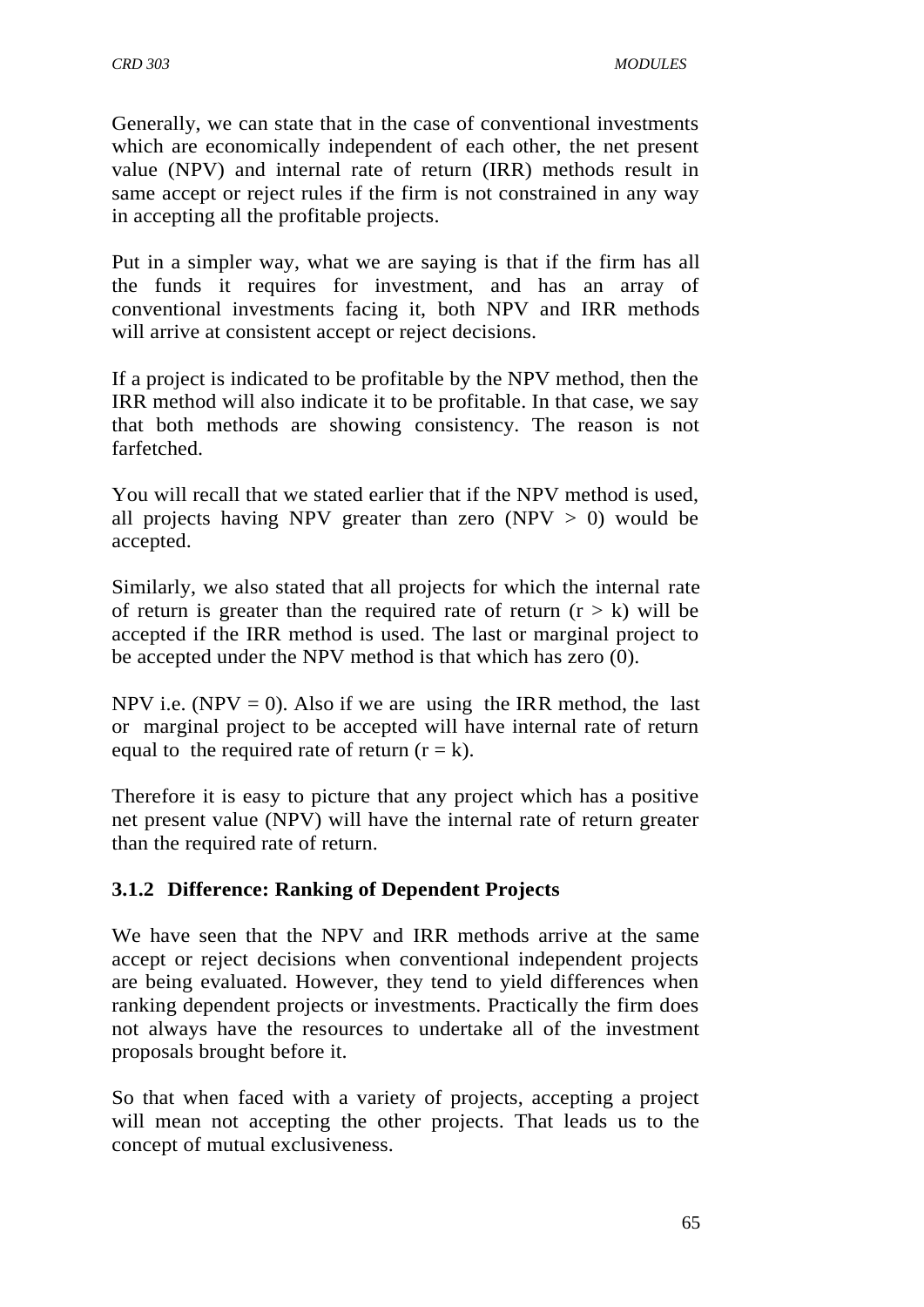Generally, we can state that in the case of conventional investments which are economically independent of each other, the net present value (NPV) and internal rate of return (IRR) methods result in same accept or reject rules if the firm is not constrained in any way in accepting all the profitable projects.

Put in a simpler way, what we are saying is that if the firm has all the funds it requires for investment, and has an array of conventional investments facing it, both NPV and IRR methods will arrive at consistent accept or reject decisions.

If a project is indicated to be profitable by the NPV method, then the IRR method will also indicate it to be profitable. In that case, we say that both methods are showing consistency. The reason is not farfetched.

You will recall that we stated earlier that if the NPV method is used, all projects having NPV greater than zero (NPV $> 0$) would be accepted.

Similarly, we also stated that all projects for which the internal rate of return is greater than the required rate of return ($r > k$) will be accepted if the IRR method is used. The last or marginal project to be accepted under the NPV method is that which has zero (0).

NPV i.e. (NPV $= 0$). Also if we are using the IRR method, the last or marginal project to be accepted will have internal rate of return equal to the required rate of return ($r = k$).

Therefore it is easy to picture that any project which has a positive net present value (NPV) will have the internal rate of return greater than the required rate of return.

### 3.1.2 Difference: Ranking of Dependent Projects

We have seen that the NPV and IRR methods arrive at the same accept or reject decisions when conventional independent projects are being evaluated. However, they tend to yield differences when ranking dependent projects or investments. Practically the firm does not always have the resources to undertake all of the investment proposals brought before it.

So that when faced with a variety of projects, accepting a project will mean not accepting the other projects. That leads us to the concept of mutual exclusiveness.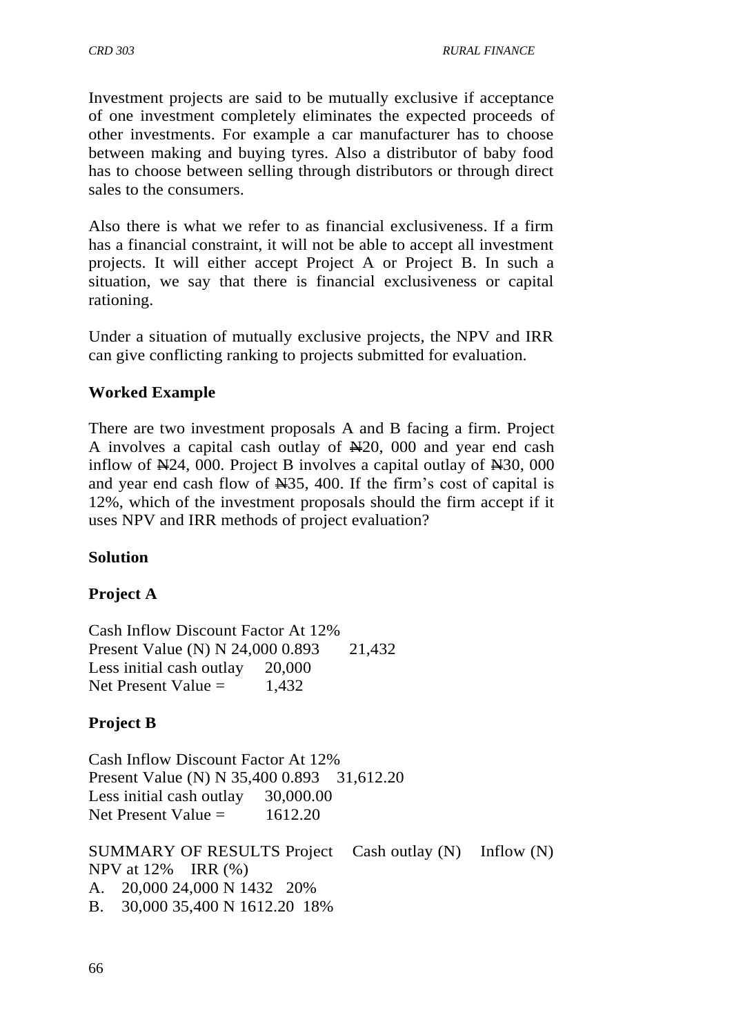Investment projects are said to be mutually exclusive if acceptance of one investment completely eliminates the expected proceeds of other investments. For example a car manufacturer has to choose between making and buying tyres. Also a distributor of baby food has to choose between selling through distributors or through direct sales to the consumers.

Also there is what we refer to as financial exclusiveness. If a firm has a financial constraint, it will not be able to accept all investment projects. It will either accept Project A or Project B. In such a situation, we say that there is financial exclusiveness or capital rationing.

Under a situation of mutually exclusive projects, the NPV and IRR can give conflicting ranking to projects submitted for evaluation.

**Worked Example**

There are two investment proposals A and B facing a firm. Project A involves a capital cash outlay of ₦20, 000 and year end cash inflow of ₦24, 000. Project B involves a capital outlay of ₦30, 000 and year end cash flow of ₦35, 400. If the firm's cost of capital is 12%, which of the investment proposals should the firm accept if it uses NPV and IRR methods of project evaluation?

**Solution**

**Project A**

| Cash Inflow | Discount Factor At 12% | Present Value (N) |
|---|---|---|
| N 24,000 | 0.893 | 21,432 |
| Less initial cash outlay | | 20,000 |
| Net Present Value = | | 1,432 |

**Project B**

| Cash Inflow | Discount Factor At 12% | Present Value (N) |
|---|---|---|
| N 35,400 | 0.893 | 31,612.20 |
| Less initial cash outlay | | 30,000.00 |
| Net Present Value = | | 1612.20 |

SUMMARY OF RESULTS

| Project | Cash outlay (N) | Inflow (N) | NPV at 12% | IRR (%) |
|---|---|---|---|---|
| A. | 20,000 | 24,000 | N 1432 | 20% |
| B. | 30,000 | 35,400 | N 1612.20 | 18% |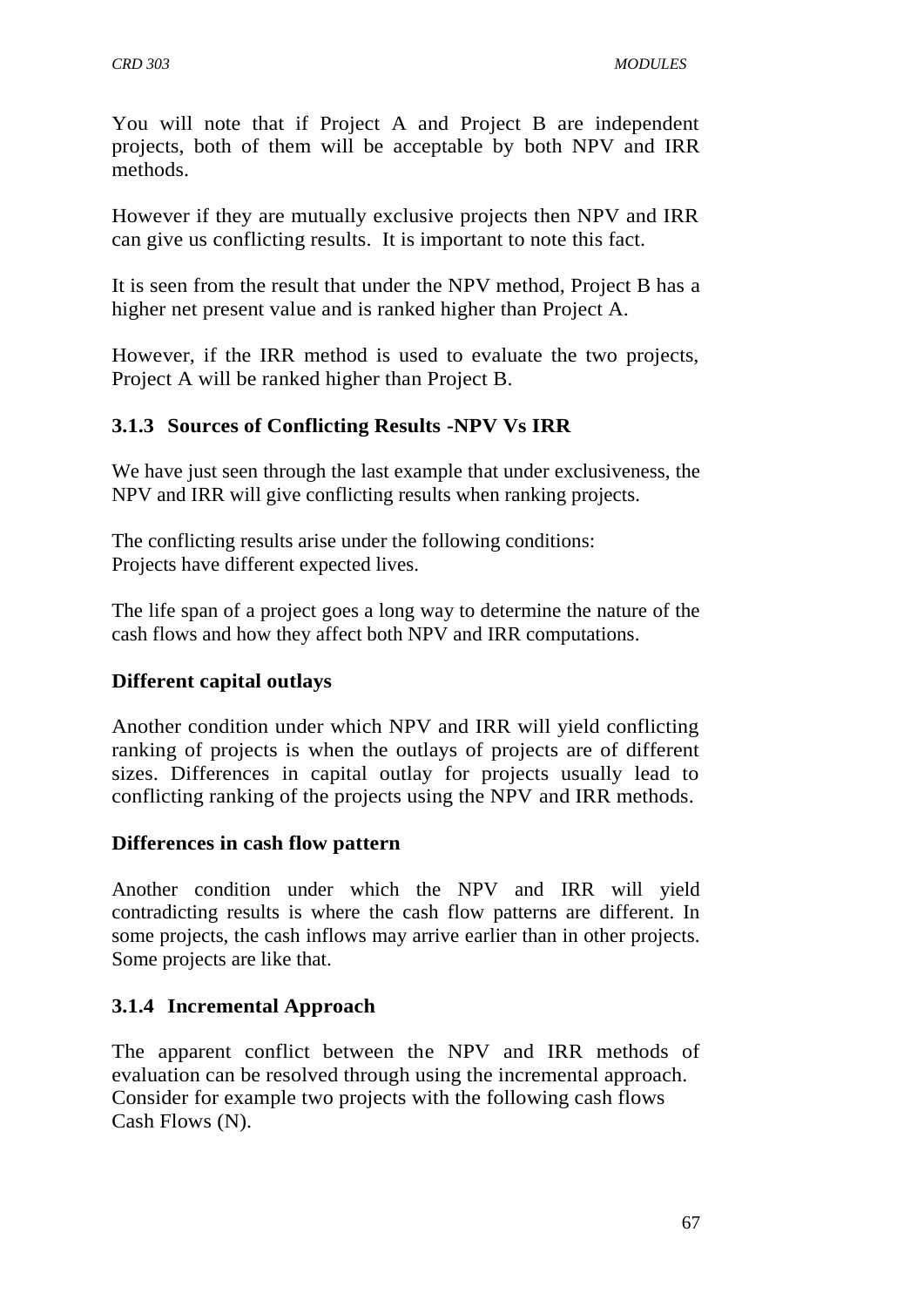You will note that if Project A and Project B are independent projects, both of them will be acceptable by both NPV and IRR methods.

However if they are mutually exclusive projects then NPV and IRR can give us conflicting results. It is important to note this fact.

It is seen from the result that under the NPV method, Project B has a higher net present value and is ranked higher than Project A.

However, if the IRR method is used to evaluate the two projects, Project A will be ranked higher than Project B.

### 3.1.3 Sources of Conflicting Results -NPV Vs IRR

We have just seen through the last example that under exclusiveness, the NPV and IRR will give conflicting results when ranking projects.

The conflicting results arise under the following conditions:
Projects have different expected lives.

The life span of a project goes a long way to determine the nature of the cash flows and how they affect both NPV and IRR computations.

**Different capital outlays**

Another condition under which NPV and IRR will yield conflicting ranking of projects is when the outlays of projects are of different sizes. Differences in capital outlay for projects usually lead to conflicting ranking of the projects using the NPV and IRR methods.

**Differences in cash flow pattern**

Another condition under which the NPV and IRR will yield contradicting results is where the cash flow patterns are different. In some projects, the cash inflows may arrive earlier than in other projects. Some projects are like that.

### 3.1.4 Incremental Approach

The apparent conflict between the NPV and IRR methods of evaluation can be resolved through using the incremental approach. Consider for example two projects with the following cash flows Cash Flows (N).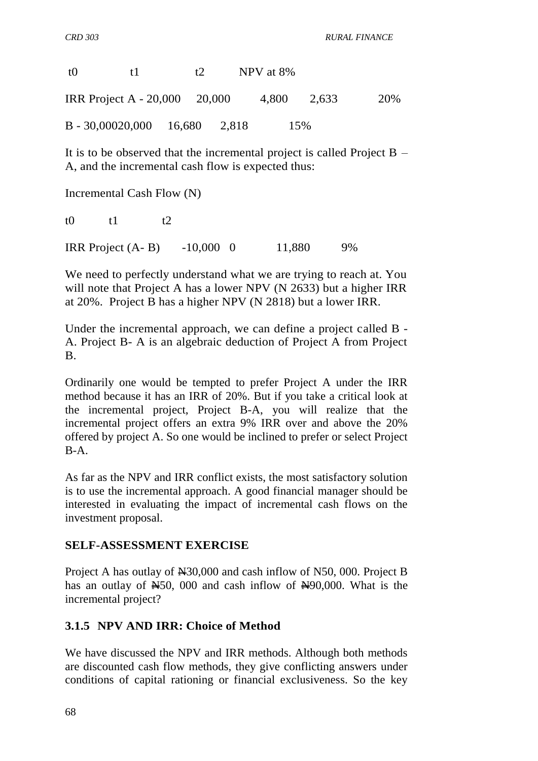t0 t1 t2 NPV at 8%

IRR Project A - 20,000 20,000 4,800 2,633 20%

B - 30,00020,000 16,680 2,818 15%

It is to be observed that the incremental project is called Project B – A, and the incremental cash flow is expected thus:

Incremental Cash Flow (N)

t0 t1 t2

IRR Project (A- B) -10,000 0 11,880 9%

We need to perfectly understand what we are trying to reach at. You will note that Project A has a lower NPV (N 2633) but a higher IRR at 20%. Project B has a higher NPV (N 2818) but a lower IRR.

Under the incremental approach, we can define a project called B - A. Project B- A is an algebraic deduction of Project A from Project B.

Ordinarily one would be tempted to prefer Project A under the IRR method because it has an IRR of 20%. But if you take a critical look at the incremental project, Project B-A, you will realize that the incremental project offers an extra 9% IRR over and above the 20% offered by project A. So one would be inclined to prefer or select Project B-A.

As far as the NPV and IRR conflict exists, the most satisfactory solution is to use the incremental approach. A good financial manager should be interested in evaluating the impact of incremental cash flows on the investment proposal.

**SELF-ASSESSMENT EXERCISE**

Project A has outlay of ₦30,000 and cash inflow of N50, 000. Project B has an outlay of ₦50, 000 and cash inflow of ₦90,000. What is the incremental project?

### 3.1.5 NPV AND IRR: Choice of Method

We have discussed the NPV and IRR methods. Although both methods are discounted cash flow methods, they give conflicting answers under conditions of capital rationing or financial exclusiveness. So the key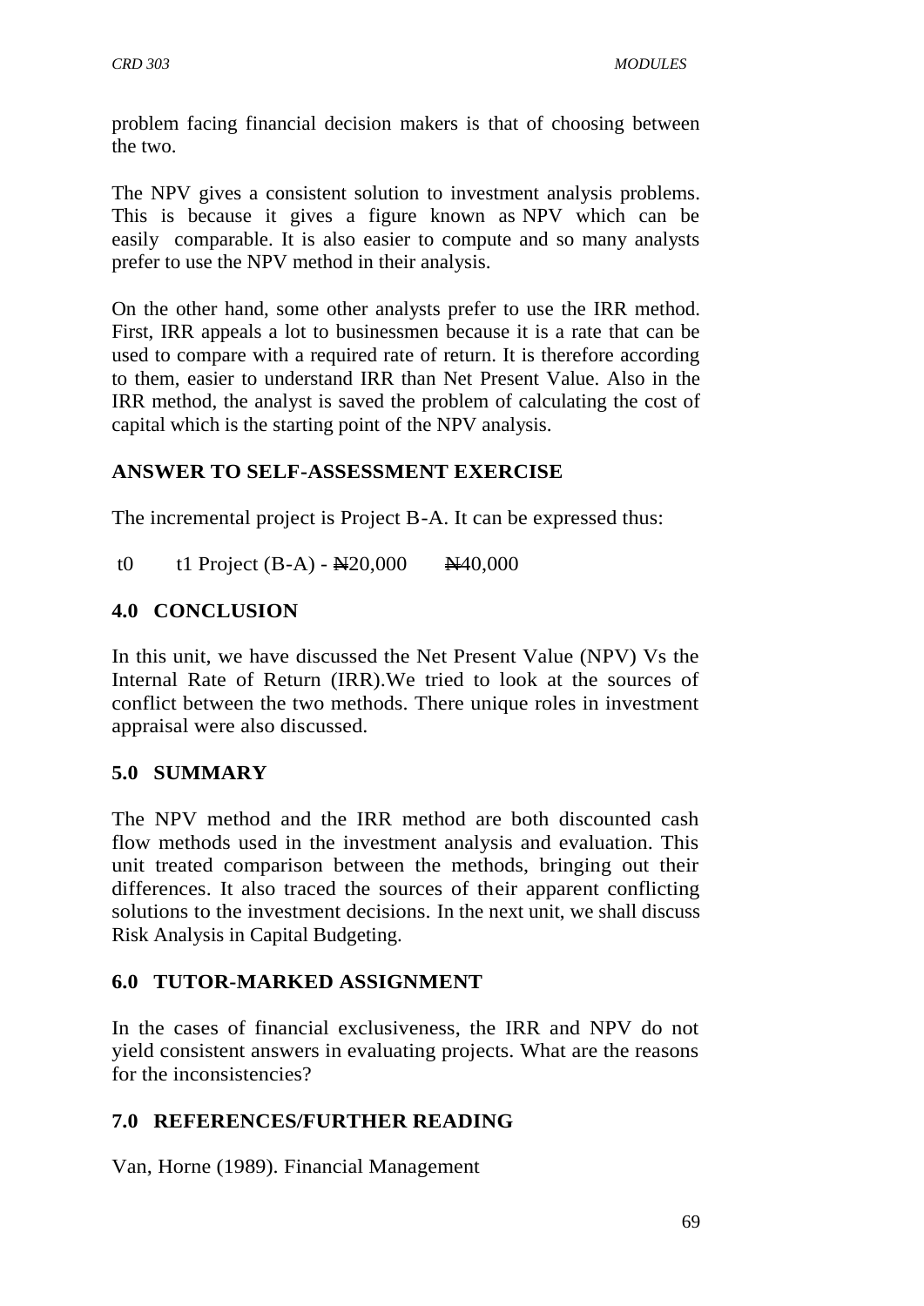problem facing financial decision makers is that of choosing between the two.

The NPV gives a consistent solution to investment analysis problems. This is because it gives a figure known as NPV which can be easily comparable. It is also easier to compute and so many analysts prefer to use the NPV method in their analysis.

On the other hand, some other analysts prefer to use the IRR method. First, IRR appeals a lot to businessmen because it is a rate that can be used to compare with a required rate of return. It is therefore according to them, easier to understand IRR than Net Present Value. Also in the IRR method, the analyst is saved the problem of calculating the cost of capital which is the starting point of the NPV analysis.

## ANSWER TO SELF-ASSESSMENT EXERCISE

The incremental project is Project B-A. It can be expressed thus:

t0 t1 Project (B-A) - ₦20,000 ₦40,000

## 4.0 CONCLUSION

In this unit, we have discussed the Net Present Value (NPV) Vs the Internal Rate of Return (IRR).We tried to look at the sources of conflict between the two methods. There unique roles in investment appraisal were also discussed.

## 5.0 SUMMARY

The NPV method and the IRR method are both discounted cash flow methods used in the investment analysis and evaluation. This unit treated comparison between the methods, bringing out their differences. It also traced the sources of their apparent conflicting solutions to the investment decisions. In the next unit, we shall discuss Risk Analysis in Capital Budgeting.

## 6.0 TUTOR-MARKED ASSIGNMENT

In the cases of financial exclusiveness, the IRR and NPV do not yield consistent answers in evaluating projects. What are the reasons for the inconsistencies?

## 7.0 REFERENCES/FURTHER READING

Van, Horne (1989). Financial Management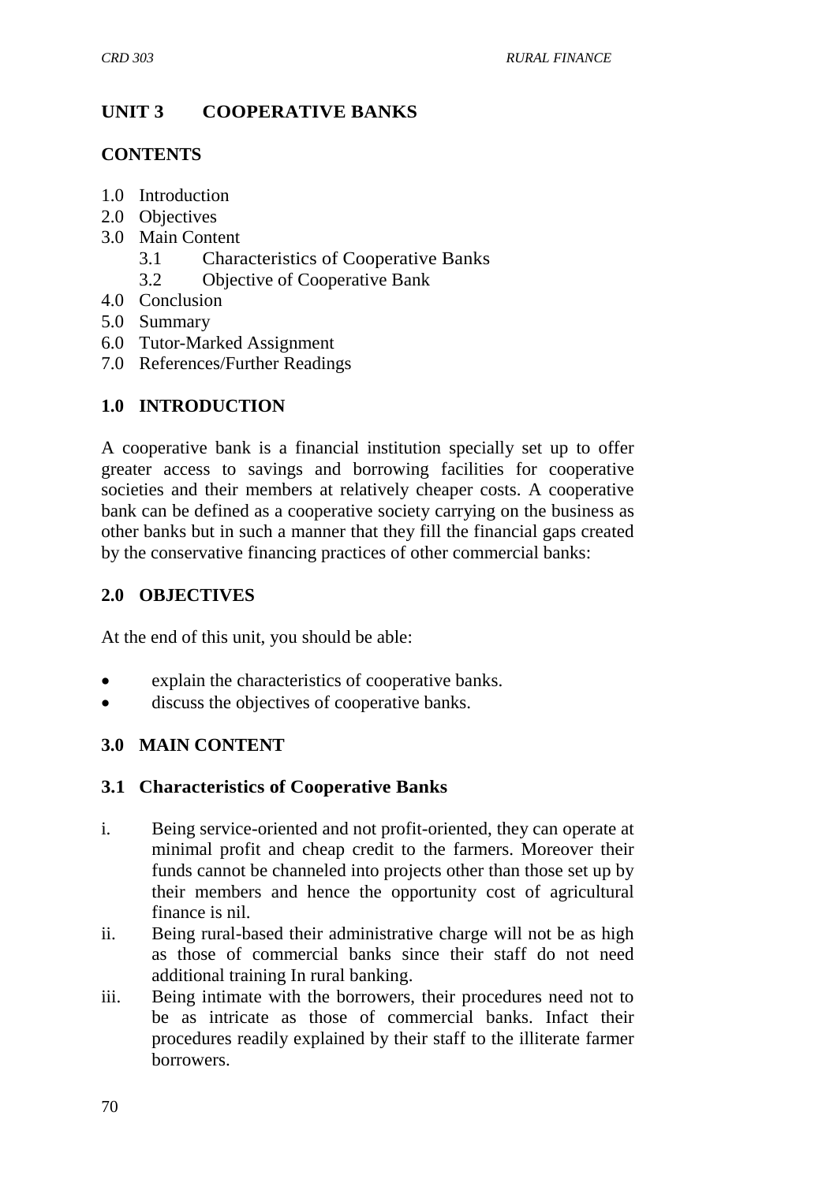## UNIT 3 COOPERATIVE BANKS

### CONTENTS

1.0 Introduction
2.0 Objectives
3.0 Main Content
    3.1 Characteristics of Cooperative Banks
    3.2 Objective of Cooperative Bank
4.0 Conclusion
5.0 Summary
6.0 Tutor-Marked Assignment
7.0 References/Further Readings

### 1.0 INTRODUCTION

A cooperative bank is a financial institution specially set up to offer greater access to savings and borrowing facilities for cooperative societies and their members at relatively cheaper costs. A cooperative bank can be defined as a cooperative society carrying on the business as other banks but in such a manner that they fill the financial gaps created by the conservative financing practices of other commercial banks:

### 2.0 OBJECTIVES

At the end of this unit, you should be able:

- explain the characteristics of cooperative banks.
- discuss the objectives of cooperative banks.

### 3.0 MAIN CONTENT

### 3.1 Characteristics of Cooperative Banks

i. Being service-oriented and not profit-oriented, they can operate at minimal profit and cheap credit to the farmers. Moreover their funds cannot be channeled into projects other than those set up by their members and hence the opportunity cost of agricultural finance is nil.

ii. Being rural-based their administrative charge will not be as high as those of commercial banks since their staff do not need additional training In rural banking.

iii. Being intimate with the borrowers, their procedures need not to be as intricate as those of commercial banks. Infact their procedures readily explained by their staff to the illiterate farmer borrowers.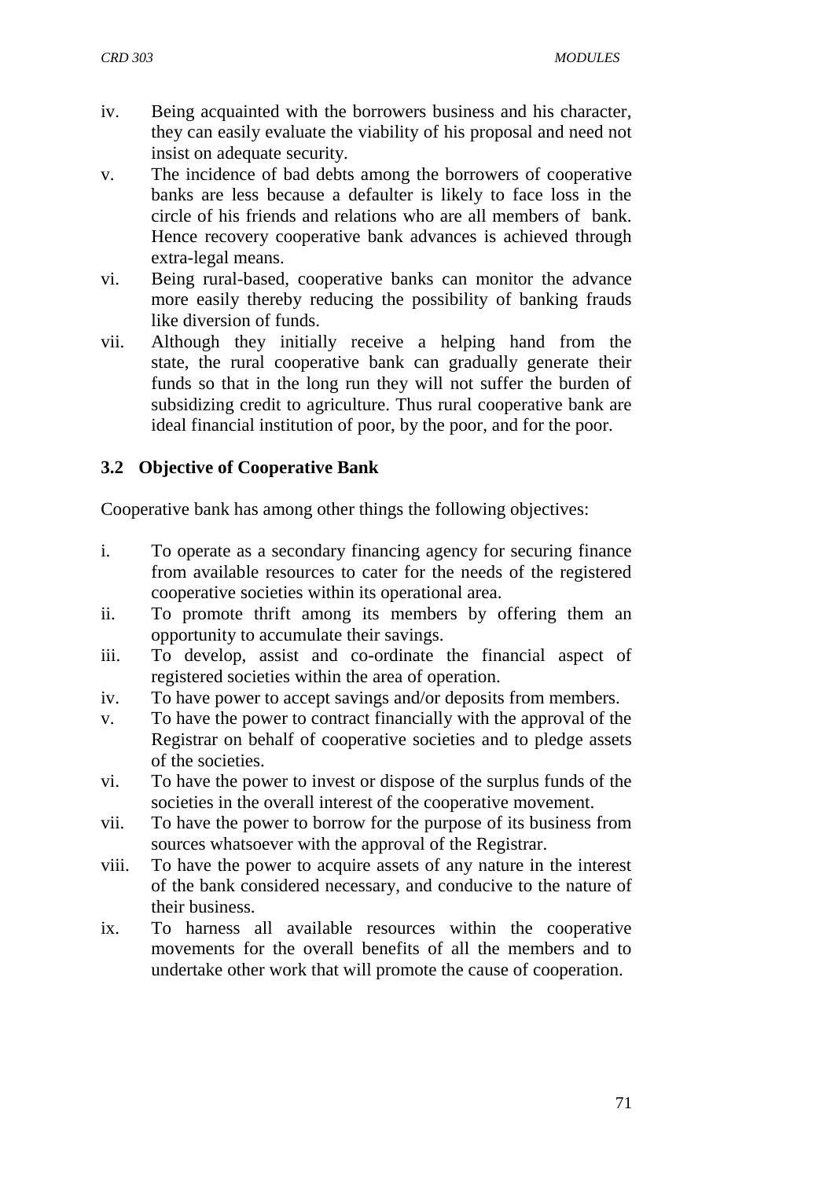iv. Being acquainted with the borrowers business and his character, they can easily evaluate the viability of his proposal and need not insist on adequate security.
v. The incidence of bad debts among the borrowers of cooperative banks are less because a defaulter is likely to face loss in the circle of his friends and relations who are all members of bank. Hence recovery cooperative bank advances is achieved through extra-legal means.
vi. Being rural-based, cooperative banks can monitor the advance more easily thereby reducing the possibility of banking frauds like diversion of funds.
vii. Although they initially receive a helping hand from the state, the rural cooperative bank can gradually generate their funds so that in the long run they will not suffer the burden of subsidizing credit to agriculture. Thus rural cooperative bank are ideal financial institution of poor, by the poor, and for the poor.

### 3.2 Objective of Cooperative Bank

Cooperative bank has among other things the following objectives:

i. To operate as a secondary financing agency for securing finance from available resources to cater for the needs of the registered cooperative societies within its operational area.
ii. To promote thrift among its members by offering them an opportunity to accumulate their savings.
iii. To develop, assist and co-ordinate the financial aspect of registered societies within the area of operation.
iv. To have power to accept savings and/or deposits from members.
v. To have the power to contract financially with the approval of the Registrar on behalf of cooperative societies and to pledge assets of the societies.
vi. To have the power to invest or dispose of the surplus funds of the societies in the overall interest of the cooperative movement.
vii. To have the power to borrow for the purpose of its business from sources whatsoever with the approval of the Registrar.
viii. To have the power to acquire assets of any nature in the interest of the bank considered necessary, and conducive to the nature of their business.
ix. To harness all available resources within the cooperative movements for the overall benefits of all the members and to undertake other work that will promote the cause of cooperation.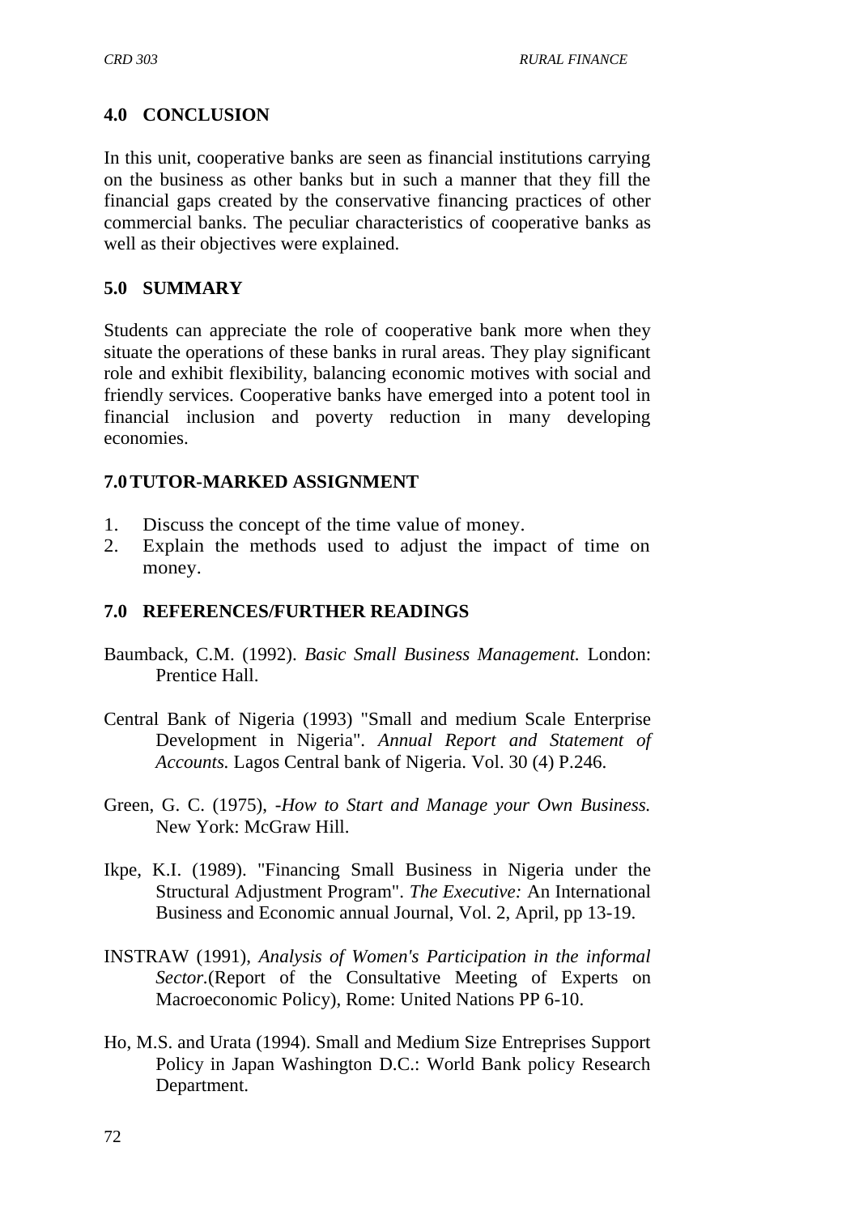## 4.0 CONCLUSION

In this unit, cooperative banks are seen as financial institutions carrying on the business as other banks but in such a manner that they fill the financial gaps created by the conservative financing practices of other commercial banks. The peculiar characteristics of cooperative banks as well as their objectives were explained.

## 5.0 SUMMARY

Students can appreciate the role of cooperative bank more when they situate the operations of these banks in rural areas. They play significant role and exhibit flexibility, balancing economic motives with social and friendly services. Cooperative banks have emerged into a potent tool in financial inclusion and poverty reduction in many developing economies.

## 7.0 TUTOR-MARKED ASSIGNMENT

1. Discuss the concept of the time value of money.
2. Explain the methods used to adjust the impact of time on money.

## 7.0 REFERENCES/FURTHER READINGS

Baumback, C.M. (1992). *Basic Small Business Management.* London: Prentice Hall.

Central Bank of Nigeria (1993) "Small and medium Scale Enterprise Development in Nigeria". *Annual Report and Statement of Accounts.* Lagos Central bank of Nigeria. Vol. 30 (4) P.246.

Green, G. C. (1975), *-How to Start and Manage your Own Business.* New York: McGraw Hill.

Ikpe, K.I. (1989). "Financing Small Business in Nigeria under the Structural Adjustment Program". *The Executive:* An International Business and Economic annual Journal, Vol. 2, April, pp 13-19.

INSTRAW (1991), *Analysis of Women's Participation in the informal Sector.*(Report of the Consultative Meeting of Experts on Macroeconomic Policy), Rome: United Nations PP 6-10.

Ho, M.S. and Urata (1994). Small and Medium Size Entreprises Support Policy in Japan Washington D.C.: World Bank policy Research Department.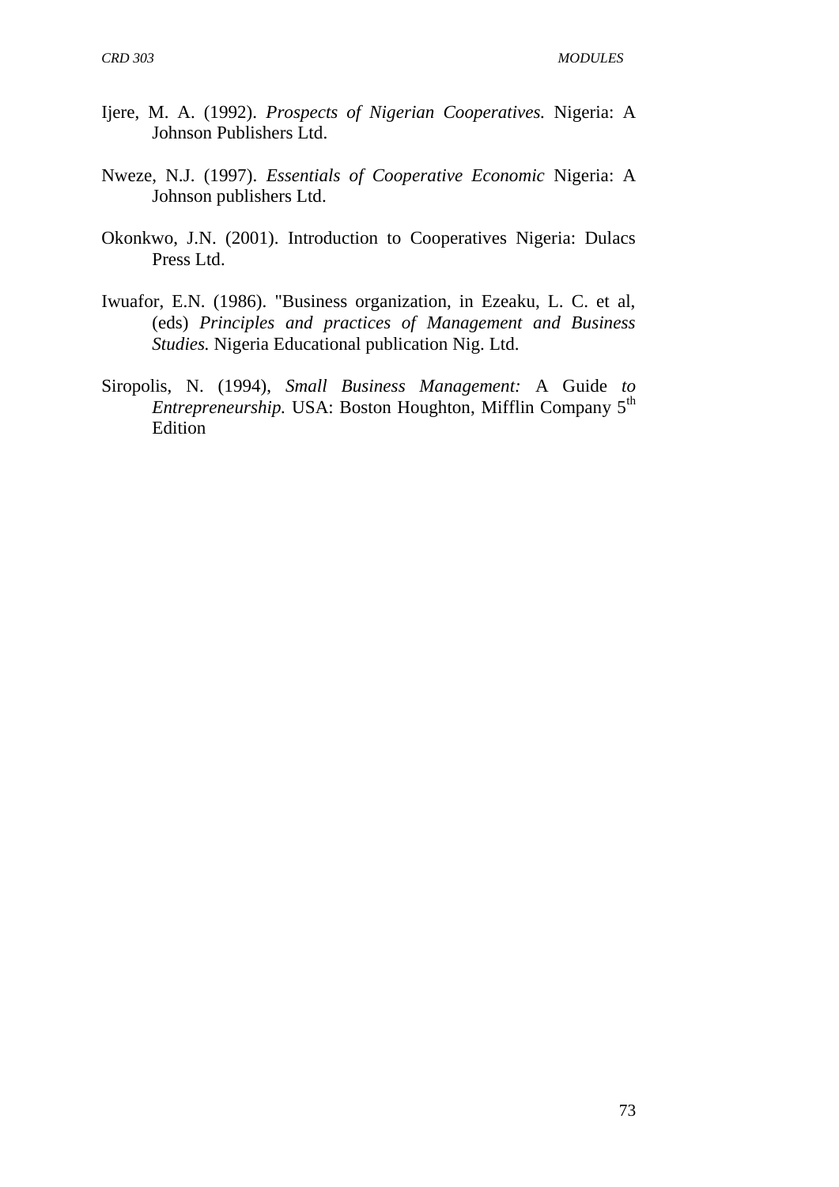Ijere, M. A. (1992). *Prospects of Nigerian Cooperatives.* Nigeria: A Johnson Publishers Ltd.

Nweze, N.J. (1997). *Essentials of Cooperative Economic* Nigeria: A Johnson publishers Ltd.

Okonkwo, J.N. (2001). Introduction to Cooperatives Nigeria: Dulacs Press Ltd.

Iwuafor, E.N. (1986). "Business organization, in Ezeaku, L. C. et al, (eds) *Principles and practices of Management and Business Studies.* Nigeria Educational publication Nig. Ltd.

Siropolis, N. (1994), *Small Business Management:* A Guide *to Entrepreneurship.* USA: Boston Houghton, Mifflin Company 5th Edition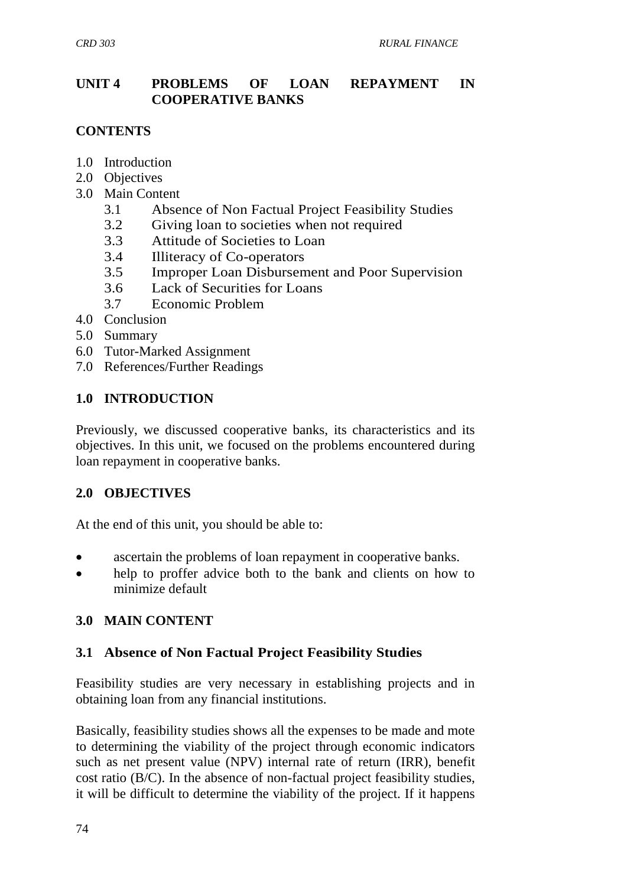## UNIT 4 PROBLEMS OF LOAN REPAYMENT IN COOPERATIVE BANKS

**CONTENTS**

- 1.0 Introduction
- 2.0 Objectives
- 3.0 Main Content
    - 3.1 Absence of Non Factual Project Feasibility Studies
    - 3.2 Giving loan to societies when not required
    - 3.3 Attitude of Societies to Loan
    - 3.4 Illiteracy of Co-operators
    - 3.5 Improper Loan Disbursement and Poor Supervision
    - 3.6 Lack of Securities for Loans
    - 3.7 Economic Problem
- 4.0 Conclusion
- 5.0 Summary
- 6.0 Tutor-Marked Assignment
- 7.0 References/Further Readings

### 1.0 INTRODUCTION

Previously, we discussed cooperative banks, its characteristics and its objectives. In this unit, we focused on the problems encountered during loan repayment in cooperative banks.

### 2.0 OBJECTIVES

At the end of this unit, you should be able to:

- ascertain the problems of loan repayment in cooperative banks.
- help to proffer advice both to the bank and clients on how to minimize default

### 3.0 MAIN CONTENT

#### 3.1 Absence of Non Factual Project Feasibility Studies

Feasibility studies are very necessary in establishing projects and in obtaining loan from any financial institutions.

Basically, feasibility studies shows all the expenses to be made and mote to determining the viability of the project through economic indicators such as net present value (NPV) internal rate of return (IRR), benefit cost ratio (B/C). In the absence of non-factual project feasibility studies, it will be difficult to determine the viability of the project. If it happens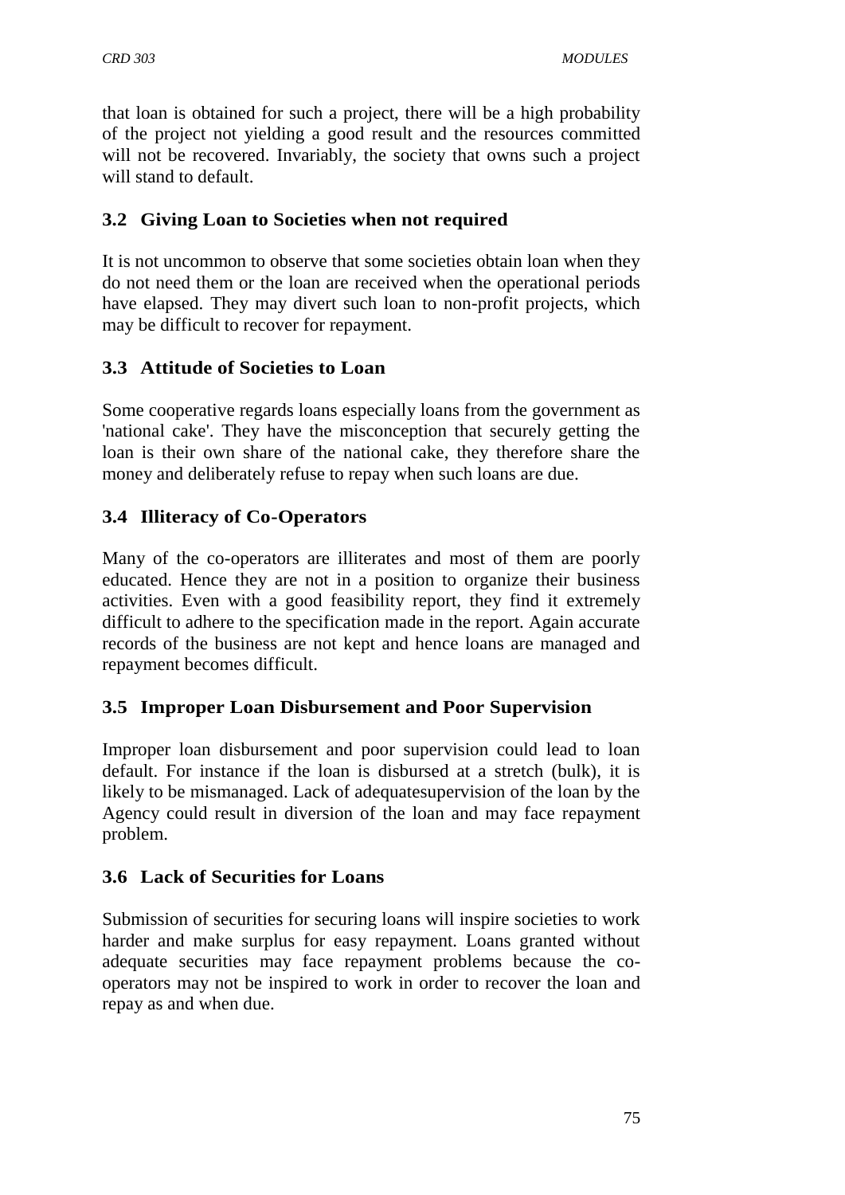that loan is obtained for such a project, there will be a high probability of the project not yielding a good result and the resources committed will not be recovered. Invariably, the society that owns such a project will stand to default.

### 3.2 Giving Loan to Societies when not required

It is not uncommon to observe that some societies obtain loan when they do not need them or the loan are received when the operational periods have elapsed. They may divert such loan to non-profit projects, which may be difficult to recover for repayment.

### 3.3 Attitude of Societies to Loan

Some cooperative regards loans especially loans from the government as 'national cake'. They have the misconception that securely getting the loan is their own share of the national cake, they therefore share the money and deliberately refuse to repay when such loans are due.

### 3.4 Illiteracy of Co-Operators

Many of the co-operators are illiterates and most of them are poorly educated. Hence they are not in a position to organize their business activities. Even with a good feasibility report, they find it extremely difficult to adhere to the specification made in the report. Again accurate records of the business are not kept and hence loans are managed and repayment becomes difficult.

### 3.5 Improper Loan Disbursement and Poor Supervision

Improper loan disbursement and poor supervision could lead to loan default. For instance if the loan is disbursed at a stretch (bulk), it is likely to be mismanaged. Lack of adequatesupervision of the loan by the Agency could result in diversion of the loan and may face repayment problem.

### 3.6 Lack of Securities for Loans

Submission of securities for securing loans will inspire societies to work harder and make surplus for easy repayment. Loans granted without adequate securities may face repayment problems because the co-operators may not be inspired to work in order to recover the loan and repay as and when due.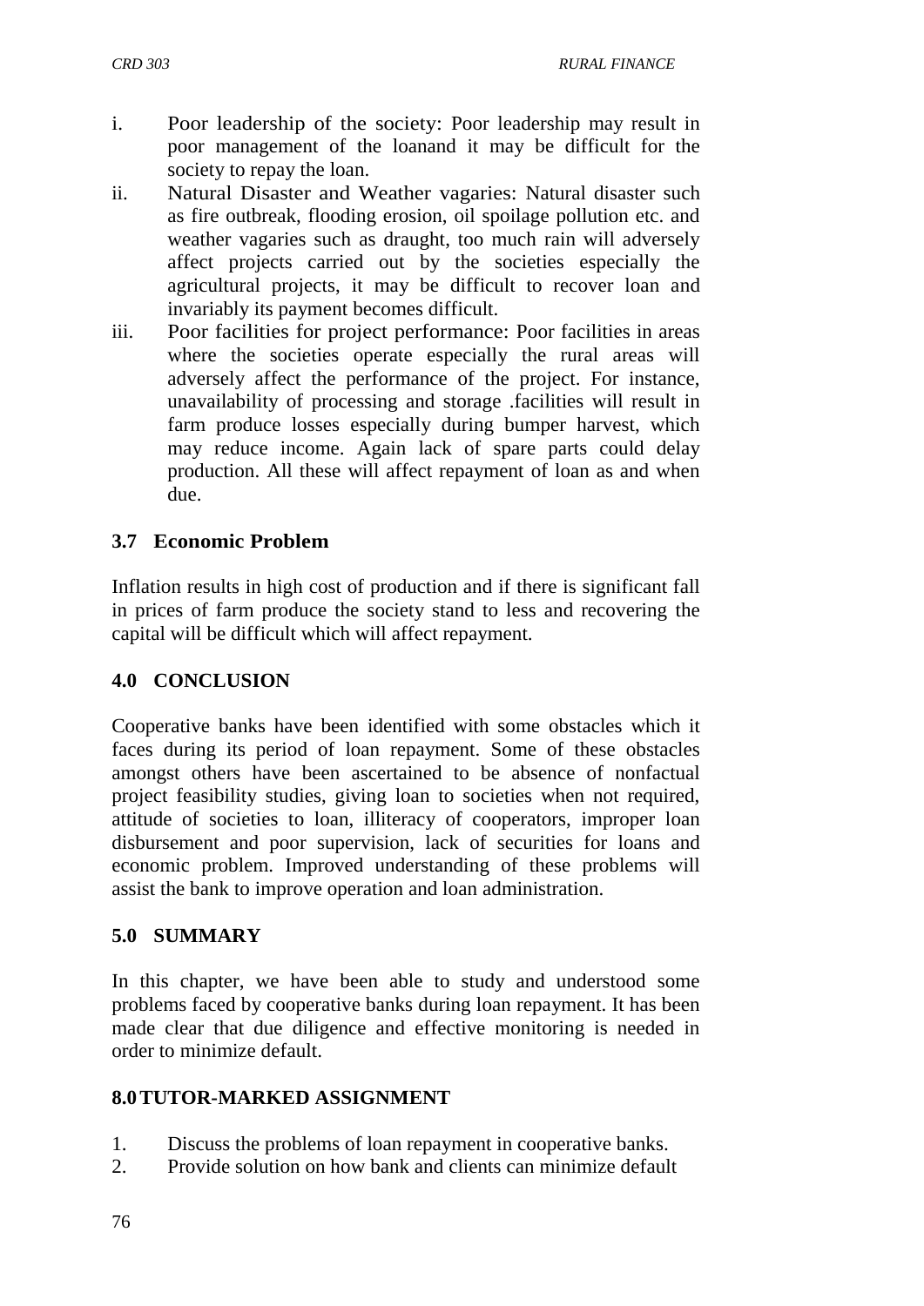i. Poor leadership of the society: Poor leadership may result in poor management of the loanand it may be difficult for the society to repay the loan.
ii. Natural Disaster and Weather vagaries: Natural disaster such as fire outbreak, flooding erosion, oil spoilage pollution etc. and weather vagaries such as draught, too much rain will adversely affect projects carried out by the societies especially the agricultural projects, it may be difficult to recover loan and invariably its payment becomes difficult.
iii. Poor facilities for project performance: Poor facilities in areas where the societies operate especially the rural areas will adversely affect the performance of the project. For instance, unavailability of processing and storage .facilities will result in farm produce losses especially during bumper harvest, which may reduce income. Again lack of spare parts could delay production. All these will affect repayment of loan as and when due.

### 3.7 Economic Problem

Inflation results in high cost of production and if there is significant fall in prices of farm produce the society stand to less and recovering the capital will be difficult which will affect repayment.

## 4.0 CONCLUSION

Cooperative banks have been identified with some obstacles which it faces during its period of loan repayment. Some of these obstacles amongst others have been ascertained to be absence of nonfactual project feasibility studies, giving loan to societies when not required, attitude of societies to loan, illiteracy of cooperators, improper loan disbursement and poor supervision, lack of securities for loans and economic problem. Improved understanding of these problems will assist the bank to improve operation and loan administration.

## 5.0 SUMMARY

In this chapter, we have been able to study and understood some problems faced by cooperative banks during loan repayment. It has been made clear that due diligence and effective monitoring is needed in order to minimize default.

## 8.0 TUTOR-MARKED ASSIGNMENT

1. Discuss the problems of loan repayment in cooperative banks.
2. Provide solution on how bank and clients can minimize default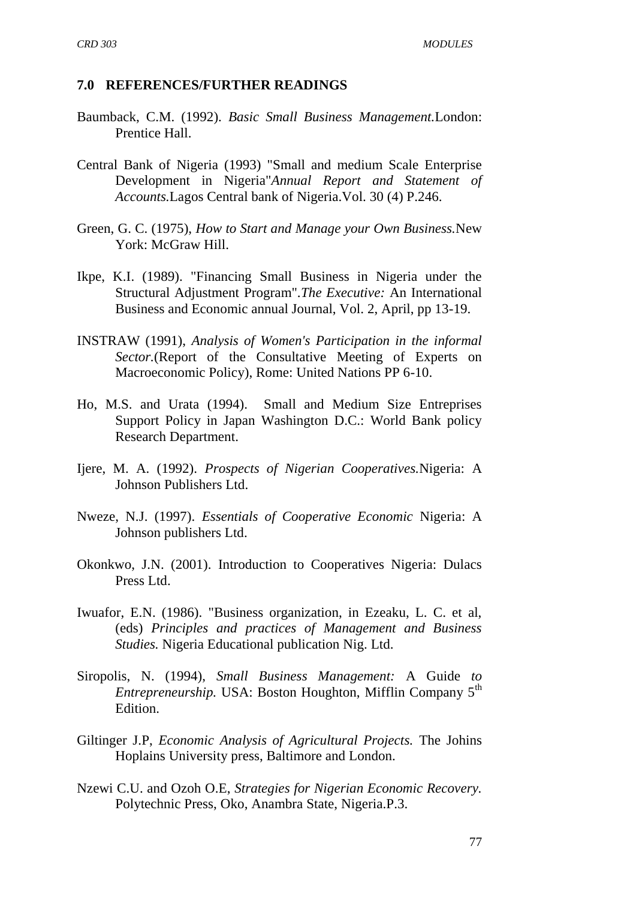## 7.0 REFERENCES/FURTHER READINGS

Baumback, C.M. (1992). *Basic Small Business Management.*London: Prentice Hall.

Central Bank of Nigeria (1993) "Small and medium Scale Enterprise Development in Nigeria"*Annual Report and Statement of Accounts.*Lagos Central bank of Nigeria.Vol. 30 (4) P.246.

Green, G. C. (1975), *How to Start and Manage your Own Business.*New York: McGraw Hill.

Ikpe, K.I. (1989). "Financing Small Business in Nigeria under the Structural Adjustment Program".*The Executive:* An International Business and Economic annual Journal, Vol. 2, April, pp 13-19.

INSTRAW (1991), *Analysis of Women's Participation in the informal Sector.*(Report of the Consultative Meeting of Experts on Macroeconomic Policy), Rome: United Nations PP 6-10.

Ho, M.S. and Urata (1994). Small and Medium Size Entreprises Support Policy in Japan Washington D.C.: World Bank policy Research Department.

Ijere, M. A. (1992). *Prospects of Nigerian Cooperatives.*Nigeria: A Johnson Publishers Ltd.

Nweze, N.J. (1997). *Essentials of Cooperative Economic* Nigeria: A Johnson publishers Ltd.

Okonkwo, J.N. (2001). Introduction to Cooperatives Nigeria: Dulacs Press Ltd.

Iwuafor, E.N. (1986). "Business organization, in Ezeaku, L. C. et al, (eds) *Principles and practices of Management and Business Studies.* Nigeria Educational publication Nig. Ltd.

Siropolis, N. (1994), *Small Business Management:* A Guide *to Entrepreneurship.* USA: Boston Houghton, Mifflin Company 5th Edition.

Giltinger J.P, *Economic Analysis of Agricultural Projects.* The Johins Hoplains University press, Baltimore and London.

Nzewi C.U. and Ozoh O.E, *Strategies for Nigerian Economic Recovery.* Polytechnic Press, Oko, Anambra State, Nigeria.P.3.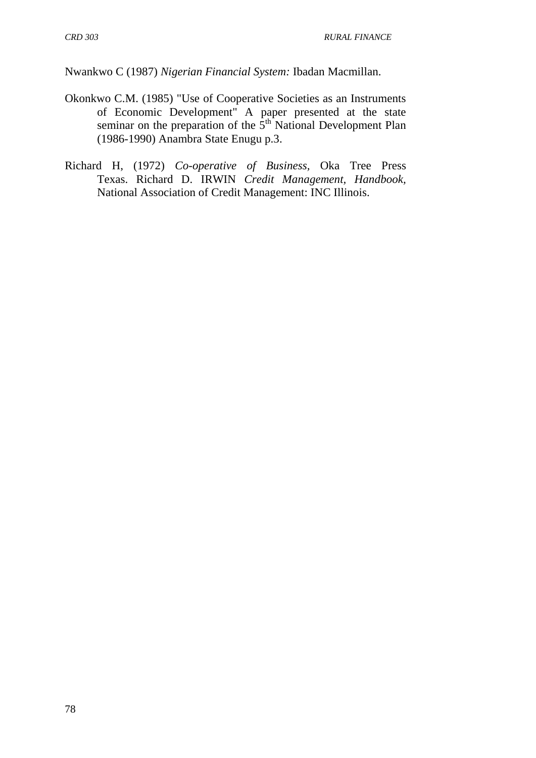Nwankwo C (1987) *Nigerian Financial System:* Ibadan Macmillan.

Okonkwo C.M. (1985) "Use of Cooperative Societies as an Instruments of Economic Development" A paper presented at the state seminar on the preparation of the 5th National Development Plan (1986-1990) Anambra State Enugu p.3.

Richard H, (1972) *Co-operative of Business*, Oka Tree Press Texas. Richard D. IRWIN *Credit Management, Handbook*, National Association of Credit Management: INC Illinois.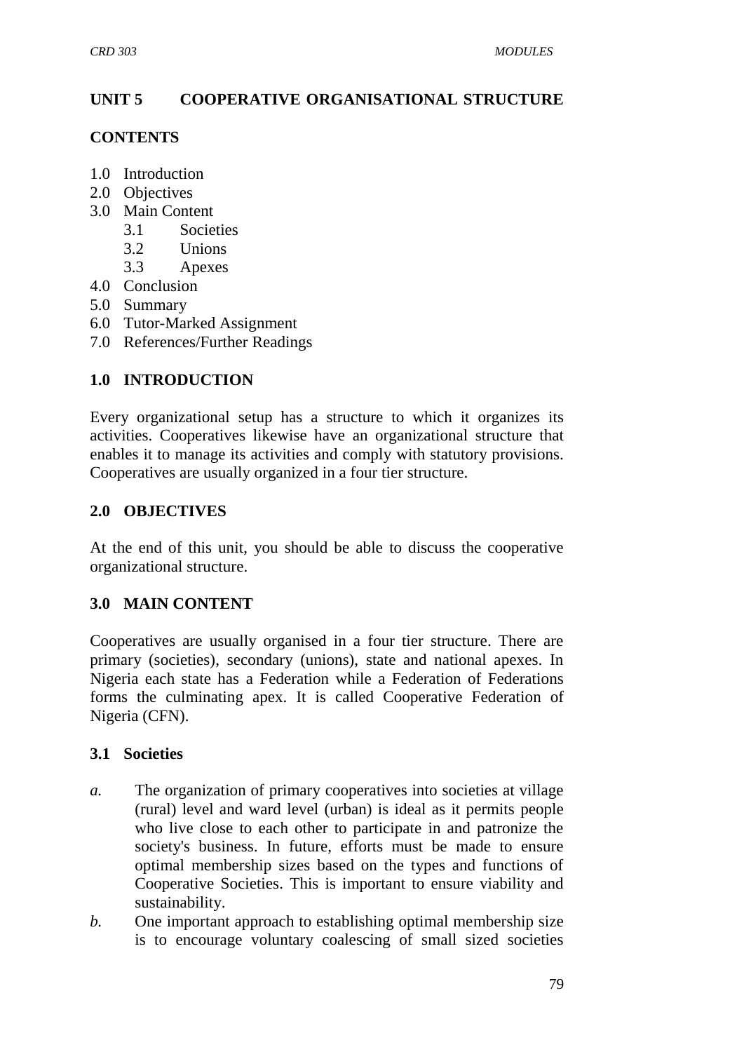## UNIT 5 COOPERATIVE ORGANISATIONAL STRUCTURE

### CONTENTS

1.0 Introduction
2.0 Objectives
3.0 Main Content
    3.1 Societies
    3.2 Unions
    3.3 Apexes
4.0 Conclusion
5.0 Summary
6.0 Tutor-Marked Assignment
7.0 References/Further Readings

### 1.0 INTRODUCTION

Every organizational setup has a structure to which it organizes its activities. Cooperatives likewise have an organizational structure that enables it to manage its activities and comply with statutory provisions. Cooperatives are usually organized in a four tier structure.

### 2.0 OBJECTIVES

At the end of this unit, you should be able to discuss the cooperative organizational structure.

### 3.0 MAIN CONTENT

Cooperatives are usually organised in a four tier structure. There are primary (societies), secondary (unions), state and national apexes. In Nigeria each state has a Federation while a Federation of Federations forms the culminating apex. It is called Cooperative Federation of Nigeria (CFN).

#### 3.1 Societies

*a.* The organization of primary cooperatives into societies at village (rural) level and ward level (urban) is ideal as it permits people who live close to each other to participate in and patronize the society's business. In future, efforts must be made to ensure optimal membership sizes based on the types and functions of Cooperative Societies. This is important to ensure viability and sustainability.

*b.* One important approach to establishing optimal membership size is to encourage voluntary coalescing of small sized societies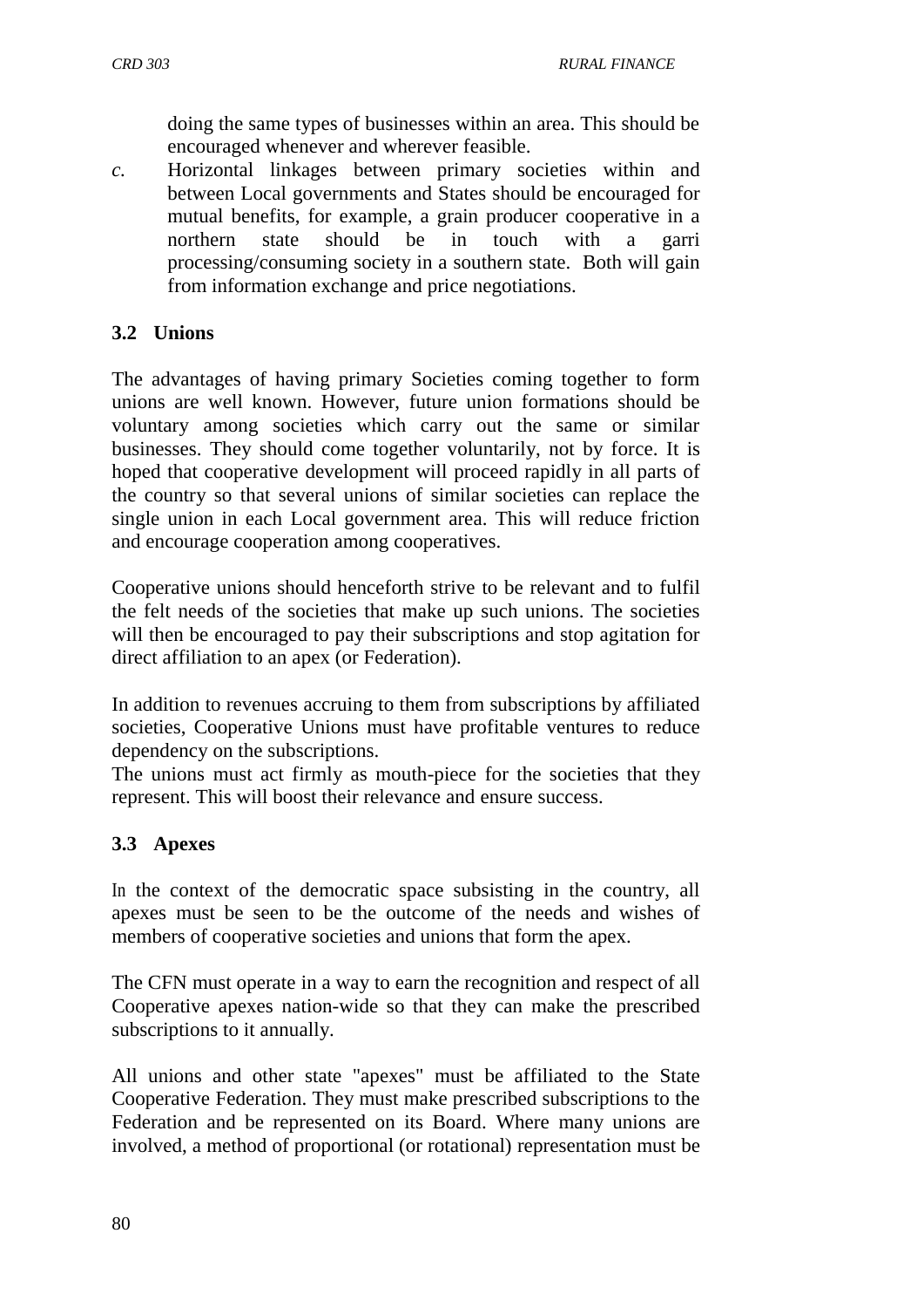doing the same types of businesses within an area. This should be encouraged whenever and wherever feasible.

*c.* Horizontal linkages between primary societies within and between Local governments and States should be encouraged for mutual benefits, for example, a grain producer cooperative in a northern state should be in touch with a garri processing/consuming society in a southern state. Both will gain from information exchange and price negotiations.

### 3.2 Unions

The advantages of having primary Societies coming together to form unions are well known. However, future union formations should be voluntary among societies which carry out the same or similar businesses. They should come together voluntarily, not by force. It is hoped that cooperative development will proceed rapidly in all parts of the country so that several unions of similar societies can replace the single union in each Local government area. This will reduce friction and encourage cooperation among cooperatives.

Cooperative unions should henceforth strive to be relevant and to fulfil the felt needs of the societies that make up such unions. The societies will then be encouraged to pay their subscriptions and stop agitation for direct affiliation to an apex (or Federation).

In addition to revenues accruing to them from subscriptions by affiliated societies, Cooperative Unions must have profitable ventures to reduce dependency on the subscriptions.

The unions must act firmly as mouth-piece for the societies that they represent. This will boost their relevance and ensure success.

### 3.3 Apexes

In the context of the democratic space subsisting in the country, all apexes must be seen to be the outcome of the needs and wishes of members of cooperative societies and unions that form the apex.

The CFN must operate in a way to earn the recognition and respect of all Cooperative apexes nation-wide so that they can make the prescribed subscriptions to it annually.

All unions and other state "apexes" must be affiliated to the State Cooperative Federation. They must make prescribed subscriptions to the Federation and be represented on its Board. Where many unions are involved, a method of proportional (or rotational) representation must be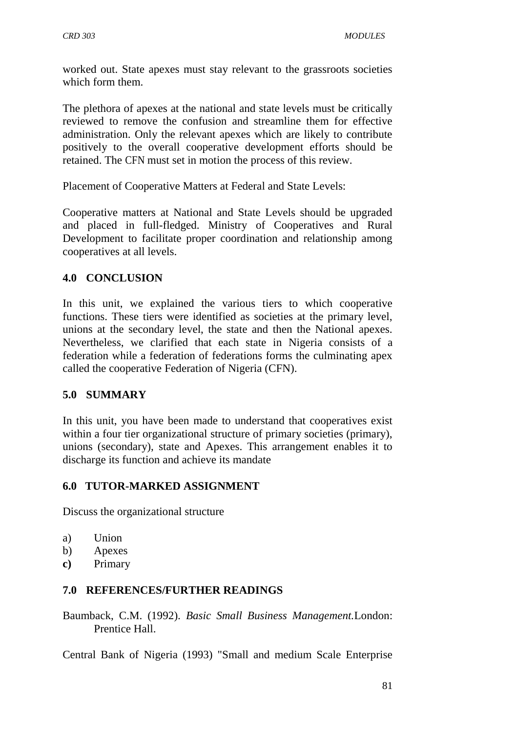worked out. State apexes must stay relevant to the grassroots societies which form them.

The plethora of apexes at the national and state levels must be critically reviewed to remove the confusion and streamline them for effective administration. Only the relevant apexes which are likely to contribute positively to the overall cooperative development efforts should be retained. The CFN must set in motion the process of this review.

Placement of Cooperative Matters at Federal and State Levels:

Cooperative matters at National and State Levels should be upgraded and placed in full-fledged. Ministry of Cooperatives and Rural Development to facilitate proper coordination and relationship among cooperatives at all levels.

## 4.0 CONCLUSION

In this unit, we explained the various tiers to which cooperative functions. These tiers were identified as societies at the primary level, unions at the secondary level, the state and then the National apexes. Nevertheless, we clarified that each state in Nigeria consists of a federation while a federation of federations forms the culminating apex called the cooperative Federation of Nigeria (CFN).

## 5.0 SUMMARY

In this unit, you have been made to understand that cooperatives exist within a four tier organizational structure of primary societies (primary), unions (secondary), state and Apexes. This arrangement enables it to discharge its function and achieve its mandate

## 6.0 TUTOR-MARKED ASSIGNMENT

Discuss the organizational structure

a) Union
b) Apexes
**c)** Primary

## 7.0 REFERENCES/FURTHER READINGS

Baumback, C.M. (1992). *Basic Small Business Management.*London: Prentice Hall.

Central Bank of Nigeria (1993) "Small and medium Scale Enterprise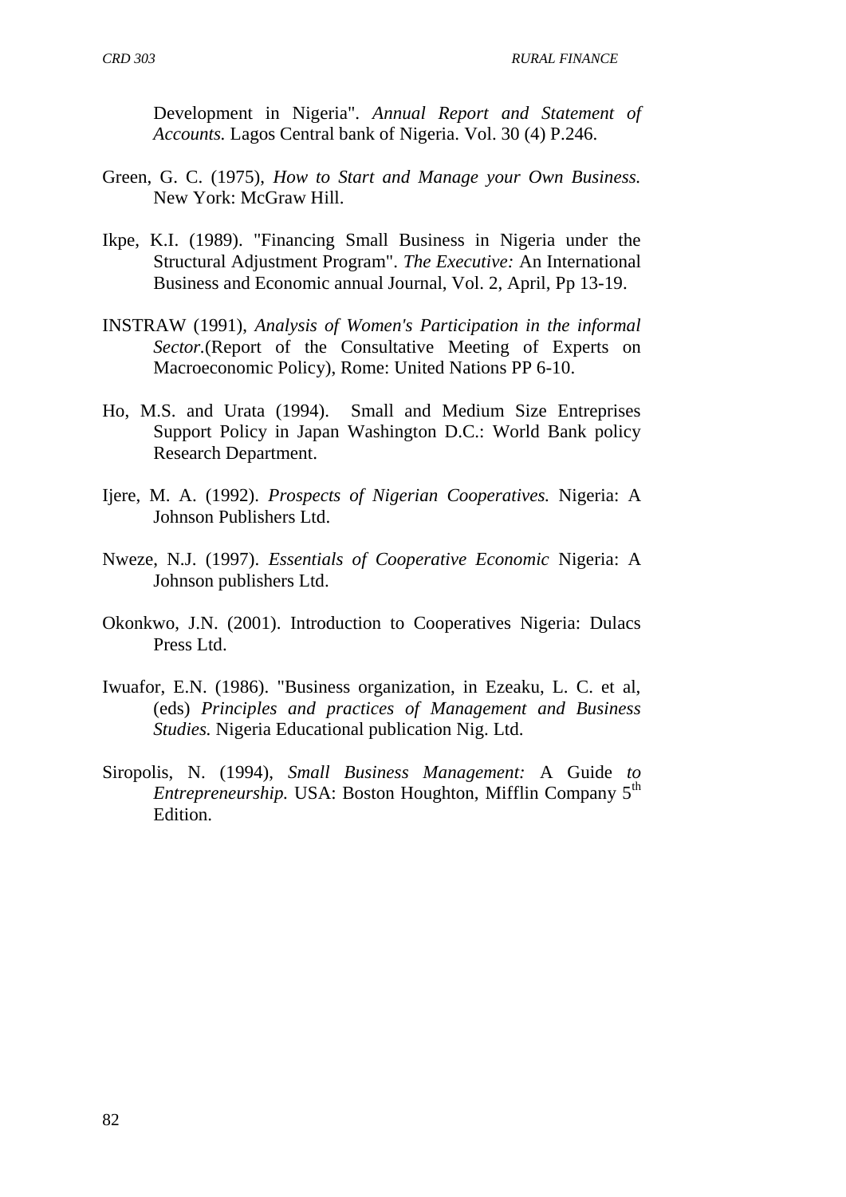Development in Nigeria". *Annual Report and Statement of Accounts.* Lagos Central bank of Nigeria. Vol. 30 (4) P.246.

Green, G. C. (1975), *How to Start and Manage your Own Business.* New York: McGraw Hill.

Ikpe, K.I. (1989). "Financing Small Business in Nigeria under the Structural Adjustment Program". *The Executive:* An International Business and Economic annual Journal, Vol. 2, April, Pp 13-19.

INSTRAW (1991), *Analysis of Women's Participation in the informal Sector.*(Report of the Consultative Meeting of Experts on Macroeconomic Policy), Rome: United Nations PP 6-10.

Ho, M.S. and Urata (1994). Small and Medium Size Entreprises Support Policy in Japan Washington D.C.: World Bank policy Research Department.

Ijere, M. A. (1992). *Prospects of Nigerian Cooperatives.* Nigeria: A Johnson Publishers Ltd.

Nweze, N.J. (1997). *Essentials of Cooperative Economic* Nigeria: A Johnson publishers Ltd.

Okonkwo, J.N. (2001). Introduction to Cooperatives Nigeria: Dulacs Press Ltd.

Iwuafor, E.N. (1986). "Business organization, in Ezeaku, L. C. et al, (eds) *Principles and practices of Management and Business Studies.* Nigeria Educational publication Nig. Ltd.

Siropolis, N. (1994), *Small Business Management:* A Guide *to Entrepreneurship.* USA: Boston Houghton, Mifflin Company 5th Edition.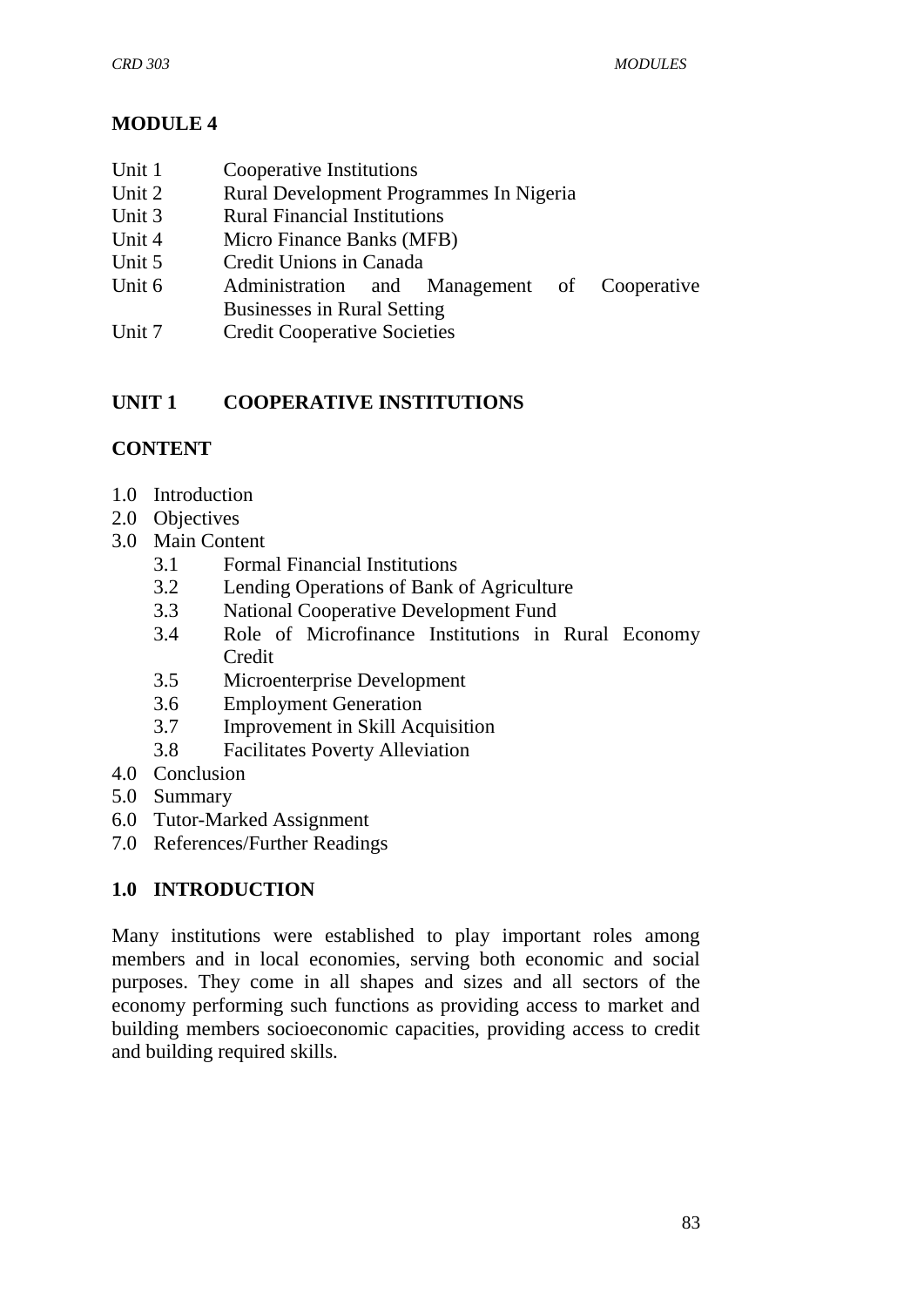## MODULE 4

| | |
|---|---|
| Unit 1 | Cooperative Institutions |
| Unit 2 | Rural Development Programmes In Nigeria |
| Unit 3 | Rural Financial Institutions |
| Unit 4 | Micro Finance Banks (MFB) |
| Unit 5 | Credit Unions in Canada |
| Unit 6 | Administration and Management of Cooperative Businesses in Rural Setting |
| Unit 7 | Credit Cooperative Societies |

## UNIT 1 COOPERATIVE INSTITUTIONS

### CONTENT

1.0 Introduction
2.0 Objectives
3.0 Main Content
  3.1 Formal Financial Institutions
  3.2 Lending Operations of Bank of Agriculture
  3.3 National Cooperative Development Fund
  3.4 Role of Microfinance Institutions in Rural Economy Credit
  3.5 Microenterprise Development
  3.6 Employment Generation
  3.7 Improvement in Skill Acquisition
  3.8 Facilitates Poverty Alleviation
4.0 Conclusion
5.0 Summary
6.0 Tutor-Marked Assignment
7.0 References/Further Readings

### 1.0 INTRODUCTION

Many institutions were established to play important roles among members and in local economies, serving both economic and social purposes. They come in all shapes and sizes and all sectors of the economy performing such functions as providing access to market and building members socioeconomic capacities, providing access to credit and building required skills.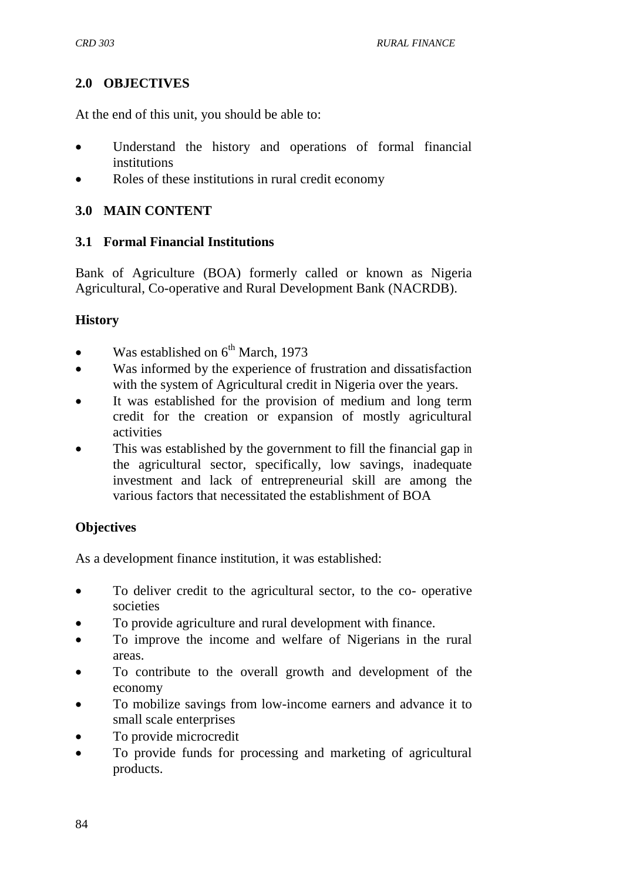## 2.0 OBJECTIVES

At the end of this unit, you should be able to:

- Understand the history and operations of formal financial institutions
- Roles of these institutions in rural credit economy

## 3.0 MAIN CONTENT

### 3.1 Formal Financial Institutions

Bank of Agriculture (BOA) formerly called or known as Nigeria Agricultural, Co-operative and Rural Development Bank (NACRDB).

**History**

- Was established on 6th March, 1973
- Was informed by the experience of frustration and dissatisfaction with the system of Agricultural credit in Nigeria over the years.
- It was established for the provision of medium and long term credit for the creation or expansion of mostly agricultural activities
- This was established by the government to fill the financial gap in the agricultural sector, specifically, low savings, inadequate investment and lack of entrepreneurial skill are among the various factors that necessitated the establishment of BOA

**Objectives**

As a development finance institution, it was established:

- To deliver credit to the agricultural sector, to the co- operative societies
- To provide agriculture and rural development with finance.
- To improve the income and welfare of Nigerians in the rural areas.
- To contribute to the overall growth and development of the economy
- To mobilize savings from low-income earners and advance it to small scale enterprises
- To provide microcredit
- To provide funds for processing and marketing of agricultural products.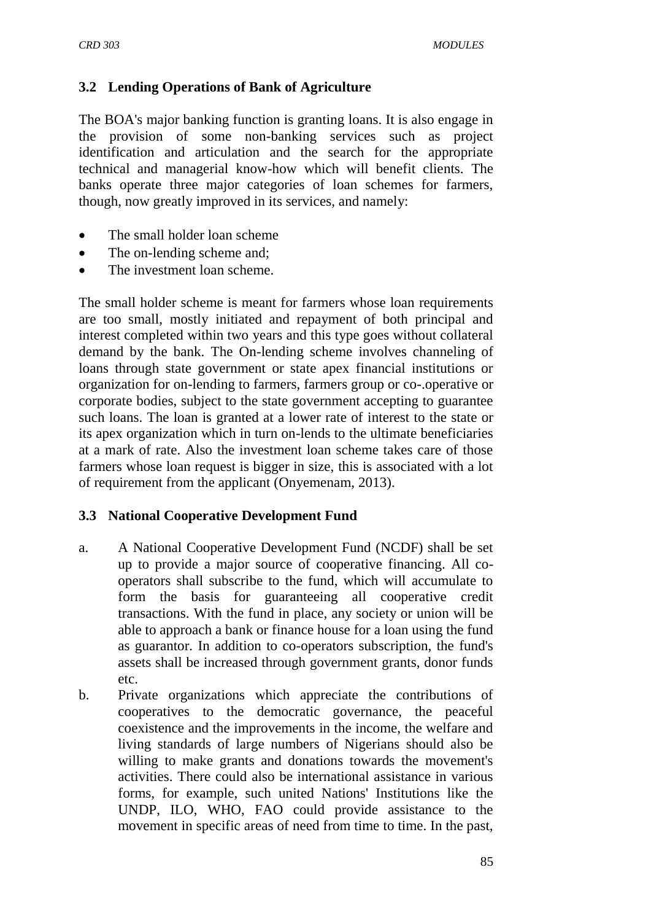### 3.2 Lending Operations of Bank of Agriculture

The BOA's major banking function is granting loans. It is also engage in the provision of some non-banking services such as project identification and articulation and the search for the appropriate technical and managerial know-how which will benefit clients. The banks operate three major categories of loan schemes for farmers, though, now greatly improved in its services, and namely:

- The small holder loan scheme
- The on-lending scheme and;
- The investment loan scheme.

The small holder scheme is meant for farmers whose loan requirements are too small, mostly initiated and repayment of both principal and interest completed within two years and this type goes without collateral demand by the bank. The On-lending scheme involves channeling of loans through state government or state apex financial institutions or organization for on-lending to farmers, farmers group or co-.operative or corporate bodies, subject to the state government accepting to guarantee such loans. The loan is granted at a lower rate of interest to the state or its apex organization which in turn on-lends to the ultimate beneficiaries at a mark of rate. Also the investment loan scheme takes care of those farmers whose loan request is bigger in size, this is associated with a lot of requirement from the applicant (Onyemenam, 2013).

### 3.3 National Cooperative Development Fund

a. A National Cooperative Development Fund (NCDF) shall be set up to provide a major source of cooperative financing. All co-operators shall subscribe to the fund, which will accumulate to form the basis for guaranteeing all cooperative credit transactions. With the fund in place, any society or union will be able to approach a bank or finance house for a loan using the fund as guarantor. In addition to co-operators subscription, the fund's assets shall be increased through government grants, donor funds etc.

b. Private organizations which appreciate the contributions of cooperatives to the democratic governance, the peaceful coexistence and the improvements in the income, the welfare and living standards of large numbers of Nigerians should also be willing to make grants and donations towards the movement's activities. There could also be international assistance in various forms, for example, such united Nations' Institutions like the UNDP, ILO, WHO, FAO could provide assistance to the movement in specific areas of need from time to time. In the past,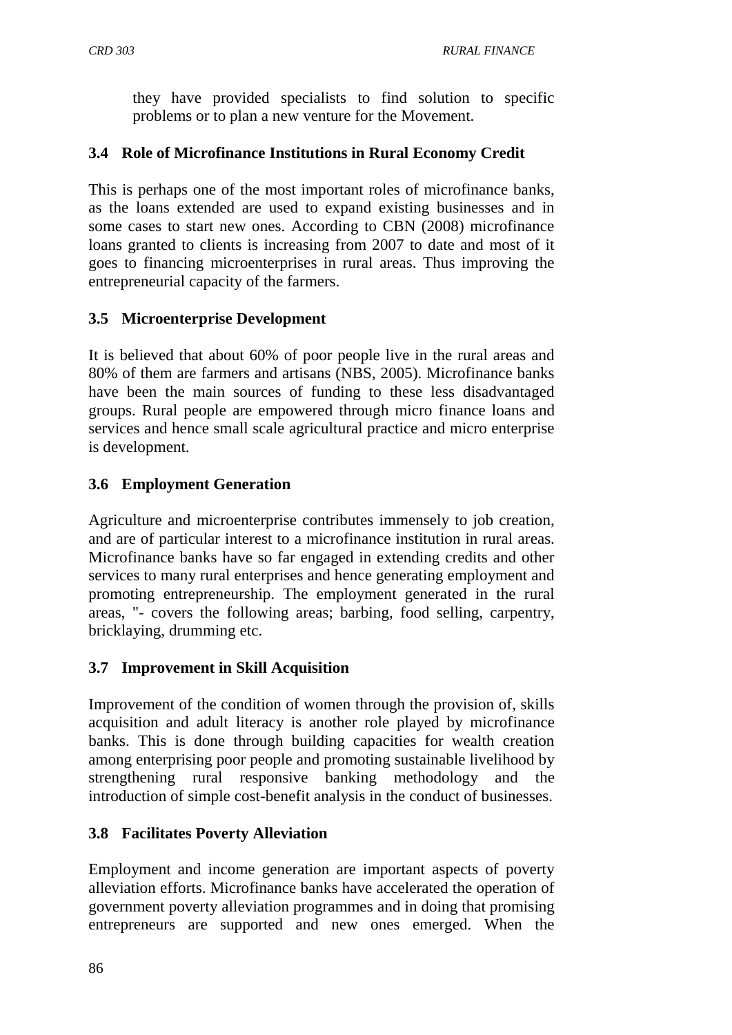they have provided specialists to find solution to specific problems or to plan a new venture for the Movement.

### 3.4 Role of Microfinance Institutions in Rural Economy Credit

This is perhaps one of the most important roles of microfinance banks, as the loans extended are used to expand existing businesses and in some cases to start new ones. According to CBN (2008) microfinance loans granted to clients is increasing from 2007 to date and most of it goes to financing microenterprises in rural areas. Thus improving the entrepreneurial capacity of the farmers.

### 3.5 Microenterprise Development

It is believed that about 60% of poor people live in the rural areas and 80% of them are farmers and artisans (NBS, 2005). Microfinance banks have been the main sources of funding to these less disadvantaged groups. Rural people are empowered through micro finance loans and services and hence small scale agricultural practice and micro enterprise is development.

### 3.6 Employment Generation

Agriculture and microenterprise contributes immensely to job creation, and are of particular interest to a microfinance institution in rural areas. Microfinance banks have so far engaged in extending credits and other services to many rural enterprises and hence generating employment and promoting entrepreneurship. The employment generated in the rural areas, "- covers the following areas; barbing, food selling, carpentry, bricklaying, drumming etc.

### 3.7 Improvement in Skill Acquisition

Improvement of the condition of women through the provision of, skills acquisition and adult literacy is another role played by microfinance banks. This is done through building capacities for wealth creation among enterprising poor people and promoting sustainable livelihood by strengthening rural responsive banking methodology and the introduction of simple cost-benefit analysis in the conduct of businesses.

### 3.8 Facilitates Poverty Alleviation

Employment and income generation are important aspects of poverty alleviation efforts. Microfinance banks have accelerated the operation of government poverty alleviation programmes and in doing that promising entrepreneurs are supported and new ones emerged. When the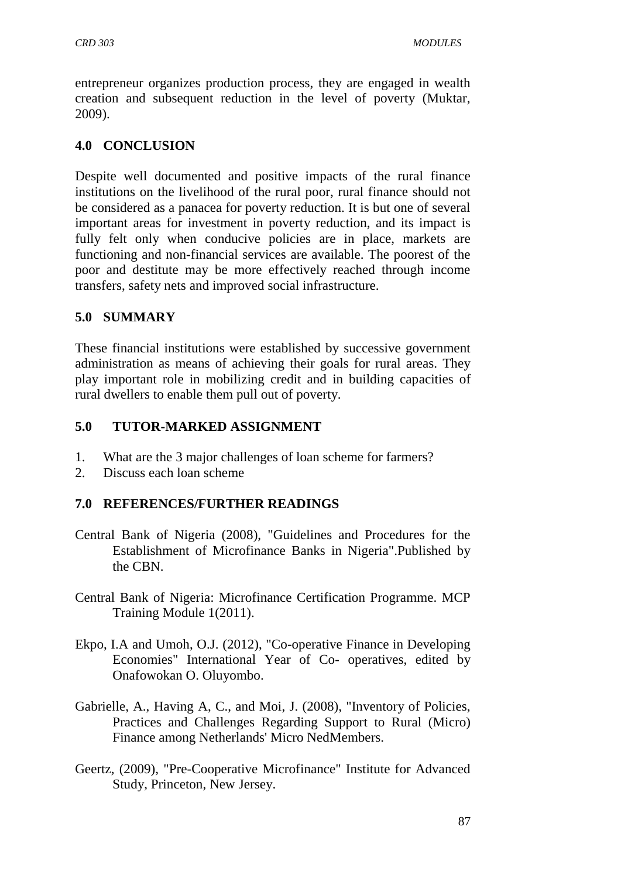entrepreneur organizes production process, they are engaged in wealth creation and subsequent reduction in the level of poverty (Muktar, 2009).

## 4.0 CONCLUSION

Despite well documented and positive impacts of the rural finance institutions on the livelihood of the rural poor, rural finance should not be considered as a panacea for poverty reduction. It is but one of several important areas for investment in poverty reduction, and its impact is fully felt only when conducive policies are in place, markets are functioning and non-financial services are available. The poorest of the poor and destitute may be more effectively reached through income transfers, safety nets and improved social infrastructure.

## 5.0 SUMMARY

These financial institutions were established by successive government administration as means of achieving their goals for rural areas. They play important role in mobilizing credit and in building capacities of rural dwellers to enable them pull out of poverty.

## 5.0 TUTOR-MARKED ASSIGNMENT

1. What are the 3 major challenges of loan scheme for farmers?
2. Discuss each loan scheme

## 7.0 REFERENCES/FURTHER READINGS

Central Bank of Nigeria (2008), "Guidelines and Procedures for the Establishment of Microfinance Banks in Nigeria".Published by the CBN.

Central Bank of Nigeria: Microfinance Certification Programme. MCP Training Module 1(2011).

Ekpo, I.A and Umoh, O.J. (2012), "Co-operative Finance in Developing Economies" International Year of Co- operatives, edited by Onafowokan O. Oluyombo.

Gabrielle, A., Having A, C., and Moi, J. (2008), "Inventory of Policies, Practices and Challenges Regarding Support to Rural (Micro) Finance among Netherlands' Micro NedMembers.

Geertz, (2009), "Pre-Cooperative Microfinance" Institute for Advanced Study, Princeton, New Jersey.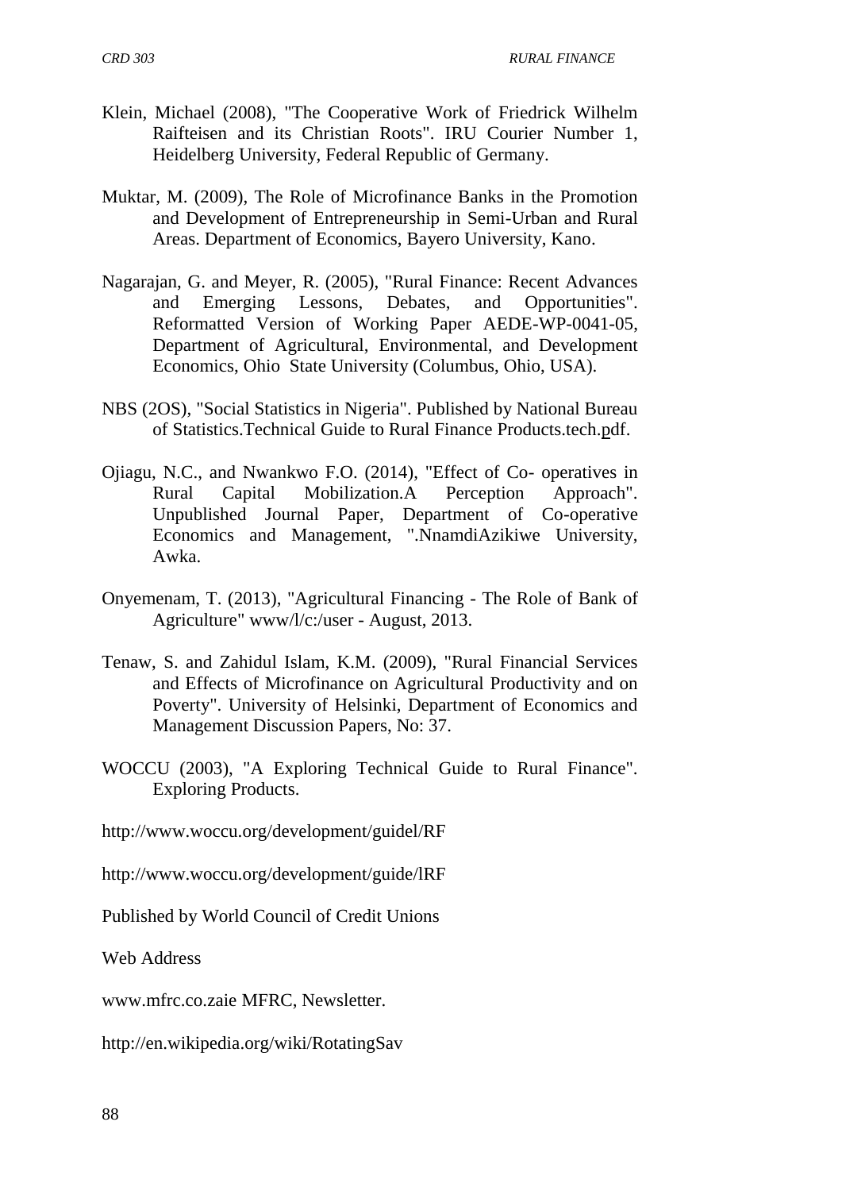Klein, Michael (2008), "The Cooperative Work of Friedrick Wilhelm Raifteisen and its Christian Roots". IRU Courier Number 1, Heidelberg University, Federal Republic of Germany.

Muktar, M. (2009), The Role of Microfinance Banks in the Promotion and Development of Entrepreneurship in Semi-Urban and Rural Areas. Department of Economics, Bayero University, Kano.

Nagarajan, G. and Meyer, R. (2005), "Rural Finance: Recent Advances and Emerging Lessons, Debates, and Opportunities". Reformatted Version of Working Paper AEDE-WP-0041-05, Department of Agricultural, Environmental, and Development Economics, Ohio State University (Columbus, Ohio, USA).

NBS (2OS), "Social Statistics in Nigeria". Published by National Bureau of Statistics.Technical Guide to Rural Finance Products.tech.pdf.

Ojiagu, N.C., and Nwankwo F.O. (2014), "Effect of Co- operatives in Rural Capital Mobilization.A Perception Approach". Unpublished Journal Paper, Department of Co-operative Economics and Management, ".NnamdiAzikiwe University, Awka.

Onyemenam, T. (2013), "Agricultural Financing - The Role of Bank of Agriculture" www/l/c:/user - August, 2013.

Tenaw, S. and Zahidul Islam, K.M. (2009), "Rural Financial Services and Effects of Microfinance on Agricultural Productivity and on Poverty". University of Helsinki, Department of Economics and Management Discussion Papers, No: 37.

WOCCU (2003), "A Exploring Technical Guide to Rural Finance". Exploring Products.

http://www.woccu.org/development/guidel/RF

http://www.woccu.org/development/guide/lRF

Published by World Council of Credit Unions

Web Address

www.mfrc.co.zaie MFRC, Newsletter.

http://en.wikipedia.org/wiki/RotatingSav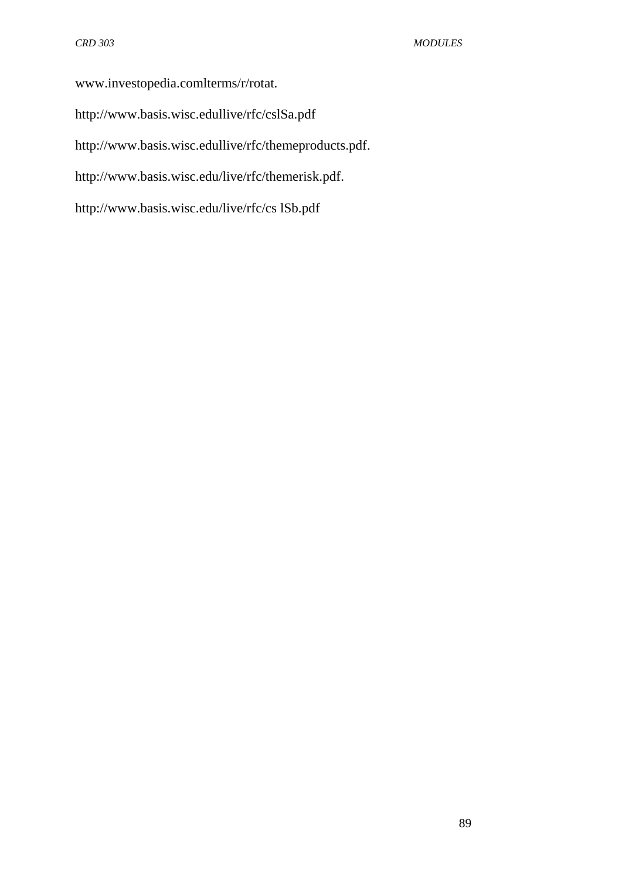www.investopedia.comlterms/r/rotat.

http://www.basis.wisc.edullive/rfc/cslSa.pdf

http://www.basis.wisc.edullive/rfc/themeproducts.pdf.

http://www.basis.wisc.edu/live/rfc/themerisk.pdf.

http://www.basis.wisc.edu/live/rfc/cs lSb.pdf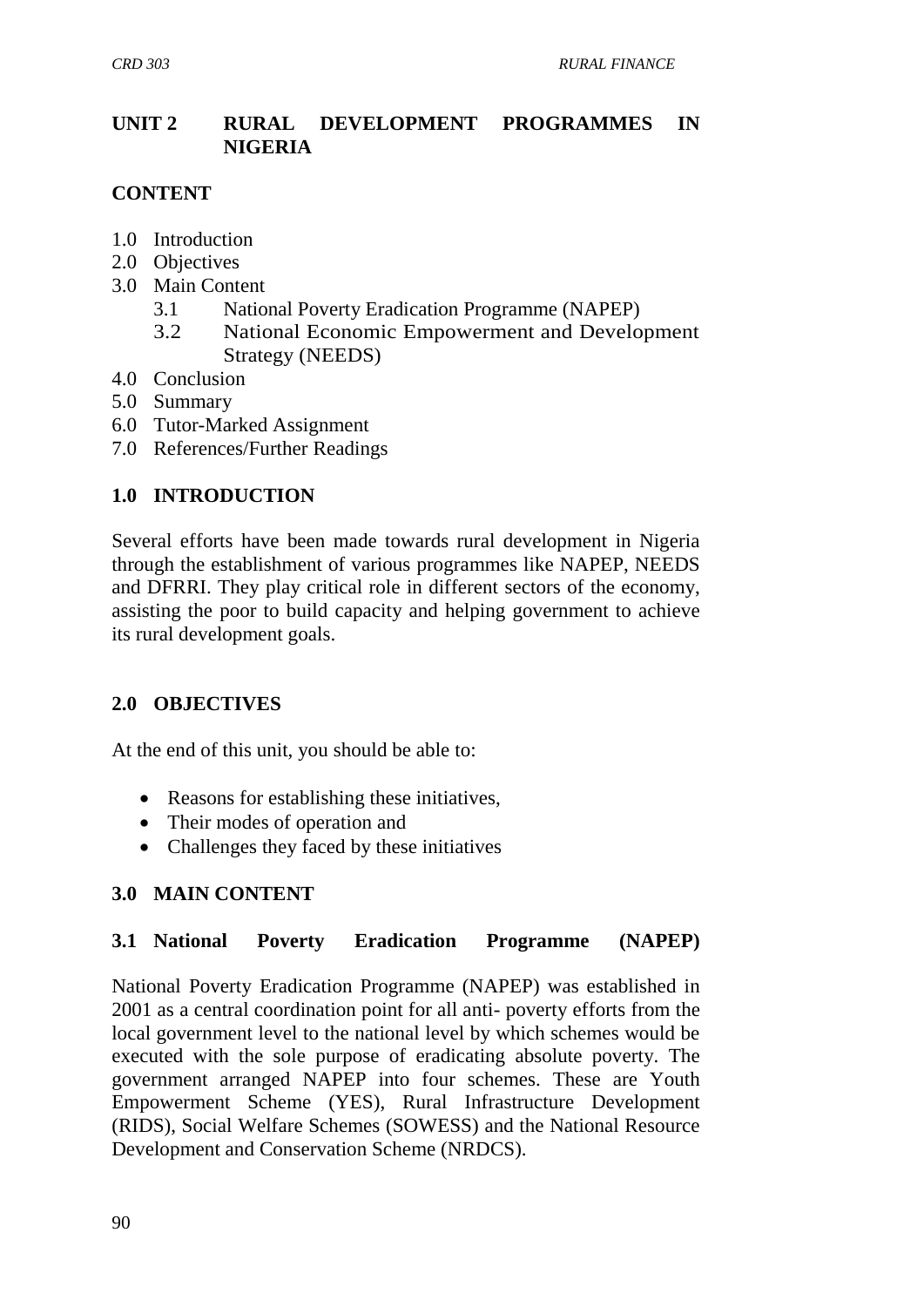# UNIT 2 RURAL DEVELOPMENT PROGRAMMES IN NIGERIA

## CONTENT

1.0 Introduction
2.0 Objectives
3.0 Main Content
    3.1 National Poverty Eradication Programme (NAPEP)
    3.2 National Economic Empowerment and Development Strategy (NEEDS)
4.0 Conclusion
5.0 Summary
6.0 Tutor-Marked Assignment
7.0 References/Further Readings

## 1.0 INTRODUCTION

Several efforts have been made towards rural development in Nigeria through the establishment of various programmes like NAPEP, NEEDS and DFRRI. They play critical role in different sectors of the economy, assisting the poor to build capacity and helping government to achieve its rural development goals.

## 2.0 OBJECTIVES

At the end of this unit, you should be able to:

- Reasons for establishing these initiatives,
- Their modes of operation and
- Challenges they faced by these initiatives

## 3.0 MAIN CONTENT

### 3.1 National Poverty Eradication Programme (NAPEP)

National Poverty Eradication Programme (NAPEP) was established in 2001 as a central coordination point for all anti- poverty efforts from the local government level to the national level by which schemes would be executed with the sole purpose of eradicating absolute poverty. The government arranged NAPEP into four schemes. These are Youth Empowerment Scheme (YES), Rural Infrastructure Development (RIDS), Social Welfare Schemes (SOWESS) and the National Resource Development and Conservation Scheme (NRDCS).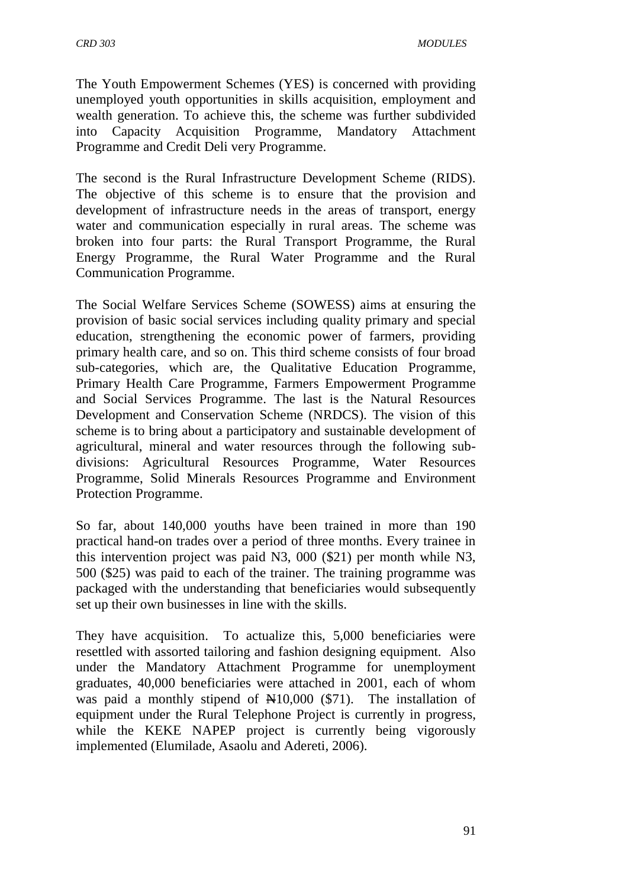The Youth Empowerment Schemes (YES) is concerned with providing unemployed youth opportunities in skills acquisition, employment and wealth generation. To achieve this, the scheme was further subdivided into Capacity Acquisition Programme, Mandatory Attachment Programme and Credit Deli very Programme.

The second is the Rural Infrastructure Development Scheme (RIDS). The objective of this scheme is to ensure that the provision and development of infrastructure needs in the areas of transport, energy water and communication especially in rural areas. The scheme was broken into four parts: the Rural Transport Programme, the Rural Energy Programme, the Rural Water Programme and the Rural Communication Programme.

The Social Welfare Services Scheme (SOWESS) aims at ensuring the provision of basic social services including quality primary and special education, strengthening the economic power of farmers, providing primary health care, and so on. This third scheme consists of four broad sub-categories, which are, the Qualitative Education Programme, Primary Health Care Programme, Farmers Empowerment Programme and Social Services Programme. The last is the Natural Resources Development and Conservation Scheme (NRDCS). The vision of this scheme is to bring about a participatory and sustainable development of agricultural, mineral and water resources through the following sub-divisions: Agricultural Resources Programme, Water Resources Programme, Solid Minerals Resources Programme and Environment Protection Programme.

So far, about 140,000 youths have been trained in more than 190 practical hand-on trades over a period of three months. Every trainee in this intervention project was paid N3, 000 ($21) per month while N3, 500 ($25) was paid to each of the trainer. The training programme was packaged with the understanding that beneficiaries would subsequently set up their own businesses in line with the skills.

They have acquisition. To actualize this, 5,000 beneficiaries were resettled with assorted tailoring and fashion designing equipment. Also under the Mandatory Attachment Programme for unemployment graduates, 40,000 beneficiaries were attached in 2001, each of whom was paid a monthly stipend of ₦10,000 ($71). The installation of equipment under the Rural Telephone Project is currently in progress, while the KEKE NAPEP project is currently being vigorously implemented (Elumilade, Asaolu and Adereti, 2006).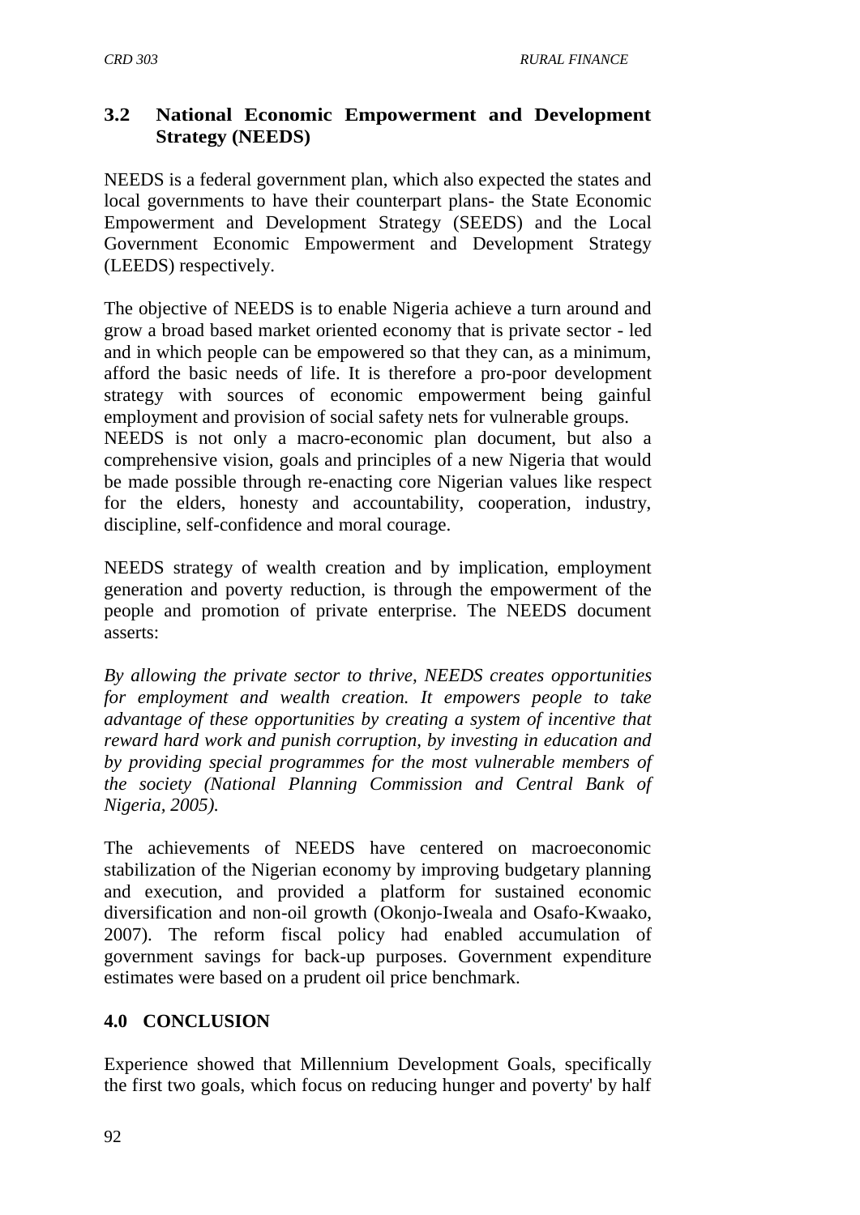### 3.2 National Economic Empowerment and Development Strategy (NEEDS)

NEEDS is a federal government plan, which also expected the states and local governments to have their counterpart plans- the State Economic Empowerment and Development Strategy (SEEDS) and the Local Government Economic Empowerment and Development Strategy (LEEDS) respectively.

The objective of NEEDS is to enable Nigeria achieve a turn around and grow a broad based market oriented economy that is private sector - led and in which people can be empowered so that they can, as a minimum, afford the basic needs of life. It is therefore a pro-poor development strategy with sources of economic empowerment being gainful employment and provision of social safety nets for vulnerable groups.
NEEDS is not only a macro-economic plan document, but also a comprehensive vision, goals and principles of a new Nigeria that would be made possible through re-enacting core Nigerian values like respect for the elders, honesty and accountability, cooperation, industry, discipline, self-confidence and moral courage.

NEEDS strategy of wealth creation and by implication, employment generation and poverty reduction, is through the empowerment of the people and promotion of private enterprise. The NEEDS document asserts:

*By allowing the private sector to thrive, NEEDS creates opportunities for employment and wealth creation. It empowers people to take advantage of these opportunities by creating a system of incentive that reward hard work and punish corruption, by investing in education and by providing special programmes for the most vulnerable members of the society (National Planning Commission and Central Bank of Nigeria, 2005).*

The achievements of NEEDS have centered on macroeconomic stabilization of the Nigerian economy by improving budgetary planning and execution, and provided a platform for sustained economic diversification and non-oil growth (Okonjo-Iweala and Osafo-Kwaako, 2007). The reform fiscal policy had enabled accumulation of government savings for back-up purposes. Government expenditure estimates were based on a prudent oil price benchmark.

## 4.0 CONCLUSION

Experience showed that Millennium Development Goals, specifically the first two goals, which focus on reducing hunger and poverty' by half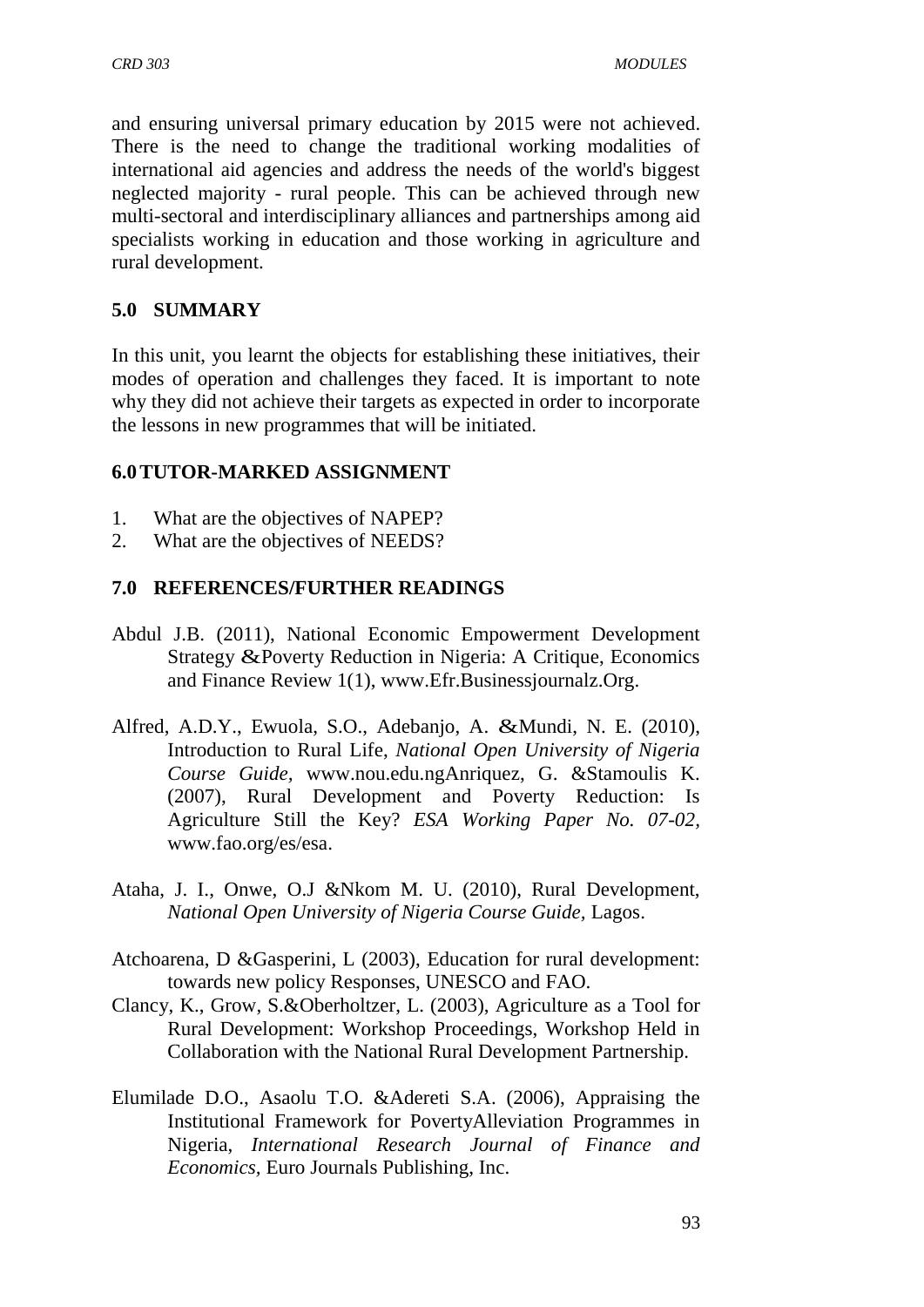and ensuring universal primary education by 2015 were not achieved. There is the need to change the traditional working modalities of international aid agencies and address the needs of the world's biggest neglected majority - rural people. This can be achieved through new multi-sectoral and interdisciplinary alliances and partnerships among aid specialists working in education and those working in agriculture and rural development.

## 5.0 SUMMARY

In this unit, you learnt the objects for establishing these initiatives, their modes of operation and challenges they faced. It is important to note why they did not achieve their targets as expected in order to incorporate the lessons in new programmes that will be initiated.

## 6.0 TUTOR-MARKED ASSIGNMENT

1. What are the objectives of NAPEP?
2. What are the objectives of NEEDS?

## 7.0 REFERENCES/FURTHER READINGS

Abdul J.B. (2011), National Economic Empowerment Development Strategy &Poverty Reduction in Nigeria: A Critique, Economics and Finance Review 1(1), www.Efr.Businessjournalz.Org.

Alfred, A.D.Y., Ewuola, S.O., Adebanjo, A. &Mundi, N. E. (2010), Introduction to Rural Life, *National Open University of Nigeria Course Guide,* www.nou.edu.ngAnriquez, G. &Stamoulis K. (2007), Rural Development and Poverty Reduction: Is Agriculture Still the Key? *ESA Working Paper No. 07-02,* www.fao.org/es/esa.

Ataha, J. I., Onwe, O.J &Nkom M. U. (2010), Rural Development, *National Open University of Nigeria Course Guide,* Lagos.

Atchoarena, D &Gasperini, L (2003), Education for rural development: towards new policy Responses, UNESCO and FAO.

Clancy, K., Grow, S.&Oberholtzer, L. (2003), Agriculture as a Tool for Rural Development: Workshop Proceedings, Workshop Held in Collaboration with the National Rural Development Partnership.

Elumilade D.O., Asaolu T.O. &Adereti S.A. (2006), Appraising the Institutional Framework for PovertyAlleviation Programmes in Nigeria, *International Research Journal of Finance and Economics,* Euro Journals Publishing, Inc.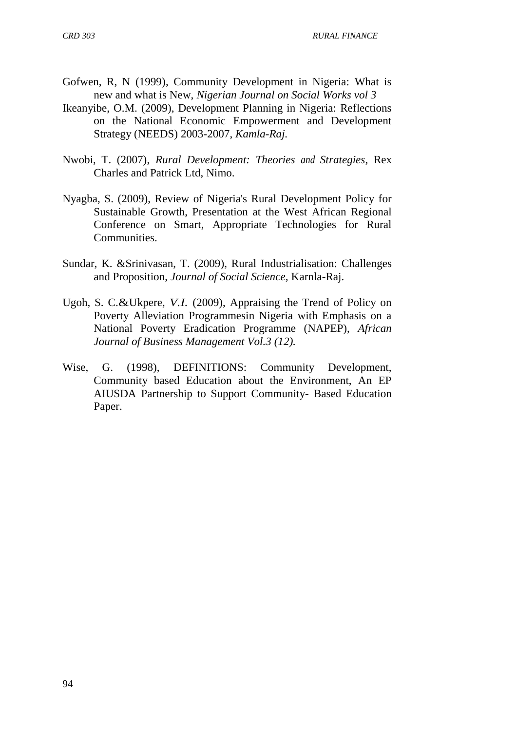Gofwen, R, N (1999), Community Development in Nigeria: What is new and what is New, *Nigerian Journal on Social Works vol 3*

Ikeanyibe, O.M. (2009), Development Planning in Nigeria: Reflections on the National Economic Empowerment and Development Strategy (NEEDS) 2003-2007, *Kamla-Raj.*

Nwobi, T. (2007), *Rural Development: Theories and Strategies*, Rex Charles and Patrick Ltd, Nimo.

Nyagba, S. (2009), Review of Nigeria's Rural Development Policy for Sustainable Growth, Presentation at the West African Regional Conference on Smart, Appropriate Technologies for Rural Communities.

Sundar, K. &Srinivasan, T. (2009), Rural Industrialisation: Challenges and Proposition, *Journal of Social Science,* Karnla-Raj.

Ugoh, S. C.&Ukpere, *V.I.* (2009), Appraising the Trend of Policy on Poverty Alleviation Programmesin Nigeria with Emphasis on a National Poverty Eradication Programme (NAPEP), *African Journal of Business Management Vol.3 (12).*

Wise, G. (1998), DEFINITIONS: Community Development, Community based Education about the Environment, An EP AIUSDA Partnership to Support Community- Based Education Paper.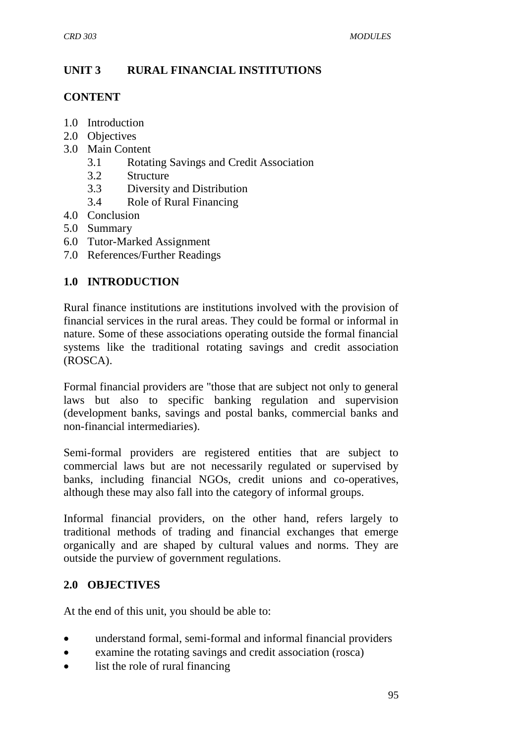## UNIT 3 RURAL FINANCIAL INSTITUTIONS

### CONTENT

1.0 Introduction
2.0 Objectives
3.0 Main Content
    3.1 Rotating Savings and Credit Association
    3.2 Structure
    3.3 Diversity and Distribution
    3.4 Role of Rural Financing
4.0 Conclusion
5.0 Summary
6.0 Tutor-Marked Assignment
7.0 References/Further Readings

### 1.0 INTRODUCTION

Rural finance institutions are institutions involved with the provision of financial services in the rural areas. They could be formal or informal in nature. Some of these associations operating outside the formal financial systems like the traditional rotating savings and credit association (ROSCA).

Formal financial providers are "those that are subject not only to general laws but also to specific banking regulation and supervision (development banks, savings and postal banks, commercial banks and non-financial intermediaries).

Semi-formal providers are registered entities that are subject to commercial laws but are not necessarily regulated or supervised by banks, including financial NGOs, credit unions and co-operatives, although these may also fall into the category of informal groups.

Informal financial providers, on the other hand, refers largely to traditional methods of trading and financial exchanges that emerge organically and are shaped by cultural values and norms. They are outside the purview of government regulations.

### 2.0 OBJECTIVES

At the end of this unit, you should be able to:

- understand formal, semi-formal and informal financial providers
- examine the rotating savings and credit association (rosca)
- list the role of rural financing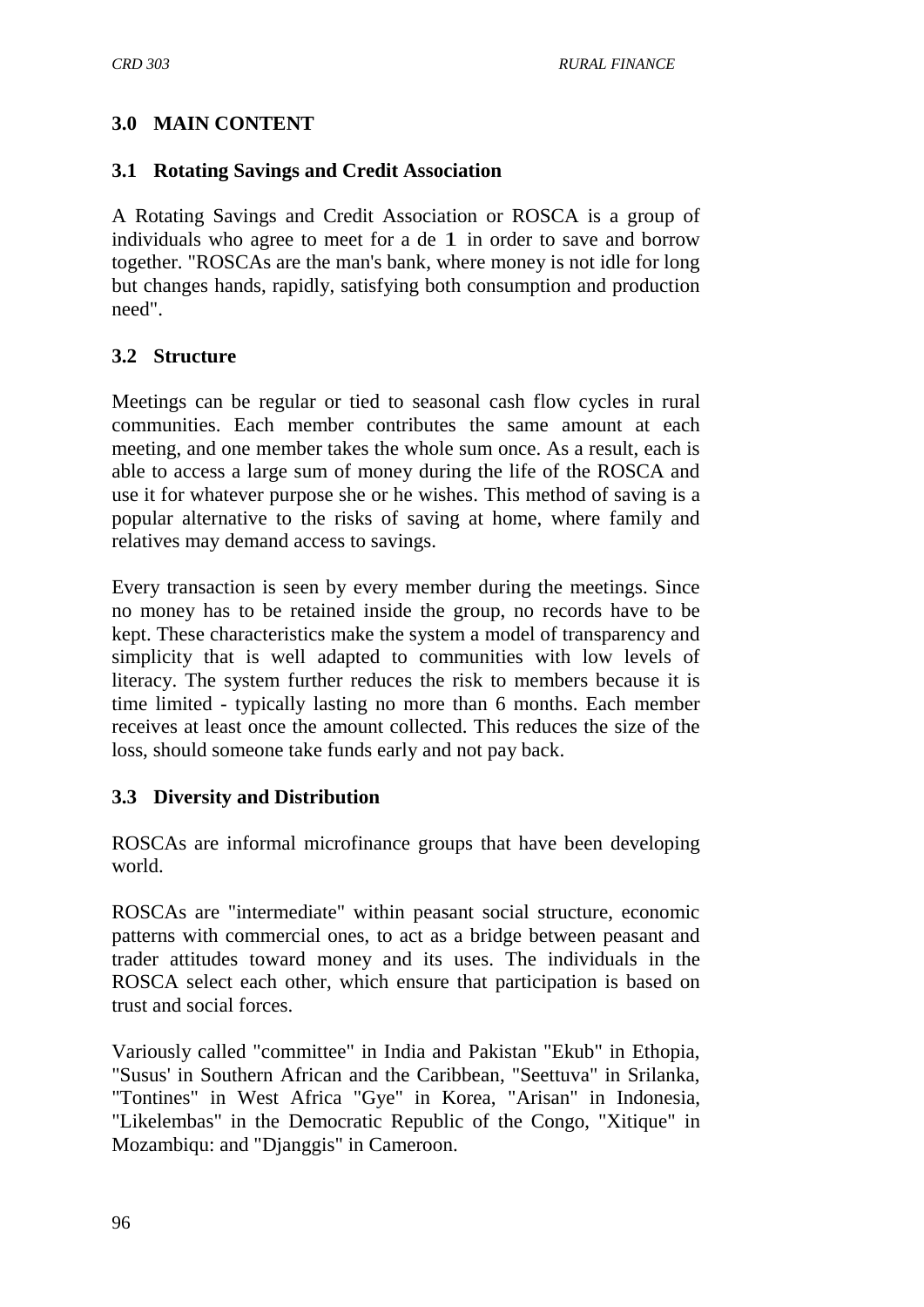## 3.0 MAIN CONTENT

### 3.1 Rotating Savings and Credit Association

A Rotating Savings and Credit Association or ROSCA is a group of individuals who agree to meet for a de 1 in order to save and borrow together. "ROSCAs are the man's bank, where money is not idle for long but changes hands, rapidly, satisfying both consumption and production need".

### 3.2 Structure

Meetings can be regular or tied to seasonal cash flow cycles in rural communities. Each member contributes the same amount at each meeting, and one member takes the whole sum once. As a result, each is able to access a large sum of money during the life of the ROSCA and use it for whatever purpose she or he wishes. This method of saving is a popular alternative to the risks of saving at home, where family and relatives may demand access to savings.

Every transaction is seen by every member during the meetings. Since no money has to be retained inside the group, no records have to be kept. These characteristics make the system a model of transparency and simplicity that is well adapted to communities with low levels of literacy. The system further reduces the risk to members because it is time limited - typically lasting no more than 6 months. Each member receives at least once the amount collected. This reduces the size of the loss, should someone take funds early and not pay back.

### 3.3 Diversity and Distribution

ROSCAs are informal microfinance groups that have been developing world.

ROSCAs are "intermediate" within peasant social structure, economic patterns with commercial ones, to act as a bridge between peasant and trader attitudes toward money and its uses. The individuals in the ROSCA select each other, which ensure that participation is based on trust and social forces.

Variously called "committee" in India and Pakistan "Ekub" in Ethopia, "Susus' in Southern African and the Caribbean, "Seettuva" in Srilanka, "Tontines" in West Africa "Gye" in Korea, "Arisan" in Indonesia, "Likelembas" in the Democratic Republic of the Congo, "Xitique" in Mozambiqu: and "Djanggis" in Cameroon.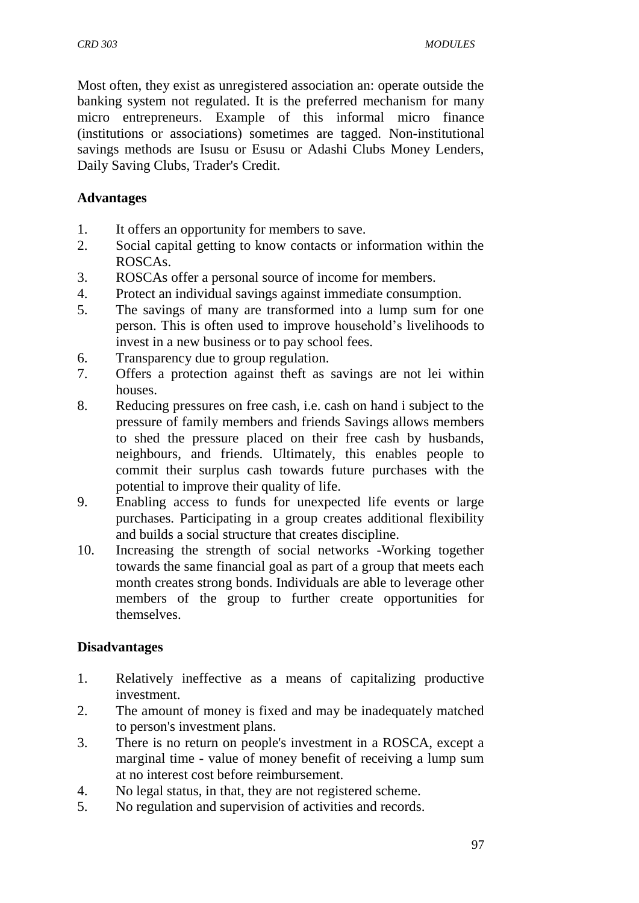Most often, they exist as unregistered association an: operate outside the banking system not regulated. It is the preferred mechanism for many micro entrepreneurs. Example of this informal micro finance (institutions or associations) sometimes are tagged. Non-institutional savings methods are Isusu or Esusu or Adashi Clubs Money Lenders, Daily Saving Clubs, Trader's Credit.

**Advantages**

1. It offers an opportunity for members to save.
2. Social capital getting to know contacts or information within the ROSCAs.
3. ROSCAs offer a personal source of income for members.
4. Protect an individual savings against immediate consumption.
5. The savings of many are transformed into a lump sum for one person. This is often used to improve household's livelihoods to invest in a new business or to pay school fees.
6. Transparency due to group regulation.
7. Offers a protection against theft as savings are not lei within houses.
8. Reducing pressures on free cash, i.e. cash on hand i subject to the pressure of family members and friends Savings allows members to shed the pressure placed on their free cash by husbands, neighbours, and friends. Ultimately, this enables people to commit their surplus cash towards future purchases with the potential to improve their quality of life.
9. Enabling access to funds for unexpected life events or large purchases. Participating in a group creates additional flexibility and builds a social structure that creates discipline.
10. Increasing the strength of social networks -Working together towards the same financial goal as part of a group that meets each month creates strong bonds. Individuals are able to leverage other members of the group to further create opportunities for themselves.

**Disadvantages**

1. Relatively ineffective as a means of capitalizing productive investment.
2. The amount of money is fixed and may be inadequately matched to person's investment plans.
3. There is no return on people's investment in a ROSCA, except a marginal time - value of money benefit of receiving a lump sum at no interest cost before reimbursement.
4. No legal status, in that, they are not registered scheme.
5. No regulation and supervision of activities and records.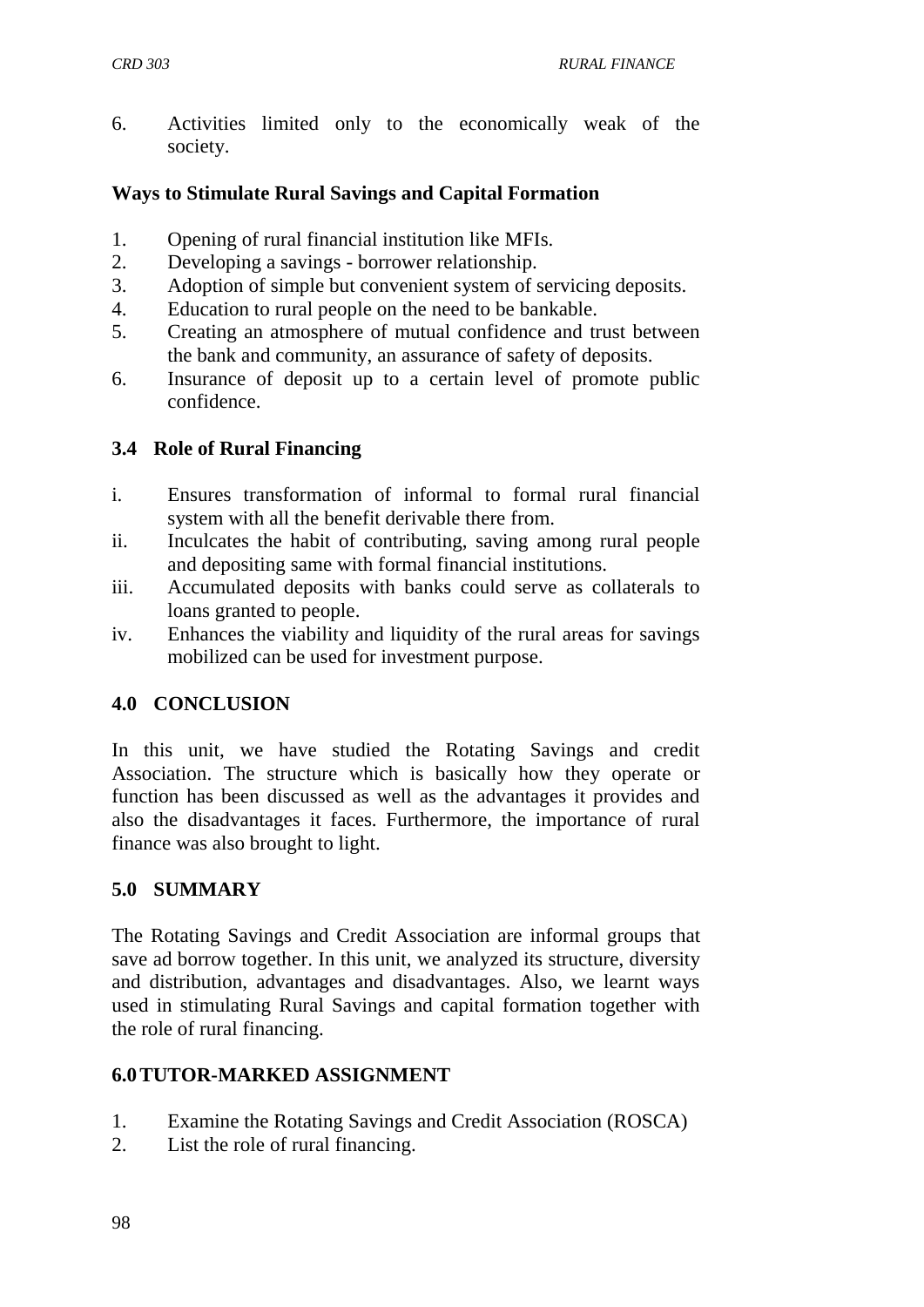6. Activities limited only to the economically weak of the society.

**Ways to Stimulate Rural Savings and Capital Formation**

1. Opening of rural financial institution like MFIs.
2. Developing a savings - borrower relationship.
3. Adoption of simple but convenient system of servicing deposits.
4. Education to rural people on the need to be bankable.
5. Creating an atmosphere of mutual confidence and trust between the bank and community, an assurance of safety of deposits.
6. Insurance of deposit up to a certain level of promote public confidence.

### 3.4 Role of Rural Financing

i. Ensures transformation of informal to formal rural financial system with all the benefit derivable there from.
ii. Inculcates the habit of contributing, saving among rural people and depositing same with formal financial institutions.
iii. Accumulated deposits with banks could serve as collaterals to loans granted to people.
iv. Enhances the viability and liquidity of the rural areas for savings mobilized can be used for investment purpose.

## 4.0 CONCLUSION

In this unit, we have studied the Rotating Savings and credit Association. The structure which is basically how they operate or function has been discussed as well as the advantages it provides and also the disadvantages it faces. Furthermore, the importance of rural finance was also brought to light.

## 5.0 SUMMARY

The Rotating Savings and Credit Association are informal groups that save ad borrow together. In this unit, we analyzed its structure, diversity and distribution, advantages and disadvantages. Also, we learnt ways used in stimulating Rural Savings and capital formation together with the role of rural financing.

## 6.0 TUTOR-MARKED ASSIGNMENT

1. Examine the Rotating Savings and Credit Association (ROSCA)
2. List the role of rural financing.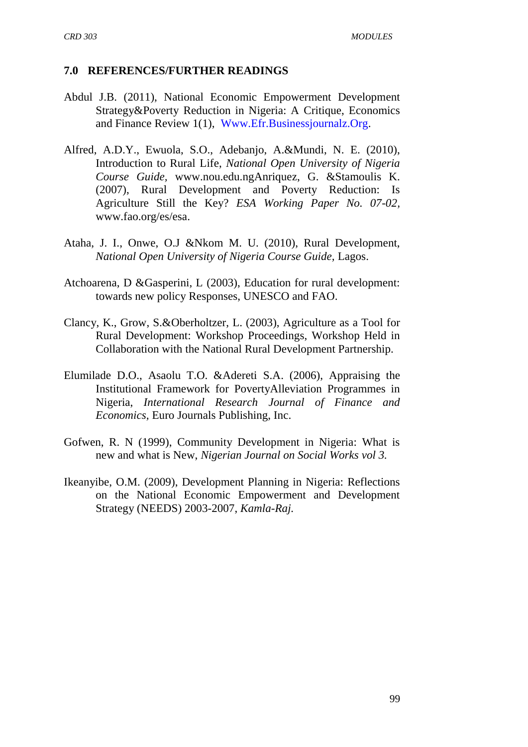## 7.0 REFERENCES/FURTHER READINGS

Abdul J.B. (2011), National Economic Empowerment Development Strategy&Poverty Reduction in Nigeria: A Critique, Economics and Finance Review 1(1), Www.Efr.Businessjournalz.Org.

Alfred, A.D.Y., Ewuola, S.O., Adebanjo, A.&Mundi, N. E. (2010), Introduction to Rural Life, *National Open University of Nigeria Course Guide*, www.nou.edu.ngAnriquez, G. &Stamoulis K. (2007), Rural Development and Poverty Reduction: Is Agriculture Still the Key? *ESA Working Paper No. 07-02*, www.fao.org/es/esa.

Ataha, J. I., Onwe, O.J &Nkom M. U. (2010), Rural Development, *National Open University of Nigeria Course Guide*, Lagos.

Atchoarena, D &Gasperini, L (2003), Education for rural development: towards new policy Responses, UNESCO and FAO.

Clancy, K., Grow, S.&Oberholtzer, L. (2003), Agriculture as a Tool for Rural Development: Workshop Proceedings, Workshop Held in Collaboration with the National Rural Development Partnership.

Elumilade D.O., Asaolu T.O. &Adereti S.A. (2006), Appraising the Institutional Framework for PovertyAlleviation Programmes in Nigeria, *International Research Journal of Finance and Economics*, Euro Journals Publishing, Inc.

Gofwen, R. N (1999), Community Development in Nigeria: What is new and what is New, *Nigerian Journal on Social Works vol 3.*

Ikeanyibe, O.M. (2009), Development Planning in Nigeria: Reflections on the National Economic Empowerment and Development Strategy (NEEDS) 2003-2007, *Kamla-Raj.*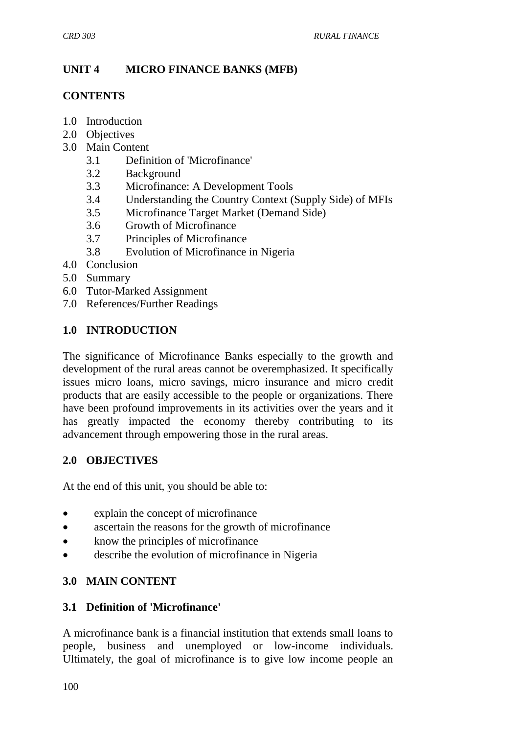## UNIT 4 MICRO FINANCE BANKS (MFB)

### CONTENTS

1.0 Introduction
2.0 Objectives
3.0 Main Content
  3.1 Definition of 'Microfinance'
  3.2 Background
  3.3 Microfinance: A Development Tools
  3.4 Understanding the Country Context (Supply Side) of MFIs
  3.5 Microfinance Target Market (Demand Side)
  3.6 Growth of Microfinance
  3.7 Principles of Microfinance
  3.8 Evolution of Microfinance in Nigeria
4.0 Conclusion
5.0 Summary
6.0 Tutor-Marked Assignment
7.0 References/Further Readings

### 1.0 INTRODUCTION

The significance of Microfinance Banks especially to the growth and development of the rural areas cannot be overemphasized. It specifically issues micro loans, micro savings, micro insurance and micro credit products that are easily accessible to the people or organizations. There have been profound improvements in its activities over the years and it has greatly impacted the economy thereby contributing to its advancement through empowering those in the rural areas.

### 2.0 OBJECTIVES

At the end of this unit, you should be able to:

- explain the concept of microfinance
- ascertain the reasons for the growth of microfinance
- know the principles of microfinance
- describe the evolution of microfinance in Nigeria

### 3.0 MAIN CONTENT

#### 3.1 Definition of 'Microfinance'

A microfinance bank is a financial institution that extends small loans to people, business and unemployed or low-income individuals. Ultimately, the goal of microfinance is to give low income people an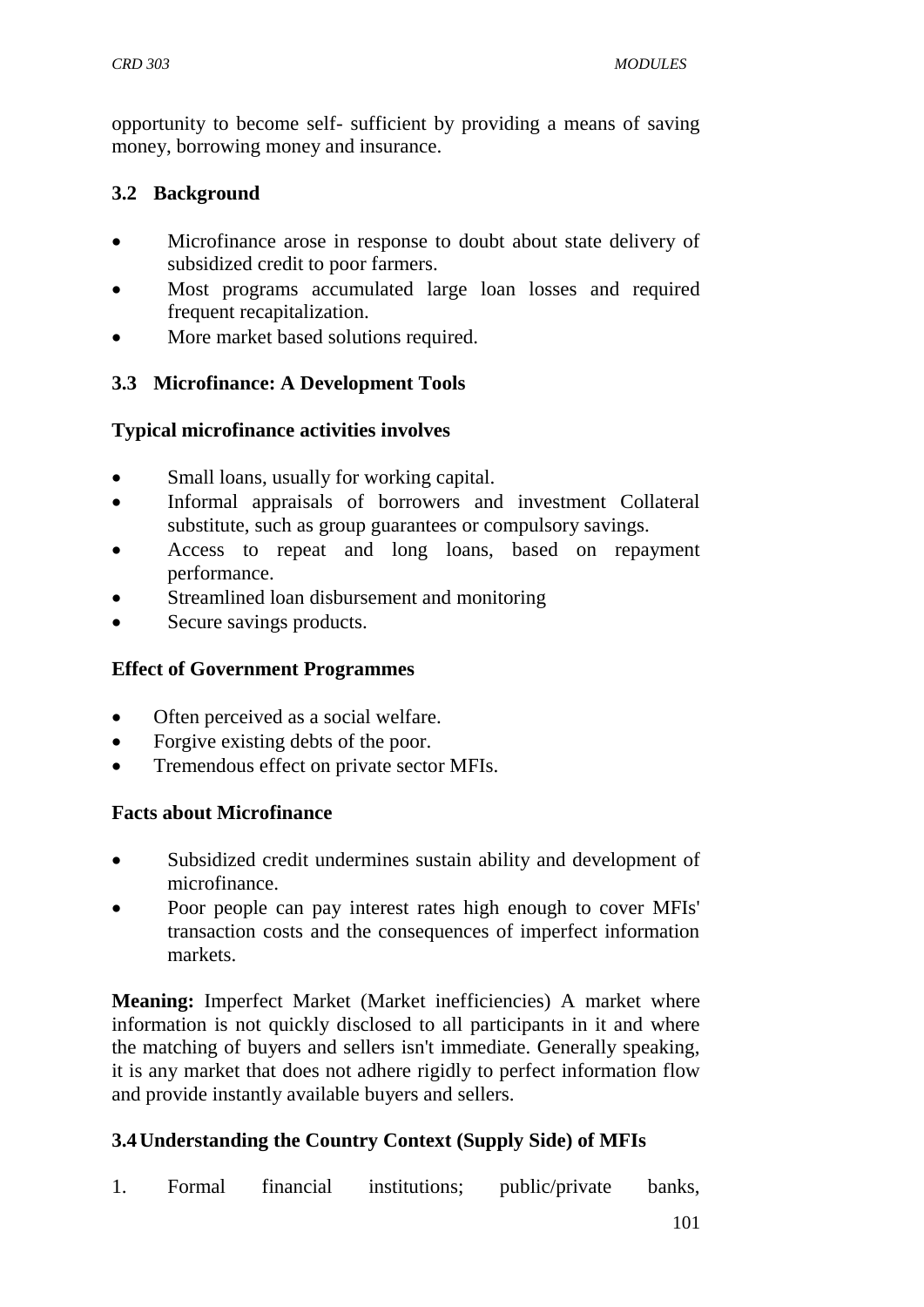opportunity to become self- sufficient by providing a means of saving money, borrowing money and insurance.

### 3.2 Background

- Microfinance arose in response to doubt about state delivery of subsidized credit to poor farmers.
- Most programs accumulated large loan losses and required frequent recapitalization.
- More market based solutions required.

### 3.3 Microfinance: A Development Tools

**Typical microfinance activities involves**

- Small loans, usually for working capital.
- Informal appraisals of borrowers and investment Collateral substitute, such as group guarantees or compulsory savings.
- Access to repeat and long loans, based on repayment performance.
- Streamlined loan disbursement and monitoring
- Secure savings products.

**Effect of Government Programmes**

- Often perceived as a social welfare.
- Forgive existing debts of the poor.
- Tremendous effect on private sector MFIs.

**Facts about Microfinance**

- Subsidized credit undermines sustain ability and development of microfinance.
- Poor people can pay interest rates high enough to cover MFIs' transaction costs and the consequences of imperfect information markets.

**Meaning:** Imperfect Market (Market inefficiencies) A market where information is not quickly disclosed to all participants in it and where the matching of buyers and sellers isn't immediate. Generally speaking, it is any market that does not adhere rigidly to perfect information flow and provide instantly available buyers and sellers.

### 3.4 Understanding the Country Context (Supply Side) of MFIs

1. Formal financial institutions; public/private banks,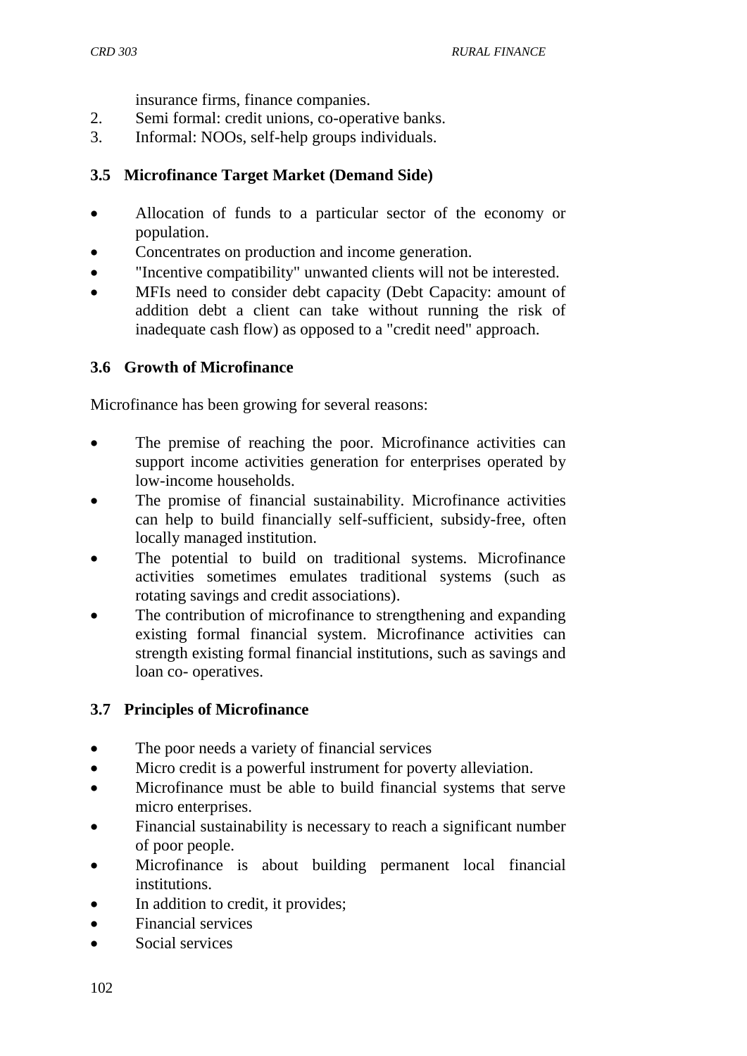insurance firms, finance companies.

2. Semi formal: credit unions, co-operative banks.
3. Informal: NOOs, self-help groups individuals.

### 3.5 Microfinance Target Market (Demand Side)

- Allocation of funds to a particular sector of the economy or population.
- Concentrates on production and income generation.
- "Incentive compatibility" unwanted clients will not be interested.
- MFIs need to consider debt capacity (Debt Capacity: amount of addition debt a client can take without running the risk of inadequate cash flow) as opposed to a "credit need" approach.

### 3.6 Growth of Microfinance

Microfinance has been growing for several reasons:

- The premise of reaching the poor. Microfinance activities can support income activities generation for enterprises operated by low-income households.
- The promise of financial sustainability. Microfinance activities can help to build financially self-sufficient, subsidy-free, often locally managed institution.
- The potential to build on traditional systems. Microfinance activities sometimes emulates traditional systems (such as rotating savings and credit associations).
- The contribution of microfinance to strengthening and expanding existing formal financial system. Microfinance activities can strength existing formal financial institutions, such as savings and loan co- operatives.

### 3.7 Principles of Microfinance

- The poor needs a variety of financial services
- Micro credit is a powerful instrument for poverty alleviation.
- Microfinance must be able to build financial systems that serve micro enterprises.
- Financial sustainability is necessary to reach a significant number of poor people.
- Microfinance is about building permanent local financial institutions.
- In addition to credit, it provides;
- Financial services
- Social services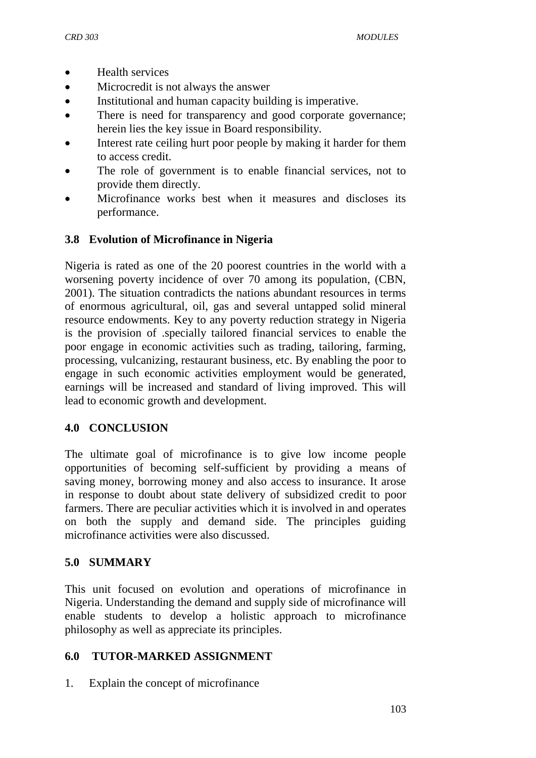- Health services
- Microcredit is not always the answer
- Institutional and human capacity building is imperative.
- There is need for transparency and good corporate governance; herein lies the key issue in Board responsibility.
- Interest rate ceiling hurt poor people by making it harder for them to access credit.
- The role of government is to enable financial services, not to provide them directly.
- Microfinance works best when it measures and discloses its performance.

### 3.8 Evolution of Microfinance in Nigeria

Nigeria is rated as one of the 20 poorest countries in the world with a worsening poverty incidence of over 70 among its population, (CBN, 2001). The situation contradicts the nations abundant resources in terms of enormous agricultural, oil, gas and several untapped solid mineral resource endowments. Key to any poverty reduction strategy in Nigeria is the provision of .specially tailored financial services to enable the poor engage in economic activities such as trading, tailoring, farming, processing, vulcanizing, restaurant business, etc. By enabling the poor to engage in such economic activities employment would be generated, earnings will be increased and standard of living improved. This will lead to economic growth and development.

## 4.0 CONCLUSION

The ultimate goal of microfinance is to give low income people opportunities of becoming self-sufficient by providing a means of saving money, borrowing money and also access to insurance. It arose in response to doubt about state delivery of subsidized credit to poor farmers. There are peculiar activities which it is involved in and operates on both the supply and demand side. The principles guiding microfinance activities were also discussed.

## 5.0 SUMMARY

This unit focused on evolution and operations of microfinance in Nigeria. Understanding the demand and supply side of microfinance will enable students to develop a holistic approach to microfinance philosophy as well as appreciate its principles.

## 6.0 TUTOR-MARKED ASSIGNMENT

1. Explain the concept of microfinance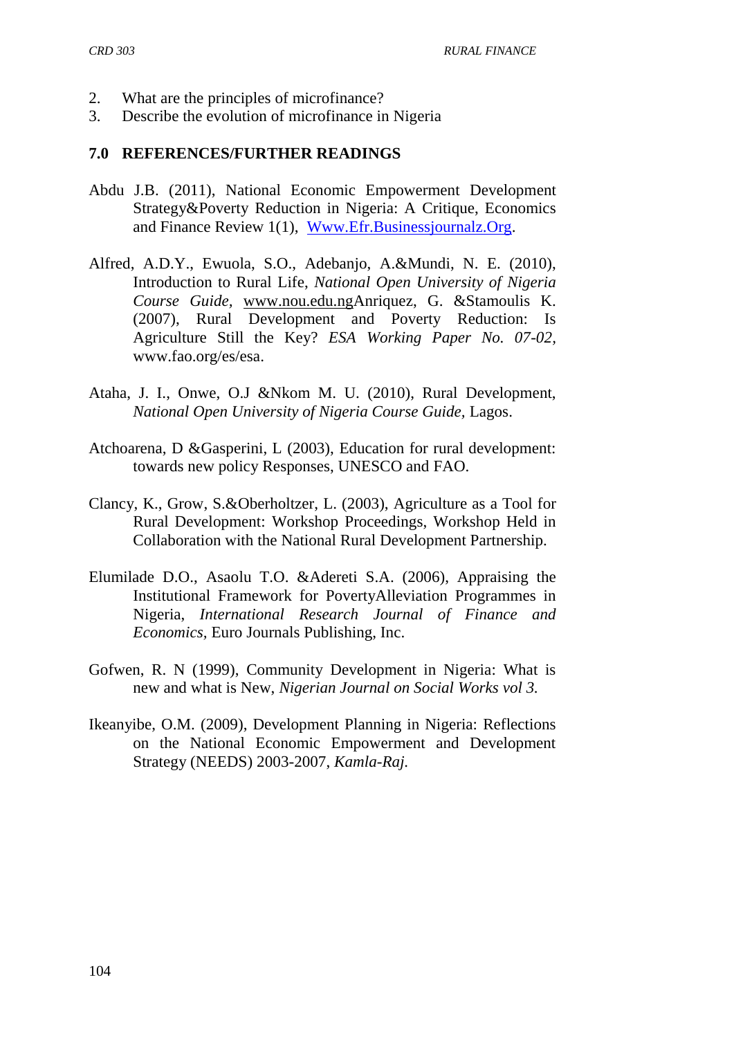2. What are the principles of microfinance?
3. Describe the evolution of microfinance in Nigeria

## 7.0 REFERENCES/FURTHER READINGS

Abdu J.B. (2011), National Economic Empowerment Development Strategy&Poverty Reduction in Nigeria: A Critique, Economics and Finance Review 1(1), Www.Efr.Businessjournalz.Org.

Alfred, A.D.Y., Ewuola, S.O., Adebanjo, A.&Mundi, N. E. (2010), Introduction to Rural Life, *National Open University of Nigeria Course Guide*, www.nou.edu.ngAnriquez, G. &Stamoulis K. (2007), Rural Development and Poverty Reduction: Is Agriculture Still the Key? *ESA Working Paper No. 07-02*, www.fao.org/es/esa.

Ataha, J. I., Onwe, O.J &Nkom M. U. (2010), Rural Development, *National Open University of Nigeria Course Guide*, Lagos.

Atchoarena, D &Gasperini, L (2003), Education for rural development: towards new policy Responses, UNESCO and FAO.

Clancy, K., Grow, S.&Oberholtzer, L. (2003), Agriculture as a Tool for Rural Development: Workshop Proceedings, Workshop Held in Collaboration with the National Rural Development Partnership.

Elumilade D.O., Asaolu T.O. &Adereti S.A. (2006), Appraising the Institutional Framework for PovertyAlleviation Programmes in Nigeria, *International Research Journal of Finance and Economics,* Euro Journals Publishing, Inc.

Gofwen, R. N (1999), Community Development in Nigeria: What is new and what is New, *Nigerian Journal on Social Works vol 3.*

Ikeanyibe, O.M. (2009), Development Planning in Nigeria: Reflections on the National Economic Empowerment and Development Strategy (NEEDS) 2003-2007, *Kamla-Raj.*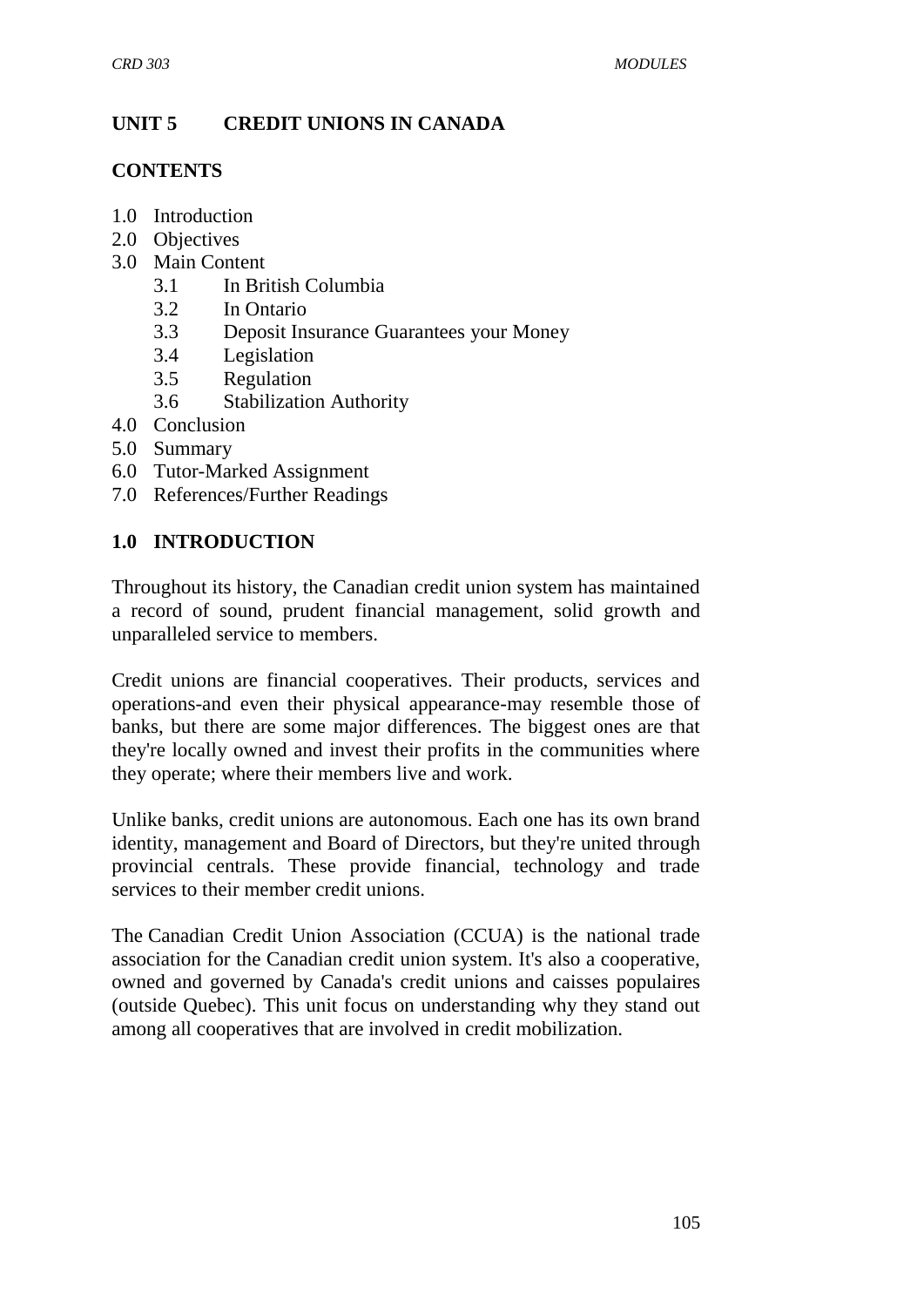## UNIT 5 CREDIT UNIONS IN CANADA

### CONTENTS

1.0 Introduction
2.0 Objectives
3.0 Main Content
   - 3.1 In British Columbia
   - 3.2 In Ontario
   - 3.3 Deposit Insurance Guarantees your Money
   - 3.4 Legislation
   - 3.5 Regulation
   - 3.6 Stabilization Authority

4.0 Conclusion
5.0 Summary
6.0 Tutor-Marked Assignment
7.0 References/Further Readings

### 1.0 INTRODUCTION

Throughout its history, the Canadian credit union system has maintained a record of sound, prudent financial management, solid growth and unparalleled service to members.

Credit unions are financial cooperatives. Their products, services and operations-and even their physical appearance-may resemble those of banks, but there are some major differences. The biggest ones are that they're locally owned and invest their profits in the communities where they operate; where their members live and work.

Unlike banks, credit unions are autonomous. Each one has its own brand identity, management and Board of Directors, but they're united through provincial centrals. These provide financial, technology and trade services to their member credit unions.

The Canadian Credit Union Association (CCUA) is the national trade association for the Canadian credit union system. It's also a cooperative, owned and governed by Canada's credit unions and caisses populaires (outside Quebec). This unit focus on understanding why they stand out among all cooperatives that are involved in credit mobilization.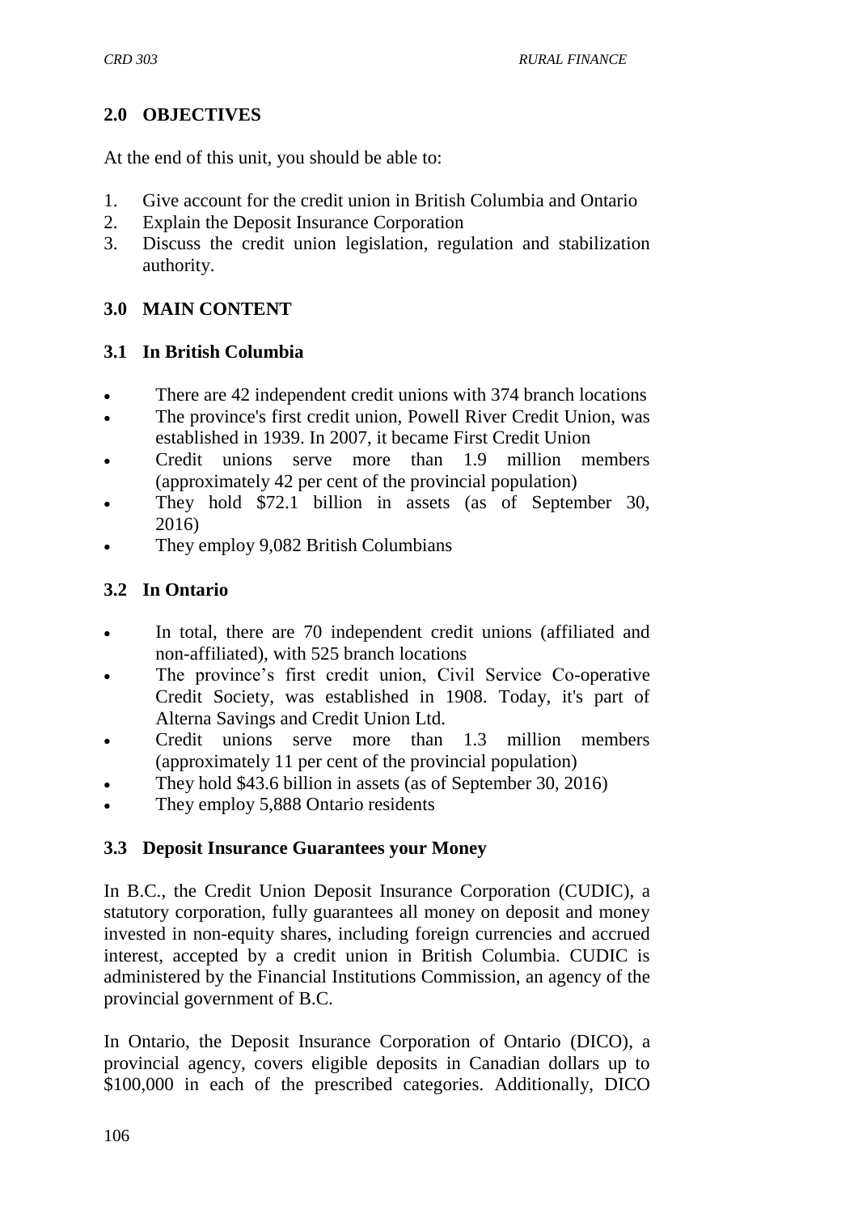## 2.0 OBJECTIVES

At the end of this unit, you should be able to:

1. Give account for the credit union in British Columbia and Ontario
2. Explain the Deposit Insurance Corporation
3. Discuss the credit union legislation, regulation and stabilization authority.

## 3.0 MAIN CONTENT

### 3.1 In British Columbia

- There are 42 independent credit unions with 374 branch locations
- The province's first credit union, Powell River Credit Union, was established in 1939. In 2007, it became First Credit Union
- Credit unions serve more than 1.9 million members (approximately 42 per cent of the provincial population)
- They hold $72.1 billion in assets (as of September 30, 2016)
- They employ 9,082 British Columbians

### 3.2 In Ontario

- In total, there are 70 independent credit unions (affiliated and non-affiliated), with 525 branch locations
- The province's first credit union, Civil Service Co-operative Credit Society, was established in 1908. Today, it's part of Alterna Savings and Credit Union Ltd.
- Credit unions serve more than 1.3 million members (approximately 11 per cent of the provincial population)
- They hold $43.6 billion in assets (as of September 30, 2016)
- They employ 5,888 Ontario residents

### 3.3 Deposit Insurance Guarantees your Money

In B.C., the Credit Union Deposit Insurance Corporation (CUDIC), a statutory corporation, fully guarantees all money on deposit and money invested in non-equity shares, including foreign currencies and accrued interest, accepted by a credit union in British Columbia. CUDIC is administered by the Financial Institutions Commission, an agency of the provincial government of B.C.

In Ontario, the Deposit Insurance Corporation of Ontario (DICO), a provincial agency, covers eligible deposits in Canadian dollars up to $100,000 in each of the prescribed categories. Additionally, DICO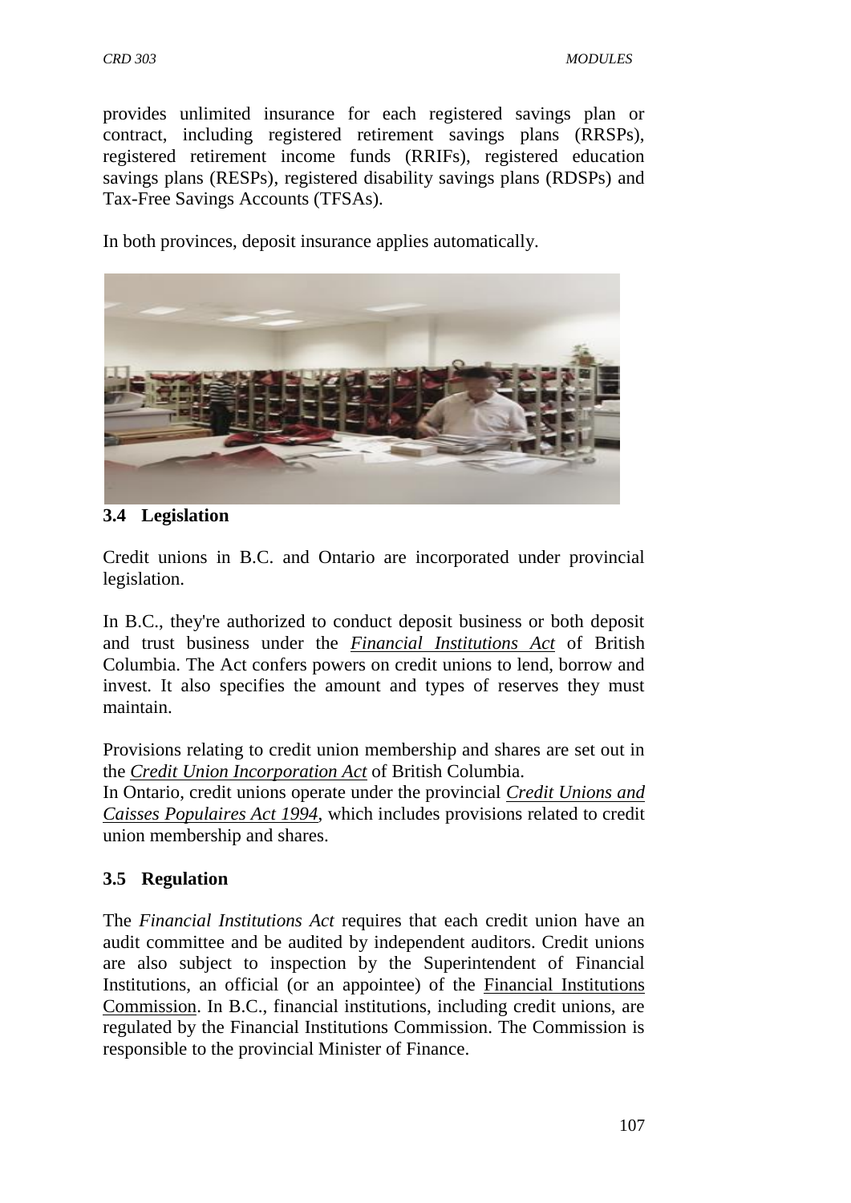provides unlimited insurance for each registered savings plan or contract, including registered retirement savings plans (RRSPs), registered retirement income funds (RRIFs), registered education savings plans (RESPs), registered disability savings plans (RDSPs) and Tax-Free Savings Accounts (TFSAs).

In both provinces, deposit insurance applies automatically.

### 3.4 Legislation

Credit unions in B.C. and Ontario are incorporated under provincial legislation.

In B.C., they're authorized to conduct deposit business or both deposit and trust business under the *Financial Institutions Act* of British Columbia. The Act confers powers on credit unions to lend, borrow and invest. It also specifies the amount and types of reserves they must maintain.

Provisions relating to credit union membership and shares are set out in the *Credit Union Incorporation Act* of British Columbia.
In Ontario, credit unions operate under the provincial *Credit Unions and Caisses Populaires Act 1994*, which includes provisions related to credit union membership and shares.

### 3.5 Regulation

The *Financial Institutions Act* requires that each credit union have an audit committee and be audited by independent auditors. Credit unions are also subject to inspection by the Superintendent of Financial Institutions, an official (or an appointee) of the Financial Institutions Commission. In B.C., financial institutions, including credit unions, are regulated by the Financial Institutions Commission. The Commission is responsible to the provincial Minister of Finance.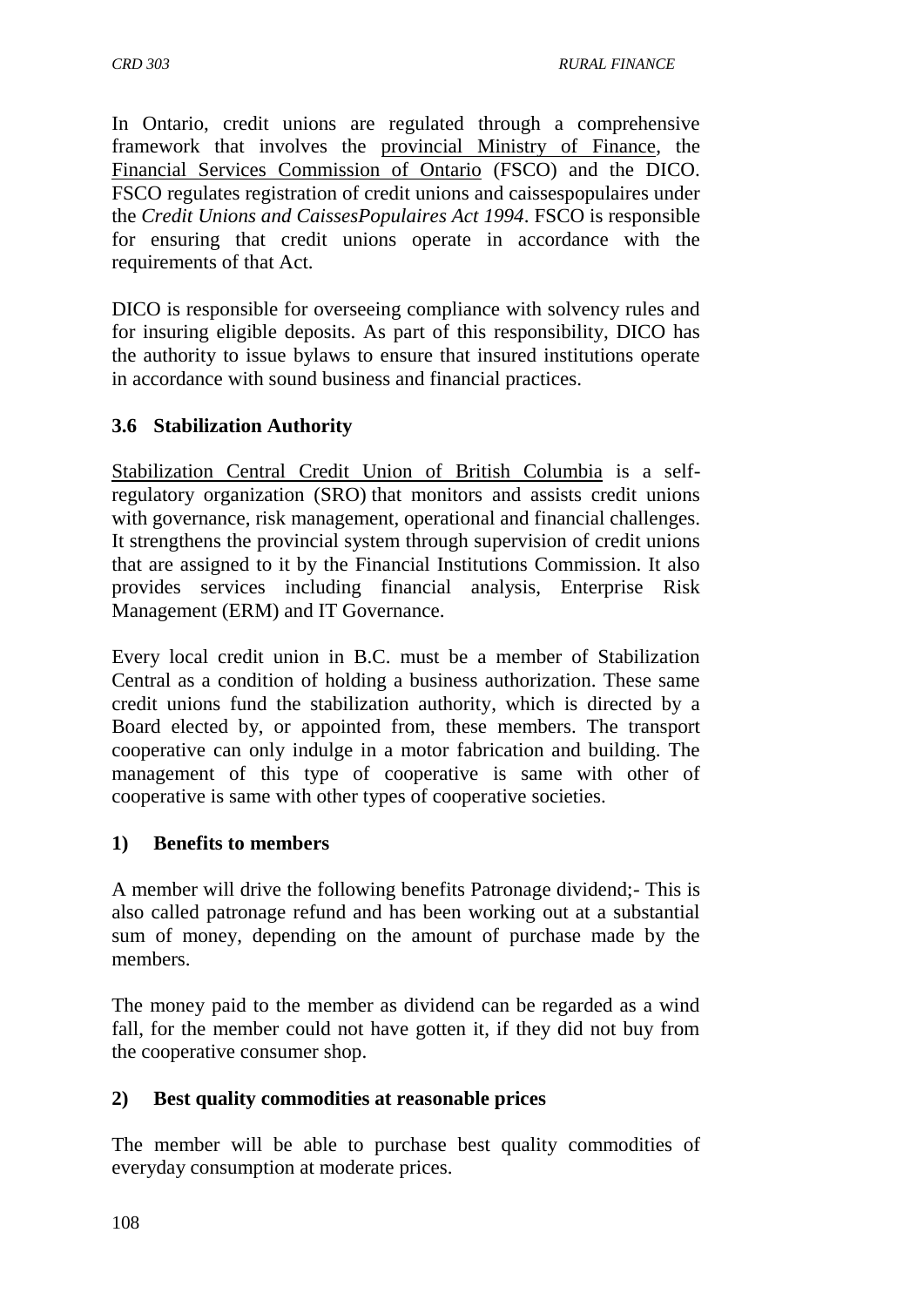In Ontario, credit unions are regulated through a comprehensive framework that involves the provincial Ministry of Finance, the Financial Services Commission of Ontario (FSCO) and the DICO. FSCO regulates registration of credit unions and caissespopulaires under the *Credit Unions and CaissesPopulaires Act 1994*. FSCO is responsible for ensuring that credit unions operate in accordance with the requirements of that Act.

DICO is responsible for overseeing compliance with solvency rules and for insuring eligible deposits. As part of this responsibility, DICO has the authority to issue bylaws to ensure that insured institutions operate in accordance with sound business and financial practices.

### 3.6 Stabilization Authority

Stabilization Central Credit Union of British Columbia is a self-regulatory organization (SRO) that monitors and assists credit unions with governance, risk management, operational and financial challenges. It strengthens the provincial system through supervision of credit unions that are assigned to it by the Financial Institutions Commission. It also provides services including financial analysis, Enterprise Risk Management (ERM) and IT Governance.

Every local credit union in B.C. must be a member of Stabilization Central as a condition of holding a business authorization. These same credit unions fund the stabilization authority, which is directed by a Board elected by, or appointed from, these members. The transport cooperative can only indulge in a motor fabrication and building. The management of this type of cooperative is same with other of cooperative is same with other types of cooperative societies.

**1) Benefits to members**

A member will drive the following benefits Patronage dividend;- This is also called patronage refund and has been working out at a substantial sum of money, depending on the amount of purchase made by the members.

The money paid to the member as dividend can be regarded as a wind fall, for the member could not have gotten it, if they did not buy from the cooperative consumer shop.

**2) Best quality commodities at reasonable prices**

The member will be able to purchase best quality commodities of everyday consumption at moderate prices.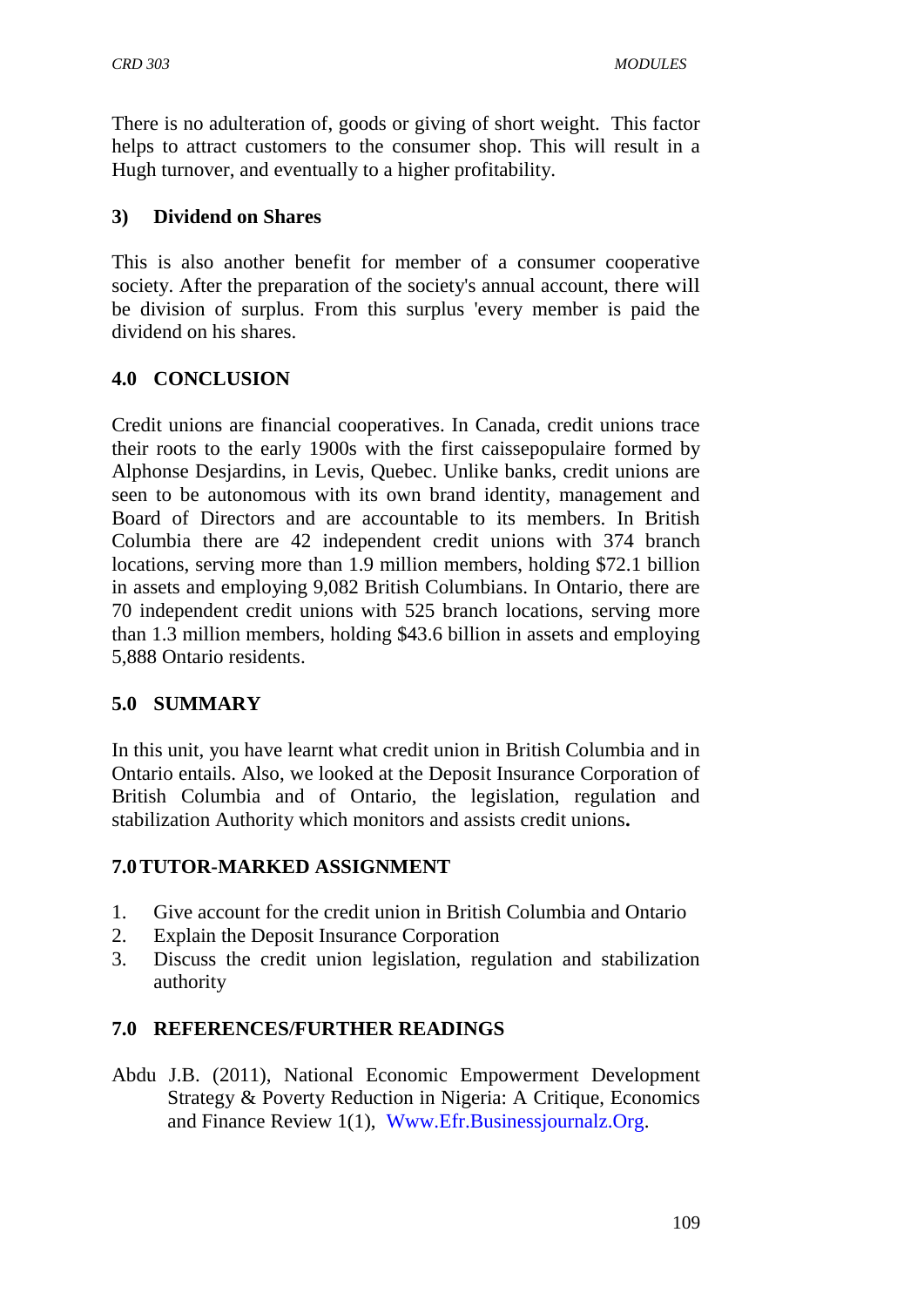There is no adulteration of, goods or giving of short weight. This factor helps to attract customers to the consumer shop. This will result in a Hugh turnover, and eventually to a higher profitability.

**3) Dividend on Shares**

This is also another benefit for member of a consumer cooperative society. After the preparation of the society's annual account, there will be division of surplus. From this surplus 'every member is paid the dividend on his shares.

## 4.0 CONCLUSION

Credit unions are financial cooperatives. In Canada, credit unions trace their roots to the early 1900s with the first caissepopulaire formed by Alphonse Desjardins, in Levis, Quebec. Unlike banks, credit unions are seen to be autonomous with its own brand identity, management and Board of Directors and are accountable to its members. In British Columbia there are 42 independent credit unions with 374 branch locations, serving more than 1.9 million members, holding $72.1 billion in assets and employing 9,082 British Columbians. In Ontario, there are 70 independent credit unions with 525 branch locations, serving more than 1.3 million members, holding $43.6 billion in assets and employing 5,888 Ontario residents.

## 5.0 SUMMARY

In this unit, you have learnt what credit union in British Columbia and in Ontario entails. Also, we looked at the Deposit Insurance Corporation of British Columbia and of Ontario, the legislation, regulation and stabilization Authority which monitors and assists credit unions**.**

## 7.0 TUTOR-MARKED ASSIGNMENT

1. Give account for the credit union in British Columbia and Ontario
2. Explain the Deposit Insurance Corporation
3. Discuss the credit union legislation, regulation and stabilization authority

## 7.0 REFERENCES/FURTHER READINGS

Abdu J.B. (2011), National Economic Empowerment Development Strategy & Poverty Reduction in Nigeria: A Critique, Economics and Finance Review 1(1), Www.Efr.Businessjournalz.Org.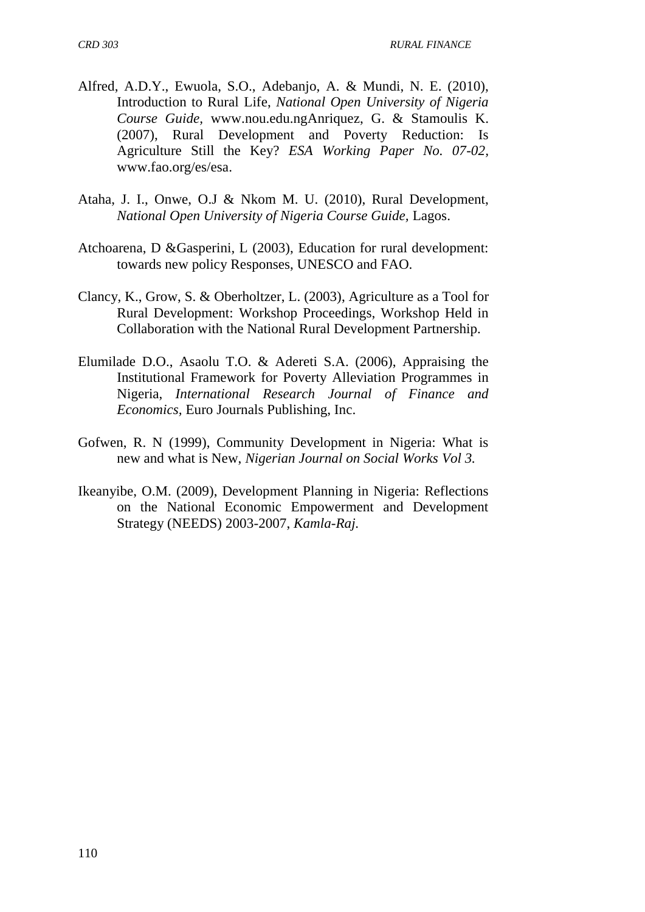Alfred, A.D.Y., Ewuola, S.O., Adebanjo, A. & Mundi, N. E. (2010), Introduction to Rural Life, *National Open University of Nigeria Course Guide,* www.nou.edu.ngAnriquez, G. & Stamoulis K. (2007), Rural Development and Poverty Reduction: Is Agriculture Still the Key? *ESA Working Paper No. 07-02*, www.fao.org/es/esa.

Ataha, J. I., Onwe, O.J & Nkom M. U. (2010), Rural Development, *National Open University of Nigeria Course Guide*, Lagos.

Atchoarena, D &Gasperini, L (2003), Education for rural development: towards new policy Responses, UNESCO and FAO.

Clancy, K., Grow, S. & Oberholtzer, L. (2003), Agriculture as a Tool for Rural Development: Workshop Proceedings, Workshop Held in Collaboration with the National Rural Development Partnership.

Elumilade D.O., Asaolu T.O. & Adereti S.A. (2006), Appraising the Institutional Framework for Poverty Alleviation Programmes in Nigeria, *International Research Journal of Finance and Economics,* Euro Journals Publishing, Inc.

Gofwen, R. N (1999), Community Development in Nigeria: What is new and what is New, *Nigerian Journal on Social Works Vol 3.*

Ikeanyibe, O.M. (2009), Development Planning in Nigeria: Reflections on the National Economic Empowerment and Development Strategy (NEEDS) 2003-2007, *Kamla-Raj.*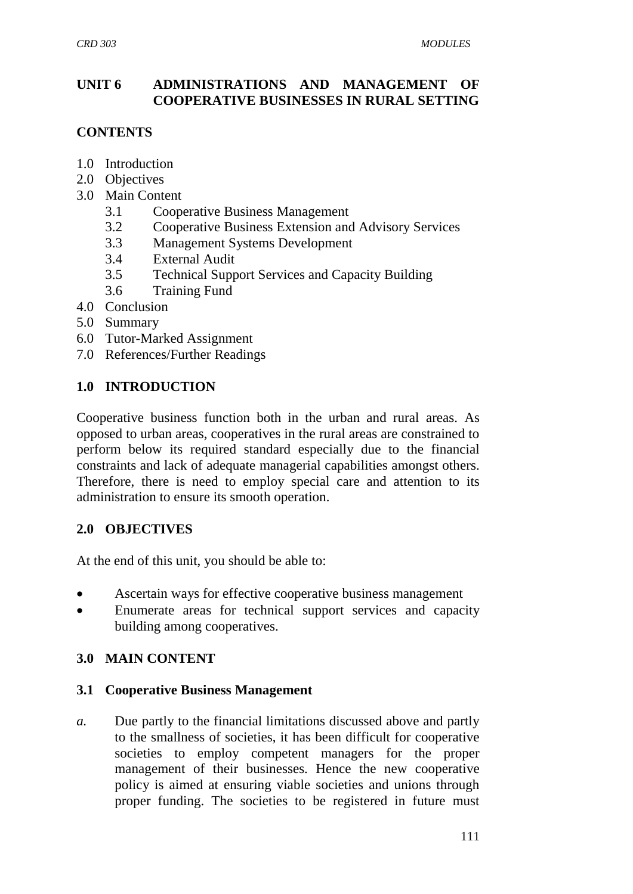## UNIT 6 ADMINISTRATIONS AND MANAGEMENT OF COOPERATIVE BUSINESSES IN RURAL SETTING

**CONTENTS**

- 1.0 Introduction
- 2.0 Objectives
- 3.0 Main Content
    - 3.1 Cooperative Business Management
    - 3.2 Cooperative Business Extension and Advisory Services
    - 3.3 Management Systems Development
    - 3.4 External Audit
    - 3.5 Technical Support Services and Capacity Building
    - 3.6 Training Fund
- 4.0 Conclusion
- 5.0 Summary
- 6.0 Tutor-Marked Assignment
- 7.0 References/Further Readings

### 1.0 INTRODUCTION

Cooperative business function both in the urban and rural areas. As opposed to urban areas, cooperatives in the rural areas are constrained to perform below its required standard especially due to the financial constraints and lack of adequate managerial capabilities amongst others. Therefore, there is need to employ special care and attention to its administration to ensure its smooth operation.

### 2.0 OBJECTIVES

At the end of this unit, you should be able to:

- Ascertain ways for effective cooperative business management
- Enumerate areas for technical support services and capacity building among cooperatives.

### 3.0 MAIN CONTENT

#### 3.1 Cooperative Business Management

*a.* Due partly to the financial limitations discussed above and partly to the smallness of societies, it has been difficult for cooperative societies to employ competent managers for the proper management of their businesses. Hence the new cooperative policy is aimed at ensuring viable societies and unions through proper funding. The societies to be registered in future must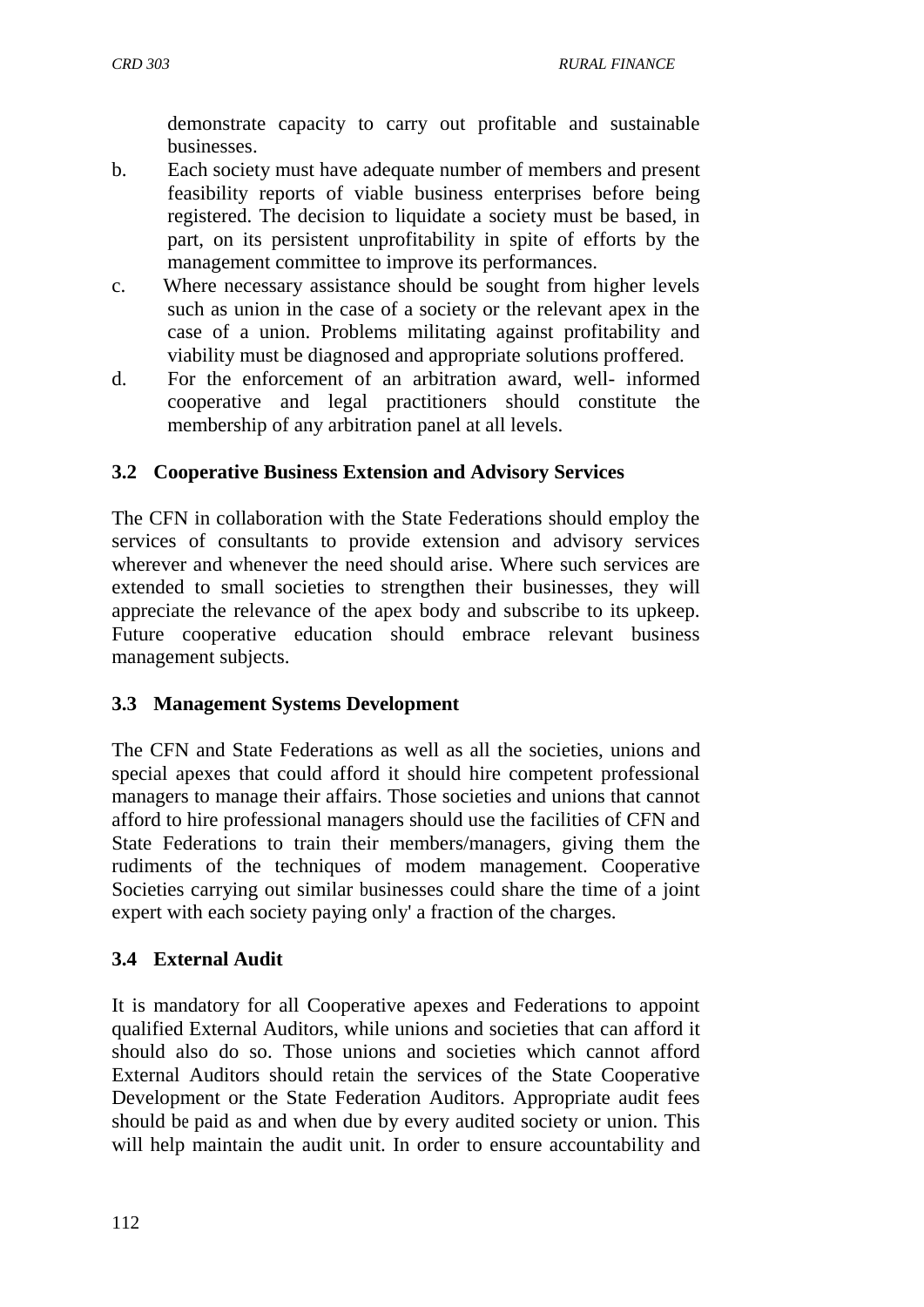demonstrate capacity to carry out profitable and sustainable businesses.

b. Each society must have adequate number of members and present feasibility reports of viable business enterprises before being registered. The decision to liquidate a society must be based, in part, on its persistent unprofitability in spite of efforts by the management committee to improve its performances.

c. Where necessary assistance should be sought from higher levels such as union in the case of a society or the relevant apex in the case of a union. Problems militating against profitability and viability must be diagnosed and appropriate solutions proffered.

d. For the enforcement of an arbitration award, well- informed cooperative and legal practitioners should constitute the membership of any arbitration panel at all levels.

### 3.2 Cooperative Business Extension and Advisory Services

The CFN in collaboration with the State Federations should employ the services of consultants to provide extension and advisory services wherever and whenever the need should arise. Where such services are extended to small societies to strengthen their businesses, they will appreciate the relevance of the apex body and subscribe to its upkeep. Future cooperative education should embrace relevant business management subjects.

### 3.3 Management Systems Development

The CFN and State Federations as well as all the societies, unions and special apexes that could afford it should hire competent professional managers to manage their affairs. Those societies and unions that cannot afford to hire professional managers should use the facilities of CFN and State Federations to train their members/managers, giving them the rudiments of the techniques of modem management. Cooperative Societies carrying out similar businesses could share the time of a joint expert with each society paying only' a fraction of the charges.

### 3.4 External Audit

It is mandatory for all Cooperative apexes and Federations to appoint qualified External Auditors, while unions and societies that can afford it should also do so. Those unions and societies which cannot afford External Auditors should retain the services of the State Cooperative Development or the State Federation Auditors. Appropriate audit fees should be paid as and when due by every audited society or union. This will help maintain the audit unit. In order to ensure accountability and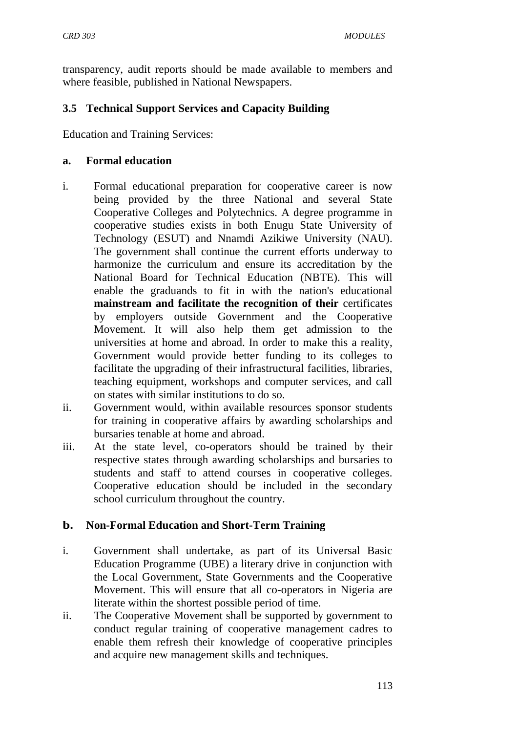transparency, audit reports should be made available to members and where feasible, published in National Newspapers.

### 3.5 Technical Support Services and Capacity Building

Education and Training Services:

#### a. Formal education

i. Formal educational preparation for cooperative career is now being provided by the three National and several State Cooperative Colleges and Polytechnics. A degree programme in cooperative studies exists in both Enugu State University of Technology (ESUT) and Nnamdi Azikiwe University (NAU). The government shall continue the current efforts underway to harmonize the curriculum and ensure its accreditation by the National Board for Technical Education (NBTE). This will enable the graduands to fit in with the nation's educational **mainstream and facilitate the recognition of their** certificates by employers outside Government and the Cooperative Movement. It will also help them get admission to the universities at home and abroad. In order to make this a reality, Government would provide better funding to its colleges to facilitate the upgrading of their infrastructural facilities, libraries, teaching equipment, workshops and computer services, and call on states with similar institutions to do so.

ii. Government would, within available resources sponsor students for training in cooperative affairs by awarding scholarships and bursaries tenable at home and abroad.

iii. At the state level, co-operators should be trained by their respective states through awarding scholarships and bursaries to students and staff to attend courses in cooperative colleges. Cooperative education should be included in the secondary school curriculum throughout the country.

#### b. Non-Formal Education and Short-Term Training

i. Government shall undertake, as part of its Universal Basic Education Programme (UBE) a literary drive in conjunction with the Local Government, State Governments and the Cooperative Movement. This will ensure that all co-operators in Nigeria are literate within the shortest possible period of time.

ii. The Cooperative Movement shall be supported by government to conduct regular training of cooperative management cadres to enable them refresh their knowledge of cooperative principles and acquire new management skills and techniques.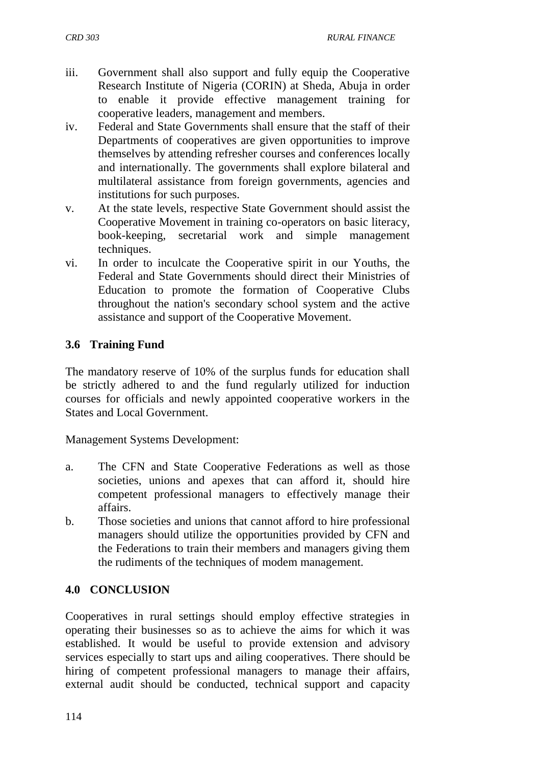iii. Government shall also support and fully equip the Cooperative Research Institute of Nigeria (CORIN) at Sheda, Abuja in order to enable it provide effective management training for cooperative leaders, management and members.

iv. Federal and State Governments shall ensure that the staff of their Departments of cooperatives are given opportunities to improve themselves by attending refresher courses and conferences locally and internationally. The governments shall explore bilateral and multilateral assistance from foreign governments, agencies and institutions for such purposes.

v. At the state levels, respective State Government should assist the Cooperative Movement in training co-operators on basic literacy, book-keeping, secretarial work and simple management techniques.

vi. In order to inculcate the Cooperative spirit in our Youths, the Federal and State Governments should direct their Ministries of Education to promote the formation of Cooperative Clubs throughout the nation's secondary school system and the active assistance and support of the Cooperative Movement.

### 3.6 Training Fund

The mandatory reserve of 10% of the surplus funds for education shall be strictly adhered to and the fund regularly utilized for induction courses for officials and newly appointed cooperative workers in the States and Local Government.

Management Systems Development:

a. The CFN and State Cooperative Federations as well as those societies, unions and apexes that can afford it, should hire competent professional managers to effectively manage their affairs.

b. Those societies and unions that cannot afford to hire professional managers should utilize the opportunities provided by CFN and the Federations to train their members and managers giving them the rudiments of the techniques of modem management.

## 4.0 CONCLUSION

Cooperatives in rural settings should employ effective strategies in operating their businesses so as to achieve the aims for which it was established. It would be useful to provide extension and advisory services especially to start ups and ailing cooperatives. There should be hiring of competent professional managers to manage their affairs, external audit should be conducted, technical support and capacity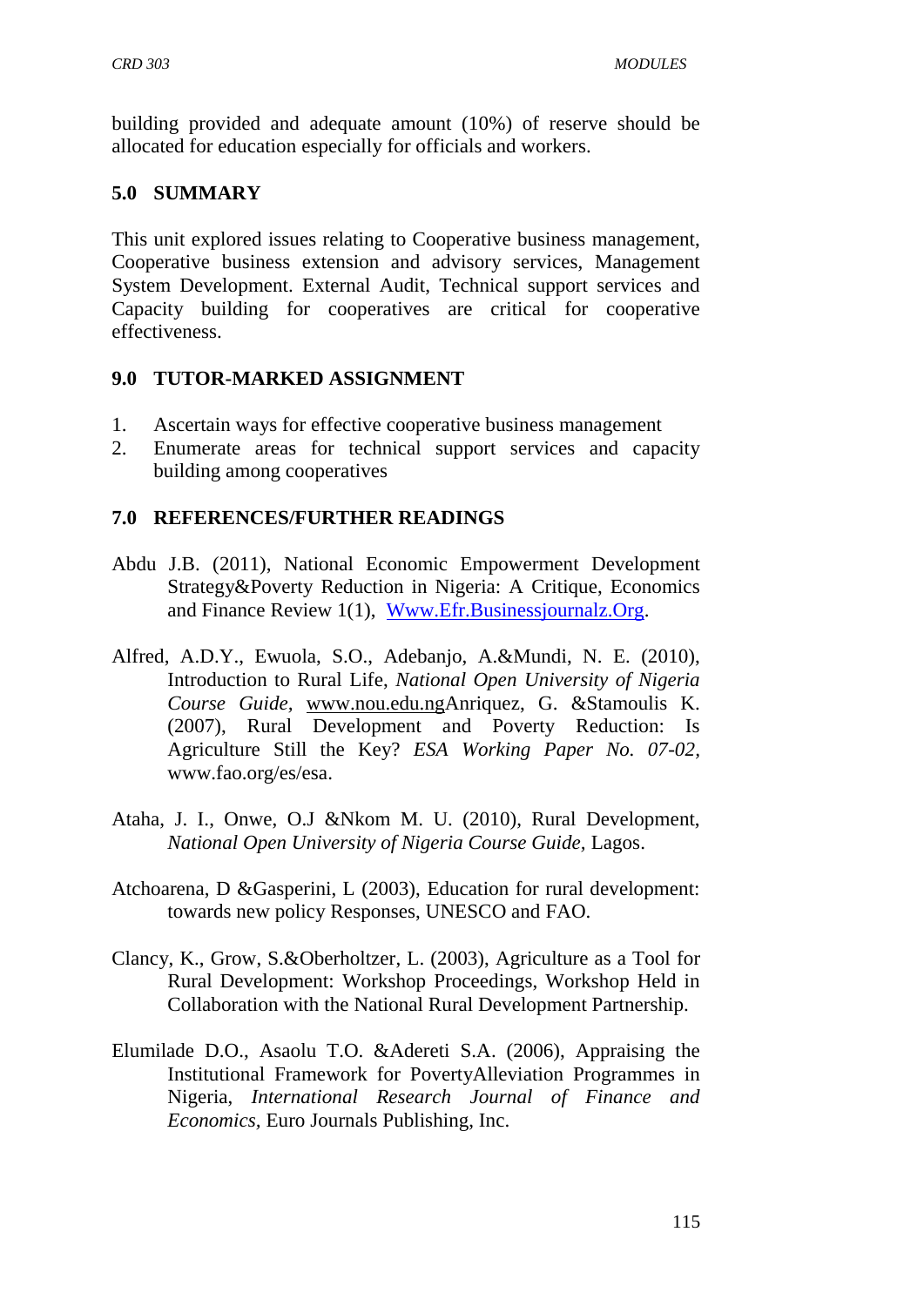building provided and adequate amount (10%) of reserve should be allocated for education especially for officials and workers.

## 5.0 SUMMARY

This unit explored issues relating to Cooperative business management, Cooperative business extension and advisory services, Management System Development. External Audit, Technical support services and Capacity building for cooperatives are critical for cooperative effectiveness.

## 9.0 TUTOR-MARKED ASSIGNMENT

1. Ascertain ways for effective cooperative business management
2. Enumerate areas for technical support services and capacity building among cooperatives

## 7.0 REFERENCES/FURTHER READINGS

Abdu J.B. (2011), National Economic Empowerment Development Strategy&Poverty Reduction in Nigeria: A Critique, Economics and Finance Review 1(1), Www.Efr.Businessjournalz.Org.

Alfred, A.D.Y., Ewuola, S.O., Adebanjo, A.&Mundi, N. E. (2010), Introduction to Rural Life, *National Open University of Nigeria Course Guide,* www.nou.edu.ngAnriquez, G. &Stamoulis K. (2007), Rural Development and Poverty Reduction: Is Agriculture Still the Key? *ESA Working Paper No. 07-02,* www.fao.org/es/esa.

Ataha, J. I., Onwe, O.J &Nkom M. U. (2010), Rural Development, *National Open University of Nigeria Course Guide,* Lagos.

Atchoarena, D &Gasperini, L (2003), Education for rural development: towards new policy Responses, UNESCO and FAO.

Clancy, K., Grow, S.&Oberholtzer, L. (2003), Agriculture as a Tool for Rural Development: Workshop Proceedings, Workshop Held in Collaboration with the National Rural Development Partnership.

Elumilade D.O., Asaolu T.O. &Adereti S.A. (2006), Appraising the Institutional Framework for PovertyAlleviation Programmes in Nigeria, *International Research Journal of Finance and Economics,* Euro Journals Publishing, Inc.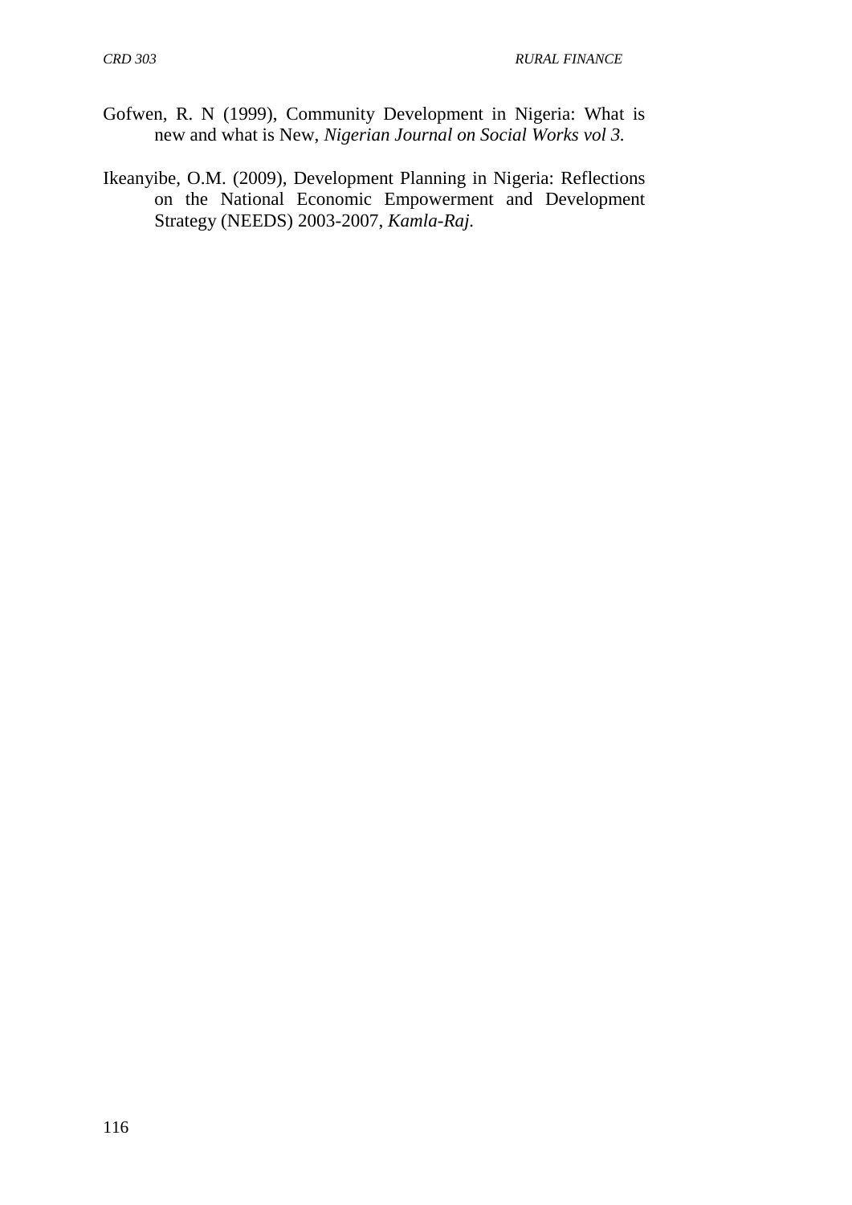Gofwen, R. N (1999), Community Development in Nigeria: What is new and what is New, *Nigerian Journal on Social Works vol 3.*

Ikeanyibe, O.M. (2009), Development Planning in Nigeria: Reflections on the National Economic Empowerment and Development Strategy (NEEDS) 2003-2007, *Kamla-Raj.*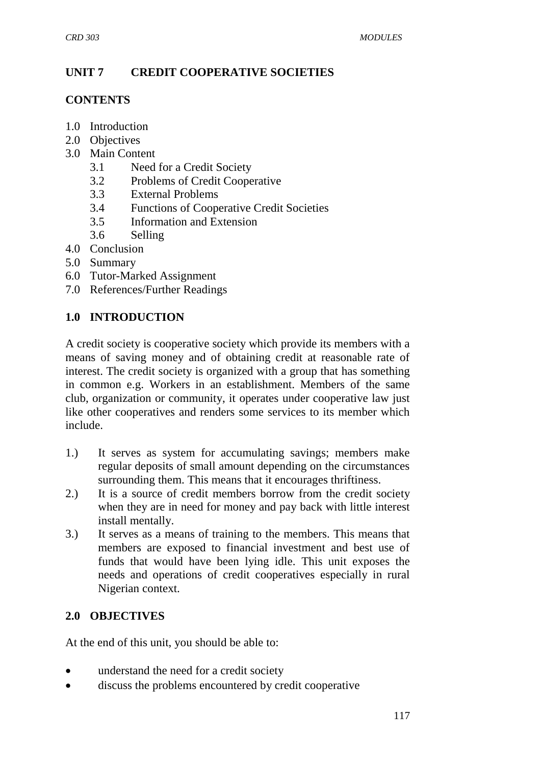## UNIT 7 CREDIT COOPERATIVE SOCIETIES

### CONTENTS

1.0 Introduction
2.0 Objectives
3.0 Main Content
    3.1 Need for a Credit Society
    3.2 Problems of Credit Cooperative
    3.3 External Problems
    3.4 Functions of Cooperative Credit Societies
    3.5 Information and Extension
    3.6 Selling
4.0 Conclusion
5.0 Summary
6.0 Tutor-Marked Assignment
7.0 References/Further Readings

### 1.0 INTRODUCTION

A credit society is cooperative society which provide its members with a means of saving money and of obtaining credit at reasonable rate of interest. The credit society is organized with a group that has something in common e.g. Workers in an establishment. Members of the same club, organization or community, it operates under cooperative law just like other cooperatives and renders some services to its member which include.

1.) It serves as system for accumulating savings; members make regular deposits of small amount depending on the circumstances surrounding them. This means that it encourages thriftiness.
2.) It is a source of credit members borrow from the credit society when they are in need for money and pay back with little interest install mentally.
3.) It serves as a means of training to the members. This means that members are exposed to financial investment and best use of funds that would have been lying idle. This unit exposes the needs and operations of credit cooperatives especially in rural Nigerian context.

### 2.0 OBJECTIVES

At the end of this unit, you should be able to:

- understand the need for a credit society
- discuss the problems encountered by credit cooperative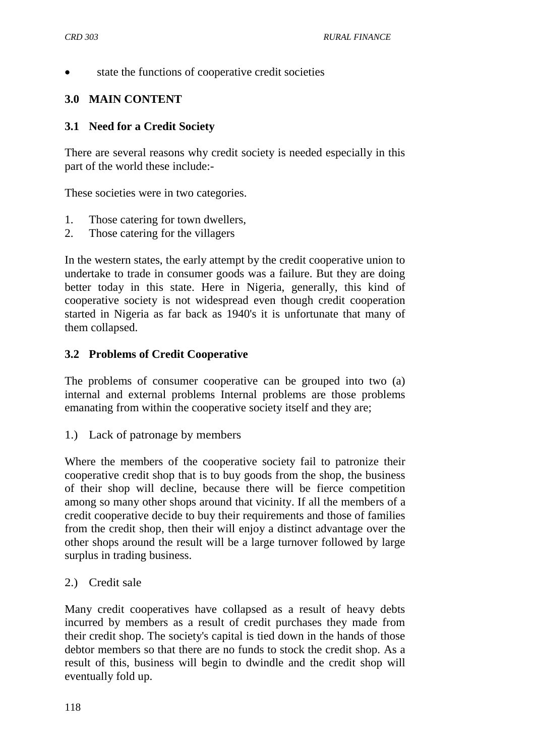- state the functions of cooperative credit societies

## 3.0 MAIN CONTENT

### 3.1 Need for a Credit Society

There are several reasons why credit society is needed especially in this part of the world these include:-

These societies were in two categories.

1. Those catering for town dwellers,
2. Those catering for the villagers

In the western states, the early attempt by the credit cooperative union to undertake to trade in consumer goods was a failure. But they are doing better today in this state. Here in Nigeria, generally, this kind of cooperative society is not widespread even though credit cooperation started in Nigeria as far back as 1940's it is unfortunate that many of them collapsed.

### 3.2 Problems of Credit Cooperative

The problems of consumer cooperative can be grouped into two (a) internal and external problems Internal problems are those problems emanating from within the cooperative society itself and they are;

1.) Lack of patronage by members

Where the members of the cooperative society fail to patronize their cooperative credit shop that is to buy goods from the shop, the business of their shop will decline, because there will be fierce competition among so many other shops around that vicinity. If all the members of a credit cooperative decide to buy their requirements and those of families from the credit shop, then their will enjoy a distinct advantage over the other shops around the result will be a large turnover followed by large surplus in trading business.

2.) Credit sale

Many credit cooperatives have collapsed as a result of heavy debts incurred by members as a result of credit purchases they made from their credit shop. The society's capital is tied down in the hands of those debtor members so that there are no funds to stock the credit shop. As a result of this, business will begin to dwindle and the credit shop will eventually fold up.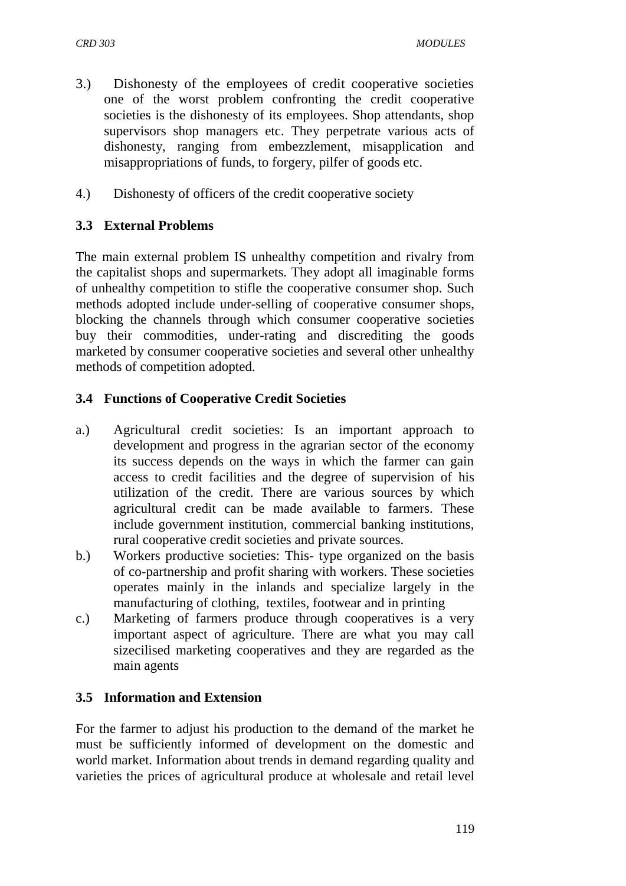3.) Dishonesty of the employees of credit cooperative societies one of the worst problem confronting the credit cooperative societies is the dishonesty of its employees. Shop attendants, shop supervisors shop managers etc. They perpetrate various acts of dishonesty, ranging from embezzlement, misapplication and misappropriations of funds, to forgery, pilfer of goods etc.

4.) Dishonesty of officers of the credit cooperative society

### 3.3 External Problems

The main external problem IS unhealthy competition and rivalry from the capitalist shops and supermarkets. They adopt all imaginable forms of unhealthy competition to stifle the cooperative consumer shop. Such methods adopted include under-selling of cooperative consumer shops, blocking the channels through which consumer cooperative societies buy their commodities, under-rating and discrediting the goods marketed by consumer cooperative societies and several other unhealthy methods of competition adopted.

### 3.4 Functions of Cooperative Credit Societies

a.) Agricultural credit societies: Is an important approach to development and progress in the agrarian sector of the economy its success depends on the ways in which the farmer can gain access to credit facilities and the degree of supervision of his utilization of the credit. There are various sources by which agricultural credit can be made available to farmers. These include government institution, commercial banking institutions, rural cooperative credit societies and private sources.

b.) Workers productive societies: This- type organized on the basis of co-partnership and profit sharing with workers. These societies operates mainly in the inlands and specialize largely in the manufacturing of clothing, textiles, footwear and in printing

c.) Marketing of farmers produce through cooperatives is a very important aspect of agriculture. There are what you may call sizecilised marketing cooperatives and they are regarded as the main agents

### 3.5 Information and Extension

For the farmer to adjust his production to the demand of the market he must be sufficiently informed of development on the domestic and world market. Information about trends in demand regarding quality and varieties the prices of agricultural produce at wholesale and retail level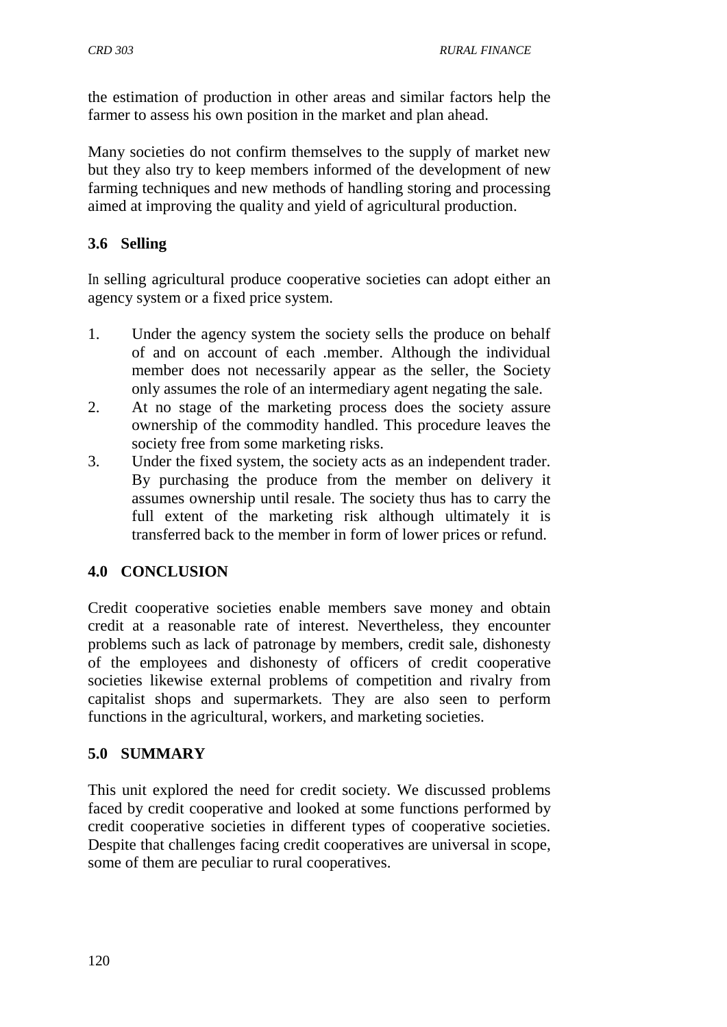the estimation of production in other areas and similar factors help the farmer to assess his own position in the market and plan ahead.

Many societies do not confirm themselves to the supply of market new but they also try to keep members informed of the development of new farming techniques and new methods of handling storing and processing aimed at improving the quality and yield of agricultural production.

### 3.6 Selling

In selling agricultural produce cooperative societies can adopt either an agency system or a fixed price system.

1. Under the agency system the society sells the produce on behalf of and on account of each .member. Although the individual member does not necessarily appear as the seller, the Society only assumes the role of an intermediary agent negating the sale.
2. At no stage of the marketing process does the society assure ownership of the commodity handled. This procedure leaves the society free from some marketing risks.
3. Under the fixed system, the society acts as an independent trader. By purchasing the produce from the member on delivery it assumes ownership until resale. The society thus has to carry the full extent of the marketing risk although ultimately it is transferred back to the member in form of lower prices or refund.

## 4.0 CONCLUSION

Credit cooperative societies enable members save money and obtain credit at a reasonable rate of interest. Nevertheless, they encounter problems such as lack of patronage by members, credit sale, dishonesty of the employees and dishonesty of officers of credit cooperative societies likewise external problems of competition and rivalry from capitalist shops and supermarkets. They are also seen to perform functions in the agricultural, workers, and marketing societies.

## 5.0 SUMMARY

This unit explored the need for credit society. We discussed problems faced by credit cooperative and looked at some functions performed by credit cooperative societies in different types of cooperative societies. Despite that challenges facing credit cooperatives are universal in scope, some of them are peculiar to rural cooperatives.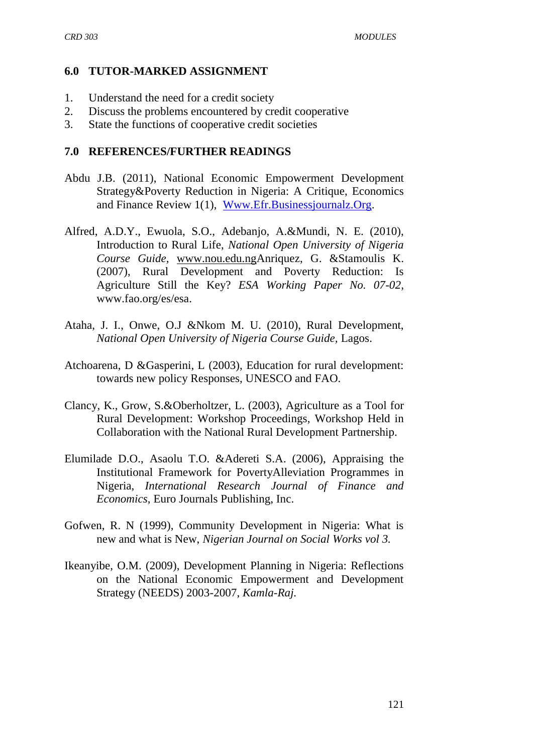## 6.0 TUTOR-MARKED ASSIGNMENT

1. Understand the need for a credit society
2. Discuss the problems encountered by credit cooperative
3. State the functions of cooperative credit societies

## 7.0 REFERENCES/FURTHER READINGS

Abdu J.B. (2011), National Economic Empowerment Development Strategy&Poverty Reduction in Nigeria: A Critique, Economics and Finance Review 1(1), Www.Efr.Businessjournalz.Org.

Alfred, A.D.Y., Ewuola, S.O., Adebanjo, A.&Mundi, N. E. (2010), Introduction to Rural Life, *National Open University of Nigeria Course Guide*, www.nou.edu.ngAnriquez, G. &Stamoulis K. (2007), Rural Development and Poverty Reduction: Is Agriculture Still the Key? *ESA Working Paper No. 07-02*, www.fao.org/es/esa.

Ataha, J. I., Onwe, O.J &Nkom M. U. (2010), Rural Development, *National Open University of Nigeria Course Guide*, Lagos.

Atchoarena, D &Gasperini, L (2003), Education for rural development: towards new policy Responses, UNESCO and FAO.

Clancy, K., Grow, S.&Oberholtzer, L. (2003), Agriculture as a Tool for Rural Development: Workshop Proceedings, Workshop Held in Collaboration with the National Rural Development Partnership.

Elumilade D.O., Asaolu T.O. &Adereti S.A. (2006), Appraising the Institutional Framework for PovertyAlleviation Programmes in Nigeria, *International Research Journal of Finance and Economics*, Euro Journals Publishing, Inc.

Gofwen, R. N (1999), Community Development in Nigeria: What is new and what is New, *Nigerian Journal on Social Works vol 3.*

Ikeanyibe, O.M. (2009), Development Planning in Nigeria: Reflections on the National Economic Empowerment and Development Strategy (NEEDS) 2003-2007, *Kamla-Raj.*